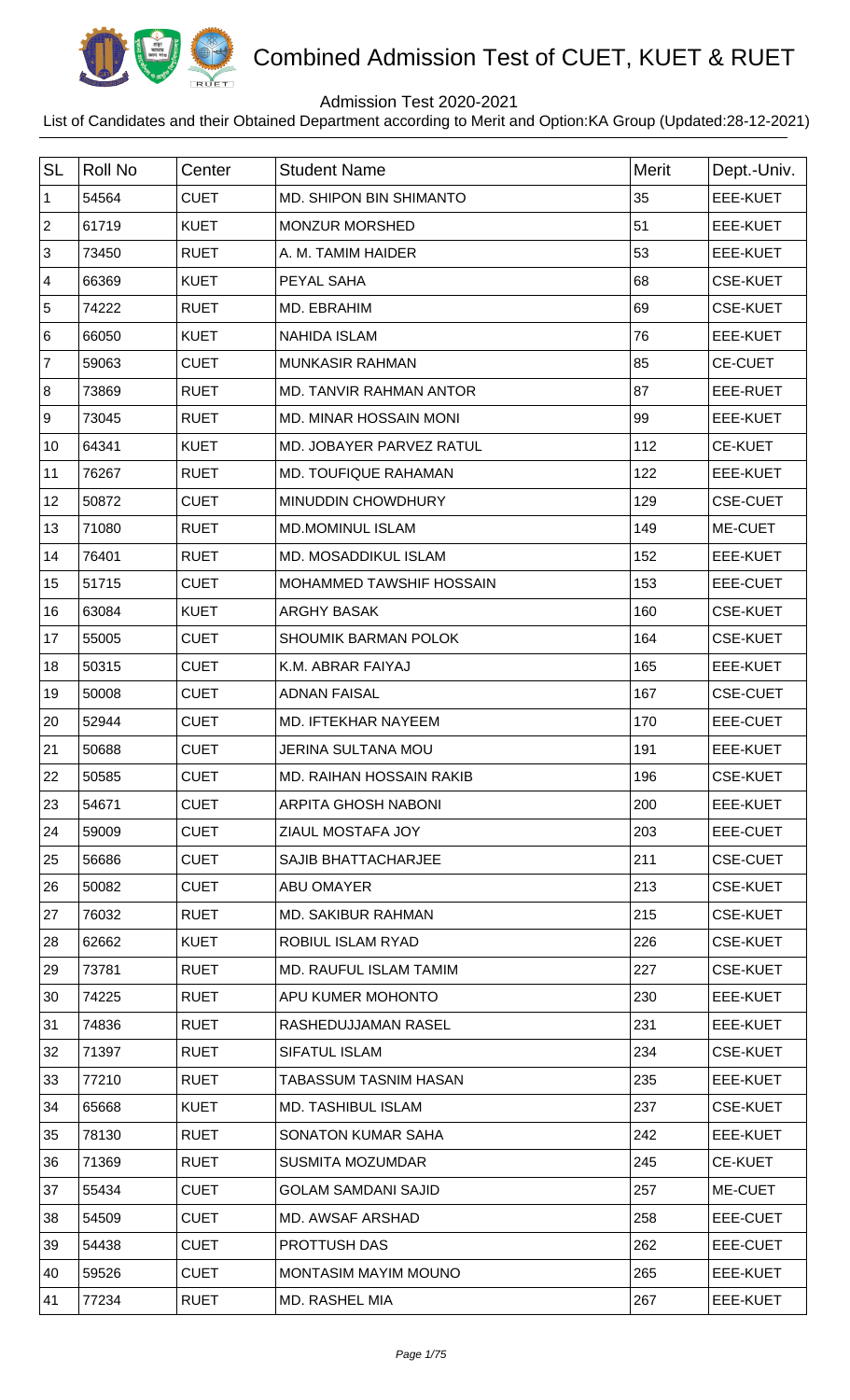# Combined Admission Test of CUET, KUET & RUET

Admission Test 2020-2021

List of Candidates and their Obtained Department according to Merit and Option:KA Group (Updated:28-12-2021)

| SL | Roll No | Center | Student Name | Merit | Dept.-Univ. |
|---|---|---|---|---|---|
| 1 | 54564 | CUET | MD. SHIPON BIN SHIMANTO | 35 | EEE-KUET |
| 2 | 61719 | KUET | MONZUR MORSHED | 51 | EEE-KUET |
| 3 | 73450 | RUET | A. M. TAMIM HAIDER | 53 | EEE-KUET |
| 4 | 66369 | KUET | PEYAL SAHA | 68 | CSE-KUET |
| 5 | 74222 | RUET | MD. EBRAHIM | 69 | CSE-KUET |
| 6 | 66050 | KUET | NAHIDA ISLAM | 76 | EEE-KUET |
| 7 | 59063 | CUET | MUNKASIR RAHMAN | 85 | CE-CUET |
| 8 | 73869 | RUET | MD. TANVIR RAHMAN ANTOR | 87 | EEE-RUET |
| 9 | 73045 | RUET | MD. MINAR HOSSAIN MONI | 99 | EEE-KUET |
| 10 | 64341 | KUET | MD. JOBAYER PARVEZ RATUL | 112 | CE-KUET |
| 11 | 76267 | RUET | MD. TOUFIQUE RAHAMAN | 122 | EEE-KUET |
| 12 | 50872 | CUET | MINUDDIN CHOWDHURY | 129 | CSE-CUET |
| 13 | 71080 | RUET | MD.MOMINUL ISLAM | 149 | ME-CUET |
| 14 | 76401 | RUET | MD. MOSADDIKUL ISLAM | 152 | EEE-KUET |
| 15 | 51715 | CUET | MOHAMMED TAWSHIF HOSSAIN | 153 | EEE-CUET |
| 16 | 63084 | KUET | ARGHY BASAK | 160 | CSE-KUET |
| 17 | 55005 | CUET | SHOUMIK BARMAN POLOK | 164 | CSE-KUET |
| 18 | 50315 | CUET | K.M. ABRAR FAIYAJ | 165 | EEE-KUET |
| 19 | 50008 | CUET | ADNAN FAISAL | 167 | CSE-CUET |
| 20 | 52944 | CUET | MD. IFTEKHAR NAYEEM | 170 | EEE-CUET |
| 21 | 50688 | CUET | JERINA SULTANA MOU | 191 | EEE-KUET |
| 22 | 50585 | CUET | MD. RAIHAN HOSSAIN RAKIB | 196 | CSE-KUET |
| 23 | 54671 | CUET | ARPITA GHOSH NABONI | 200 | EEE-KUET |
| 24 | 59009 | CUET | ZIAUL MOSTAFA JOY | 203 | EEE-CUET |
| 25 | 56686 | CUET | SAJIB BHATTACHARJEE | 211 | CSE-CUET |
| 26 | 50082 | CUET | ABU OMAYER | 213 | CSE-KUET |
| 27 | 76032 | RUET | MD. SAKIBUR RAHMAN | 215 | CSE-KUET |
| 28 | 62662 | KUET | ROBIUL ISLAM RYAD | 226 | CSE-KUET |
| 29 | 73781 | RUET | MD. RAUFUL ISLAM TAMIM | 227 | CSE-KUET |
| 30 | 74225 | RUET | APU KUMER MOHONTO | 230 | EEE-KUET |
| 31 | 74836 | RUET | RASHEDUJJAMAN RASEL | 231 | EEE-KUET |
| 32 | 71397 | RUET | SIFATUL ISLAM | 234 | CSE-KUET |
| 33 | 77210 | RUET | TABASSUM TASNIM HASAN | 235 | EEE-KUET |
| 34 | 65668 | KUET | MD. TASHIBUL ISLAM | 237 | CSE-KUET |
| 35 | 78130 | RUET | SONATON KUMAR SAHA | 242 | EEE-KUET |
| 36 | 71369 | RUET | SUSMITA MOZUMDAR | 245 | CE-KUET |
| 37 | 55434 | CUET | GOLAM SAMDANI SAJID | 257 | ME-CUET |
| 38 | 54509 | CUET | MD. AWSAF ARSHAD | 258 | EEE-CUET |
| 39 | 54438 | CUET | PROTTUSH DAS | 262 | EEE-CUET |
| 40 | 59526 | CUET | MONTASIM MAYIM MOUNO | 265 | EEE-KUET |
| 41 | 77234 | RUET | MD. RASHEL MIA | 267 | EEE-KUET |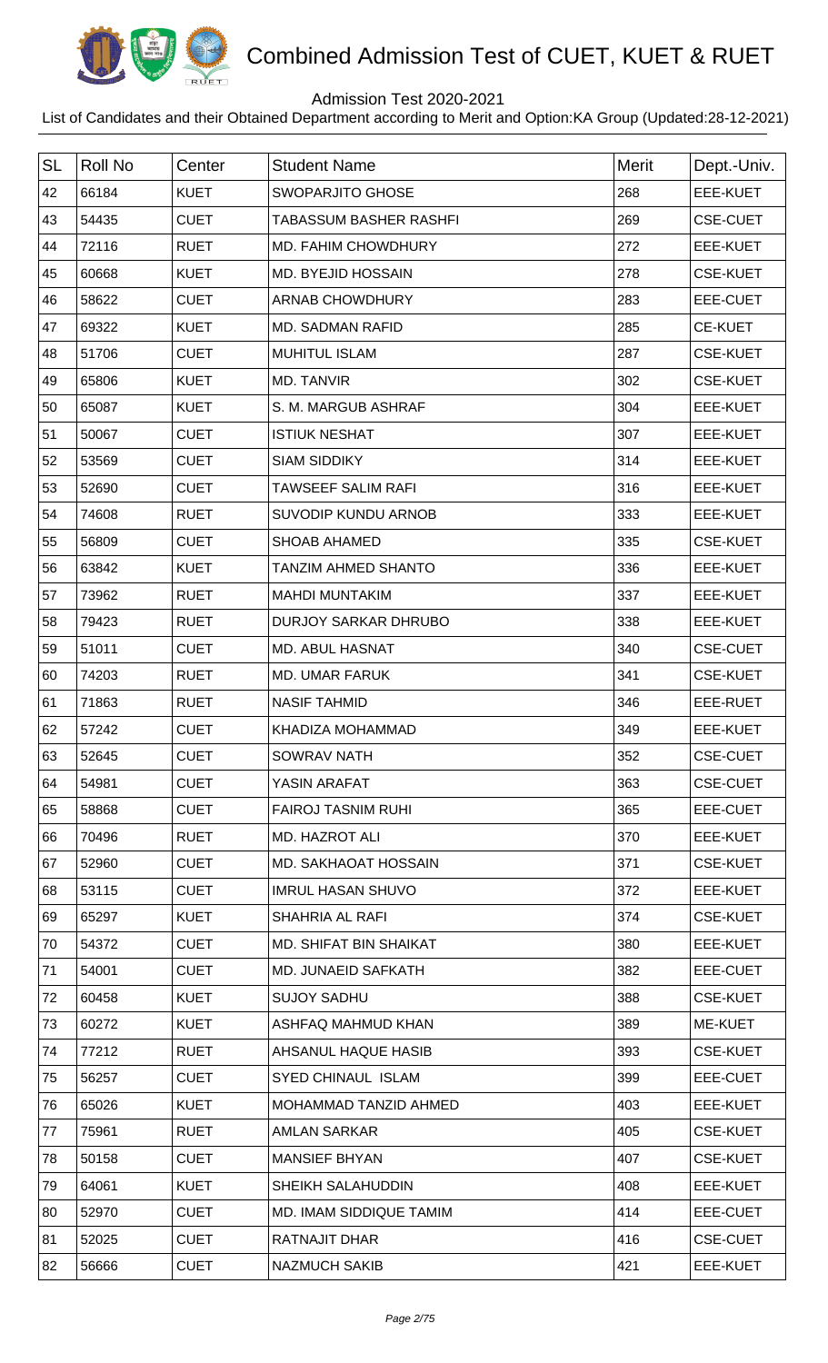# Combined Admission Test of CUET, KUET & RUET

Admission Test 2020-2021

List of Candidates and their Obtained Department according to Merit and Option:KA Group (Updated:28-12-2021)

| SL | Roll No | Center | Student Name | Merit | Dept.-Univ. |
|---|---|---|---|---|---|
| 42 | 66184 | KUET | SWOPARJITO GHOSE | 268 | EEE-KUET |
| 43 | 54435 | CUET | TABASSUM BASHER RASHFI | 269 | CSE-CUET |
| 44 | 72116 | RUET | MD. FAHIM CHOWDHURY | 272 | EEE-KUET |
| 45 | 60668 | KUET | MD. BYEJID HOSSAIN | 278 | CSE-KUET |
| 46 | 58622 | CUET | ARNAB CHOWDHURY | 283 | EEE-CUET |
| 47 | 69322 | KUET | MD. SADMAN RAFID | 285 | CE-KUET |
| 48 | 51706 | CUET | MUHITUL ISLAM | 287 | CSE-KUET |
| 49 | 65806 | KUET | MD. TANVIR | 302 | CSE-KUET |
| 50 | 65087 | KUET | S. M. MARGUB ASHRAF | 304 | EEE-KUET |
| 51 | 50067 | CUET | ISTIUK NESHAT | 307 | EEE-KUET |
| 52 | 53569 | CUET | SIAM SIDDIKY | 314 | EEE-KUET |
| 53 | 52690 | CUET | TAWSEEF SALIM RAFI | 316 | EEE-KUET |
| 54 | 74608 | RUET | SUVODIP KUNDU ARNOB | 333 | EEE-KUET |
| 55 | 56809 | CUET | SHOAB AHAMED | 335 | CSE-KUET |
| 56 | 63842 | KUET | TANZIM AHMED SHANTO | 336 | EEE-KUET |
| 57 | 73962 | RUET | MAHDI MUNTAKIM | 337 | EEE-KUET |
| 58 | 79423 | RUET | DURJOY SARKAR DHRUBO | 338 | EEE-KUET |
| 59 | 51011 | CUET | MD. ABUL HASNAT | 340 | CSE-CUET |
| 60 | 74203 | RUET | MD. UMAR FARUK | 341 | CSE-KUET |
| 61 | 71863 | RUET | NASIF TAHMID | 346 | EEE-RUET |
| 62 | 57242 | CUET | KHADIZA MOHAMMAD | 349 | EEE-KUET |
| 63 | 52645 | CUET | SOWRAV NATH | 352 | CSE-CUET |
| 64 | 54981 | CUET | YASIN ARAFAT | 363 | CSE-CUET |
| 65 | 58868 | CUET | FAIROJ TASNIM RUHI | 365 | EEE-CUET |
| 66 | 70496 | RUET | MD. HAZROT ALI | 370 | EEE-KUET |
| 67 | 52960 | CUET | MD. SAKHAOAT HOSSAIN | 371 | CSE-KUET |
| 68 | 53115 | CUET | IMRUL HASAN SHUVO | 372 | EEE-KUET |
| 69 | 65297 | KUET | SHAHRIA AL RAFI | 374 | CSE-KUET |
| 70 | 54372 | CUET | MD. SHIFAT BIN SHAIKAT | 380 | EEE-KUET |
| 71 | 54001 | CUET | MD. JUNAEID SAFKATH | 382 | EEE-CUET |
| 72 | 60458 | KUET | SUJOY SADHU | 388 | CSE-KUET |
| 73 | 60272 | KUET | ASHFAQ MAHMUD KHAN | 389 | ME-KUET |
| 74 | 77212 | RUET | AHSANUL HAQUE HASIB | 393 | CSE-KUET |
| 75 | 56257 | CUET | SYED CHINAUL ISLAM | 399 | EEE-CUET |
| 76 | 65026 | KUET | MOHAMMAD TANZID AHMED | 403 | EEE-KUET |
| 77 | 75961 | RUET | AMLAN SARKAR | 405 | CSE-KUET |
| 78 | 50158 | CUET | MANSIEF BHYAN | 407 | CSE-KUET |
| 79 | 64061 | KUET | SHEIKH SALAHUDDIN | 408 | EEE-KUET |
| 80 | 52970 | CUET | MD. IMAM SIDDIQUE TAMIM | 414 | EEE-CUET |
| 81 | 52025 | CUET | RATNAJIT DHAR | 416 | CSE-CUET |
| 82 | 56666 | CUET | NAZMUCH SAKIB | 421 | EEE-KUET |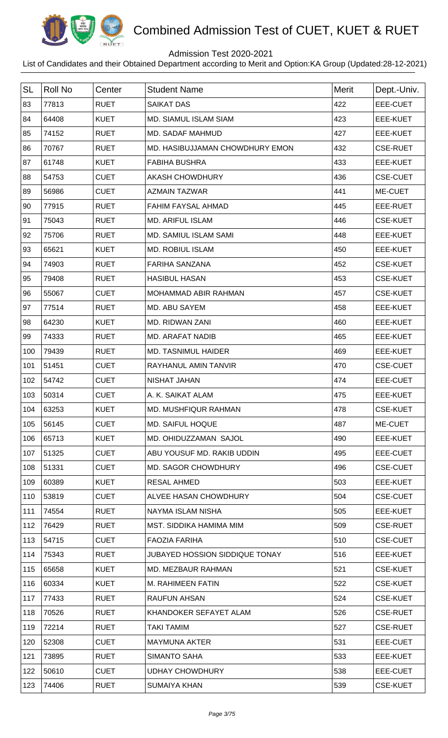# Combined Admission Test of CUET, KUET & RUET

Admission Test 2020-2021

List of Candidates and their Obtained Department according to Merit and Option:KA Group (Updated:28-12-2021)

| SL | Roll No | Center | Student Name | Merit | Dept.-Univ. |
|---|---|---|---|---|---|
| 83 | 77813 | RUET | SAIKAT DAS | 422 | EEE-CUET |
| 84 | 64408 | KUET | MD. SIAMUL ISLAM SIAM | 423 | EEE-KUET |
| 85 | 74152 | RUET | MD. SADAF MAHMUD | 427 | EEE-KUET |
| 86 | 70767 | RUET | MD. HASIBUJJAMAN CHOWDHURY EMON | 432 | CSE-RUET |
| 87 | 61748 | KUET | FABIHA BUSHRA | 433 | EEE-KUET |
| 88 | 54753 | CUET | AKASH CHOWDHURY | 436 | CSE-CUET |
| 89 | 56986 | CUET | AZMAIN TAZWAR | 441 | ME-CUET |
| 90 | 77915 | RUET | FAHIM FAYSAL AHMAD | 445 | EEE-RUET |
| 91 | 75043 | RUET | MD. ARIFUL ISLAM | 446 | CSE-KUET |
| 92 | 75706 | RUET | MD. SAMIUL ISLAM SAMI | 448 | EEE-KUET |
| 93 | 65621 | KUET | MD. ROBIUL ISLAM | 450 | EEE-KUET |
| 94 | 74903 | RUET | FARIHA SANZANA | 452 | CSE-KUET |
| 95 | 79408 | RUET | HASIBUL HASAN | 453 | CSE-KUET |
| 96 | 55067 | CUET | MOHAMMAD ABIR RAHMAN | 457 | CSE-KUET |
| 97 | 77514 | RUET | MD. ABU SAYEM | 458 | EEE-KUET |
| 98 | 64230 | KUET | MD. RIDWAN ZANI | 460 | EEE-KUET |
| 99 | 74333 | RUET | MD. ARAFAT NADIB | 465 | EEE-KUET |
| 100 | 79439 | RUET | MD. TASNIMUL HAIDER | 469 | EEE-KUET |
| 101 | 51451 | CUET | RAYHANUL AMIN TANVIR | 470 | CSE-CUET |
| 102 | 54742 | CUET | NISHAT JAHAN | 474 | EEE-CUET |
| 103 | 50314 | CUET | A. K. SAIKAT ALAM | 475 | EEE-KUET |
| 104 | 63253 | KUET | MD. MUSHFIQUR RAHMAN | 478 | CSE-KUET |
| 105 | 56145 | CUET | MD. SAIFUL HOQUE | 487 | ME-CUET |
| 106 | 65713 | KUET | MD. OHIDUZZAMAN SAJOL | 490 | EEE-KUET |
| 107 | 51325 | CUET | ABU YOUSUF MD. RAKIB UDDIN | 495 | EEE-CUET |
| 108 | 51331 | CUET | MD. SAGOR CHOWDHURY | 496 | CSE-CUET |
| 109 | 60389 | KUET | RESAL AHMED | 503 | EEE-KUET |
| 110 | 53819 | CUET | ALVEE HASAN CHOWDHURY | 504 | CSE-CUET |
| 111 | 74554 | RUET | NAYMA ISLAM NISHA | 505 | EEE-KUET |
| 112 | 76429 | RUET | MST. SIDDIKA HAMIMA MIM | 509 | CSE-RUET |
| 113 | 54715 | CUET | FAOZIA FARIHA | 510 | CSE-CUET |
| 114 | 75343 | RUET | JUBAYED HOSSION SIDDIQUE TONAY | 516 | EEE-KUET |
| 115 | 65658 | KUET | MD. MEZBAUR RAHMAN | 521 | CSE-KUET |
| 116 | 60334 | KUET | M. RAHIMEEN FATIN | 522 | CSE-KUET |
| 117 | 77433 | RUET | RAUFUN AHSAN | 524 | CSE-KUET |
| 118 | 70526 | RUET | KHANDOKER SEFAYET ALAM | 526 | CSE-RUET |
| 119 | 72214 | RUET | TAKI TAMIM | 527 | CSE-RUET |
| 120 | 52308 | CUET | MAYMUNA AKTER | 531 | EEE-CUET |
| 121 | 73895 | RUET | SIMANTO SAHA | 533 | EEE-KUET |
| 122 | 50610 | CUET | UDHAY CHOWDHURY | 538 | EEE-CUET |
| 123 | 74406 | RUET | SUMAIYA KHAN | 539 | CSE-KUET |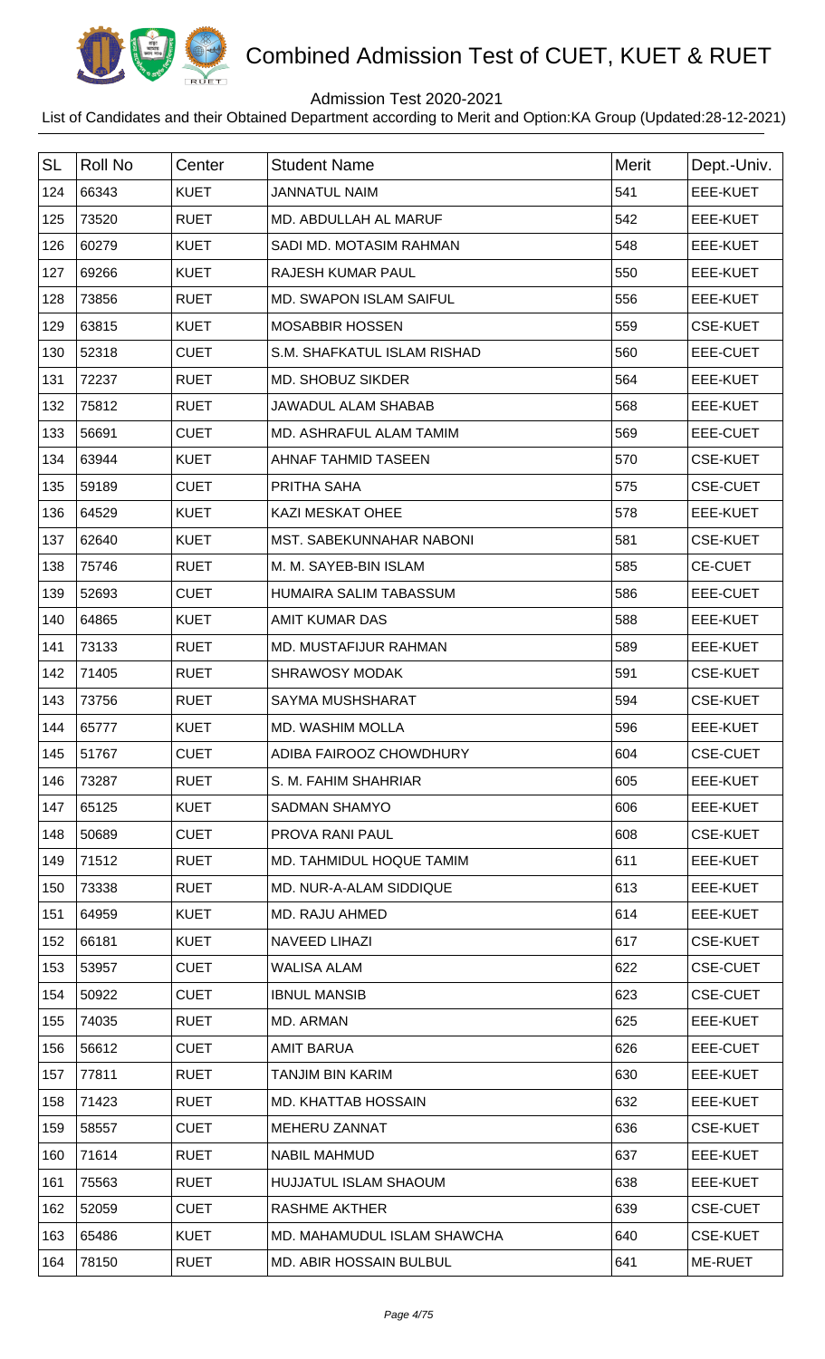# Combined Admission Test of CUET, KUET & RUET

Admission Test 2020-2021

List of Candidates and their Obtained Department according to Merit and Option:KA Group (Updated:28-12-2021)

| SL | Roll No | Center | Student Name | Merit | Dept.-Univ. |
|---|---|---|---|---|---|
| 124 | 66343 | KUET | JANNATUL NAIM | 541 | EEE-KUET |
| 125 | 73520 | RUET | MD. ABDULLAH AL MARUF | 542 | EEE-KUET |
| 126 | 60279 | KUET | SADI MD. MOTASIM RAHMAN | 548 | EEE-KUET |
| 127 | 69266 | KUET | RAJESH KUMAR PAUL | 550 | EEE-KUET |
| 128 | 73856 | RUET | MD. SWAPON ISLAM SAIFUL | 556 | EEE-KUET |
| 129 | 63815 | KUET | MOSABBIR HOSSEN | 559 | CSE-KUET |
| 130 | 52318 | CUET | S.M. SHAFKATUL ISLAM RISHAD | 560 | EEE-CUET |
| 131 | 72237 | RUET | MD. SHOBUZ SIKDER | 564 | EEE-KUET |
| 132 | 75812 | RUET | JAWADUL ALAM SHABAB | 568 | EEE-KUET |
| 133 | 56691 | CUET | MD. ASHRAFUL ALAM TAMIM | 569 | EEE-CUET |
| 134 | 63944 | KUET | AHNAF TAHMID TASEEN | 570 | CSE-KUET |
| 135 | 59189 | CUET | PRITHA SAHA | 575 | CSE-CUET |
| 136 | 64529 | KUET | KAZI MESKAT OHEE | 578 | EEE-KUET |
| 137 | 62640 | KUET | MST. SABEKUNNAHAR NABONI | 581 | CSE-KUET |
| 138 | 75746 | RUET | M. M. SAYEB-BIN ISLAM | 585 | CE-CUET |
| 139 | 52693 | CUET | HUMAIRA SALIM TABASSUM | 586 | EEE-CUET |
| 140 | 64865 | KUET | AMIT KUMAR DAS | 588 | EEE-KUET |
| 141 | 73133 | RUET | MD. MUSTAFIJUR RAHMAN | 589 | EEE-KUET |
| 142 | 71405 | RUET | SHRAWOSY MODAK | 591 | CSE-KUET |
| 143 | 73756 | RUET | SAYMA MUSHSHARAT | 594 | CSE-KUET |
| 144 | 65777 | KUET | MD. WASHIM MOLLA | 596 | EEE-KUET |
| 145 | 51767 | CUET | ADIBA FAIROOZ CHOWDHURY | 604 | CSE-CUET |
| 146 | 73287 | RUET | S. M. FAHIM SHAHRIAR | 605 | EEE-KUET |
| 147 | 65125 | KUET | SADMAN SHAMYO | 606 | EEE-KUET |
| 148 | 50689 | CUET | PROVA RANI PAUL | 608 | CSE-KUET |
| 149 | 71512 | RUET | MD. TAHMIDUL HOQUE TAMIM | 611 | EEE-KUET |
| 150 | 73338 | RUET | MD. NUR-A-ALAM SIDDIQUE | 613 | EEE-KUET |
| 151 | 64959 | KUET | MD. RAJU AHMED | 614 | EEE-KUET |
| 152 | 66181 | KUET | NAVEED LIHAZI | 617 | CSE-KUET |
| 153 | 53957 | CUET | WALISA ALAM | 622 | CSE-CUET |
| 154 | 50922 | CUET | IBNUL MANSIB | 623 | CSE-CUET |
| 155 | 74035 | RUET | MD. ARMAN | 625 | EEE-KUET |
| 156 | 56612 | CUET | AMIT BARUA | 626 | EEE-CUET |
| 157 | 77811 | RUET | TANJIM BIN KARIM | 630 | EEE-KUET |
| 158 | 71423 | RUET | MD. KHATTAB HOSSAIN | 632 | EEE-KUET |
| 159 | 58557 | CUET | MEHERU ZANNAT | 636 | CSE-KUET |
| 160 | 71614 | RUET | NABIL MAHMUD | 637 | EEE-KUET |
| 161 | 75563 | RUET | HUJJATUL ISLAM SHAOUM | 638 | EEE-KUET |
| 162 | 52059 | CUET | RASHME AKTHER | 639 | CSE-CUET |
| 163 | 65486 | KUET | MD. MAHAMUDUL ISLAM SHAWCHA | 640 | CSE-KUET |
| 164 | 78150 | RUET | MD. ABIR HOSSAIN BULBUL | 641 | ME-RUET |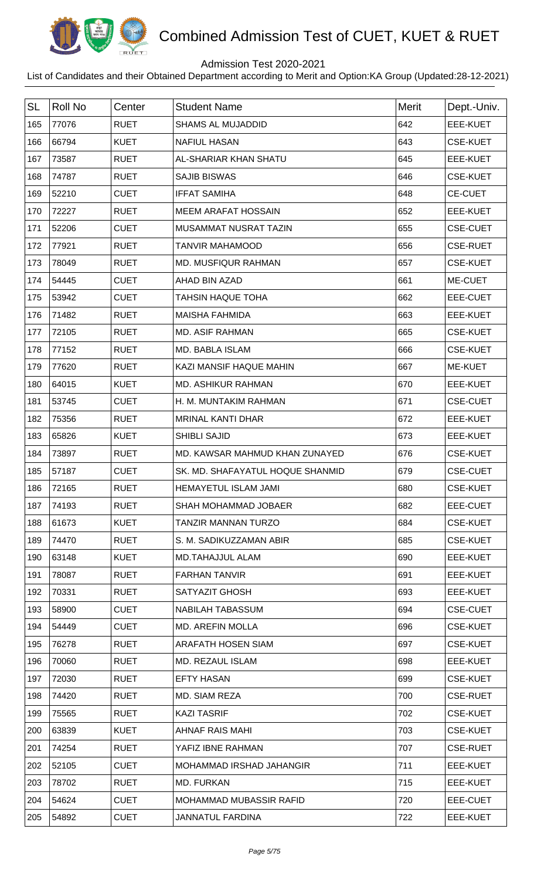# Combined Admission Test of CUET, KUET & RUET

Admission Test 2020-2021

List of Candidates and their Obtained Department according to Merit and Option:KA Group (Updated:28-12-2021)

| SL | Roll No | Center | Student Name | Merit | Dept.-Univ. |
|---|---|---|---|---|---|
| 165 | 77076 | RUET | SHAMS AL MUJADDID | 642 | EEE-KUET |
| 166 | 66794 | KUET | NAFIUL HASAN | 643 | CSE-KUET |
| 167 | 73587 | RUET | AL-SHARIAR KHAN SHATU | 645 | EEE-KUET |
| 168 | 74787 | RUET | SAJIB BISWAS | 646 | CSE-KUET |
| 169 | 52210 | CUET | IFFAT SAMIHA | 648 | CE-CUET |
| 170 | 72227 | RUET | MEEM ARAFAT HOSSAIN | 652 | EEE-KUET |
| 171 | 52206 | CUET | MUSAMMAT NUSRAT TAZIN | 655 | CSE-CUET |
| 172 | 77921 | RUET | TANVIR MAHAMOOD | 656 | CSE-RUET |
| 173 | 78049 | RUET | MD. MUSFIQUR RAHMAN | 657 | CSE-KUET |
| 174 | 54445 | CUET | AHAD BIN AZAD | 661 | ME-CUET |
| 175 | 53942 | CUET | TAHSIN HAQUE TOHA | 662 | EEE-CUET |
| 176 | 71482 | RUET | MAISHA FAHMIDA | 663 | EEE-KUET |
| 177 | 72105 | RUET | MD. ASIF RAHMAN | 665 | CSE-KUET |
| 178 | 77152 | RUET | MD. BABLA ISLAM | 666 | CSE-KUET |
| 179 | 77620 | RUET | KAZI MANSIF HAQUE MAHIN | 667 | ME-KUET |
| 180 | 64015 | KUET | MD. ASHIKUR RAHMAN | 670 | EEE-KUET |
| 181 | 53745 | CUET | H. M. MUNTAKIM RAHMAN | 671 | CSE-CUET |
| 182 | 75356 | RUET | MRINAL KANTI DHAR | 672 | EEE-KUET |
| 183 | 65826 | KUET | SHIBLI SAJID | 673 | EEE-KUET |
| 184 | 73897 | RUET | MD. KAWSAR MAHMUD KHAN ZUNAYED | 676 | CSE-KUET |
| 185 | 57187 | CUET | SK. MD. SHAFAYATUL HOQUE SHANMID | 679 | CSE-CUET |
| 186 | 72165 | RUET | HEMAYETUL ISLAM JAMI | 680 | CSE-KUET |
| 187 | 74193 | RUET | SHAH MOHAMMAD JOBAER | 682 | EEE-CUET |
| 188 | 61673 | KUET | TANZIR MANNAN TURZO | 684 | CSE-KUET |
| 189 | 74470 | RUET | S. M. SADIKUZZAMAN ABIR | 685 | CSE-KUET |
| 190 | 63148 | KUET | MD.TAHAJJUL ALAM | 690 | EEE-KUET |
| 191 | 78087 | RUET | FARHAN TANVIR | 691 | EEE-KUET |
| 192 | 70331 | RUET | SATYAZIT GHOSH | 693 | EEE-KUET |
| 193 | 58900 | CUET | NABILAH TABASSUM | 694 | CSE-CUET |
| 194 | 54449 | CUET | MD. AREFIN MOLLA | 696 | CSE-KUET |
| 195 | 76278 | RUET | ARAFATH HOSEN SIAM | 697 | CSE-KUET |
| 196 | 70060 | RUET | MD. REZAUL ISLAM | 698 | EEE-KUET |
| 197 | 72030 | RUET | EFTY HASAN | 699 | CSE-KUET |
| 198 | 74420 | RUET | MD. SIAM REZA | 700 | CSE-RUET |
| 199 | 75565 | RUET | KAZI TASRIF | 702 | CSE-KUET |
| 200 | 63839 | KUET | AHNAF RAIS MAHI | 703 | CSE-KUET |
| 201 | 74254 | RUET | YAFIZ IBNE RAHMAN | 707 | CSE-RUET |
| 202 | 52105 | CUET | MOHAMMAD IRSHAD JAHANGIR | 711 | EEE-KUET |
| 203 | 78702 | RUET | MD. FURKAN | 715 | EEE-KUET |
| 204 | 54624 | CUET | MOHAMMAD MUBASSIR RAFID | 720 | EEE-CUET |
| 205 | 54892 | CUET | JANNATUL FARDINA | 722 | EEE-KUET |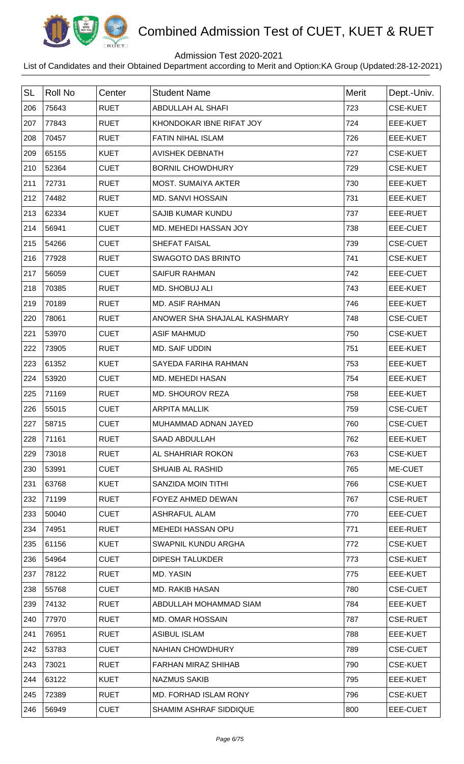# Combined Admission Test of CUET, KUET & RUET

Admission Test 2020-2021

List of Candidates and their Obtained Department according to Merit and Option:KA Group (Updated:28-12-2021)

| SL | Roll No | Center | Student Name | Merit | Dept.-Univ. |
|---|---|---|---|---|---|
| 206 | 75643 | RUET | ABDULLAH AL SHAFI | 723 | CSE-KUET |
| 207 | 77843 | RUET | KHONDOKAR IBNE RIFAT JOY | 724 | EEE-KUET |
| 208 | 70457 | RUET | FATIN NIHAL ISLAM | 726 | EEE-KUET |
| 209 | 65155 | KUET | AVISHEK DEBNATH | 727 | CSE-KUET |
| 210 | 52364 | CUET | BORNIL CHOWDHURY | 729 | CSE-KUET |
| 211 | 72731 | RUET | MOST. SUMAIYA AKTER | 730 | EEE-KUET |
| 212 | 74482 | RUET | MD. SANVI HOSSAIN | 731 | EEE-KUET |
| 213 | 62334 | KUET | SAJIB KUMAR KUNDU | 737 | EEE-RUET |
| 214 | 56941 | CUET | MD. MEHEDI HASSAN JOY | 738 | EEE-CUET |
| 215 | 54266 | CUET | SHEFAT FAISAL | 739 | CSE-CUET |
| 216 | 77928 | RUET | SWAGOTO DAS BRINTO | 741 | CSE-KUET |
| 217 | 56059 | CUET | SAIFUR RAHMAN | 742 | EEE-CUET |
| 218 | 70385 | RUET | MD. SHOBUJ ALI | 743 | EEE-KUET |
| 219 | 70189 | RUET | MD. ASIF RAHMAN | 746 | EEE-KUET |
| 220 | 78061 | RUET | ANOWER SHA SHAJALAL KASHMARY | 748 | CSE-CUET |
| 221 | 53970 | CUET | ASIF MAHMUD | 750 | CSE-KUET |
| 222 | 73905 | RUET | MD. SAIF UDDIN | 751 | EEE-KUET |
| 223 | 61352 | KUET | SAYEDA FARIHA RAHMAN | 753 | EEE-KUET |
| 224 | 53920 | CUET | MD. MEHEDI HASAN | 754 | EEE-KUET |
| 225 | 71169 | RUET | MD. SHOUROV REZA | 758 | EEE-KUET |
| 226 | 55015 | CUET | ARPITA MALLIK | 759 | CSE-CUET |
| 227 | 58715 | CUET | MUHAMMAD ADNAN JAYED | 760 | CSE-CUET |
| 228 | 71161 | RUET | SAAD ABDULLAH | 762 | EEE-KUET |
| 229 | 73018 | RUET | AL SHAHRIAR ROKON | 763 | CSE-KUET |
| 230 | 53991 | CUET | SHUAIB AL RASHID | 765 | ME-CUET |
| 231 | 63768 | KUET | SANZIDA MOIN TITHI | 766 | CSE-KUET |
| 232 | 71199 | RUET | FOYEZ AHMED DEWAN | 767 | CSE-RUET |
| 233 | 50040 | CUET | ASHRAFUL ALAM | 770 | EEE-CUET |
| 234 | 74951 | RUET | MEHEDI HASSAN OPU | 771 | EEE-RUET |
| 235 | 61156 | KUET | SWAPNIL KUNDU ARGHA | 772 | CSE-KUET |
| 236 | 54964 | CUET | DIPESH TALUKDER | 773 | CSE-KUET |
| 237 | 78122 | RUET | MD. YASIN | 775 | EEE-KUET |
| 238 | 55768 | CUET | MD. RAKIB HASAN | 780 | CSE-CUET |
| 239 | 74132 | RUET | ABDULLAH MOHAMMAD SIAM | 784 | EEE-KUET |
| 240 | 77970 | RUET | MD. OMAR HOSSAIN | 787 | CSE-RUET |
| 241 | 76951 | RUET | ASIBUL ISLAM | 788 | EEE-KUET |
| 242 | 53783 | CUET | NAHIAN CHOWDHURY | 789 | CSE-CUET |
| 243 | 73021 | RUET | FARHAN MIRAZ SHIHAB | 790 | CSE-KUET |
| 244 | 63122 | KUET | NAZMUS SAKIB | 795 | EEE-KUET |
| 245 | 72389 | RUET | MD. FORHAD ISLAM RONY | 796 | CSE-KUET |
| 246 | 56949 | CUET | SHAMIM ASHRAF SIDDIQUE | 800 | EEE-CUET |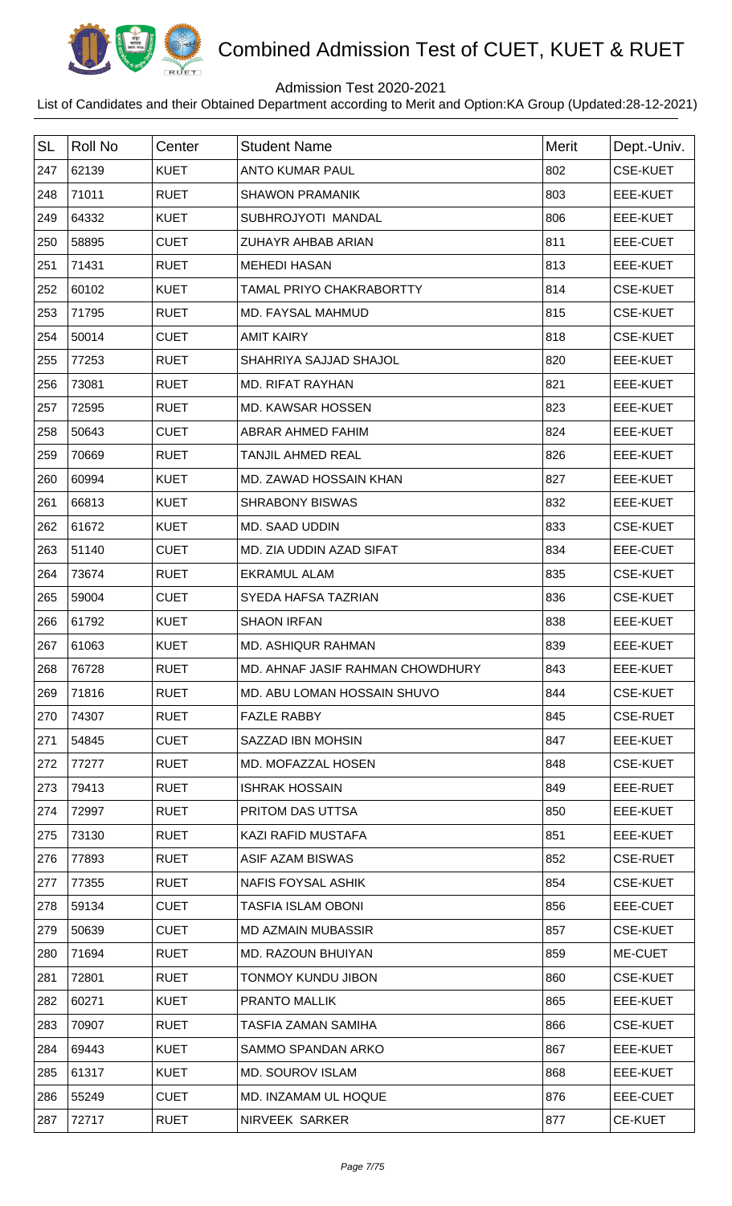# Combined Admission Test of CUET, KUET & RUET

Admission Test 2020-2021

List of Candidates and their Obtained Department according to Merit and Option:KA Group (Updated:28-12-2021)

| SL | Roll No | Center | Student Name | Merit | Dept.-Univ. |
|---|---|---|---|---|---|
| 247 | 62139 | KUET | ANTO KUMAR PAUL | 802 | CSE-KUET |
| 248 | 71011 | RUET | SHAWON PRAMANIK | 803 | EEE-KUET |
| 249 | 64332 | KUET | SUBHROJYOTI MANDAL | 806 | EEE-KUET |
| 250 | 58895 | CUET | ZUHAYR AHBAB ARIAN | 811 | EEE-CUET |
| 251 | 71431 | RUET | MEHEDI HASAN | 813 | EEE-KUET |
| 252 | 60102 | KUET | TAMAL PRIYO CHAKRABORTTY | 814 | CSE-KUET |
| 253 | 71795 | RUET | MD. FAYSAL MAHMUD | 815 | CSE-KUET |
| 254 | 50014 | CUET | AMIT KAIRY | 818 | CSE-KUET |
| 255 | 77253 | RUET | SHAHRIYA SAJJAD SHAJOL | 820 | EEE-KUET |
| 256 | 73081 | RUET | MD. RIFAT RAYHAN | 821 | EEE-KUET |
| 257 | 72595 | RUET | MD. KAWSAR HOSSEN | 823 | EEE-KUET |
| 258 | 50643 | CUET | ABRAR AHMED FAHIM | 824 | EEE-KUET |
| 259 | 70669 | RUET | TANJIL AHMED REAL | 826 | EEE-KUET |
| 260 | 60994 | KUET | MD. ZAWAD HOSSAIN KHAN | 827 | EEE-KUET |
| 261 | 66813 | KUET | SHRABONY BISWAS | 832 | EEE-KUET |
| 262 | 61672 | KUET | MD. SAAD UDDIN | 833 | CSE-KUET |
| 263 | 51140 | CUET | MD. ZIA UDDIN AZAD SIFAT | 834 | EEE-CUET |
| 264 | 73674 | RUET | EKRAMUL ALAM | 835 | CSE-KUET |
| 265 | 59004 | CUET | SYEDA HAFSA TAZRIAN | 836 | CSE-KUET |
| 266 | 61792 | KUET | SHAON IRFAN | 838 | EEE-KUET |
| 267 | 61063 | KUET | MD. ASHIQUR RAHMAN | 839 | EEE-KUET |
| 268 | 76728 | RUET | MD. AHNAF JASIF RAHMAN CHOWDHURY | 843 | EEE-KUET |
| 269 | 71816 | RUET | MD. ABU LOMAN HOSSAIN SHUVO | 844 | CSE-KUET |
| 270 | 74307 | RUET | FAZLE RABBY | 845 | CSE-RUET |
| 271 | 54845 | CUET | SAZZAD IBN MOHSIN | 847 | EEE-KUET |
| 272 | 77277 | RUET | MD. MOFAZZAL HOSEN | 848 | CSE-KUET |
| 273 | 79413 | RUET | ISHRAK HOSSAIN | 849 | EEE-RUET |
| 274 | 72997 | RUET | PRITOM DAS UTTSA | 850 | EEE-KUET |
| 275 | 73130 | RUET | KAZI RAFID MUSTAFA | 851 | EEE-KUET |
| 276 | 77893 | RUET | ASIF AZAM BISWAS | 852 | CSE-RUET |
| 277 | 77355 | RUET | NAFIS FOYSAL ASHIK | 854 | CSE-KUET |
| 278 | 59134 | CUET | TASFIA ISLAM OBONI | 856 | EEE-CUET |
| 279 | 50639 | CUET | MD AZMAIN MUBASSIR | 857 | CSE-KUET |
| 280 | 71694 | RUET | MD. RAZOUN BHUIYAN | 859 | ME-CUET |
| 281 | 72801 | RUET | TONMOY KUNDU JIBON | 860 | CSE-KUET |
| 282 | 60271 | KUET | PRANTO MALLIK | 865 | EEE-KUET |
| 283 | 70907 | RUET | TASFIA ZAMAN SAMIHA | 866 | CSE-KUET |
| 284 | 69443 | KUET | SAMMO SPANDAN ARKO | 867 | EEE-KUET |
| 285 | 61317 | KUET | MD. SOUROV ISLAM | 868 | EEE-KUET |
| 286 | 55249 | CUET | MD. INZAMAM UL HOQUE | 876 | EEE-CUET |
| 287 | 72717 | RUET | NIRVEEK SARKER | 877 | CE-KUET |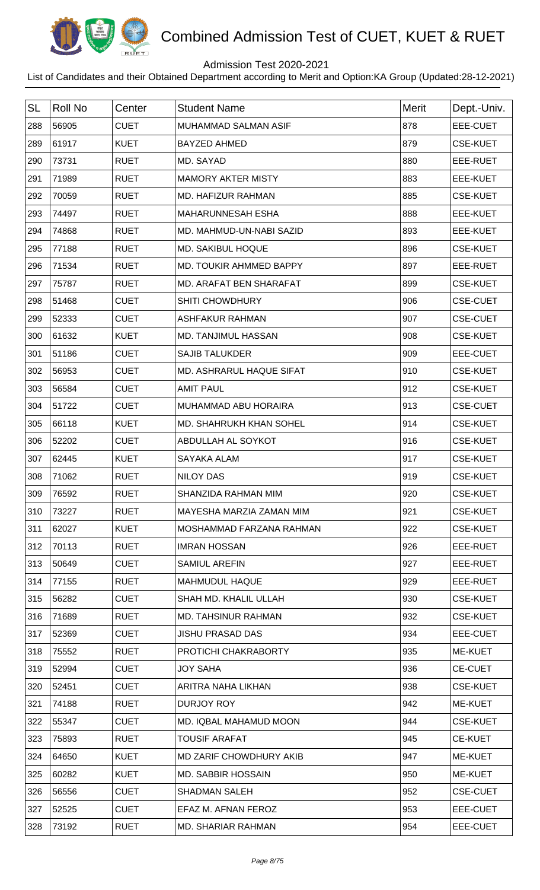# Combined Admission Test of CUET, KUET & RUET

Admission Test 2020-2021

List of Candidates and their Obtained Department according to Merit and Option:KA Group (Updated:28-12-2021)

| SL | Roll No | Center | Student Name | Merit | Dept.-Univ. |
|---|---|---|---|---|---|
| 288 | 56905 | CUET | MUHAMMAD SALMAN ASIF | 878 | EEE-CUET |
| 289 | 61917 | KUET | BAYZED AHMED | 879 | CSE-KUET |
| 290 | 73731 | RUET | MD. SAYAD | 880 | EEE-RUET |
| 291 | 71989 | RUET | MAMORY AKTER MISTY | 883 | EEE-KUET |
| 292 | 70059 | RUET | MD. HAFIZUR RAHMAN | 885 | CSE-KUET |
| 293 | 74497 | RUET | MAHARUNNESAH ESHA | 888 | EEE-KUET |
| 294 | 74868 | RUET | MD. MAHMUD-UN-NABI SAZID | 893 | EEE-KUET |
| 295 | 77188 | RUET | MD. SAKIBUL HOQUE | 896 | CSE-KUET |
| 296 | 71534 | RUET | MD. TOUKIR AHMMED BAPPY | 897 | EEE-RUET |
| 297 | 75787 | RUET | MD. ARAFAT BEN SHARAFAT | 899 | CSE-KUET |
| 298 | 51468 | CUET | SHITI CHOWDHURY | 906 | CSE-CUET |
| 299 | 52333 | CUET | ASHFAKUR RAHMAN | 907 | CSE-CUET |
| 300 | 61632 | KUET | MD. TANJIMUL HASSAN | 908 | CSE-KUET |
| 301 | 51186 | CUET | SAJIB TALUKDER | 909 | EEE-CUET |
| 302 | 56953 | CUET | MD. ASHRARUL HAQUE SIFAT | 910 | CSE-KUET |
| 303 | 56584 | CUET | AMIT PAUL | 912 | CSE-KUET |
| 304 | 51722 | CUET | MUHAMMAD ABU HORAIRA | 913 | CSE-CUET |
| 305 | 66118 | KUET | MD. SHAHRUKH KHAN SOHEL | 914 | CSE-KUET |
| 306 | 52202 | CUET | ABDULLAH AL SOYKOT | 916 | CSE-KUET |
| 307 | 62445 | KUET | SAYAKA ALAM | 917 | CSE-KUET |
| 308 | 71062 | RUET | NILOY DAS | 919 | CSE-KUET |
| 309 | 76592 | RUET | SHANZIDA RAHMAN MIM | 920 | CSE-KUET |
| 310 | 73227 | RUET | MAYESHA MARZIA ZAMAN MIM | 921 | CSE-KUET |
| 311 | 62027 | KUET | MOSHAMMAD FARZANA RAHMAN | 922 | CSE-KUET |
| 312 | 70113 | RUET | IMRAN HOSSAN | 926 | EEE-RUET |
| 313 | 50649 | CUET | SAMIUL AREFIN | 927 | EEE-RUET |
| 314 | 77155 | RUET | MAHMUDUL HAQUE | 929 | EEE-RUET |
| 315 | 56282 | CUET | SHAH MD. KHALIL ULLAH | 930 | CSE-KUET |
| 316 | 71689 | RUET | MD. TAHSINUR RAHMAN | 932 | CSE-KUET |
| 317 | 52369 | CUET | JISHU PRASAD DAS | 934 | EEE-CUET |
| 318 | 75552 | RUET | PROTICHI CHAKRABORTY | 935 | ME-KUET |
| 319 | 52994 | CUET | JOY SAHA | 936 | CE-CUET |
| 320 | 52451 | CUET | ARITRA NAHA LIKHAN | 938 | CSE-KUET |
| 321 | 74188 | RUET | DURJOY ROY | 942 | ME-KUET |
| 322 | 55347 | CUET | MD. IQBAL MAHAMUD MOON | 944 | CSE-KUET |
| 323 | 75893 | RUET | TOUSIF ARAFAT | 945 | CE-KUET |
| 324 | 64650 | KUET | MD ZARIF CHOWDHURY AKIB | 947 | ME-KUET |
| 325 | 60282 | KUET | MD. SABBIR HOSSAIN | 950 | ME-KUET |
| 326 | 56556 | CUET | SHADMAN SALEH | 952 | CSE-CUET |
| 327 | 52525 | CUET | EFAZ M. AFNAN FEROZ | 953 | EEE-CUET |
| 328 | 73192 | RUET | MD. SHARIAR RAHMAN | 954 | EEE-CUET |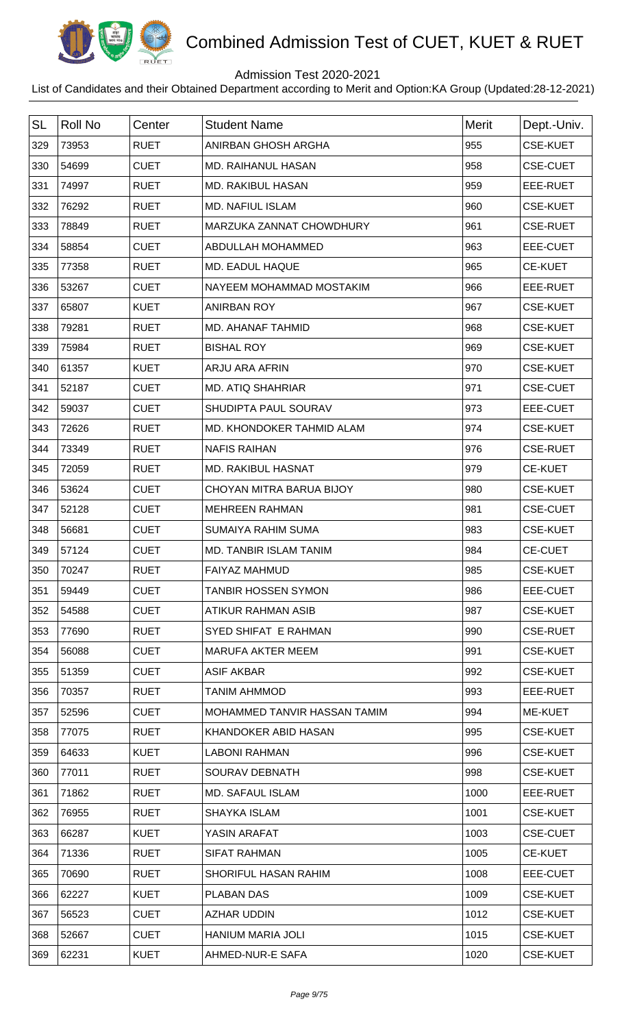# Combined Admission Test of CUET, KUET & RUET

Admission Test 2020-2021

List of Candidates and their Obtained Department according to Merit and Option:KA Group (Updated:28-12-2021)

| SL | Roll No | Center | Student Name | Merit | Dept.-Univ. |
|---|---|---|---|---|---|
| 329 | 73953 | RUET | ANIRBAN GHOSH ARGHA | 955 | CSE-KUET |
| 330 | 54699 | CUET | MD. RAIHANUL HASAN | 958 | CSE-CUET |
| 331 | 74997 | RUET | MD. RAKIBUL HASAN | 959 | EEE-RUET |
| 332 | 76292 | RUET | MD. NAFIUL ISLAM | 960 | CSE-KUET |
| 333 | 78849 | RUET | MARZUKA ZANNAT CHOWDHURY | 961 | CSE-RUET |
| 334 | 58854 | CUET | ABDULLAH MOHAMMED | 963 | EEE-CUET |
| 335 | 77358 | RUET | MD. EADUL HAQUE | 965 | CE-KUET |
| 336 | 53267 | CUET | NAYEEM MOHAMMAD MOSTAKIM | 966 | EEE-RUET |
| 337 | 65807 | KUET | ANIRBAN ROY | 967 | CSE-KUET |
| 338 | 79281 | RUET | MD. AHANAF TAHMID | 968 | CSE-KUET |
| 339 | 75984 | RUET | BISHAL ROY | 969 | CSE-KUET |
| 340 | 61357 | KUET | ARJU ARA AFRIN | 970 | CSE-KUET |
| 341 | 52187 | CUET | MD. ATIQ SHAHRIAR | 971 | CSE-CUET |
| 342 | 59037 | CUET | SHUDIPTA PAUL SOURAV | 973 | EEE-CUET |
| 343 | 72626 | RUET | MD. KHONDOKER TAHMID ALAM | 974 | CSE-KUET |
| 344 | 73349 | RUET | NAFIS RAIHAN | 976 | CSE-RUET |
| 345 | 72059 | RUET | MD. RAKIBUL HASNAT | 979 | CE-KUET |
| 346 | 53624 | CUET | CHOYAN MITRA BARUA BIJOY | 980 | CSE-KUET |
| 347 | 52128 | CUET | MEHREEN RAHMAN | 981 | CSE-CUET |
| 348 | 56681 | CUET | SUMAIYA RAHIM SUMA | 983 | CSE-KUET |
| 349 | 57124 | CUET | MD. TANBIR ISLAM TANIM | 984 | CE-CUET |
| 350 | 70247 | RUET | FAIYAZ MAHMUD | 985 | CSE-KUET |
| 351 | 59449 | CUET | TANBIR HOSSEN SYMON | 986 | EEE-CUET |
| 352 | 54588 | CUET | ATIKUR RAHMAN ASIB | 987 | CSE-KUET |
| 353 | 77690 | RUET | SYED SHIFAT E RAHMAN | 990 | CSE-RUET |
| 354 | 56088 | CUET | MARUFA AKTER MEEM | 991 | CSE-KUET |
| 355 | 51359 | CUET | ASIF AKBAR | 992 | CSE-KUET |
| 356 | 70357 | RUET | TANIM AHMMOD | 993 | EEE-RUET |
| 357 | 52596 | CUET | MOHAMMED TANVIR HASSAN TAMIM | 994 | ME-KUET |
| 358 | 77075 | RUET | KHANDOKER ABID HASAN | 995 | CSE-KUET |
| 359 | 64633 | KUET | LABONI RAHMAN | 996 | CSE-KUET |
| 360 | 77011 | RUET | SOURAV DEBNATH | 998 | CSE-KUET |
| 361 | 71862 | RUET | MD. SAFAUL ISLAM | 1000 | EEE-RUET |
| 362 | 76955 | RUET | SHAYKA ISLAM | 1001 | CSE-KUET |
| 363 | 66287 | KUET | YASIN ARAFAT | 1003 | CSE-CUET |
| 364 | 71336 | RUET | SIFAT RAHMAN | 1005 | CE-KUET |
| 365 | 70690 | RUET | SHORIFUL HASAN RAHIM | 1008 | EEE-CUET |
| 366 | 62227 | KUET | PLABAN DAS | 1009 | CSE-KUET |
| 367 | 56523 | CUET | AZHAR UDDIN | 1012 | CSE-KUET |
| 368 | 52667 | CUET | HANIUM MARIA JOLI | 1015 | CSE-KUET |
| 369 | 62231 | KUET | AHMED-NUR-E SAFA | 1020 | CSE-KUET |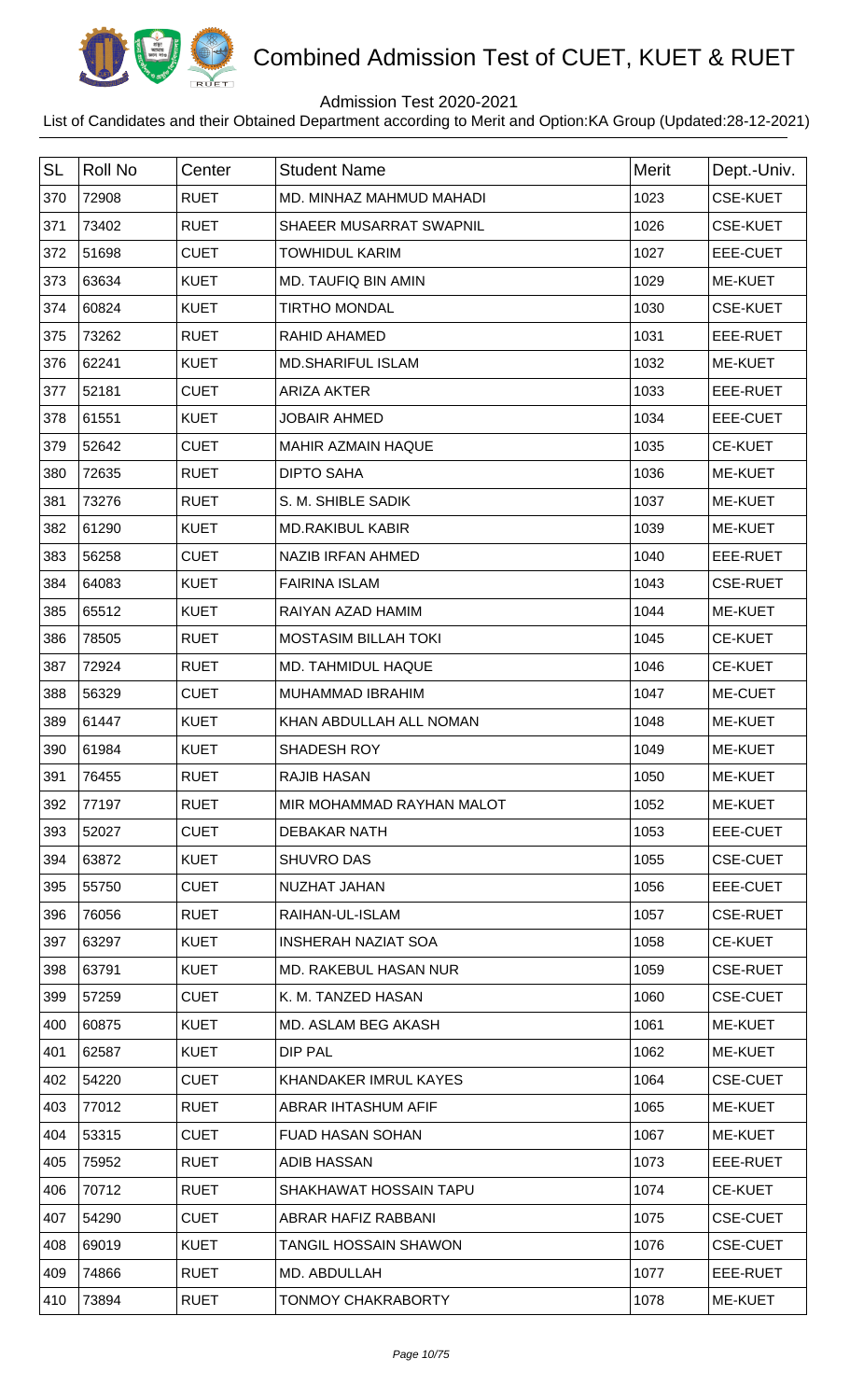# Combined Admission Test of CUET, KUET & RUET

Admission Test 2020-2021

List of Candidates and their Obtained Department according to Merit and Option:KA Group (Updated:28-12-2021)

| SL | Roll No | Center | Student Name | Merit | Dept.-Univ. |
|---|---|---|---|---|---|
| 370 | 72908 | RUET | MD. MINHAZ MAHMUD MAHADI | 1023 | CSE-KUET |
| 371 | 73402 | RUET | SHAEER MUSARRAT SWAPNIL | 1026 | CSE-KUET |
| 372 | 51698 | CUET | TOWHIDUL KARIM | 1027 | EEE-CUET |
| 373 | 63634 | KUET | MD. TAUFIQ BIN AMIN | 1029 | ME-KUET |
| 374 | 60824 | KUET | TIRTHO MONDAL | 1030 | CSE-KUET |
| 375 | 73262 | RUET | RAHID AHAMED | 1031 | EEE-RUET |
| 376 | 62241 | KUET | MD.SHARIFUL ISLAM | 1032 | ME-KUET |
| 377 | 52181 | CUET | ARIZA AKTER | 1033 | EEE-RUET |
| 378 | 61551 | KUET | JOBAIR AHMED | 1034 | EEE-CUET |
| 379 | 52642 | CUET | MAHIR AZMAIN HAQUE | 1035 | CE-KUET |
| 380 | 72635 | RUET | DIPTO SAHA | 1036 | ME-KUET |
| 381 | 73276 | RUET | S. M. SHIBLE SADIK | 1037 | ME-KUET |
| 382 | 61290 | KUET | MD.RAKIBUL KABIR | 1039 | ME-KUET |
| 383 | 56258 | CUET | NAZIB IRFAN AHMED | 1040 | EEE-RUET |
| 384 | 64083 | KUET | FAIRINA ISLAM | 1043 | CSE-RUET |
| 385 | 65512 | KUET | RAIYAN AZAD HAMIM | 1044 | ME-KUET |
| 386 | 78505 | RUET | MOSTASIM BILLAH TOKI | 1045 | CE-KUET |
| 387 | 72924 | RUET | MD. TAHMIDUL HAQUE | 1046 | CE-KUET |
| 388 | 56329 | CUET | MUHAMMAD IBRAHIM | 1047 | ME-CUET |
| 389 | 61447 | KUET | KHAN ABDULLAH ALL NOMAN | 1048 | ME-KUET |
| 390 | 61984 | KUET | SHADESH ROY | 1049 | ME-KUET |
| 391 | 76455 | RUET | RAJIB HASAN | 1050 | ME-KUET |
| 392 | 77197 | RUET | MIR MOHAMMAD RAYHAN MALOT | 1052 | ME-KUET |
| 393 | 52027 | CUET | DEBAKAR NATH | 1053 | EEE-CUET |
| 394 | 63872 | KUET | SHUVRO DAS | 1055 | CSE-CUET |
| 395 | 55750 | CUET | NUZHAT JAHAN | 1056 | EEE-CUET |
| 396 | 76056 | RUET | RAIHAN-UL-ISLAM | 1057 | CSE-RUET |
| 397 | 63297 | KUET | INSHERAH NAZIAT SOA | 1058 | CE-KUET |
| 398 | 63791 | KUET | MD. RAKEBUL HASAN NUR | 1059 | CSE-RUET |
| 399 | 57259 | CUET | K. M. TANZED HASAN | 1060 | CSE-CUET |
| 400 | 60875 | KUET | MD. ASLAM BEG AKASH | 1061 | ME-KUET |
| 401 | 62587 | KUET | DIP PAL | 1062 | ME-KUET |
| 402 | 54220 | CUET | KHANDAKER IMRUL KAYES | 1064 | CSE-CUET |
| 403 | 77012 | RUET | ABRAR IHTASHUM AFIF | 1065 | ME-KUET |
| 404 | 53315 | CUET | FUAD HASAN SOHAN | 1067 | ME-KUET |
| 405 | 75952 | RUET | ADIB HASSAN | 1073 | EEE-RUET |
| 406 | 70712 | RUET | SHAKHAWAT HOSSAIN TAPU | 1074 | CE-KUET |
| 407 | 54290 | CUET | ABRAR HAFIZ RABBANI | 1075 | CSE-CUET |
| 408 | 69019 | KUET | TANGIL HOSSAIN SHAWON | 1076 | CSE-CUET |
| 409 | 74866 | RUET | MD. ABDULLAH | 1077 | EEE-RUET |
| 410 | 73894 | RUET | TONMOY CHAKRABORTY | 1078 | ME-KUET |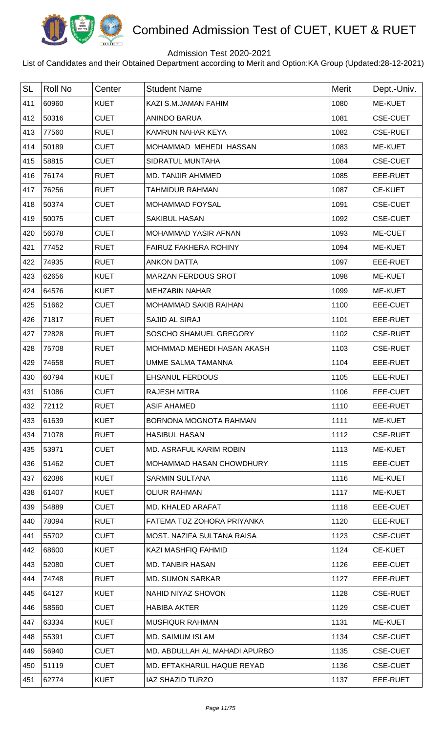# Combined Admission Test of CUET, KUET & RUET

Admission Test 2020-2021

List of Candidates and their Obtained Department according to Merit and Option:KA Group (Updated:28-12-2021)

| SL | Roll No | Center | Student Name | Merit | Dept.-Univ. |
|---|---|---|---|---|---|
| 411 | 60960 | KUET | KAZI S.M.JAMAN FAHIM | 1080 | ME-KUET |
| 412 | 50316 | CUET | ANINDO BARUA | 1081 | CSE-CUET |
| 413 | 77560 | RUET | KAMRUN NAHAR KEYA | 1082 | CSE-RUET |
| 414 | 50189 | CUET | MOHAMMAD MEHEDI HASSAN | 1083 | ME-KUET |
| 415 | 58815 | CUET | SIDRATUL MUNTAHA | 1084 | CSE-CUET |
| 416 | 76174 | RUET | MD. TANJIR AHMMED | 1085 | EEE-RUET |
| 417 | 76256 | RUET | TAHMIDUR RAHMAN | 1087 | CE-KUET |
| 418 | 50374 | CUET | MOHAMMAD FOYSAL | 1091 | CSE-CUET |
| 419 | 50075 | CUET | SAKIBUL HASAN | 1092 | CSE-CUET |
| 420 | 56078 | CUET | MOHAMMAD YASIR AFNAN | 1093 | ME-CUET |
| 421 | 77452 | RUET | FAIRUZ FAKHERA ROHINY | 1094 | ME-KUET |
| 422 | 74935 | RUET | ANKON DATTA | 1097 | EEE-RUET |
| 423 | 62656 | KUET | MARZAN FERDOUS SROT | 1098 | ME-KUET |
| 424 | 64576 | KUET | MEHZABIN NAHAR | 1099 | ME-KUET |
| 425 | 51662 | CUET | MOHAMMAD SAKIB RAIHAN | 1100 | EEE-CUET |
| 426 | 71817 | RUET | SAJID AL SIRAJ | 1101 | EEE-RUET |
| 427 | 72828 | RUET | SOSCHO SHAMUEL GREGORY | 1102 | CSE-RUET |
| 428 | 75708 | RUET | MOHMMAD MEHEDI HASAN AKASH | 1103 | CSE-RUET |
| 429 | 74658 | RUET | UMME SALMA TAMANNA | 1104 | EEE-RUET |
| 430 | 60794 | KUET | EHSANUL FERDOUS | 1105 | EEE-RUET |
| 431 | 51086 | CUET | RAJESH MITRA | 1106 | EEE-CUET |
| 432 | 72112 | RUET | ASIF AHAMED | 1110 | EEE-RUET |
| 433 | 61639 | KUET | BORNONA MOGNOTA RAHMAN | 1111 | ME-KUET |
| 434 | 71078 | RUET | HASIBUL HASAN | 1112 | CSE-RUET |
| 435 | 53971 | CUET | MD. ASRAFUL KARIM ROBIN | 1113 | ME-KUET |
| 436 | 51462 | CUET | MOHAMMAD HASAN CHOWDHURY | 1115 | EEE-CUET |
| 437 | 62086 | KUET | SARMIN SULTANA | 1116 | ME-KUET |
| 438 | 61407 | KUET | OLIUR RAHMAN | 1117 | ME-KUET |
| 439 | 54889 | CUET | MD. KHALED ARAFAT | 1118 | EEE-CUET |
| 440 | 78094 | RUET | FATEMA TUZ ZOHORA PRIYANKA | 1120 | EEE-RUET |
| 441 | 55702 | CUET | MOST. NAZIFA SULTANA RAISA | 1123 | CSE-CUET |
| 442 | 68600 | KUET | KAZI MASHFIQ FAHMID | 1124 | CE-KUET |
| 443 | 52080 | CUET | MD. TANBIR HASAN | 1126 | EEE-CUET |
| 444 | 74748 | RUET | MD. SUMON SARKAR | 1127 | EEE-RUET |
| 445 | 64127 | KUET | NAHID NIYAZ SHOVON | 1128 | CSE-RUET |
| 446 | 58560 | CUET | HABIBA AKTER | 1129 | CSE-CUET |
| 447 | 63334 | KUET | MUSFIQUR RAHMAN | 1131 | ME-KUET |
| 448 | 55391 | CUET | MD. SAIMUM ISLAM | 1134 | CSE-CUET |
| 449 | 56940 | CUET | MD. ABDULLAH AL MAHADI APURBO | 1135 | CSE-CUET |
| 450 | 51119 | CUET | MD. EFTAKHARUL HAQUE REYAD | 1136 | CSE-CUET |
| 451 | 62774 | KUET | IAZ SHAZID TURZO | 1137 | EEE-RUET |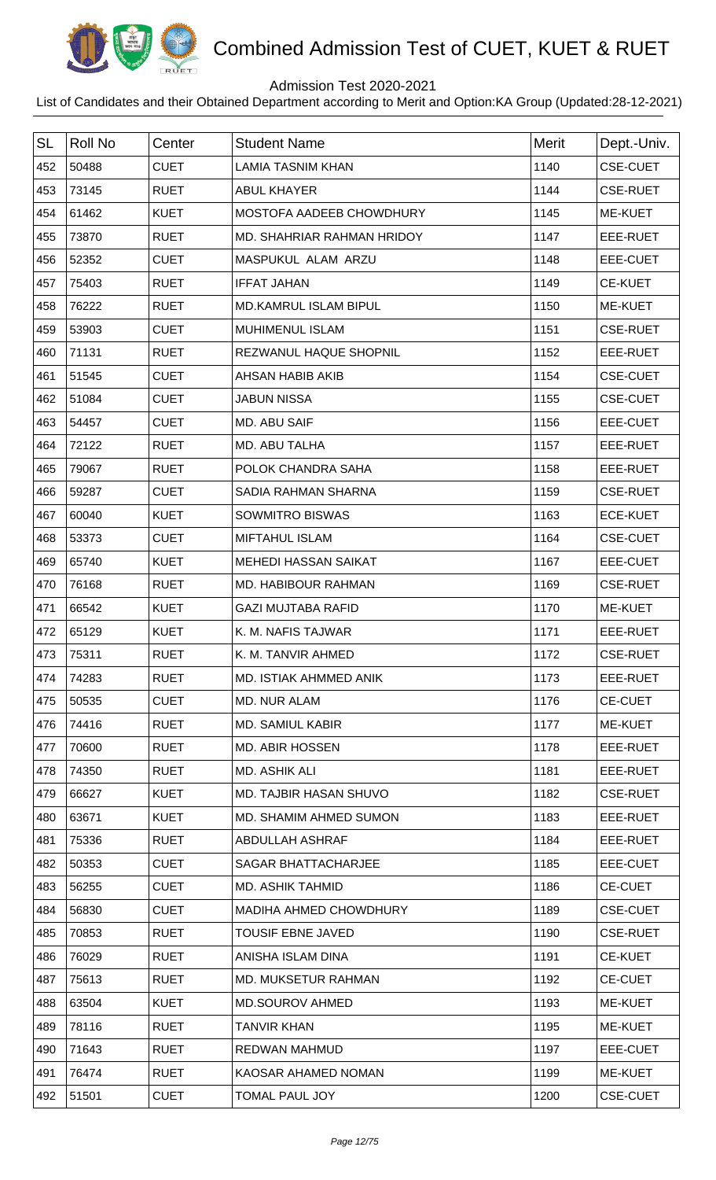# Combined Admission Test of CUET, KUET & RUET

Admission Test 2020-2021

List of Candidates and their Obtained Department according to Merit and Option:KA Group (Updated:28-12-2021)

| SL | Roll No | Center | Student Name | Merit | Dept.-Univ. |
|---|---|---|---|---|---|
| 452 | 50488 | CUET | LAMIA TASNIM KHAN | 1140 | CSE-CUET |
| 453 | 73145 | RUET | ABUL KHAYER | 1144 | CSE-RUET |
| 454 | 61462 | KUET | MOSTOFA AADEEB CHOWDHURY | 1145 | ME-KUET |
| 455 | 73870 | RUET | MD. SHAHRIAR RAHMAN HRIDOY | 1147 | EEE-RUET |
| 456 | 52352 | CUET | MASPUKUL ALAM ARZU | 1148 | EEE-CUET |
| 457 | 75403 | RUET | IFFAT JAHAN | 1149 | CE-KUET |
| 458 | 76222 | RUET | MD.KAMRUL ISLAM BIPUL | 1150 | ME-KUET |
| 459 | 53903 | CUET | MUHIMENUL ISLAM | 1151 | CSE-RUET |
| 460 | 71131 | RUET | REZWANUL HAQUE SHOPNIL | 1152 | EEE-RUET |
| 461 | 51545 | CUET | AHSAN HABIB AKIB | 1154 | CSE-CUET |
| 462 | 51084 | CUET | JABUN NISSA | 1155 | CSE-CUET |
| 463 | 54457 | CUET | MD. ABU SAIF | 1156 | EEE-CUET |
| 464 | 72122 | RUET | MD. ABU TALHA | 1157 | EEE-RUET |
| 465 | 79067 | RUET | POLOK CHANDRA SAHA | 1158 | EEE-RUET |
| 466 | 59287 | CUET | SADIA RAHMAN SHARNA | 1159 | CSE-RUET |
| 467 | 60040 | KUET | SOWMITRO BISWAS | 1163 | ECE-KUET |
| 468 | 53373 | CUET | MIFTAHUL ISLAM | 1164 | CSE-CUET |
| 469 | 65740 | KUET | MEHEDI HASSAN SAIKAT | 1167 | EEE-CUET |
| 470 | 76168 | RUET | MD. HABIBOUR RAHMAN | 1169 | CSE-RUET |
| 471 | 66542 | KUET | GAZI MUJTABA RAFID | 1170 | ME-KUET |
| 472 | 65129 | KUET | K. M. NAFIS TAJWAR | 1171 | EEE-RUET |
| 473 | 75311 | RUET | K. M. TANVIR AHMED | 1172 | CSE-RUET |
| 474 | 74283 | RUET | MD. ISTIAK AHMMED ANIK | 1173 | EEE-RUET |
| 475 | 50535 | CUET | MD. NUR ALAM | 1176 | CE-CUET |
| 476 | 74416 | RUET | MD. SAMIUL KABIR | 1177 | ME-KUET |
| 477 | 70600 | RUET | MD. ABIR HOSSEN | 1178 | EEE-RUET |
| 478 | 74350 | RUET | MD. ASHIK ALI | 1181 | EEE-RUET |
| 479 | 66627 | KUET | MD. TAJBIR HASAN SHUVO | 1182 | CSE-RUET |
| 480 | 63671 | KUET | MD. SHAMIM AHMED SUMON | 1183 | EEE-RUET |
| 481 | 75336 | RUET | ABDULLAH ASHRAF | 1184 | EEE-RUET |
| 482 | 50353 | CUET | SAGAR BHATTACHARJEE | 1185 | EEE-CUET |
| 483 | 56255 | CUET | MD. ASHIK TAHMID | 1186 | CE-CUET |
| 484 | 56830 | CUET | MADIHA AHMED CHOWDHURY | 1189 | CSE-CUET |
| 485 | 70853 | RUET | TOUSIF EBNE JAVED | 1190 | CSE-RUET |
| 486 | 76029 | RUET | ANISHA ISLAM DINA | 1191 | CE-KUET |
| 487 | 75613 | RUET | MD. MUKSETUR RAHMAN | 1192 | CE-CUET |
| 488 | 63504 | KUET | MD.SOUROV AHMED | 1193 | ME-KUET |
| 489 | 78116 | RUET | TANVIR KHAN | 1195 | ME-KUET |
| 490 | 71643 | RUET | REDWAN MAHMUD | 1197 | EEE-CUET |
| 491 | 76474 | RUET | KAOSAR AHAMED NOMAN | 1199 | ME-KUET |
| 492 | 51501 | CUET | TOMAL PAUL JOY | 1200 | CSE-CUET |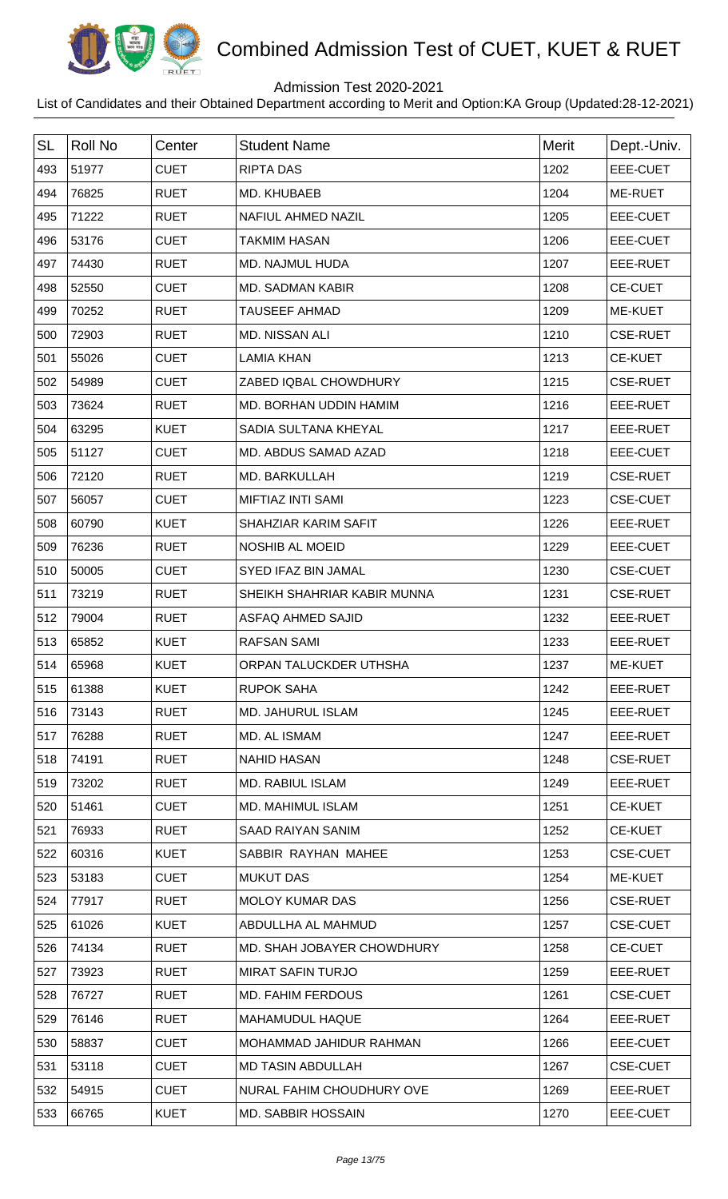# Combined Admission Test of CUET, KUET & RUET

Admission Test 2020-2021

List of Candidates and their Obtained Department according to Merit and Option:KA Group (Updated:28-12-2021)

| SL | Roll No | Center | Student Name | Merit | Dept.-Univ. |
|---|---|---|---|---|---|
| 493 | 51977 | CUET | RIPTA DAS | 1202 | EEE-CUET |
| 494 | 76825 | RUET | MD. KHUBAEB | 1204 | ME-RUET |
| 495 | 71222 | RUET | NAFIUL AHMED NAZIL | 1205 | EEE-CUET |
| 496 | 53176 | CUET | TAKMIM HASAN | 1206 | EEE-CUET |
| 497 | 74430 | RUET | MD. NAJMUL HUDA | 1207 | EEE-RUET |
| 498 | 52550 | CUET | MD. SADMAN KABIR | 1208 | CE-CUET |
| 499 | 70252 | RUET | TAUSEEF AHMAD | 1209 | ME-KUET |
| 500 | 72903 | RUET | MD. NISSAN ALI | 1210 | CSE-RUET |
| 501 | 55026 | CUET | LAMIA KHAN | 1213 | CE-KUET |
| 502 | 54989 | CUET | ZABED IQBAL CHOWDHURY | 1215 | CSE-RUET |
| 503 | 73624 | RUET | MD. BORHAN UDDIN HAMIM | 1216 | EEE-RUET |
| 504 | 63295 | KUET | SADIA SULTANA KHEYAL | 1217 | EEE-RUET |
| 505 | 51127 | CUET | MD. ABDUS SAMAD AZAD | 1218 | EEE-CUET |
| 506 | 72120 | RUET | MD. BARKULLAH | 1219 | CSE-RUET |
| 507 | 56057 | CUET | MIFTIAZ INTI SAMI | 1223 | CSE-CUET |
| 508 | 60790 | KUET | SHAHZIAR KARIM SAFIT | 1226 | EEE-RUET |
| 509 | 76236 | RUET | NOSHIB AL MOEID | 1229 | EEE-CUET |
| 510 | 50005 | CUET | SYED IFAZ BIN JAMAL | 1230 | CSE-CUET |
| 511 | 73219 | RUET | SHEIKH SHAHRIAR KABIR MUNNA | 1231 | CSE-RUET |
| 512 | 79004 | RUET | ASFAQ AHMED SAJID | 1232 | EEE-RUET |
| 513 | 65852 | KUET | RAFSAN SAMI | 1233 | EEE-RUET |
| 514 | 65968 | KUET | ORPAN TALUCKDER UTHSHA | 1237 | ME-KUET |
| 515 | 61388 | KUET | RUPOK SAHA | 1242 | EEE-RUET |
| 516 | 73143 | RUET | MD. JAHURUL ISLAM | 1245 | EEE-RUET |
| 517 | 76288 | RUET | MD. AL ISMAM | 1247 | EEE-RUET |
| 518 | 74191 | RUET | NAHID HASAN | 1248 | CSE-RUET |
| 519 | 73202 | RUET | MD. RABIUL ISLAM | 1249 | EEE-RUET |
| 520 | 51461 | CUET | MD. MAHIMUL ISLAM | 1251 | CE-KUET |
| 521 | 76933 | RUET | SAAD RAIYAN SANIM | 1252 | CE-KUET |
| 522 | 60316 | KUET | SABBIR RAYHAN MAHEE | 1253 | CSE-CUET |
| 523 | 53183 | CUET | MUKUT DAS | 1254 | ME-KUET |
| 524 | 77917 | RUET | MOLOY KUMAR DAS | 1256 | CSE-RUET |
| 525 | 61026 | KUET | ABDULLHA AL MAHMUD | 1257 | CSE-CUET |
| 526 | 74134 | RUET | MD. SHAH JOBAYER CHOWDHURY | 1258 | CE-CUET |
| 527 | 73923 | RUET | MIRAT SAFIN TURJO | 1259 | EEE-RUET |
| 528 | 76727 | RUET | MD. FAHIM FERDOUS | 1261 | CSE-CUET |
| 529 | 76146 | RUET | MAHAMUDUL HAQUE | 1264 | EEE-RUET |
| 530 | 58837 | CUET | MOHAMMAD JAHIDUR RAHMAN | 1266 | EEE-CUET |
| 531 | 53118 | CUET | MD TASIN ABDULLAH | 1267 | CSE-CUET |
| 532 | 54915 | CUET | NURAL FAHIM CHOUDHURY OVE | 1269 | EEE-RUET |
| 533 | 66765 | KUET | MD. SABBIR HOSSAIN | 1270 | EEE-CUET |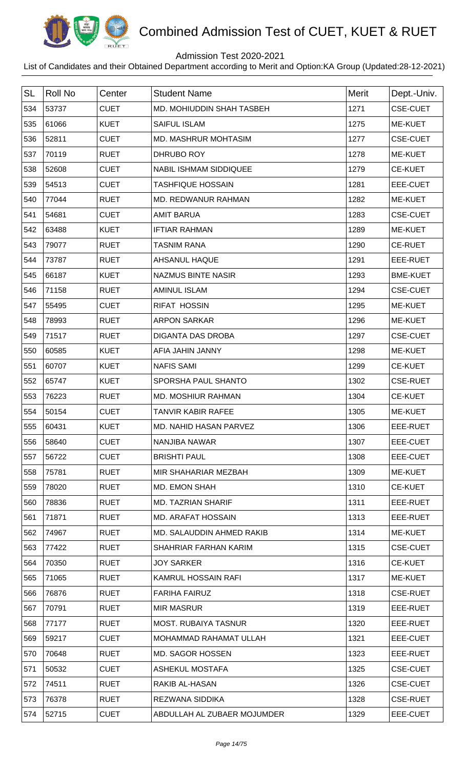# Combined Admission Test of CUET, KUET & RUET

Admission Test 2020-2021

List of Candidates and their Obtained Department according to Merit and Option:KA Group (Updated:28-12-2021)

| SL | Roll No | Center | Student Name | Merit | Dept.-Univ. |
|---|---|---|---|---|---|
| 534 | 53737 | CUET | MD. MOHIUDDIN SHAH TASBEH | 1271 | CSE-CUET |
| 535 | 61066 | KUET | SAIFUL ISLAM | 1275 | ME-KUET |
| 536 | 52811 | CUET | MD. MASHRUR MOHTASIM | 1277 | CSE-CUET |
| 537 | 70119 | RUET | DHRUBO ROY | 1278 | ME-KUET |
| 538 | 52608 | CUET | NABIL ISHMAM SIDDIQUEE | 1279 | CE-KUET |
| 539 | 54513 | CUET | TASHFIQUE HOSSAIN | 1281 | EEE-CUET |
| 540 | 77044 | RUET | MD. REDWANUR RAHMAN | 1282 | ME-KUET |
| 541 | 54681 | CUET | AMIT BARUA | 1283 | CSE-CUET |
| 542 | 63488 | KUET | IFTIAR RAHMAN | 1289 | ME-KUET |
| 543 | 79077 | RUET | TASNIM RANA | 1290 | CE-RUET |
| 544 | 73787 | RUET | AHSANUL HAQUE | 1291 | EEE-RUET |
| 545 | 66187 | KUET | NAZMUS BINTE NASIR | 1293 | BME-KUET |
| 546 | 71158 | RUET | AMINUL ISLAM | 1294 | CSE-CUET |
| 547 | 55495 | CUET | RIFAT HOSSIN | 1295 | ME-KUET |
| 548 | 78993 | RUET | ARPON SARKAR | 1296 | ME-KUET |
| 549 | 71517 | RUET | DIGANTA DAS DROBA | 1297 | CSE-CUET |
| 550 | 60585 | KUET | AFIA JAHIN JANNY | 1298 | ME-KUET |
| 551 | 60707 | KUET | NAFIS SAMI | 1299 | CE-KUET |
| 552 | 65747 | KUET | SPORSHA PAUL SHANTO | 1302 | CSE-RUET |
| 553 | 76223 | RUET | MD. MOSHIUR RAHMAN | 1304 | CE-KUET |
| 554 | 50154 | CUET | TANVIR KABIR RAFEE | 1305 | ME-KUET |
| 555 | 60431 | KUET | MD. NAHID HASAN PARVEZ | 1306 | EEE-RUET |
| 556 | 58640 | CUET | NANJIBA NAWAR | 1307 | EEE-CUET |
| 557 | 56722 | CUET | BRISHTI PAUL | 1308 | EEE-CUET |
| 558 | 75781 | RUET | MIR SHAHARIAR MEZBAH | 1309 | ME-KUET |
| 559 | 78020 | RUET | MD. EMON SHAH | 1310 | CE-KUET |
| 560 | 78836 | RUET | MD. TAZRIAN SHARIF | 1311 | EEE-RUET |
| 561 | 71871 | RUET | MD. ARAFAT HOSSAIN | 1313 | EEE-RUET |
| 562 | 74967 | RUET | MD. SALAUDDIN AHMED RAKIB | 1314 | ME-KUET |
| 563 | 77422 | RUET | SHAHRIAR FARHAN KARIM | 1315 | CSE-CUET |
| 564 | 70350 | RUET | JOY SARKER | 1316 | CE-KUET |
| 565 | 71065 | RUET | KAMRUL HOSSAIN RAFI | 1317 | ME-KUET |
| 566 | 76876 | RUET | FARIHA FAIRUZ | 1318 | CSE-RUET |
| 567 | 70791 | RUET | MIR MASRUR | 1319 | EEE-RUET |
| 568 | 77177 | RUET | MOST. RUBAIYA TASNUR | 1320 | EEE-RUET |
| 569 | 59217 | CUET | MOHAMMAD RAHAMAT ULLAH | 1321 | EEE-CUET |
| 570 | 70648 | RUET | MD. SAGOR HOSSEN | 1323 | EEE-RUET |
| 571 | 50532 | CUET | ASHEKUL MOSTAFA | 1325 | CSE-CUET |
| 572 | 74511 | RUET | RAKIB AL-HASAN | 1326 | CSE-CUET |
| 573 | 76378 | RUET | REZWANA SIDDIKA | 1328 | CSE-RUET |
| 574 | 52715 | CUET | ABDULLAH AL ZUBAER MOJUMDER | 1329 | EEE-CUET |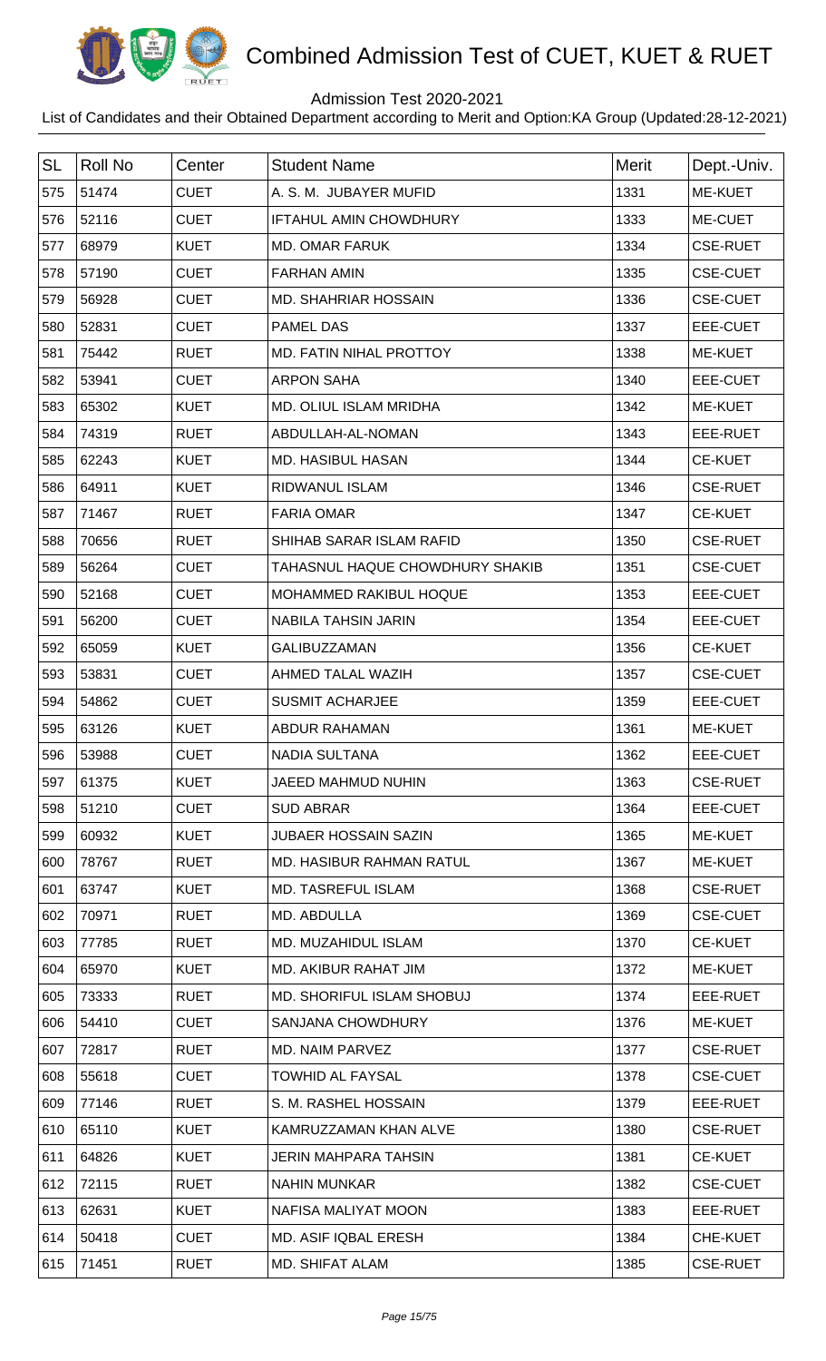# Combined Admission Test of CUET, KUET & RUET

Admission Test 2020-2021

List of Candidates and their Obtained Department according to Merit and Option:KA Group (Updated:28-12-2021)

| SL | Roll No | Center | Student Name | Merit | Dept.-Univ. |
|---|---|---|---|---|---|
| 575 | 51474 | CUET | A. S. M. JUBAYER MUFID | 1331 | ME-KUET |
| 576 | 52116 | CUET | IFTAHUL AMIN CHOWDHURY | 1333 | ME-CUET |
| 577 | 68979 | KUET | MD. OMAR FARUK | 1334 | CSE-RUET |
| 578 | 57190 | CUET | FARHAN AMIN | 1335 | CSE-CUET |
| 579 | 56928 | CUET | MD. SHAHRIAR HOSSAIN | 1336 | CSE-CUET |
| 580 | 52831 | CUET | PAMEL DAS | 1337 | EEE-CUET |
| 581 | 75442 | RUET | MD. FATIN NIHAL PROTTOY | 1338 | ME-KUET |
| 582 | 53941 | CUET | ARPON SAHA | 1340 | EEE-CUET |
| 583 | 65302 | KUET | MD. OLIUL ISLAM MRIDHA | 1342 | ME-KUET |
| 584 | 74319 | RUET | ABDULLAH-AL-NOMAN | 1343 | EEE-RUET |
| 585 | 62243 | KUET | MD. HASIBUL HASAN | 1344 | CE-KUET |
| 586 | 64911 | KUET | RIDWANUL ISLAM | 1346 | CSE-RUET |
| 587 | 71467 | RUET | FARIA OMAR | 1347 | CE-KUET |
| 588 | 70656 | RUET | SHIHAB SARAR ISLAM RAFID | 1350 | CSE-RUET |
| 589 | 56264 | CUET | TAHASNUL HAQUE CHOWDHURY SHAKIB | 1351 | CSE-CUET |
| 590 | 52168 | CUET | MOHAMMED RAKIBUL HOQUE | 1353 | EEE-CUET |
| 591 | 56200 | CUET | NABILA TAHSIN JARIN | 1354 | EEE-CUET |
| 592 | 65059 | KUET | GALIBUZZAMAN | 1356 | CE-KUET |
| 593 | 53831 | CUET | AHMED TALAL WAZIH | 1357 | CSE-CUET |
| 594 | 54862 | CUET | SUSMIT ACHARJEE | 1359 | EEE-CUET |
| 595 | 63126 | KUET | ABDUR RAHAMAN | 1361 | ME-KUET |
| 596 | 53988 | CUET | NADIA SULTANA | 1362 | EEE-CUET |
| 597 | 61375 | KUET | JAEED MAHMUD NUHIN | 1363 | CSE-RUET |
| 598 | 51210 | CUET | SUD ABRAR | 1364 | EEE-CUET |
| 599 | 60932 | KUET | JUBAER HOSSAIN SAZIN | 1365 | ME-KUET |
| 600 | 78767 | RUET | MD. HASIBUR RAHMAN RATUL | 1367 | ME-KUET |
| 601 | 63747 | KUET | MD. TASREFUL ISLAM | 1368 | CSE-RUET |
| 602 | 70971 | RUET | MD. ABDULLA | 1369 | CSE-CUET |
| 603 | 77785 | RUET | MD. MUZAHIDUL ISLAM | 1370 | CE-KUET |
| 604 | 65970 | KUET | MD. AKIBUR RAHAT JIM | 1372 | ME-KUET |
| 605 | 73333 | RUET | MD. SHORIFUL ISLAM SHOBUJ | 1374 | EEE-RUET |
| 606 | 54410 | CUET | SANJANA CHOWDHURY | 1376 | ME-KUET |
| 607 | 72817 | RUET | MD. NAIM PARVEZ | 1377 | CSE-RUET |
| 608 | 55618 | CUET | TOWHID AL FAYSAL | 1378 | CSE-CUET |
| 609 | 77146 | RUET | S. M. RASHEL HOSSAIN | 1379 | EEE-RUET |
| 610 | 65110 | KUET | KAMRUZZAMAN KHAN ALVE | 1380 | CSE-RUET |
| 611 | 64826 | KUET | JERIN MAHPARA TAHSIN | 1381 | CE-KUET |
| 612 | 72115 | RUET | NAHIN MUNKAR | 1382 | CSE-CUET |
| 613 | 62631 | KUET | NAFISA MALIYAT MOON | 1383 | EEE-RUET |
| 614 | 50418 | CUET | MD. ASIF IQBAL ERESH | 1384 | CHE-KUET |
| 615 | 71451 | RUET | MD. SHIFAT ALAM | 1385 | CSE-RUET |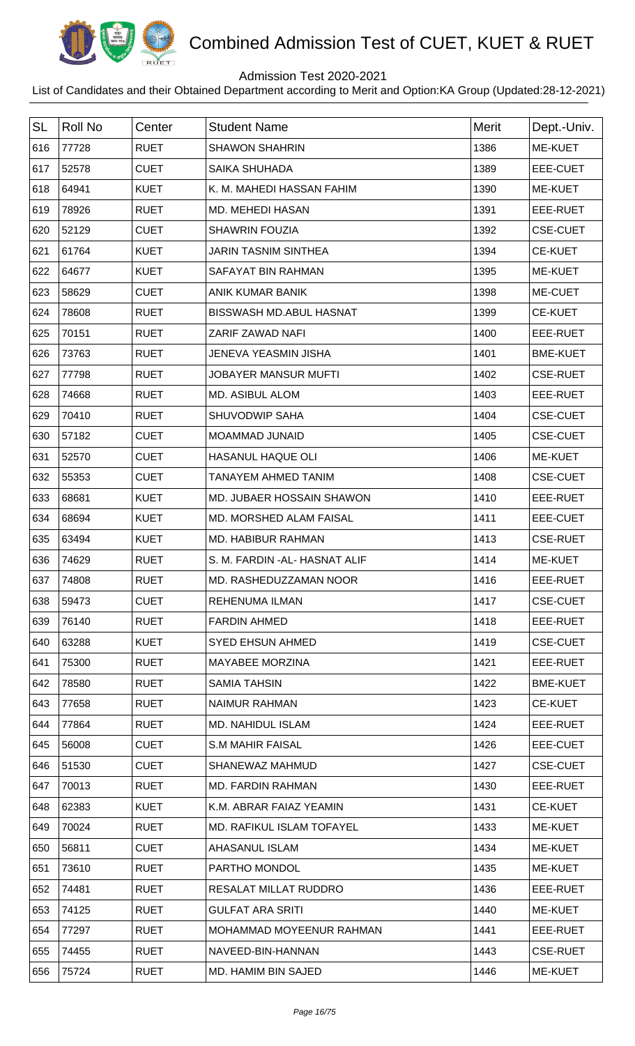# Combined Admission Test of CUET, KUET & RUET

Admission Test 2020-2021

List of Candidates and their Obtained Department according to Merit and Option:KA Group (Updated:28-12-2021)

| SL | Roll No | Center | Student Name | Merit | Dept.-Univ. |
|---|---|---|---|---|---|
| 616 | 77728 | RUET | SHAWON SHAHRIN | 1386 | ME-KUET |
| 617 | 52578 | CUET | SAIKA SHUHADA | 1389 | EEE-CUET |
| 618 | 64941 | KUET | K. M. MAHEDI HASSAN FAHIM | 1390 | ME-KUET |
| 619 | 78926 | RUET | MD. MEHEDI HASAN | 1391 | EEE-RUET |
| 620 | 52129 | CUET | SHAWRIN FOUZIA | 1392 | CSE-CUET |
| 621 | 61764 | KUET | JARIN TASNIM SINTHEA | 1394 | CE-KUET |
| 622 | 64677 | KUET | SAFAYAT BIN RAHMAN | 1395 | ME-KUET |
| 623 | 58629 | CUET | ANIK KUMAR BANIK | 1398 | ME-CUET |
| 624 | 78608 | RUET | BISSWASH MD.ABUL HASNAT | 1399 | CE-KUET |
| 625 | 70151 | RUET | ZARIF ZAWAD NAFI | 1400 | EEE-RUET |
| 626 | 73763 | RUET | JENEVA YEASMIN JISHA | 1401 | BME-KUET |
| 627 | 77798 | RUET | JOBAYER MANSUR MUFTI | 1402 | CSE-RUET |
| 628 | 74668 | RUET | MD. ASIBUL ALOM | 1403 | EEE-RUET |
| 629 | 70410 | RUET | SHUVODWIP SAHA | 1404 | CSE-CUET |
| 630 | 57182 | CUET | MOAMMAD JUNAID | 1405 | CSE-CUET |
| 631 | 52570 | CUET | HASANUL HAQUE OLI | 1406 | ME-KUET |
| 632 | 55353 | CUET | TANAYEM AHMED TANIM | 1408 | CSE-CUET |
| 633 | 68681 | KUET | MD. JUBAER HOSSAIN SHAWON | 1410 | EEE-RUET |
| 634 | 68694 | KUET | MD. MORSHED ALAM FAISAL | 1411 | EEE-CUET |
| 635 | 63494 | KUET | MD. HABIBUR RAHMAN | 1413 | CSE-RUET |
| 636 | 74629 | RUET | S. M. FARDIN -AL- HASNAT ALIF | 1414 | ME-KUET |
| 637 | 74808 | RUET | MD. RASHEDUZZAMAN NOOR | 1416 | EEE-RUET |
| 638 | 59473 | CUET | REHENUMA ILMAN | 1417 | CSE-CUET |
| 639 | 76140 | RUET | FARDIN AHMED | 1418 | EEE-RUET |
| 640 | 63288 | KUET | SYED EHSUN AHMED | 1419 | CSE-CUET |
| 641 | 75300 | RUET | MAYABEE MORZINA | 1421 | EEE-RUET |
| 642 | 78580 | RUET | SAMIA TAHSIN | 1422 | BME-KUET |
| 643 | 77658 | RUET | NAIMUR RAHMAN | 1423 | CE-KUET |
| 644 | 77864 | RUET | MD. NAHIDUL ISLAM | 1424 | EEE-RUET |
| 645 | 56008 | CUET | S.M MAHIR FAISAL | 1426 | EEE-CUET |
| 646 | 51530 | CUET | SHANEWAZ MAHMUD | 1427 | CSE-CUET |
| 647 | 70013 | RUET | MD. FARDIN RAHMAN | 1430 | EEE-RUET |
| 648 | 62383 | KUET | K.M. ABRAR FAIAZ YEAMIN | 1431 | CE-KUET |
| 649 | 70024 | RUET | MD. RAFIKUL ISLAM TOFAYEL | 1433 | ME-KUET |
| 650 | 56811 | CUET | AHASANUL ISLAM | 1434 | ME-KUET |
| 651 | 73610 | RUET | PARTHO MONDOL | 1435 | ME-KUET |
| 652 | 74481 | RUET | RESALAT MILLAT RUDDRO | 1436 | EEE-RUET |
| 653 | 74125 | RUET | GULFAT ARA SRITI | 1440 | ME-KUET |
| 654 | 77297 | RUET | MOHAMMAD MOYEENUR RAHMAN | 1441 | EEE-RUET |
| 655 | 74455 | RUET | NAVEED-BIN-HANNAN | 1443 | CSE-RUET |
| 656 | 75724 | RUET | MD. HAMIM BIN SAJED | 1446 | ME-KUET |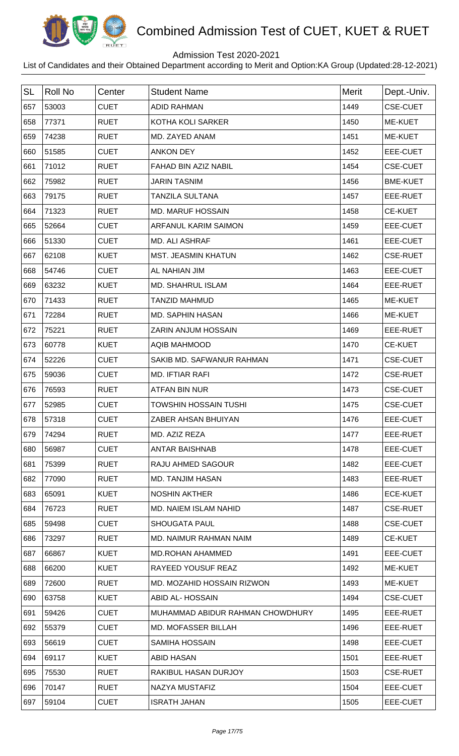# Combined Admission Test of CUET, KUET & RUET

Admission Test 2020-2021

List of Candidates and their Obtained Department according to Merit and Option:KA Group (Updated:28-12-2021)

| SL | Roll No | Center | Student Name | Merit | Dept.-Univ. |
|---|---|---|---|---|---|
| 657 | 53003 | CUET | ADID RAHMAN | 1449 | CSE-CUET |
| 658 | 77371 | RUET | KOTHA KOLI SARKER | 1450 | ME-KUET |
| 659 | 74238 | RUET | MD. ZAYED ANAM | 1451 | ME-KUET |
| 660 | 51585 | CUET | ANKON DEY | 1452 | EEE-CUET |
| 661 | 71012 | RUET | FAHAD BIN AZIZ NABIL | 1454 | CSE-CUET |
| 662 | 75982 | RUET | JARIN TASNIM | 1456 | BME-KUET |
| 663 | 79175 | RUET | TANZILA SULTANA | 1457 | EEE-RUET |
| 664 | 71323 | RUET | MD. MARUF HOSSAIN | 1458 | CE-KUET |
| 665 | 52664 | CUET | ARFANUL KARIM SAIMON | 1459 | EEE-CUET |
| 666 | 51330 | CUET | MD. ALI ASHRAF | 1461 | EEE-CUET |
| 667 | 62108 | KUET | MST. JEASMIN KHATUN | 1462 | CSE-RUET |
| 668 | 54746 | CUET | AL NAHIAN JIM | 1463 | EEE-CUET |
| 669 | 63232 | KUET | MD. SHAHRUL ISLAM | 1464 | EEE-RUET |
| 670 | 71433 | RUET | TANZID MAHMUD | 1465 | ME-KUET |
| 671 | 72284 | RUET | MD. SAPHIN HASAN | 1466 | ME-KUET |
| 672 | 75221 | RUET | ZARIN ANJUM HOSSAIN | 1469 | EEE-RUET |
| 673 | 60778 | KUET | AQIB MAHMOOD | 1470 | CE-KUET |
| 674 | 52226 | CUET | SAKIB MD. SAFWANUR RAHMAN | 1471 | CSE-CUET |
| 675 | 59036 | CUET | MD. IFTIAR RAFI | 1472 | CSE-RUET |
| 676 | 76593 | RUET | ATFAN BIN NUR | 1473 | CSE-CUET |
| 677 | 52985 | CUET | TOWSHIN HOSSAIN TUSHI | 1475 | CSE-CUET |
| 678 | 57318 | CUET | ZABER AHSAN BHUIYAN | 1476 | EEE-CUET |
| 679 | 74294 | RUET | MD. AZIZ REZA | 1477 | EEE-RUET |
| 680 | 56987 | CUET | ANTAR BAISHNAB | 1478 | EEE-CUET |
| 681 | 75399 | RUET | RAJU AHMED SAGOUR | 1482 | EEE-CUET |
| 682 | 77090 | RUET | MD. TANJIM HASAN | 1483 | EEE-RUET |
| 683 | 65091 | KUET | NOSHIN AKTHER | 1486 | ECE-KUET |
| 684 | 76723 | RUET | MD. NAIEM ISLAM NAHID | 1487 | CSE-RUET |
| 685 | 59498 | CUET | SHOUGATA PAUL | 1488 | CSE-CUET |
| 686 | 73297 | RUET | MD. NAIMUR RAHMAN NAIM | 1489 | CE-KUET |
| 687 | 66867 | KUET | MD.ROHAN AHAMMED | 1491 | EEE-CUET |
| 688 | 66200 | KUET | RAYEED YOUSUF REAZ | 1492 | ME-KUET |
| 689 | 72600 | RUET | MD. MOZAHID HOSSAIN RIZWON | 1493 | ME-KUET |
| 690 | 63758 | KUET | ABID AL- HOSSAIN | 1494 | CSE-CUET |
| 691 | 59426 | CUET | MUHAMMAD ABIDUR RAHMAN CHOWDHURY | 1495 | EEE-RUET |
| 692 | 55379 | CUET | MD. MOFASSER BILLAH | 1496 | EEE-RUET |
| 693 | 56619 | CUET | SAMIHA HOSSAIN | 1498 | EEE-CUET |
| 694 | 69117 | KUET | ABID HASAN | 1501 | EEE-RUET |
| 695 | 75530 | RUET | RAKIBUL HASAN DURJOY | 1503 | CSE-RUET |
| 696 | 70147 | RUET | NAZYA MUSTAFIZ | 1504 | EEE-CUET |
| 697 | 59104 | CUET | ISRATH JAHAN | 1505 | EEE-CUET |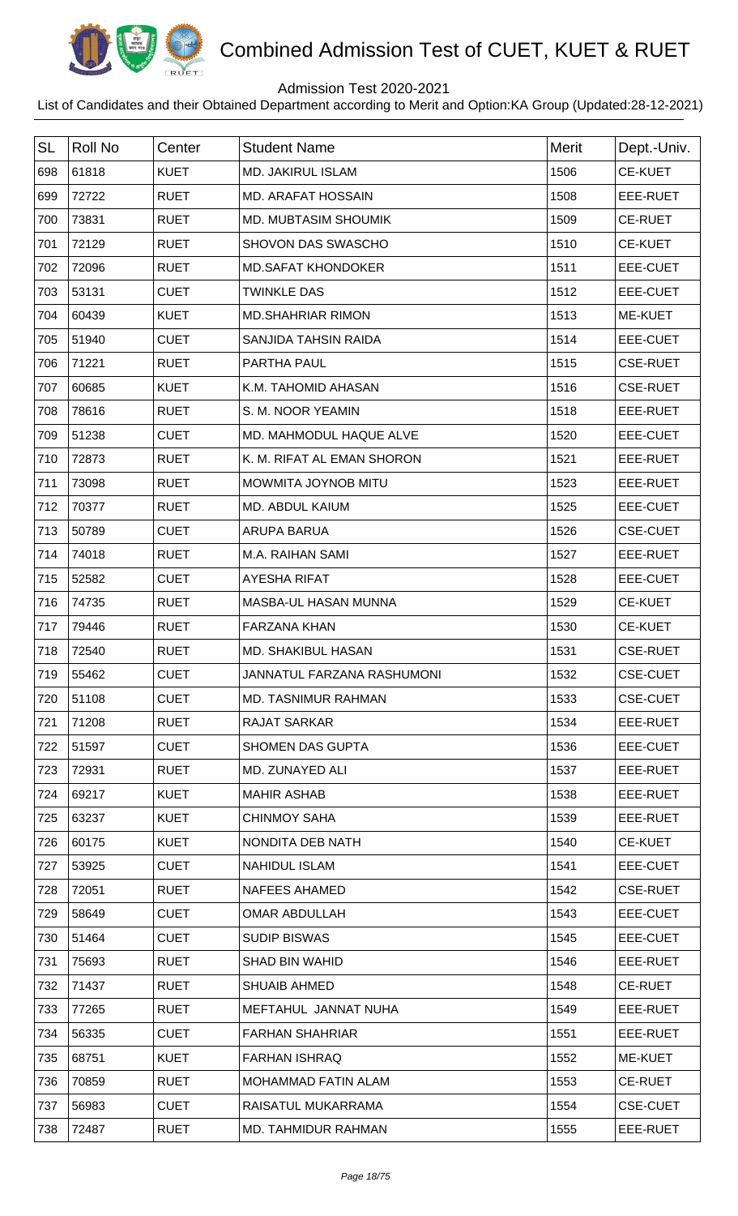# Combined Admission Test of CUET, KUET & RUET

Admission Test 2020-2021

List of Candidates and their Obtained Department according to Merit and Option:KA Group (Updated:28-12-2021)

| SL | Roll No | Center | Student Name | Merit | Dept.-Univ. |
|---|---|---|---|---|---|
| 698 | 61818 | KUET | MD. JAKIRUL ISLAM | 1506 | CE-KUET |
| 699 | 72722 | RUET | MD. ARAFAT HOSSAIN | 1508 | EEE-RUET |
| 700 | 73831 | RUET | MD. MUBTASIM SHOUMIK | 1509 | CE-RUET |
| 701 | 72129 | RUET | SHOVON DAS SWASCHO | 1510 | CE-KUET |
| 702 | 72096 | RUET | MD.SAFAT KHONDOKER | 1511 | EEE-CUET |
| 703 | 53131 | CUET | TWINKLE DAS | 1512 | EEE-CUET |
| 704 | 60439 | KUET | MD.SHAHRIAR RIMON | 1513 | ME-KUET |
| 705 | 51940 | CUET | SANJIDA TAHSIN RAIDA | 1514 | EEE-CUET |
| 706 | 71221 | RUET | PARTHA PAUL | 1515 | CSE-RUET |
| 707 | 60685 | KUET | K.M. TAHOMID AHASAN | 1516 | CSE-RUET |
| 708 | 78616 | RUET | S. M. NOOR YEAMIN | 1518 | EEE-RUET |
| 709 | 51238 | CUET | MD. MAHMODUL HAQUE ALVE | 1520 | EEE-CUET |
| 710 | 72873 | RUET | K. M. RIFAT AL EMAN SHORON | 1521 | EEE-RUET |
| 711 | 73098 | RUET | MOWMITA JOYNOB MITU | 1523 | EEE-RUET |
| 712 | 70377 | RUET | MD. ABDUL KAIUM | 1525 | EEE-CUET |
| 713 | 50789 | CUET | ARUPA BARUA | 1526 | CSE-CUET |
| 714 | 74018 | RUET | M.A. RAIHAN SAMI | 1527 | EEE-RUET |
| 715 | 52582 | CUET | AYESHA RIFAT | 1528 | EEE-CUET |
| 716 | 74735 | RUET | MASBA-UL HASAN MUNNA | 1529 | CE-KUET |
| 717 | 79446 | RUET | FARZANA KHAN | 1530 | CE-KUET |
| 718 | 72540 | RUET | MD. SHAKIBUL HASAN | 1531 | CSE-RUET |
| 719 | 55462 | CUET | JANNATUL FARZANA RASHUMONI | 1532 | CSE-CUET |
| 720 | 51108 | CUET | MD. TASNIMUR RAHMAN | 1533 | CSE-CUET |
| 721 | 71208 | RUET | RAJAT SARKAR | 1534 | EEE-RUET |
| 722 | 51597 | CUET | SHOMEN DAS GUPTA | 1536 | EEE-CUET |
| 723 | 72931 | RUET | MD. ZUNAYED ALI | 1537 | EEE-RUET |
| 724 | 69217 | KUET | MAHIR ASHAB | 1538 | EEE-RUET |
| 725 | 63237 | KUET | CHINMOY SAHA | 1539 | EEE-RUET |
| 726 | 60175 | KUET | NONDITA DEB NATH | 1540 | CE-KUET |
| 727 | 53925 | CUET | NAHIDUL ISLAM | 1541 | EEE-CUET |
| 728 | 72051 | RUET | NAFEES AHAMED | 1542 | CSE-RUET |
| 729 | 58649 | CUET | OMAR ABDULLAH | 1543 | EEE-CUET |
| 730 | 51464 | CUET | SUDIP BISWAS | 1545 | EEE-CUET |
| 731 | 75693 | RUET | SHAD BIN WAHID | 1546 | EEE-RUET |
| 732 | 71437 | RUET | SHUAIB AHMED | 1548 | CE-RUET |
| 733 | 77265 | RUET | MEFTAHUL JANNAT NUHA | 1549 | EEE-RUET |
| 734 | 56335 | CUET | FARHAN SHAHRIAR | 1551 | EEE-RUET |
| 735 | 68751 | KUET | FARHAN ISHRAQ | 1552 | ME-KUET |
| 736 | 70859 | RUET | MOHAMMAD FATIN ALAM | 1553 | CE-RUET |
| 737 | 56983 | CUET | RAISATUL MUKARRAMA | 1554 | CSE-CUET |
| 738 | 72487 | RUET | MD. TAHMIDUR RAHMAN | 1555 | EEE-RUET |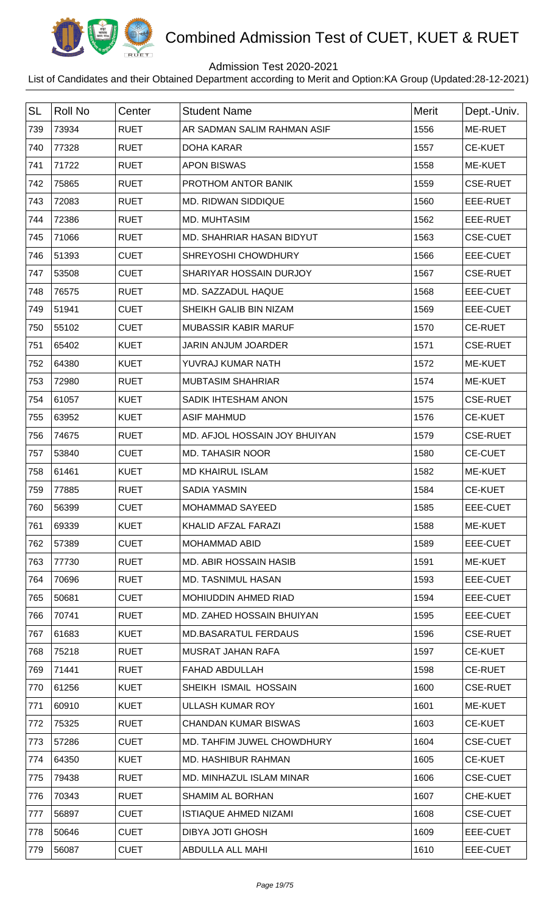# Combined Admission Test of CUET, KUET & RUET

Admission Test 2020-2021

List of Candidates and their Obtained Department according to Merit and Option:KA Group (Updated:28-12-2021)

| SL | Roll No | Center | Student Name | Merit | Dept.-Univ. |
|---|---|---|---|---|---|
| 739 | 73934 | RUET | AR SADMAN SALIM RAHMAN ASIF | 1556 | ME-RUET |
| 740 | 77328 | RUET | DOHA KARAR | 1557 | CE-KUET |
| 741 | 71722 | RUET | APON BISWAS | 1558 | ME-KUET |
| 742 | 75865 | RUET | PROTHOM ANTOR BANIK | 1559 | CSE-RUET |
| 743 | 72083 | RUET | MD. RIDWAN SIDDIQUE | 1560 | EEE-RUET |
| 744 | 72386 | RUET | MD. MUHTASIM | 1562 | EEE-RUET |
| 745 | 71066 | RUET | MD. SHAHRIAR HASAN BIDYUT | 1563 | CSE-CUET |
| 746 | 51393 | CUET | SHREYOSHI CHOWDHURY | 1566 | EEE-CUET |
| 747 | 53508 | CUET | SHARIYAR HOSSAIN DURJOY | 1567 | CSE-RUET |
| 748 | 76575 | RUET | MD. SAZZADUL HAQUE | 1568 | EEE-CUET |
| 749 | 51941 | CUET | SHEIKH GALIB BIN NIZAM | 1569 | EEE-CUET |
| 750 | 55102 | CUET | MUBASSIR KABIR MARUF | 1570 | CE-RUET |
| 751 | 65402 | KUET | JARIN ANJUM JOARDER | 1571 | CSE-RUET |
| 752 | 64380 | KUET | YUVRAJ KUMAR NATH | 1572 | ME-KUET |
| 753 | 72980 | RUET | MUBTASIM SHAHRIAR | 1574 | ME-KUET |
| 754 | 61057 | KUET | SADIK IHTESHAM ANON | 1575 | CSE-RUET |
| 755 | 63952 | KUET | ASIF MAHMUD | 1576 | CE-KUET |
| 756 | 74675 | RUET | MD. AFJOL HOSSAIN JOY BHUIYAN | 1579 | CSE-RUET |
| 757 | 53840 | CUET | MD. TAHASIR NOOR | 1580 | CE-CUET |
| 758 | 61461 | KUET | MD KHAIRUL ISLAM | 1582 | ME-KUET |
| 759 | 77885 | RUET | SADIA YASMIN | 1584 | CE-KUET |
| 760 | 56399 | CUET | MOHAMMAD SAYEED | 1585 | EEE-CUET |
| 761 | 69339 | KUET | KHALID AFZAL FARAZI | 1588 | ME-KUET |
| 762 | 57389 | CUET | MOHAMMAD ABID | 1589 | EEE-CUET |
| 763 | 77730 | RUET | MD. ABIR HOSSAIN HASIB | 1591 | ME-KUET |
| 764 | 70696 | RUET | MD. TASNIMUL HASAN | 1593 | EEE-CUET |
| 765 | 50681 | CUET | MOHIUDDIN AHMED RIAD | 1594 | EEE-CUET |
| 766 | 70741 | RUET | MD. ZAHED HOSSAIN BHUIYAN | 1595 | EEE-CUET |
| 767 | 61683 | KUET | MD.BASARATUL FERDAUS | 1596 | CSE-RUET |
| 768 | 75218 | RUET | MUSRAT JAHAN RAFA | 1597 | CE-KUET |
| 769 | 71441 | RUET | FAHAD ABDULLAH | 1598 | CE-RUET |
| 770 | 61256 | KUET | SHEIKH ISMAIL HOSSAIN | 1600 | CSE-RUET |
| 771 | 60910 | KUET | ULLASH KUMAR ROY | 1601 | ME-KUET |
| 772 | 75325 | RUET | CHANDAN KUMAR BISWAS | 1603 | CE-KUET |
| 773 | 57286 | CUET | MD. TAHFIM JUWEL CHOWDHURY | 1604 | CSE-CUET |
| 774 | 64350 | KUET | MD. HASHIBUR RAHMAN | 1605 | CE-KUET |
| 775 | 79438 | RUET | MD. MINHAZUL ISLAM MINAR | 1606 | CSE-CUET |
| 776 | 70343 | RUET | SHAMIM AL BORHAN | 1607 | CHE-KUET |
| 777 | 56897 | CUET | ISTIAQUE AHMED NIZAMI | 1608 | CSE-CUET |
| 778 | 50646 | CUET | DIBYA JOTI GHOSH | 1609 | EEE-CUET |
| 779 | 56087 | CUET | ABDULLA ALL MAHI | 1610 | EEE-CUET |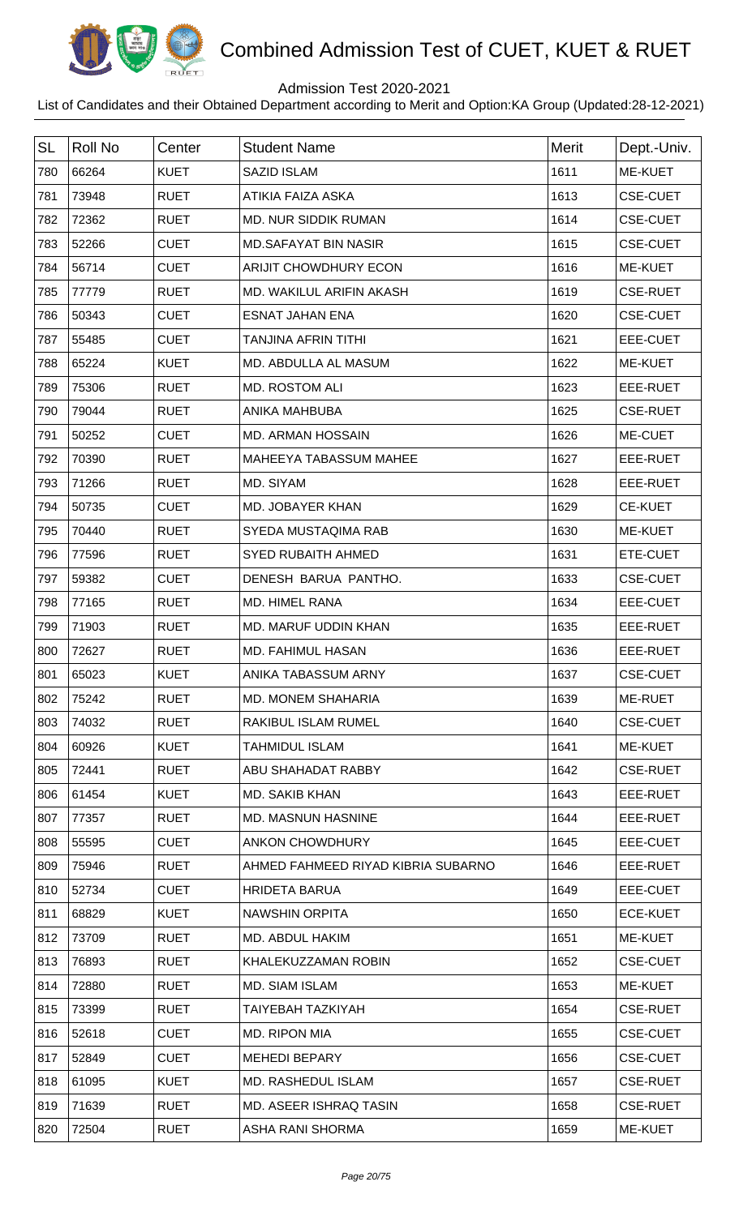# Combined Admission Test of CUET, KUET & RUET

Admission Test 2020-2021

List of Candidates and their Obtained Department according to Merit and Option:KA Group (Updated:28-12-2021)

| SL | Roll No | Center | Student Name | Merit | Dept.-Univ. |
|---|---|---|---|---|---|
| 780 | 66264 | KUET | SAZID ISLAM | 1611 | ME-KUET |
| 781 | 73948 | RUET | ATIKIA FAIZA ASKA | 1613 | CSE-CUET |
| 782 | 72362 | RUET | MD. NUR SIDDIK RUMAN | 1614 | CSE-CUET |
| 783 | 52266 | CUET | MD.SAFAYAT BIN NASIR | 1615 | CSE-CUET |
| 784 | 56714 | CUET | ARIJIT CHOWDHURY ECON | 1616 | ME-KUET |
| 785 | 77779 | RUET | MD. WAKILUL ARIFIN AKASH | 1619 | CSE-RUET |
| 786 | 50343 | CUET | ESNAT JAHAN ENA | 1620 | CSE-CUET |
| 787 | 55485 | CUET | TANJINA AFRIN TITHI | 1621 | EEE-CUET |
| 788 | 65224 | KUET | MD. ABDULLA AL MASUM | 1622 | ME-KUET |
| 789 | 75306 | RUET | MD. ROSTOM ALI | 1623 | EEE-RUET |
| 790 | 79044 | RUET | ANIKA MAHBUBA | 1625 | CSE-RUET |
| 791 | 50252 | CUET | MD. ARMAN HOSSAIN | 1626 | ME-CUET |
| 792 | 70390 | RUET | MAHEEYA TABASSUM MAHEE | 1627 | EEE-RUET |
| 793 | 71266 | RUET | MD. SIYAM | 1628 | EEE-RUET |
| 794 | 50735 | CUET | MD. JOBAYER KHAN | 1629 | CE-KUET |
| 795 | 70440 | RUET | SYEDA MUSTAQIMA RAB | 1630 | ME-KUET |
| 796 | 77596 | RUET | SYED RUBAITH AHMED | 1631 | ETE-CUET |
| 797 | 59382 | CUET | DENESH BARUA PANTHO. | 1633 | CSE-CUET |
| 798 | 77165 | RUET | MD. HIMEL RANA | 1634 | EEE-CUET |
| 799 | 71903 | RUET | MD. MARUF UDDIN KHAN | 1635 | EEE-RUET |
| 800 | 72627 | RUET | MD. FAHIMUL HASAN | 1636 | EEE-RUET |
| 801 | 65023 | KUET | ANIKA TABASSUM ARNY | 1637 | CSE-CUET |
| 802 | 75242 | RUET | MD. MONEM SHAHARIA | 1639 | ME-RUET |
| 803 | 74032 | RUET | RAKIBUL ISLAM RUMEL | 1640 | CSE-CUET |
| 804 | 60926 | KUET | TAHMIDUL ISLAM | 1641 | ME-KUET |
| 805 | 72441 | RUET | ABU SHAHADAT RABBY | 1642 | CSE-RUET |
| 806 | 61454 | KUET | MD. SAKIB KHAN | 1643 | EEE-RUET |
| 807 | 77357 | RUET | MD. MASNUN HASNINE | 1644 | EEE-RUET |
| 808 | 55595 | CUET | ANKON CHOWDHURY | 1645 | EEE-CUET |
| 809 | 75946 | RUET | AHMED FAHMEED RIYAD KIBRIA SUBARNO | 1646 | EEE-RUET |
| 810 | 52734 | CUET | HRIDETA BARUA | 1649 | EEE-CUET |
| 811 | 68829 | KUET | NAWSHIN ORPITA | 1650 | ECE-KUET |
| 812 | 73709 | RUET | MD. ABDUL HAKIM | 1651 | ME-KUET |
| 813 | 76893 | RUET | KHALEKUZZAMAN ROBIN | 1652 | CSE-CUET |
| 814 | 72880 | RUET | MD. SIAM ISLAM | 1653 | ME-KUET |
| 815 | 73399 | RUET | TAIYEBAH TAZKIYAH | 1654 | CSE-RUET |
| 816 | 52618 | CUET | MD. RIPON MIA | 1655 | CSE-CUET |
| 817 | 52849 | CUET | MEHEDI BEPARY | 1656 | CSE-CUET |
| 818 | 61095 | KUET | MD. RASHEDUL ISLAM | 1657 | CSE-RUET |
| 819 | 71639 | RUET | MD. ASEER ISHRAQ TASIN | 1658 | CSE-RUET |
| 820 | 72504 | RUET | ASHA RANI SHORMA | 1659 | ME-KUET |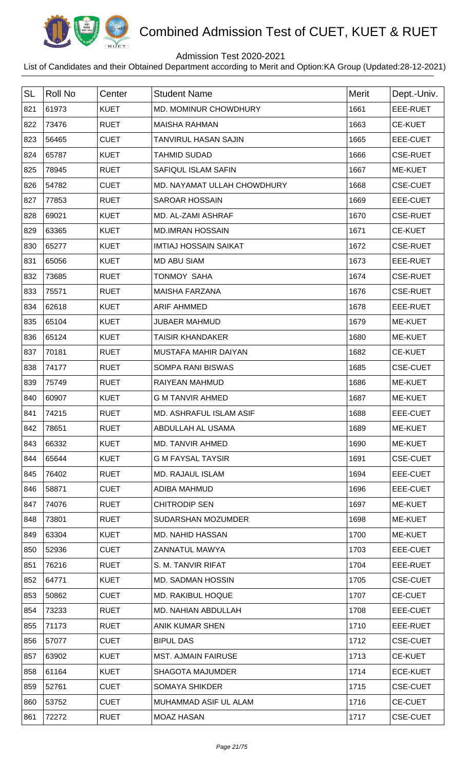# Combined Admission Test of CUET, KUET & RUET

Admission Test 2020-2021

List of Candidates and their Obtained Department according to Merit and Option:KA Group (Updated:28-12-2021)

| SL | Roll No | Center | Student Name | Merit | Dept.-Univ. |
|---|---|---|---|---|---|
| 821 | 61973 | KUET | MD. MOMINUR CHOWDHURY | 1661 | EEE-RUET |
| 822 | 73476 | RUET | MAISHA RAHMAN | 1663 | CE-KUET |
| 823 | 56465 | CUET | TANVIRUL HASAN SAJIN | 1665 | EEE-CUET |
| 824 | 65787 | KUET | TAHMID SUDAD | 1666 | CSE-RUET |
| 825 | 78945 | RUET | SAFIQUL ISLAM SAFIN | 1667 | ME-KUET |
| 826 | 54782 | CUET | MD. NAYAMAT ULLAH CHOWDHURY | 1668 | CSE-CUET |
| 827 | 77853 | RUET | SAROAR HOSSAIN | 1669 | EEE-CUET |
| 828 | 69021 | KUET | MD. AL-ZAMI ASHRAF | 1670 | CSE-RUET |
| 829 | 63365 | KUET | MD.IMRAN HOSSAIN | 1671 | CE-KUET |
| 830 | 65277 | KUET | IMTIAJ HOSSAIN SAIKAT | 1672 | CSE-RUET |
| 831 | 65056 | KUET | MD ABU SIAM | 1673 | EEE-RUET |
| 832 | 73685 | RUET | TONMOY SAHA | 1674 | CSE-RUET |
| 833 | 75571 | RUET | MAISHA FARZANA | 1676 | CSE-RUET |
| 834 | 62618 | KUET | ARIF AHMMED | 1678 | EEE-RUET |
| 835 | 65104 | KUET | JUBAER MAHMUD | 1679 | ME-KUET |
| 836 | 65124 | KUET | TAISIR KHANDAKER | 1680 | ME-KUET |
| 837 | 70181 | RUET | MUSTAFA MAHIR DAIYAN | 1682 | CE-KUET |
| 838 | 74177 | RUET | SOMPA RANI BISWAS | 1685 | CSE-CUET |
| 839 | 75749 | RUET | RAIYEAN MAHMUD | 1686 | ME-KUET |
| 840 | 60907 | KUET | G M TANVIR AHMED | 1687 | ME-KUET |
| 841 | 74215 | RUET | MD. ASHRAFUL ISLAM ASIF | 1688 | EEE-CUET |
| 842 | 78651 | RUET | ABDULLAH AL USAMA | 1689 | ME-KUET |
| 843 | 66332 | KUET | MD. TANVIR AHMED | 1690 | ME-KUET |
| 844 | 65644 | KUET | G M FAYSAL TAYSIR | 1691 | CSE-CUET |
| 845 | 76402 | RUET | MD. RAJAUL ISLAM | 1694 | EEE-CUET |
| 846 | 58871 | CUET | ADIBA MAHMUD | 1696 | EEE-CUET |
| 847 | 74076 | RUET | CHITRODIP SEN | 1697 | ME-KUET |
| 848 | 73801 | RUET | SUDARSHAN MOZUMDER | 1698 | ME-KUET |
| 849 | 63304 | KUET | MD. NAHID HASSAN | 1700 | ME-KUET |
| 850 | 52936 | CUET | ZANNATUL MAWYA | 1703 | EEE-CUET |
| 851 | 76216 | RUET | S. M. TANVIR RIFAT | 1704 | EEE-RUET |
| 852 | 64771 | KUET | MD. SADMAN HOSSIN | 1705 | CSE-CUET |
| 853 | 50862 | CUET | MD. RAKIBUL HOQUE | 1707 | CE-CUET |
| 854 | 73233 | RUET | MD. NAHIAN ABDULLAH | 1708 | EEE-CUET |
| 855 | 71173 | RUET | ANIK KUMAR SHEN | 1710 | EEE-RUET |
| 856 | 57077 | CUET | BIPUL DAS | 1712 | CSE-CUET |
| 857 | 63902 | KUET | MST. AJMAIN FAIRUSE | 1713 | CE-KUET |
| 858 | 61164 | KUET | SHAGOTA MAJUMDER | 1714 | ECE-KUET |
| 859 | 52761 | CUET | SOMAYA SHIKDER | 1715 | CSE-CUET |
| 860 | 53752 | CUET | MUHAMMAD ASIF UL ALAM | 1716 | CE-CUET |
| 861 | 72272 | RUET | MOAZ HASAN | 1717 | CSE-CUET |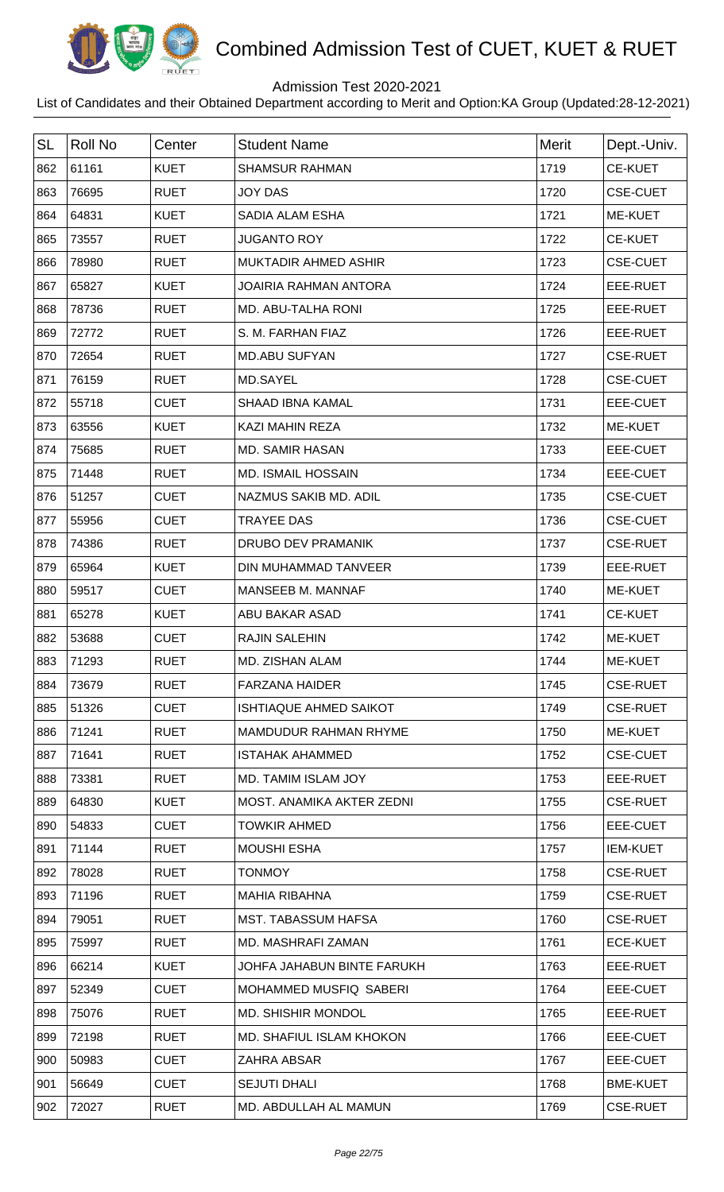# Combined Admission Test of CUET, KUET & RUET

Admission Test 2020-2021

List of Candidates and their Obtained Department according to Merit and Option:KA Group (Updated:28-12-2021)

| SL | Roll No | Center | Student Name | Merit | Dept.-Univ. |
|---|---|---|---|---|---|
| 862 | 61161 | KUET | SHAMSUR RAHMAN | 1719 | CE-KUET |
| 863 | 76695 | RUET | JOY DAS | 1720 | CSE-CUET |
| 864 | 64831 | KUET | SADIA ALAM ESHA | 1721 | ME-KUET |
| 865 | 73557 | RUET | JUGANTO ROY | 1722 | CE-KUET |
| 866 | 78980 | RUET | MUKTADIR AHMED ASHIR | 1723 | CSE-CUET |
| 867 | 65827 | KUET | JOAIRIA RAHMAN ANTORA | 1724 | EEE-RUET |
| 868 | 78736 | RUET | MD. ABU-TALHA RONI | 1725 | EEE-RUET |
| 869 | 72772 | RUET | S. M. FARHAN FIAZ | 1726 | EEE-RUET |
| 870 | 72654 | RUET | MD.ABU SUFYAN | 1727 | CSE-RUET |
| 871 | 76159 | RUET | MD.SAYEL | 1728 | CSE-CUET |
| 872 | 55718 | CUET | SHAAD IBNA KAMAL | 1731 | EEE-CUET |
| 873 | 63556 | KUET | KAZI MAHIN REZA | 1732 | ME-KUET |
| 874 | 75685 | RUET | MD. SAMIR HASAN | 1733 | EEE-CUET |
| 875 | 71448 | RUET | MD. ISMAIL HOSSAIN | 1734 | EEE-CUET |
| 876 | 51257 | CUET | NAZMUS SAKIB MD. ADIL | 1735 | CSE-CUET |
| 877 | 55956 | CUET | TRAYEE DAS | 1736 | CSE-CUET |
| 878 | 74386 | RUET | DRUBO DEV PRAMANIK | 1737 | CSE-RUET |
| 879 | 65964 | KUET | DIN MUHAMMAD TANVEER | 1739 | EEE-RUET |
| 880 | 59517 | CUET | MANSEEB M. MANNAF | 1740 | ME-KUET |
| 881 | 65278 | KUET | ABU BAKAR ASAD | 1741 | CE-KUET |
| 882 | 53688 | CUET | RAJIN SALEHIN | 1742 | ME-KUET |
| 883 | 71293 | RUET | MD. ZISHAN ALAM | 1744 | ME-KUET |
| 884 | 73679 | RUET | FARZANA HAIDER | 1745 | CSE-RUET |
| 885 | 51326 | CUET | ISHTIAQUE AHMED SAIKOT | 1749 | CSE-RUET |
| 886 | 71241 | RUET | MAMDUDUR RAHMAN RHYME | 1750 | ME-KUET |
| 887 | 71641 | RUET | ISTAHAK AHAMMED | 1752 | CSE-CUET |
| 888 | 73381 | RUET | MD. TAMIM ISLAM JOY | 1753 | EEE-RUET |
| 889 | 64830 | KUET | MOST. ANAMIKA AKTER ZEDNI | 1755 | CSE-RUET |
| 890 | 54833 | CUET | TOWKIR AHMED | 1756 | EEE-CUET |
| 891 | 71144 | RUET | MOUSHI ESHA | 1757 | IEM-KUET |
| 892 | 78028 | RUET | TONMOY | 1758 | CSE-RUET |
| 893 | 71196 | RUET | MAHIA RIBAHNA | 1759 | CSE-RUET |
| 894 | 79051 | RUET | MST. TABASSUM HAFSA | 1760 | CSE-RUET |
| 895 | 75997 | RUET | MD. MASHRAFI ZAMAN | 1761 | ECE-KUET |
| 896 | 66214 | KUET | JOHFA JAHABUN BINTE FARUKH | 1763 | EEE-RUET |
| 897 | 52349 | CUET | MOHAMMED MUSFIQ SABERI | 1764 | EEE-CUET |
| 898 | 75076 | RUET | MD. SHISHIR MONDOL | 1765 | EEE-RUET |
| 899 | 72198 | RUET | MD. SHAFIUL ISLAM KHOKON | 1766 | EEE-CUET |
| 900 | 50983 | CUET | ZAHRA ABSAR | 1767 | EEE-CUET |
| 901 | 56649 | CUET | SEJUTI DHALI | 1768 | BME-KUET |
| 902 | 72027 | RUET | MD. ABDULLAH AL MAMUN | 1769 | CSE-RUET |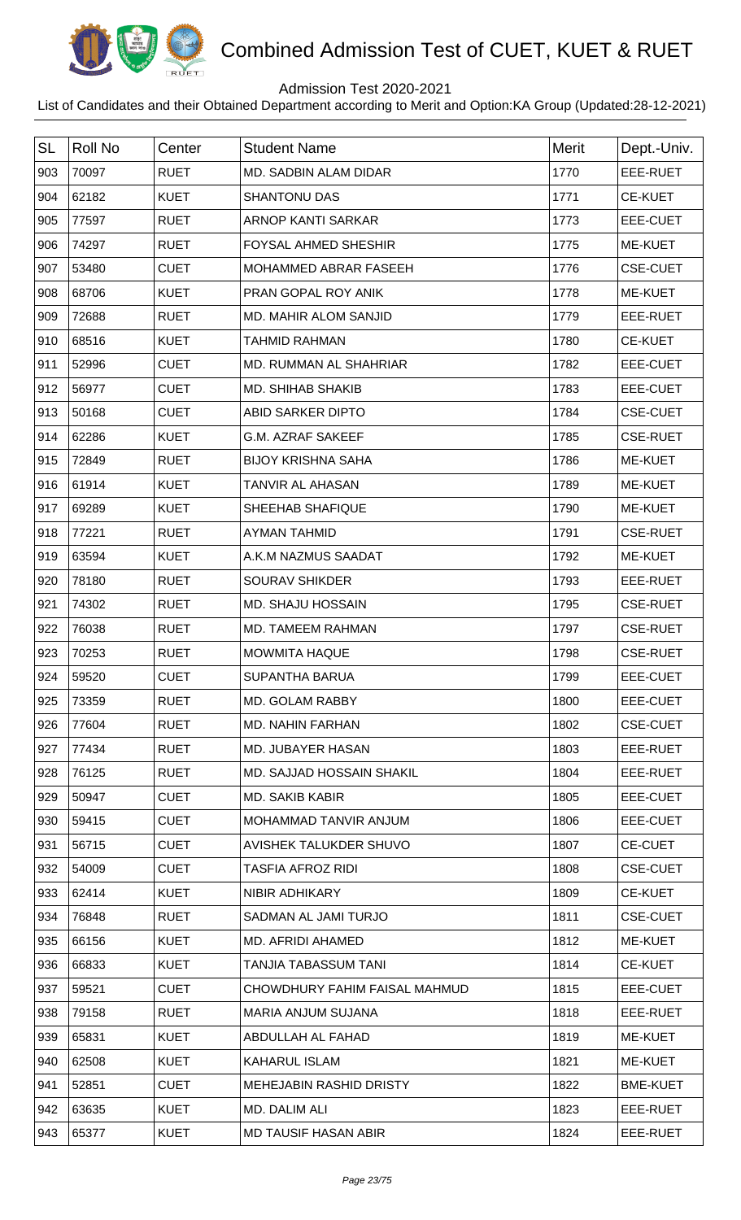# Combined Admission Test of CUET, KUET & RUET

Admission Test 2020-2021

List of Candidates and their Obtained Department according to Merit and Option:KA Group (Updated:28-12-2021)

| SL | Roll No | Center | Student Name | Merit | Dept.-Univ. |
|---|---|---|---|---|---|
| 903 | 70097 | RUET | MD. SADBIN ALAM DIDAR | 1770 | EEE-RUET |
| 904 | 62182 | KUET | SHANTONU DAS | 1771 | CE-KUET |
| 905 | 77597 | RUET | ARNOP KANTI SARKAR | 1773 | EEE-CUET |
| 906 | 74297 | RUET | FOYSAL AHMED SHESHIR | 1775 | ME-KUET |
| 907 | 53480 | CUET | MOHAMMED ABRAR FASEEH | 1776 | CSE-CUET |
| 908 | 68706 | KUET | PRAN GOPAL ROY ANIK | 1778 | ME-KUET |
| 909 | 72688 | RUET | MD. MAHIR ALOM SANJID | 1779 | EEE-RUET |
| 910 | 68516 | KUET | TAHMID RAHMAN | 1780 | CE-KUET |
| 911 | 52996 | CUET | MD. RUMMAN AL SHAHRIAR | 1782 | EEE-CUET |
| 912 | 56977 | CUET | MD. SHIHAB SHAKIB | 1783 | EEE-CUET |
| 913 | 50168 | CUET | ABID SARKER DIPTO | 1784 | CSE-CUET |
| 914 | 62286 | KUET | G.M. AZRAF SAKEEF | 1785 | CSE-RUET |
| 915 | 72849 | RUET | BIJOY KRISHNA SAHA | 1786 | ME-KUET |
| 916 | 61914 | KUET | TANVIR AL AHASAN | 1789 | ME-KUET |
| 917 | 69289 | KUET | SHEEHAB SHAFIQUE | 1790 | ME-KUET |
| 918 | 77221 | RUET | AYMAN TAHMID | 1791 | CSE-RUET |
| 919 | 63594 | KUET | A.K.M NAZMUS SAADAT | 1792 | ME-KUET |
| 920 | 78180 | RUET | SOURAV SHIKDER | 1793 | EEE-RUET |
| 921 | 74302 | RUET | MD. SHAJU HOSSAIN | 1795 | CSE-RUET |
| 922 | 76038 | RUET | MD. TAMEEM RAHMAN | 1797 | CSE-RUET |
| 923 | 70253 | RUET | MOWMITA HAQUE | 1798 | CSE-RUET |
| 924 | 59520 | CUET | SUPANTHA BARUA | 1799 | EEE-CUET |
| 925 | 73359 | RUET | MD. GOLAM RABBY | 1800 | EEE-CUET |
| 926 | 77604 | RUET | MD. NAHIN FARHAN | 1802 | CSE-CUET |
| 927 | 77434 | RUET | MD. JUBAYER HASAN | 1803 | EEE-RUET |
| 928 | 76125 | RUET | MD. SAJJAD HOSSAIN SHAKIL | 1804 | EEE-RUET |
| 929 | 50947 | CUET | MD. SAKIB KABIR | 1805 | EEE-CUET |
| 930 | 59415 | CUET | MOHAMMAD TANVIR ANJUM | 1806 | EEE-CUET |
| 931 | 56715 | CUET | AVISHEK TALUKDER SHUVO | 1807 | CE-CUET |
| 932 | 54009 | CUET | TASFIA AFROZ RIDI | 1808 | CSE-CUET |
| 933 | 62414 | KUET | NIBIR ADHIKARY | 1809 | CE-KUET |
| 934 | 76848 | RUET | SADMAN AL JAMI TURJO | 1811 | CSE-CUET |
| 935 | 66156 | KUET | MD. AFRIDI AHAMED | 1812 | ME-KUET |
| 936 | 66833 | KUET | TANJIA TABASSUM TANI | 1814 | CE-KUET |
| 937 | 59521 | CUET | CHOWDHURY FAHIM FAISAL MAHMUD | 1815 | EEE-CUET |
| 938 | 79158 | RUET | MARIA ANJUM SUJANA | 1818 | EEE-RUET |
| 939 | 65831 | KUET | ABDULLAH AL FAHAD | 1819 | ME-KUET |
| 940 | 62508 | KUET | KAHARUL ISLAM | 1821 | ME-KUET |
| 941 | 52851 | CUET | MEHEJABIN RASHID DRISTY | 1822 | BME-KUET |
| 942 | 63635 | KUET | MD. DALIM ALI | 1823 | EEE-RUET |
| 943 | 65377 | KUET | MD TAUSIF HASAN ABIR | 1824 | EEE-RUET |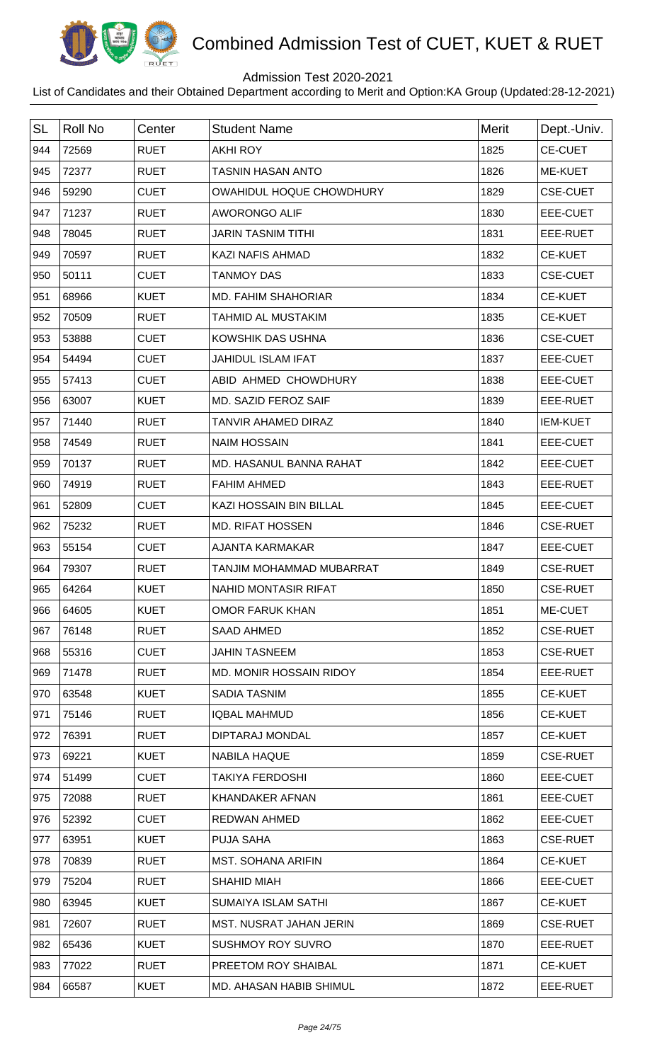# Combined Admission Test of CUET, KUET & RUET

Admission Test 2020-2021

List of Candidates and their Obtained Department according to Merit and Option:KA Group (Updated:28-12-2021)

| SL | Roll No | Center | Student Name | Merit | Dept.-Univ. |
|---|---|---|---|---|---|
| 944 | 72569 | RUET | AKHI ROY | 1825 | CE-CUET |
| 945 | 72377 | RUET | TASNIN HASAN ANTO | 1826 | ME-KUET |
| 946 | 59290 | CUET | OWAHIDUL HOQUE CHOWDHURY | 1829 | CSE-CUET |
| 947 | 71237 | RUET | AWORONGO ALIF | 1830 | EEE-CUET |
| 948 | 78045 | RUET | JARIN TASNIM TITHI | 1831 | EEE-RUET |
| 949 | 70597 | RUET | KAZI NAFIS AHMAD | 1832 | CE-KUET |
| 950 | 50111 | CUET | TANMOY DAS | 1833 | CSE-CUET |
| 951 | 68966 | KUET | MD. FAHIM SHAHORIAR | 1834 | CE-KUET |
| 952 | 70509 | RUET | TAHMID AL MUSTAKIM | 1835 | CE-KUET |
| 953 | 53888 | CUET | KOWSHIK DAS USHNA | 1836 | CSE-CUET |
| 954 | 54494 | CUET | JAHIDUL ISLAM IFAT | 1837 | EEE-CUET |
| 955 | 57413 | CUET | ABID AHMED CHOWDHURY | 1838 | EEE-CUET |
| 956 | 63007 | KUET | MD. SAZID FEROZ SAIF | 1839 | EEE-RUET |
| 957 | 71440 | RUET | TANVIR AHAMED DIRAZ | 1840 | IEM-KUET |
| 958 | 74549 | RUET | NAIM HOSSAIN | 1841 | EEE-CUET |
| 959 | 70137 | RUET | MD. HASANUL BANNA RAHAT | 1842 | EEE-CUET |
| 960 | 74919 | RUET | FAHIM AHMED | 1843 | EEE-RUET |
| 961 | 52809 | CUET | KAZI HOSSAIN BIN BILLAL | 1845 | EEE-CUET |
| 962 | 75232 | RUET | MD. RIFAT HOSSEN | 1846 | CSE-RUET |
| 963 | 55154 | CUET | AJANTA KARMAKAR | 1847 | EEE-CUET |
| 964 | 79307 | RUET | TANJIM MOHAMMAD MUBARRAT | 1849 | CSE-RUET |
| 965 | 64264 | KUET | NAHID MONTASIR RIFAT | 1850 | CSE-RUET |
| 966 | 64605 | KUET | OMOR FARUK KHAN | 1851 | ME-CUET |
| 967 | 76148 | RUET | SAAD AHMED | 1852 | CSE-RUET |
| 968 | 55316 | CUET | JAHIN TASNEEM | 1853 | CSE-RUET |
| 969 | 71478 | RUET | MD. MONIR HOSSAIN RIDOY | 1854 | EEE-RUET |
| 970 | 63548 | KUET | SADIA TASNIM | 1855 | CE-KUET |
| 971 | 75146 | RUET | IQBAL MAHMUD | 1856 | CE-KUET |
| 972 | 76391 | RUET | DIPTARAJ MONDAL | 1857 | CE-KUET |
| 973 | 69221 | KUET | NABILA HAQUE | 1859 | CSE-RUET |
| 974 | 51499 | CUET | TAKIYA FERDOSHI | 1860 | EEE-CUET |
| 975 | 72088 | RUET | KHANDAKER AFNAN | 1861 | EEE-CUET |
| 976 | 52392 | CUET | REDWAN AHMED | 1862 | EEE-CUET |
| 977 | 63951 | KUET | PUJA SAHA | 1863 | CSE-RUET |
| 978 | 70839 | RUET | MST. SOHANA ARIFIN | 1864 | CE-KUET |
| 979 | 75204 | RUET | SHAHID MIAH | 1866 | EEE-CUET |
| 980 | 63945 | KUET | SUMAIYA ISLAM SATHI | 1867 | CE-KUET |
| 981 | 72607 | RUET | MST. NUSRAT JAHAN JERIN | 1869 | CSE-RUET |
| 982 | 65436 | KUET | SUSHMOY ROY SUVRO | 1870 | EEE-RUET |
| 983 | 77022 | RUET | PREETOM ROY SHAIBAL | 1871 | CE-KUET |
| 984 | 66587 | KUET | MD. AHASAN HABIB SHIMUL | 1872 | EEE-RUET |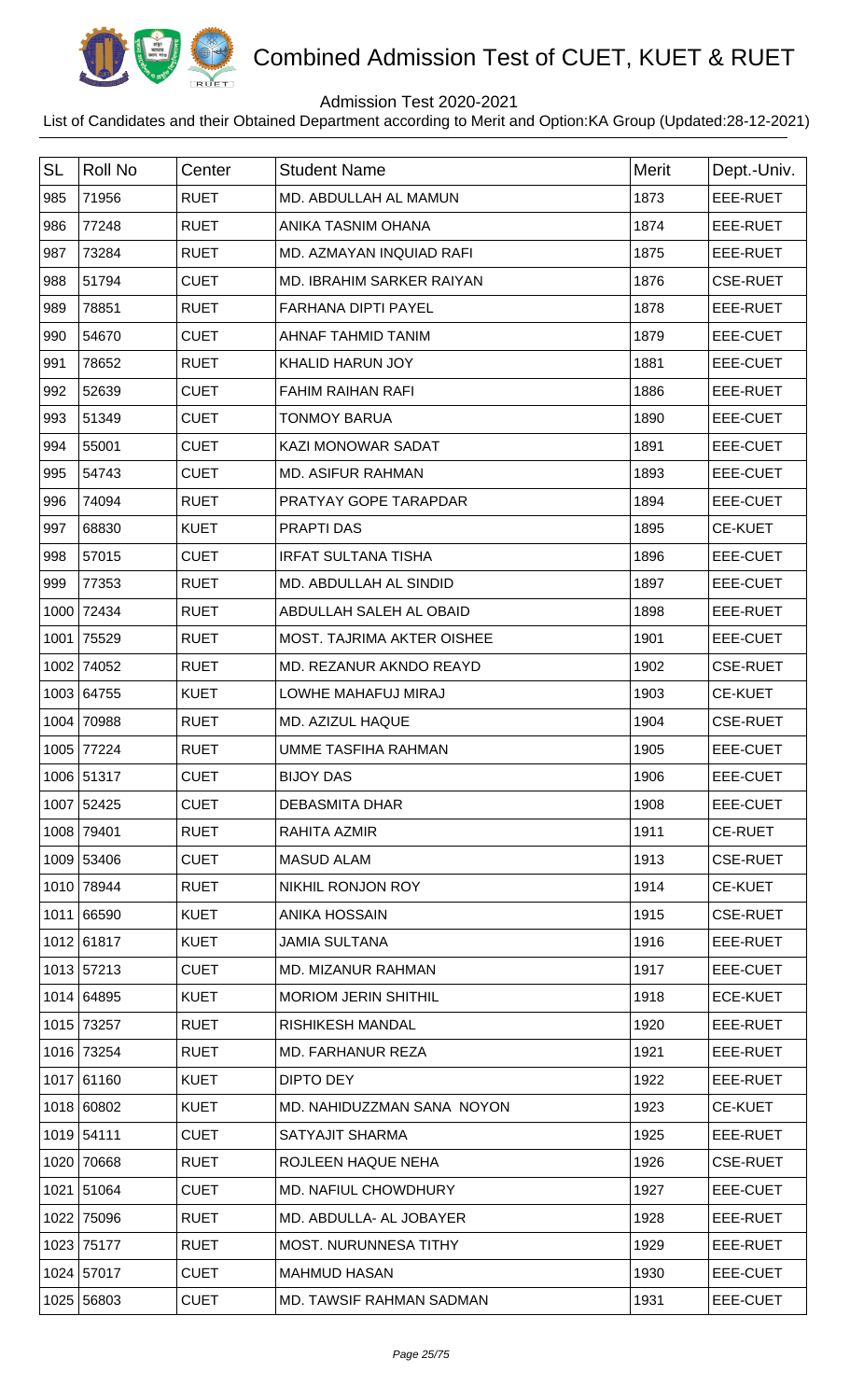# Combined Admission Test of CUET, KUET & RUET

Admission Test 2020-2021

List of Candidates and their Obtained Department according to Merit and Option:KA Group (Updated:28-12-2021)

| SL | Roll No | Center | Student Name | Merit | Dept.-Univ. |
|---|---|---|---|---|---|
| 985 | 71956 | RUET | MD. ABDULLAH AL MAMUN | 1873 | EEE-RUET |
| 986 | 77248 | RUET | ANIKA TASNIM OHANA | 1874 | EEE-RUET |
| 987 | 73284 | RUET | MD. AZMAYAN INQUIAD RAFI | 1875 | EEE-RUET |
| 988 | 51794 | CUET | MD. IBRAHIM SARKER RAIYAN | 1876 | CSE-RUET |
| 989 | 78851 | RUET | FARHANA DIPTI PAYEL | 1878 | EEE-RUET |
| 990 | 54670 | CUET | AHNAF TAHMID TANIM | 1879 | EEE-CUET |
| 991 | 78652 | RUET | KHALID HARUN JOY | 1881 | EEE-CUET |
| 992 | 52639 | CUET | FAHIM RAIHAN RAFI | 1886 | EEE-RUET |
| 993 | 51349 | CUET | TONMOY BARUA | 1890 | EEE-CUET |
| 994 | 55001 | CUET | KAZI MONOWAR SADAT | 1891 | EEE-CUET |
| 995 | 54743 | CUET | MD. ASIFUR RAHMAN | 1893 | EEE-CUET |
| 996 | 74094 | RUET | PRATYAY GOPE TARAPDAR | 1894 | EEE-CUET |
| 997 | 68830 | KUET | PRAPTI DAS | 1895 | CE-KUET |
| 998 | 57015 | CUET | IRFAT SULTANA TISHA | 1896 | EEE-CUET |
| 999 | 77353 | RUET | MD. ABDULLAH AL SINDID | 1897 | EEE-CUET |
| 1000 | 72434 | RUET | ABDULLAH SALEH AL OBAID | 1898 | EEE-RUET |
| 1001 | 75529 | RUET | MOST. TAJRIMA AKTER OISHEE | 1901 | EEE-CUET |
| 1002 | 74052 | RUET | MD. REZANUR AKNDO REAYD | 1902 | CSE-RUET |
| 1003 | 64755 | KUET | LOWHE MAHAFUJ MIRAJ | 1903 | CE-KUET |
| 1004 | 70988 | RUET | MD. AZIZUL HAQUE | 1904 | CSE-RUET |
| 1005 | 77224 | RUET | UMME TASFIHA RAHMAN | 1905 | EEE-CUET |
| 1006 | 51317 | CUET | BIJOY DAS | 1906 | EEE-CUET |
| 1007 | 52425 | CUET | DEBASMITA DHAR | 1908 | EEE-CUET |
| 1008 | 79401 | RUET | RAHITA AZMIR | 1911 | CE-RUET |
| 1009 | 53406 | CUET | MASUD ALAM | 1913 | CSE-RUET |
| 1010 | 78944 | RUET | NIKHIL RONJON ROY | 1914 | CE-KUET |
| 1011 | 66590 | KUET | ANIKA HOSSAIN | 1915 | CSE-RUET |
| 1012 | 61817 | KUET | JAMIA SULTANA | 1916 | EEE-RUET |
| 1013 | 57213 | CUET | MD. MIZANUR RAHMAN | 1917 | EEE-CUET |
| 1014 | 64895 | KUET | MORIOM JERIN SHITHIL | 1918 | ECE-KUET |
| 1015 | 73257 | RUET | RISHIKESH MANDAL | 1920 | EEE-RUET |
| 1016 | 73254 | RUET | MD. FARHANUR REZA | 1921 | EEE-RUET |
| 1017 | 61160 | KUET | DIPTO DEY | 1922 | EEE-RUET |
| 1018 | 60802 | KUET | MD. NAHIDUZZMAN SANA NOYON | 1923 | CE-KUET |
| 1019 | 54111 | CUET | SATYAJIT SHARMA | 1925 | EEE-RUET |
| 1020 | 70668 | RUET | ROJLEEN HAQUE NEHA | 1926 | CSE-RUET |
| 1021 | 51064 | CUET | MD. NAFIUL CHOWDHURY | 1927 | EEE-CUET |
| 1022 | 75096 | RUET | MD. ABDULLA- AL JOBAYER | 1928 | EEE-RUET |
| 1023 | 75177 | RUET | MOST. NURUNNESA TITHY | 1929 | EEE-RUET |
| 1024 | 57017 | CUET | MAHMUD HASAN | 1930 | EEE-CUET |
| 1025 | 56803 | CUET | MD. TAWSIF RAHMAN SADMAN | 1931 | EEE-CUET |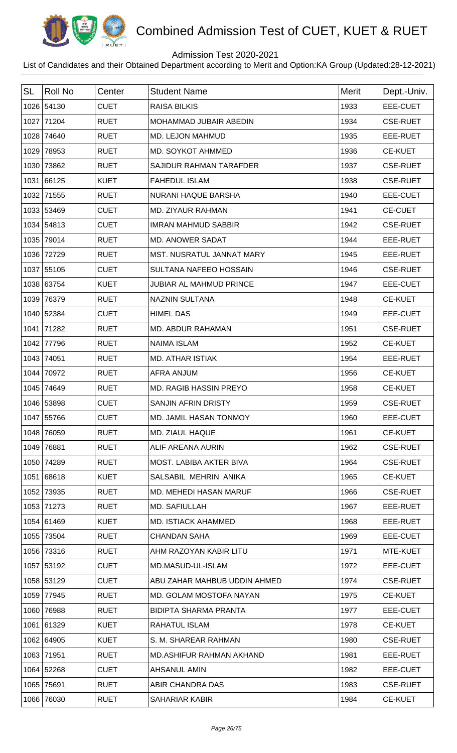# Combined Admission Test of CUET, KUET & RUET

Admission Test 2020-2021

List of Candidates and their Obtained Department according to Merit and Option:KA Group (Updated:28-12-2021)

| SL | Roll No | Center | Student Name | Merit | Dept.-Univ. |
|---|---|---|---|---|---|
| 1026 | 54130 | CUET | RAISA BILKIS | 1933 | EEE-CUET |
| 1027 | 71204 | RUET | MOHAMMAD JUBAIR ABEDIN | 1934 | CSE-RUET |
| 1028 | 74640 | RUET | MD. LEJON MAHMUD | 1935 | EEE-RUET |
| 1029 | 78953 | RUET | MD. SOYKOT AHMMED | 1936 | CE-KUET |
| 1030 | 73862 | RUET | SAJIDUR RAHMAN TARAFDER | 1937 | CSE-RUET |
| 1031 | 66125 | KUET | FAHEDUL ISLAM | 1938 | CSE-RUET |
| 1032 | 71555 | RUET | NURANI HAQUE BARSHA | 1940 | EEE-CUET |
| 1033 | 53469 | CUET | MD. ZIYAUR RAHMAN | 1941 | CE-CUET |
| 1034 | 54813 | CUET | IMRAN MAHMUD SABBIR | 1942 | CSE-RUET |
| 1035 | 79014 | RUET | MD. ANOWER SADAT | 1944 | EEE-RUET |
| 1036 | 72729 | RUET | MST. NUSRATUL JANNAT MARY | 1945 | EEE-RUET |
| 1037 | 55105 | CUET | SULTANA NAFEEO HOSSAIN | 1946 | CSE-RUET |
| 1038 | 63754 | KUET | JUBIAR AL MAHMUD PRINCE | 1947 | EEE-CUET |
| 1039 | 76379 | RUET | NAZNIN SULTANA | 1948 | CE-KUET |
| 1040 | 52384 | CUET | HIMEL DAS | 1949 | EEE-CUET |
| 1041 | 71282 | RUET | MD. ABDUR RAHAMAN | 1951 | CSE-RUET |
| 1042 | 77796 | RUET | NAIMA ISLAM | 1952 | CE-KUET |
| 1043 | 74051 | RUET | MD. ATHAR ISTIAK | 1954 | EEE-RUET |
| 1044 | 70972 | RUET | AFRA ANJUM | 1956 | CE-KUET |
| 1045 | 74649 | RUET | MD. RAGIB HASSIN PREYO | 1958 | CE-KUET |
| 1046 | 53898 | CUET | SANJIN AFRIN DRISTY | 1959 | CSE-RUET |
| 1047 | 55766 | CUET | MD. JAMIL HASAN TONMOY | 1960 | EEE-CUET |
| 1048 | 76059 | RUET | MD. ZIAUL HAQUE | 1961 | CE-KUET |
| 1049 | 76881 | RUET | ALIF AREANA AURIN | 1962 | CSE-RUET |
| 1050 | 74289 | RUET | MOST. LABIBA AKTER BIVA | 1964 | CSE-RUET |
| 1051 | 68618 | KUET | SALSABIL MEHRIN ANIKA | 1965 | CE-KUET |
| 1052 | 73935 | RUET | MD. MEHEDI HASAN MARUF | 1966 | CSE-RUET |
| 1053 | 71273 | RUET | MD. SAFIULLAH | 1967 | EEE-RUET |
| 1054 | 61469 | KUET | MD. ISTIACK AHAMMED | 1968 | EEE-RUET |
| 1055 | 73504 | RUET | CHANDAN SAHA | 1969 | EEE-CUET |
| 1056 | 73316 | RUET | AHM RAZOYAN KABIR LITU | 1971 | MTE-KUET |
| 1057 | 53192 | CUET | MD.MASUD-UL-ISLAM | 1972 | EEE-CUET |
| 1058 | 53129 | CUET | ABU ZAHAR MAHBUB UDDIN AHMED | 1974 | CSE-RUET |
| 1059 | 77945 | RUET | MD. GOLAM MOSTOFA NAYAN | 1975 | CE-KUET |
| 1060 | 76988 | RUET | BIDIPTA SHARMA PRANTA | 1977 | EEE-CUET |
| 1061 | 61329 | KUET | RAHATUL ISLAM | 1978 | CE-KUET |
| 1062 | 64905 | KUET | S. M. SHAREAR RAHMAN | 1980 | CSE-RUET |
| 1063 | 71951 | RUET | MD.ASHIFUR RAHMAN AKHAND | 1981 | EEE-RUET |
| 1064 | 52268 | CUET | AHSANUL AMIN | 1982 | EEE-CUET |
| 1065 | 75691 | RUET | ABIR CHANDRA DAS | 1983 | CSE-RUET |
| 1066 | 76030 | RUET | SAHARIAR KABIR | 1984 | CE-KUET |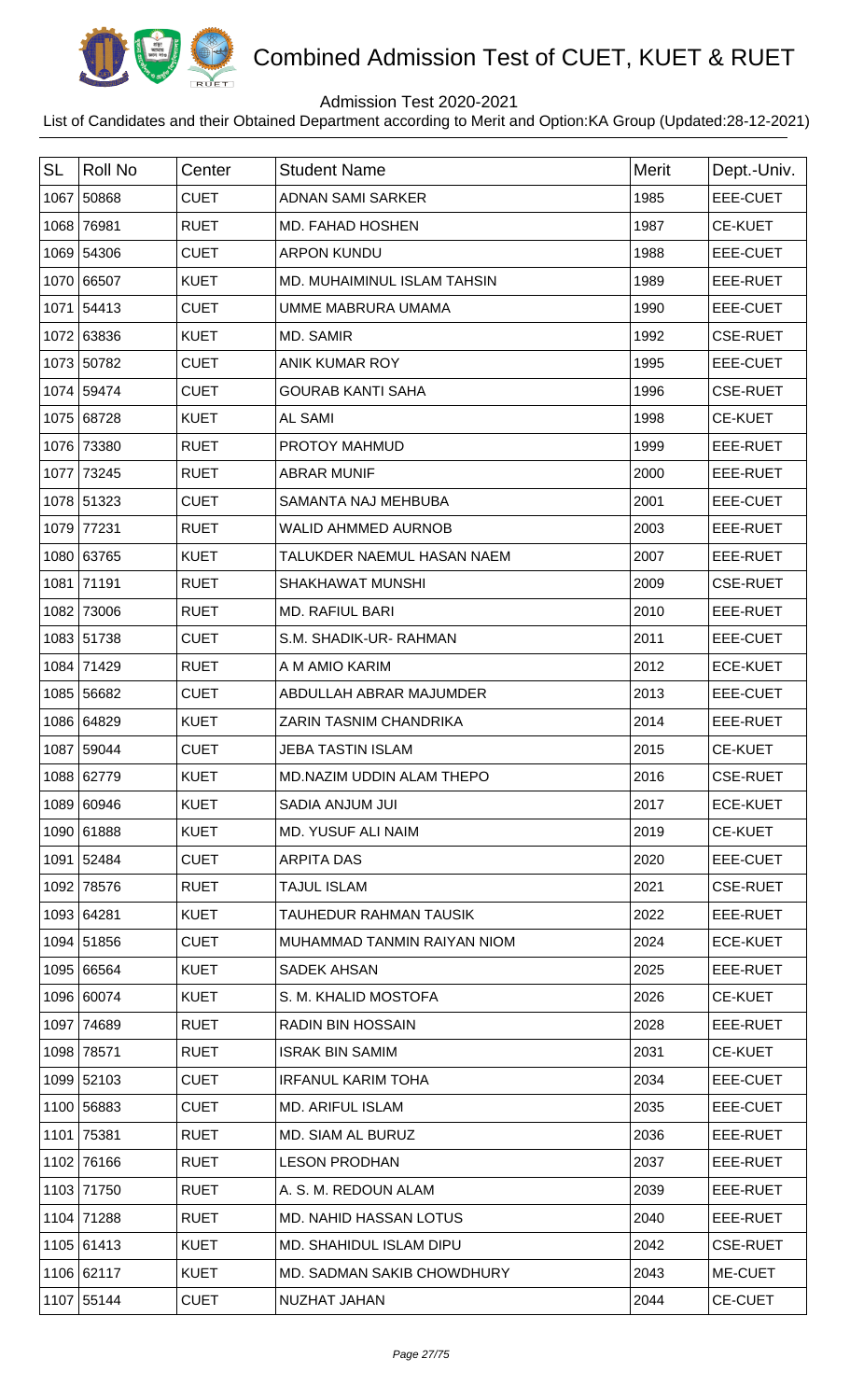# Combined Admission Test of CUET, KUET & RUET

Admission Test 2020-2021

List of Candidates and their Obtained Department according to Merit and Option:KA Group (Updated:28-12-2021)

| SL | Roll No | Center | Student Name | Merit | Dept.-Univ. |
|---|---|---|---|---|---|
| 1067 | 50868 | CUET | ADNAN SAMI SARKER | 1985 | EEE-CUET |
| 1068 | 76981 | RUET | MD. FAHAD HOSHEN | 1987 | CE-KUET |
| 1069 | 54306 | CUET | ARPON KUNDU | 1988 | EEE-CUET |
| 1070 | 66507 | KUET | MD. MUHAIMINUL ISLAM TAHSIN | 1989 | EEE-RUET |
| 1071 | 54413 | CUET | UMME MABRURA UMAMA | 1990 | EEE-CUET |
| 1072 | 63836 | KUET | MD. SAMIR | 1992 | CSE-RUET |
| 1073 | 50782 | CUET | ANIK KUMAR ROY | 1995 | EEE-CUET |
| 1074 | 59474 | CUET | GOURAB KANTI SAHA | 1996 | CSE-RUET |
| 1075 | 68728 | KUET | AL SAMI | 1998 | CE-KUET |
| 1076 | 73380 | RUET | PROTOY MAHMUD | 1999 | EEE-RUET |
| 1077 | 73245 | RUET | ABRAR MUNIF | 2000 | EEE-RUET |
| 1078 | 51323 | CUET | SAMANTA NAJ MEHBUBA | 2001 | EEE-CUET |
| 1079 | 77231 | RUET | WALID AHMMED AURNOB | 2003 | EEE-RUET |
| 1080 | 63765 | KUET | TALUKDER NAEMUL HASAN NAEM | 2007 | EEE-RUET |
| 1081 | 71191 | RUET | SHAKHAWAT MUNSHI | 2009 | CSE-RUET |
| 1082 | 73006 | RUET | MD. RAFIUL BARI | 2010 | EEE-RUET |
| 1083 | 51738 | CUET | S.M. SHADIK-UR- RAHMAN | 2011 | EEE-CUET |
| 1084 | 71429 | RUET | A M AMIO KARIM | 2012 | ECE-KUET |
| 1085 | 56682 | CUET | ABDULLAH ABRAR MAJUMDER | 2013 | EEE-CUET |
| 1086 | 64829 | KUET | ZARIN TASNIM CHANDRIKA | 2014 | EEE-RUET |
| 1087 | 59044 | CUET | JEBA TASTIN ISLAM | 2015 | CE-KUET |
| 1088 | 62779 | KUET | MD.NAZIM UDDIN ALAM THEPO | 2016 | CSE-RUET |
| 1089 | 60946 | KUET | SADIA ANJUM JUI | 2017 | ECE-KUET |
| 1090 | 61888 | KUET | MD. YUSUF ALI NAIM | 2019 | CE-KUET |
| 1091 | 52484 | CUET | ARPITA DAS | 2020 | EEE-CUET |
| 1092 | 78576 | RUET | TAJUL ISLAM | 2021 | CSE-RUET |
| 1093 | 64281 | KUET | TAUHEDUR RAHMAN TAUSIK | 2022 | EEE-RUET |
| 1094 | 51856 | CUET | MUHAMMAD TANMIN RAIYAN NIOM | 2024 | ECE-KUET |
| 1095 | 66564 | KUET | SADEK AHSAN | 2025 | EEE-RUET |
| 1096 | 60074 | KUET | S. M. KHALID MOSTOFA | 2026 | CE-KUET |
| 1097 | 74689 | RUET | RADIN BIN HOSSAIN | 2028 | EEE-RUET |
| 1098 | 78571 | RUET | ISRAK BIN SAMIM | 2031 | CE-KUET |
| 1099 | 52103 | CUET | IRFANUL KARIM TOHA | 2034 | EEE-CUET |
| 1100 | 56883 | CUET | MD. ARIFUL ISLAM | 2035 | EEE-CUET |
| 1101 | 75381 | RUET | MD. SIAM AL BURUZ | 2036 | EEE-RUET |
| 1102 | 76166 | RUET | LESON PRODHAN | 2037 | EEE-RUET |
| 1103 | 71750 | RUET | A. S. M. REDOUN ALAM | 2039 | EEE-RUET |
| 1104 | 71288 | RUET | MD. NAHID HASSAN LOTUS | 2040 | EEE-RUET |
| 1105 | 61413 | KUET | MD. SHAHIDUL ISLAM DIPU | 2042 | CSE-RUET |
| 1106 | 62117 | KUET | MD. SADMAN SAKIB CHOWDHURY | 2043 | ME-CUET |
| 1107 | 55144 | CUET | NUZHAT JAHAN | 2044 | CE-CUET |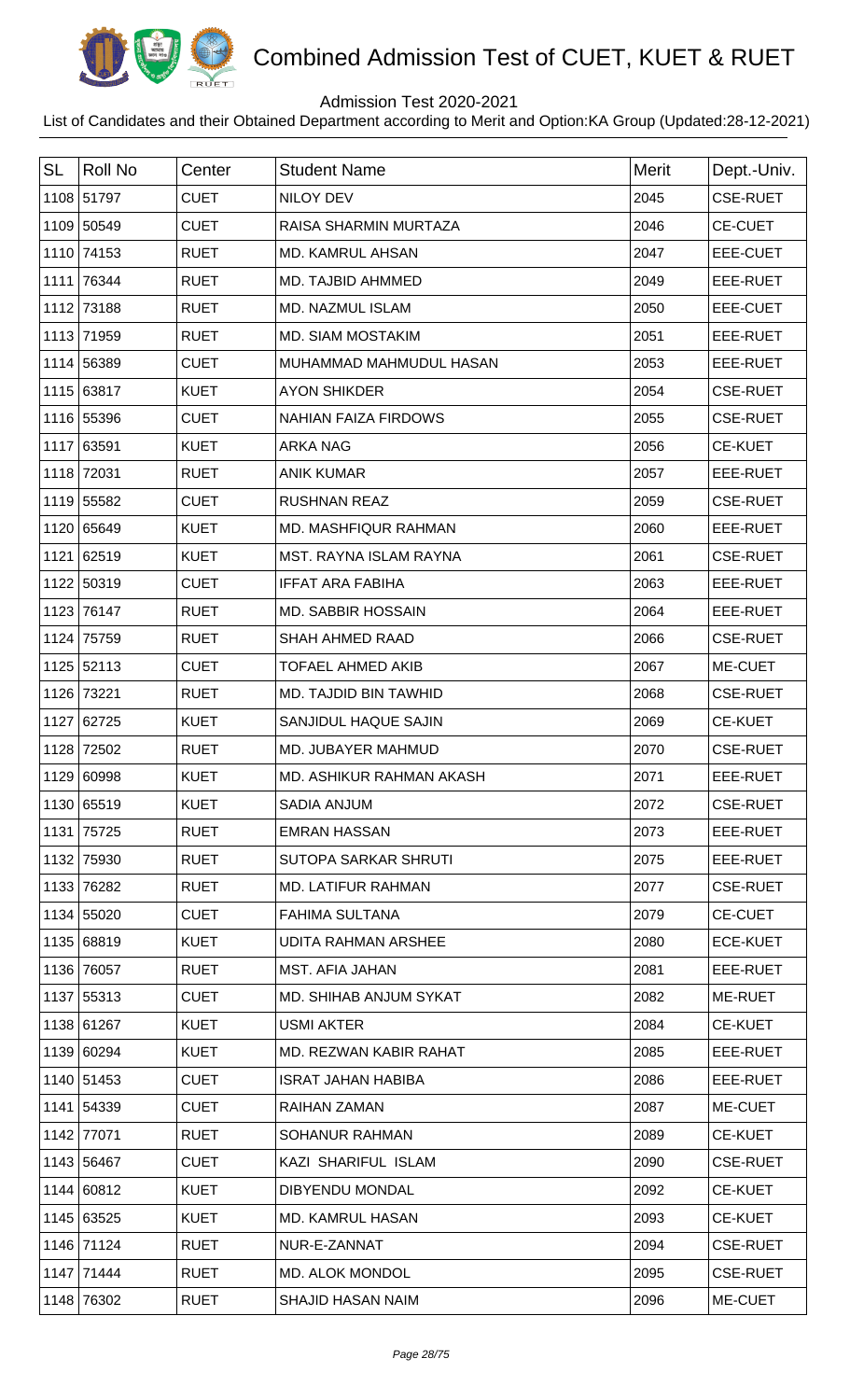# Combined Admission Test of CUET, KUET & RUET

Admission Test 2020-2021

List of Candidates and their Obtained Department according to Merit and Option:KA Group (Updated:28-12-2021)

| SL | Roll No | Center | Student Name | Merit | Dept.-Univ. |
|---|---|---|---|---|---|
| 1108 | 51797 | CUET | NILOY DEV | 2045 | CSE-RUET |
| 1109 | 50549 | CUET | RAISA SHARMIN MURTAZA | 2046 | CE-CUET |
| 1110 | 74153 | RUET | MD. KAMRUL AHSAN | 2047 | EEE-CUET |
| 1111 | 76344 | RUET | MD. TAJBID AHMMED | 2049 | EEE-RUET |
| 1112 | 73188 | RUET | MD. NAZMUL ISLAM | 2050 | EEE-CUET |
| 1113 | 71959 | RUET | MD. SIAM MOSTAKIM | 2051 | EEE-RUET |
| 1114 | 56389 | CUET | MUHAMMAD MAHMUDUL HASAN | 2053 | EEE-RUET |
| 1115 | 63817 | KUET | AYON SHIKDER | 2054 | CSE-RUET |
| 1116 | 55396 | CUET | NAHIAN FAIZA FIRDOWS | 2055 | CSE-RUET |
| 1117 | 63591 | KUET | ARKA NAG | 2056 | CE-KUET |
| 1118 | 72031 | RUET | ANIK KUMAR | 2057 | EEE-RUET |
| 1119 | 55582 | CUET | RUSHNAN REAZ | 2059 | CSE-RUET |
| 1120 | 65649 | KUET | MD. MASHFIQUR RAHMAN | 2060 | EEE-RUET |
| 1121 | 62519 | KUET | MST. RAYNA ISLAM RAYNA | 2061 | CSE-RUET |
| 1122 | 50319 | CUET | IFFAT ARA FABIHA | 2063 | EEE-RUET |
| 1123 | 76147 | RUET | MD. SABBIR HOSSAIN | 2064 | EEE-RUET |
| 1124 | 75759 | RUET | SHAH AHMED RAAD | 2066 | CSE-RUET |
| 1125 | 52113 | CUET | TOFAEL AHMED AKIB | 2067 | ME-CUET |
| 1126 | 73221 | RUET | MD. TAJDID BIN TAWHID | 2068 | CSE-RUET |
| 1127 | 62725 | KUET | SANJIDUL HAQUE SAJIN | 2069 | CE-KUET |
| 1128 | 72502 | RUET | MD. JUBAYER MAHMUD | 2070 | CSE-RUET |
| 1129 | 60998 | KUET | MD. ASHIKUR RAHMAN AKASH | 2071 | EEE-RUET |
| 1130 | 65519 | KUET | SADIA ANJUM | 2072 | CSE-RUET |
| 1131 | 75725 | RUET | EMRAN HASSAN | 2073 | EEE-RUET |
| 1132 | 75930 | RUET | SUTOPA SARKAR SHRUTI | 2075 | EEE-RUET |
| 1133 | 76282 | RUET | MD. LATIFUR RAHMAN | 2077 | CSE-RUET |
| 1134 | 55020 | CUET | FAHIMA SULTANA | 2079 | CE-CUET |
| 1135 | 68819 | KUET | UDITA RAHMAN ARSHEE | 2080 | ECE-KUET |
| 1136 | 76057 | RUET | MST. AFIA JAHAN | 2081 | EEE-RUET |
| 1137 | 55313 | CUET | MD. SHIHAB ANJUM SYKAT | 2082 | ME-RUET |
| 1138 | 61267 | KUET | USMI AKTER | 2084 | CE-KUET |
| 1139 | 60294 | KUET | MD. REZWAN KABIR RAHAT | 2085 | EEE-RUET |
| 1140 | 51453 | CUET | ISRAT JAHAN HABIBA | 2086 | EEE-RUET |
| 1141 | 54339 | CUET | RAIHAN ZAMAN | 2087 | ME-CUET |
| 1142 | 77071 | RUET | SOHANUR RAHMAN | 2089 | CE-KUET |
| 1143 | 56467 | CUET | KAZI SHARIFUL ISLAM | 2090 | CSE-RUET |
| 1144 | 60812 | KUET | DIBYENDU MONDAL | 2092 | CE-KUET |
| 1145 | 63525 | KUET | MD. KAMRUL HASAN | 2093 | CE-KUET |
| 1146 | 71124 | RUET | NUR-E-ZANNAT | 2094 | CSE-RUET |
| 1147 | 71444 | RUET | MD. ALOK MONDOL | 2095 | CSE-RUET |
| 1148 | 76302 | RUET | SHAJID HASAN NAIM | 2096 | ME-CUET |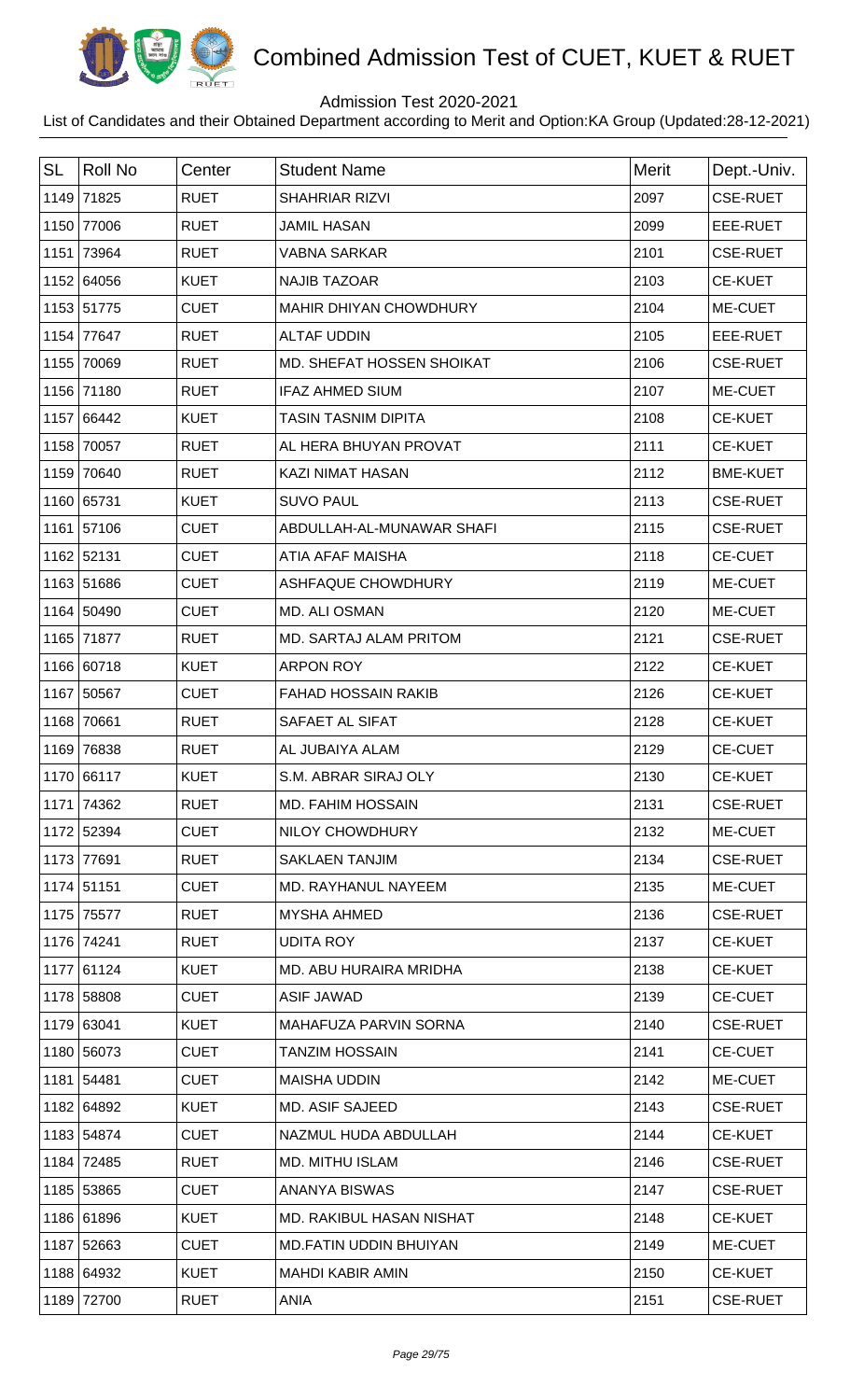# Combined Admission Test of CUET, KUET & RUET

Admission Test 2020-2021

List of Candidates and their Obtained Department according to Merit and Option:KA Group (Updated:28-12-2021)

| SL | Roll No | Center | Student Name | Merit | Dept.-Univ. |
|---|---|---|---|---|---|
| 1149 | 71825 | RUET | SHAHRIAR RIZVI | 2097 | CSE-RUET |
| 1150 | 77006 | RUET | JAMIL HASAN | 2099 | EEE-RUET |
| 1151 | 73964 | RUET | VABNA SARKAR | 2101 | CSE-RUET |
| 1152 | 64056 | KUET | NAJIB TAZOAR | 2103 | CE-KUET |
| 1153 | 51775 | CUET | MAHIR DHIYAN CHOWDHURY | 2104 | ME-CUET |
| 1154 | 77647 | RUET | ALTAF UDDIN | 2105 | EEE-RUET |
| 1155 | 70069 | RUET | MD. SHEFAT HOSSEN SHOIKAT | 2106 | CSE-RUET |
| 1156 | 71180 | RUET | IFAZ AHMED SIUM | 2107 | ME-CUET |
| 1157 | 66442 | KUET | TASIN TASNIM DIPITA | 2108 | CE-KUET |
| 1158 | 70057 | RUET | AL HERA BHUYAN PROVAT | 2111 | CE-KUET |
| 1159 | 70640 | RUET | KAZI NIMAT HASAN | 2112 | BME-KUET |
| 1160 | 65731 | KUET | SUVO PAUL | 2113 | CSE-RUET |
| 1161 | 57106 | CUET | ABDULLAH-AL-MUNAWAR SHAFI | 2115 | CSE-RUET |
| 1162 | 52131 | CUET | ATIA AFAF MAISHA | 2118 | CE-CUET |
| 1163 | 51686 | CUET | ASHFAQUE CHOWDHURY | 2119 | ME-CUET |
| 1164 | 50490 | CUET | MD. ALI OSMAN | 2120 | ME-CUET |
| 1165 | 71877 | RUET | MD. SARTAJ ALAM PRITOM | 2121 | CSE-RUET |
| 1166 | 60718 | KUET | ARPON ROY | 2122 | CE-KUET |
| 1167 | 50567 | CUET | FAHAD HOSSAIN RAKIB | 2126 | CE-KUET |
| 1168 | 70661 | RUET | SAFAET AL SIFAT | 2128 | CE-KUET |
| 1169 | 76838 | RUET | AL JUBAIYA ALAM | 2129 | CE-CUET |
| 1170 | 66117 | KUET | S.M. ABRAR SIRAJ OLY | 2130 | CE-KUET |
| 1171 | 74362 | RUET | MD. FAHIM HOSSAIN | 2131 | CSE-RUET |
| 1172 | 52394 | CUET | NILOY CHOWDHURY | 2132 | ME-CUET |
| 1173 | 77691 | RUET | SAKLAEN TANJIM | 2134 | CSE-RUET |
| 1174 | 51151 | CUET | MD. RAYHANUL NAYEEM | 2135 | ME-CUET |
| 1175 | 75577 | RUET | MYSHA AHMED | 2136 | CSE-RUET |
| 1176 | 74241 | RUET | UDITA ROY | 2137 | CE-KUET |
| 1177 | 61124 | KUET | MD. ABU HURAIRA MRIDHA | 2138 | CE-KUET |
| 1178 | 58808 | CUET | ASIF JAWAD | 2139 | CE-CUET |
| 1179 | 63041 | KUET | MAHAFUZA PARVIN SORNA | 2140 | CSE-RUET |
| 1180 | 56073 | CUET | TANZIM HOSSAIN | 2141 | CE-CUET |
| 1181 | 54481 | CUET | MAISHA UDDIN | 2142 | ME-CUET |
| 1182 | 64892 | KUET | MD. ASIF SAJEED | 2143 | CSE-RUET |
| 1183 | 54874 | CUET | NAZMUL HUDA ABDULLAH | 2144 | CE-KUET |
| 1184 | 72485 | RUET | MD. MITHU ISLAM | 2146 | CSE-RUET |
| 1185 | 53865 | CUET | ANANYA BISWAS | 2147 | CSE-RUET |
| 1186 | 61896 | KUET | MD. RAKIBUL HASAN NISHAT | 2148 | CE-KUET |
| 1187 | 52663 | CUET | MD.FATIN UDDIN BHUIYAN | 2149 | ME-CUET |
| 1188 | 64932 | KUET | MAHDI KABIR AMIN | 2150 | CE-KUET |
| 1189 | 72700 | RUET | ANIA | 2151 | CSE-RUET |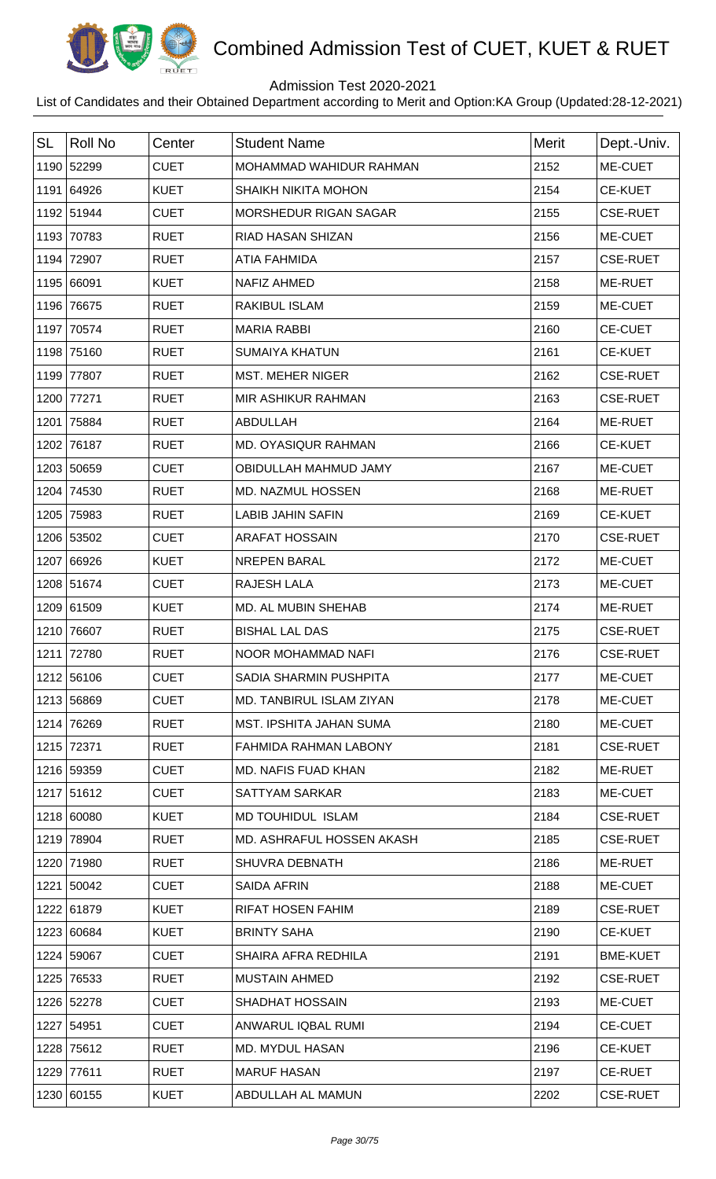# Combined Admission Test of CUET, KUET & RUET

Admission Test 2020-2021

List of Candidates and their Obtained Department according to Merit and Option:KA Group (Updated:28-12-2021)

| SL | Roll No | Center | Student Name | Merit | Dept.-Univ. |
|---|---|---|---|---|---|
| 1190 | 52299 | CUET | MOHAMMAD WAHIDUR RAHMAN | 2152 | ME-CUET |
| 1191 | 64926 | KUET | SHAIKH NIKITA MOHON | 2154 | CE-KUET |
| 1192 | 51944 | CUET | MORSHEDUR RIGAN SAGAR | 2155 | CSE-RUET |
| 1193 | 70783 | RUET | RIAD HASAN SHIZAN | 2156 | ME-CUET |
| 1194 | 72907 | RUET | ATIA FAHMIDA | 2157 | CSE-RUET |
| 1195 | 66091 | KUET | NAFIZ AHMED | 2158 | ME-RUET |
| 1196 | 76675 | RUET | RAKIBUL ISLAM | 2159 | ME-CUET |
| 1197 | 70574 | RUET | MARIA RABBI | 2160 | CE-CUET |
| 1198 | 75160 | RUET | SUMAIYA KHATUN | 2161 | CE-KUET |
| 1199 | 77807 | RUET | MST. MEHER NIGER | 2162 | CSE-RUET |
| 1200 | 77271 | RUET | MIR ASHIKUR RAHMAN | 2163 | CSE-RUET |
| 1201 | 75884 | RUET | ABDULLAH | 2164 | ME-RUET |
| 1202 | 76187 | RUET | MD. OYASIQUR RAHMAN | 2166 | CE-KUET |
| 1203 | 50659 | CUET | OBIDULLAH MAHMUD JAMY | 2167 | ME-CUET |
| 1204 | 74530 | RUET | MD. NAZMUL HOSSEN | 2168 | ME-RUET |
| 1205 | 75983 | RUET | LABIB JAHIN SAFIN | 2169 | CE-KUET |
| 1206 | 53502 | CUET | ARAFAT HOSSAIN | 2170 | CSE-RUET |
| 1207 | 66926 | KUET | NREPEN BARAL | 2172 | ME-CUET |
| 1208 | 51674 | CUET | RAJESH LALA | 2173 | ME-CUET |
| 1209 | 61509 | KUET | MD. AL MUBIN SHEHAB | 2174 | ME-RUET |
| 1210 | 76607 | RUET | BISHAL LAL DAS | 2175 | CSE-RUET |
| 1211 | 72780 | RUET | NOOR MOHAMMAD NAFI | 2176 | CSE-RUET |
| 1212 | 56106 | CUET | SADIA SHARMIN PUSHPITA | 2177 | ME-CUET |
| 1213 | 56869 | CUET | MD. TANBIRUL ISLAM ZIYAN | 2178 | ME-CUET |
| 1214 | 76269 | RUET | MST. IPSHITA JAHAN SUMA | 2180 | ME-CUET |
| 1215 | 72371 | RUET | FAHMIDA RAHMAN LABONY | 2181 | CSE-RUET |
| 1216 | 59359 | CUET | MD. NAFIS FUAD KHAN | 2182 | ME-RUET |
| 1217 | 51612 | CUET | SATTYAM SARKAR | 2183 | ME-CUET |
| 1218 | 60080 | KUET | MD TOUHIDUL ISLAM | 2184 | CSE-RUET |
| 1219 | 78904 | RUET | MD. ASHRAFUL HOSSEN AKASH | 2185 | CSE-RUET |
| 1220 | 71980 | RUET | SHUVRA DEBNATH | 2186 | ME-RUET |
| 1221 | 50042 | CUET | SAIDA AFRIN | 2188 | ME-CUET |
| 1222 | 61879 | KUET | RIFAT HOSEN FAHIM | 2189 | CSE-RUET |
| 1223 | 60684 | KUET | BRINTY SAHA | 2190 | CE-KUET |
| 1224 | 59067 | CUET | SHAIRA AFRA REDHILA | 2191 | BME-KUET |
| 1225 | 76533 | RUET | MUSTAIN AHMED | 2192 | CSE-RUET |
| 1226 | 52278 | CUET | SHADHAT HOSSAIN | 2193 | ME-CUET |
| 1227 | 54951 | CUET | ANWARUL IQBAL RUMI | 2194 | CE-CUET |
| 1228 | 75612 | RUET | MD. MYDUL HASAN | 2196 | CE-KUET |
| 1229 | 77611 | RUET | MARUF HASAN | 2197 | CE-RUET |
| 1230 | 60155 | KUET | ABDULLAH AL MAMUN | 2202 | CSE-RUET |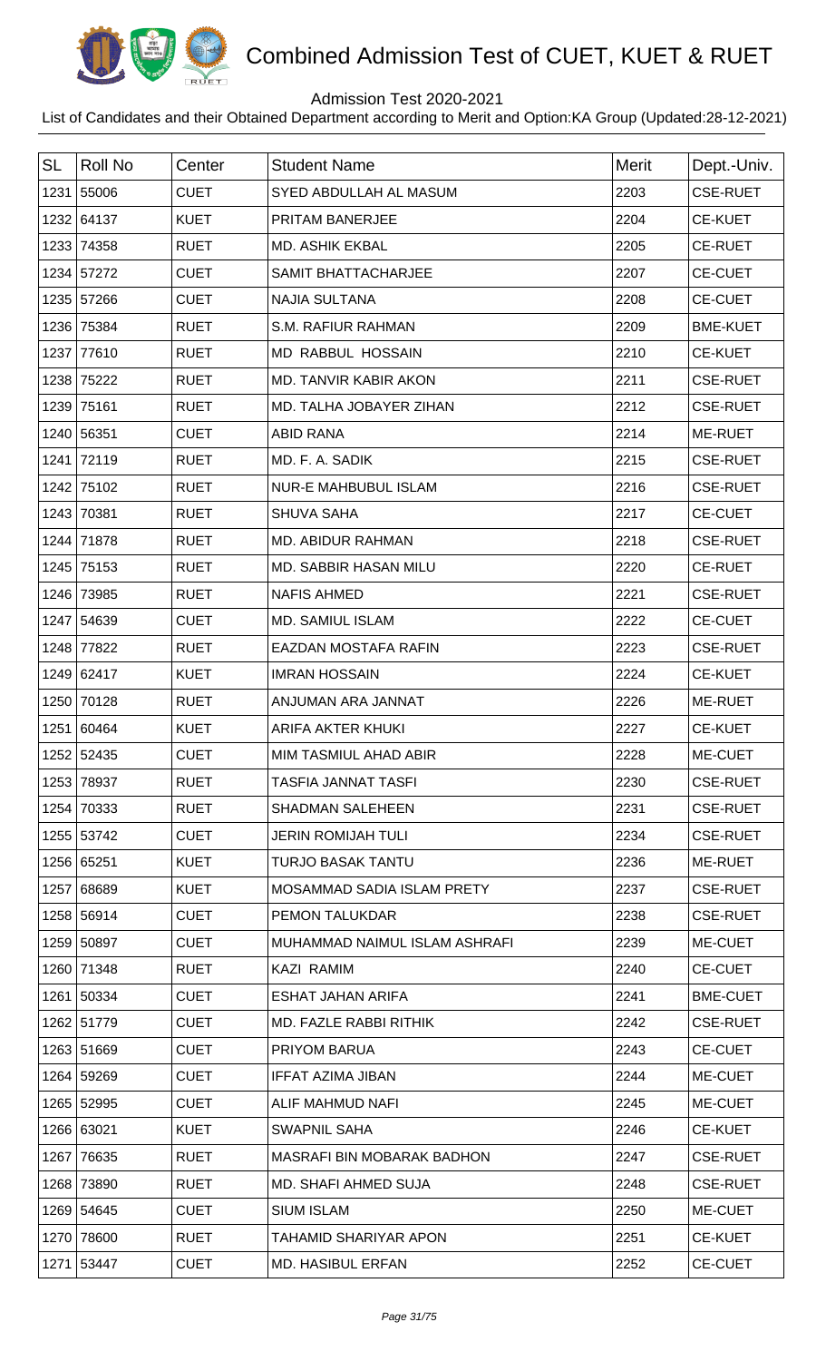# Combined Admission Test of CUET, KUET & RUET

Admission Test 2020-2021

List of Candidates and their Obtained Department according to Merit and Option:KA Group (Updated:28-12-2021)

| SL | Roll No | Center | Student Name | Merit | Dept.-Univ. |
|---|---|---|---|---|---|
| 1231 | 55006 | CUET | SYED ABDULLAH AL MASUM | 2203 | CSE-RUET |
| 1232 | 64137 | KUET | PRITAM BANERJEE | 2204 | CE-KUET |
| 1233 | 74358 | RUET | MD. ASHIK EKBAL | 2205 | CE-RUET |
| 1234 | 57272 | CUET | SAMIT BHATTACHARJEE | 2207 | CE-CUET |
| 1235 | 57266 | CUET | NAJIA SULTANA | 2208 | CE-CUET |
| 1236 | 75384 | RUET | S.M. RAFIUR RAHMAN | 2209 | BME-KUET |
| 1237 | 77610 | RUET | MD RABBUL HOSSAIN | 2210 | CE-KUET |
| 1238 | 75222 | RUET | MD. TANVIR KABIR AKON | 2211 | CSE-RUET |
| 1239 | 75161 | RUET | MD. TALHA JOBAYER ZIHAN | 2212 | CSE-RUET |
| 1240 | 56351 | CUET | ABID RANA | 2214 | ME-RUET |
| 1241 | 72119 | RUET | MD. F. A. SADIK | 2215 | CSE-RUET |
| 1242 | 75102 | RUET | NUR-E MAHBUBUL ISLAM | 2216 | CSE-RUET |
| 1243 | 70381 | RUET | SHUVA SAHA | 2217 | CE-CUET |
| 1244 | 71878 | RUET | MD. ABIDUR RAHMAN | 2218 | CSE-RUET |
| 1245 | 75153 | RUET | MD. SABBIR HASAN MILU | 2220 | CE-RUET |
| 1246 | 73985 | RUET | NAFIS AHMED | 2221 | CSE-RUET |
| 1247 | 54639 | CUET | MD. SAMIUL ISLAM | 2222 | CE-CUET |
| 1248 | 77822 | RUET | EAZDAN MOSTAFA RAFIN | 2223 | CSE-RUET |
| 1249 | 62417 | KUET | IMRAN HOSSAIN | 2224 | CE-KUET |
| 1250 | 70128 | RUET | ANJUMAN ARA JANNAT | 2226 | ME-RUET |
| 1251 | 60464 | KUET | ARIFA AKTER KHUKI | 2227 | CE-KUET |
| 1252 | 52435 | CUET | MIM TASMIUL AHAD ABIR | 2228 | ME-CUET |
| 1253 | 78937 | RUET | TASFIA JANNAT TASFI | 2230 | CSE-RUET |
| 1254 | 70333 | RUET | SHADMAN SALEHEEN | 2231 | CSE-RUET |
| 1255 | 53742 | CUET | JERIN ROMIJAH TULI | 2234 | CSE-RUET |
| 1256 | 65251 | KUET | TURJO BASAK TANTU | 2236 | ME-RUET |
| 1257 | 68689 | KUET | MOSAMMAD SADIA ISLAM PRETY | 2237 | CSE-RUET |
| 1258 | 56914 | CUET | PEMON TALUKDAR | 2238 | CSE-RUET |
| 1259 | 50897 | CUET | MUHAMMAD NAIMUL ISLAM ASHRAFI | 2239 | ME-CUET |
| 1260 | 71348 | RUET | KAZI RAMIM | 2240 | CE-CUET |
| 1261 | 50334 | CUET | ESHAT JAHAN ARIFA | 2241 | BME-CUET |
| 1262 | 51779 | CUET | MD. FAZLE RABBI RITHIK | 2242 | CSE-RUET |
| 1263 | 51669 | CUET | PRIYOM BARUA | 2243 | CE-CUET |
| 1264 | 59269 | CUET | IFFAT AZIMA JIBAN | 2244 | ME-CUET |
| 1265 | 52995 | CUET | ALIF MAHMUD NAFI | 2245 | ME-CUET |
| 1266 | 63021 | KUET | SWAPNIL SAHA | 2246 | CE-KUET |
| 1267 | 76635 | RUET | MASRAFI BIN MOBARAK BADHON | 2247 | CSE-RUET |
| 1268 | 73890 | RUET | MD. SHAFI AHMED SUJA | 2248 | CSE-RUET |
| 1269 | 54645 | CUET | SIUM ISLAM | 2250 | ME-CUET |
| 1270 | 78600 | RUET | TAHAMID SHARIYAR APON | 2251 | CE-KUET |
| 1271 | 53447 | CUET | MD. HASIBUL ERFAN | 2252 | CE-CUET |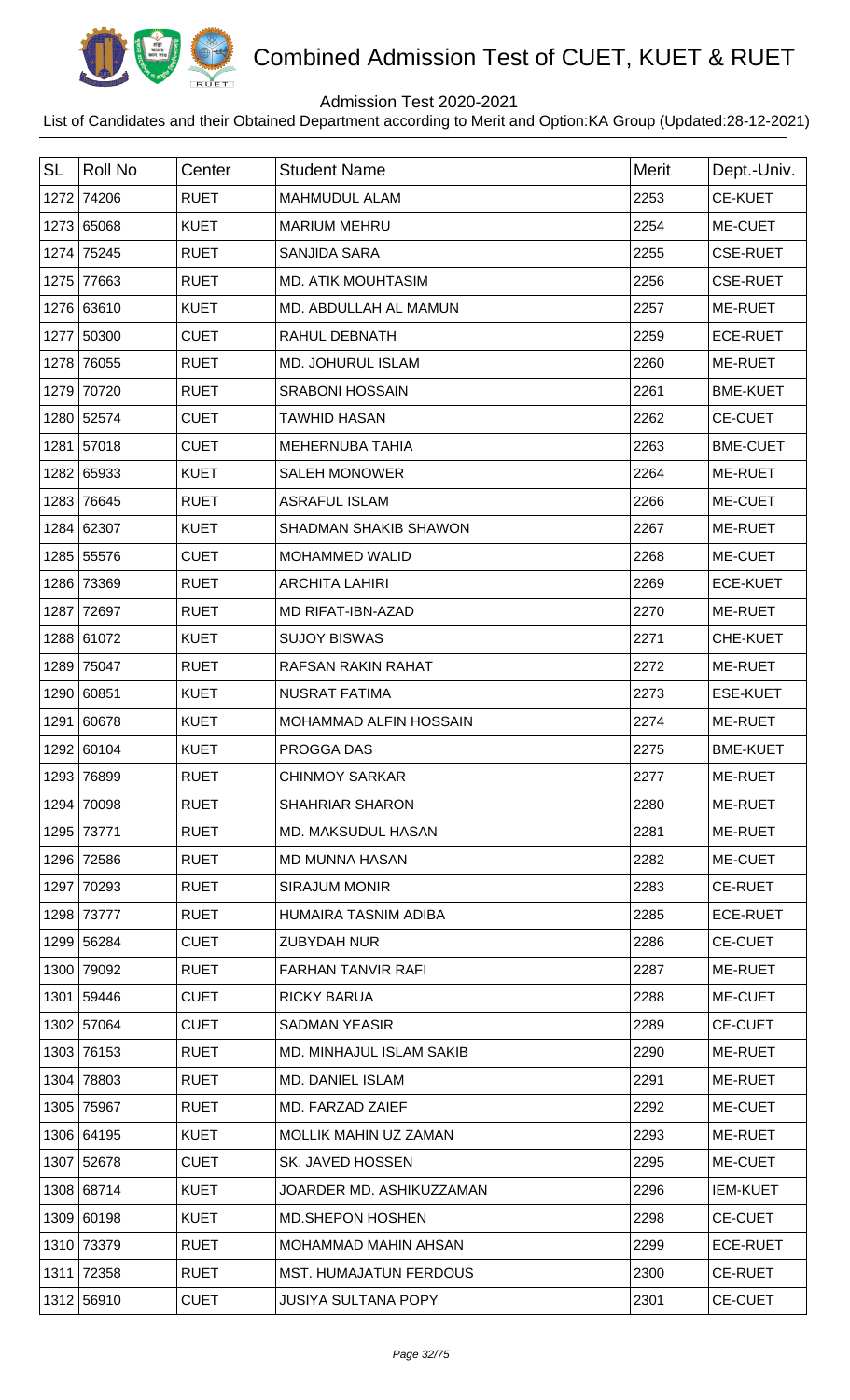# Combined Admission Test of CUET, KUET & RUET

Admission Test 2020-2021

List of Candidates and their Obtained Department according to Merit and Option:KA Group (Updated:28-12-2021)

| SL | Roll No | Center | Student Name | Merit | Dept.-Univ. |
|---|---|---|---|---|---|
| 1272 | 74206 | RUET | MAHMUDUL ALAM | 2253 | CE-KUET |
| 1273 | 65068 | KUET | MARIUM MEHRU | 2254 | ME-CUET |
| 1274 | 75245 | RUET | SANJIDA SARA | 2255 | CSE-RUET |
| 1275 | 77663 | RUET | MD. ATIK MOUHTASIM | 2256 | CSE-RUET |
| 1276 | 63610 | KUET | MD. ABDULLAH AL MAMUN | 2257 | ME-RUET |
| 1277 | 50300 | CUET | RAHUL DEBNATH | 2259 | ECE-RUET |
| 1278 | 76055 | RUET | MD. JOHURUL ISLAM | 2260 | ME-RUET |
| 1279 | 70720 | RUET | SRABONI HOSSAIN | 2261 | BME-KUET |
| 1280 | 52574 | CUET | TAWHID HASAN | 2262 | CE-CUET |
| 1281 | 57018 | CUET | MEHERNUBA TAHIA | 2263 | BME-CUET |
| 1282 | 65933 | KUET | SALEH MONOWER | 2264 | ME-RUET |
| 1283 | 76645 | RUET | ASRAFUL ISLAM | 2266 | ME-CUET |
| 1284 | 62307 | KUET | SHADMAN SHAKIB SHAWON | 2267 | ME-RUET |
| 1285 | 55576 | CUET | MOHAMMED WALID | 2268 | ME-CUET |
| 1286 | 73369 | RUET | ARCHITA LAHIRI | 2269 | ECE-KUET |
| 1287 | 72697 | RUET | MD RIFAT-IBN-AZAD | 2270 | ME-RUET |
| 1288 | 61072 | KUET | SUJOY BISWAS | 2271 | CHE-KUET |
| 1289 | 75047 | RUET | RAFSAN RAKIN RAHAT | 2272 | ME-RUET |
| 1290 | 60851 | KUET | NUSRAT FATIMA | 2273 | ESE-KUET |
| 1291 | 60678 | KUET | MOHAMMAD ALFIN HOSSAIN | 2274 | ME-RUET |
| 1292 | 60104 | KUET | PROGGA DAS | 2275 | BME-KUET |
| 1293 | 76899 | RUET | CHINMOY SARKAR | 2277 | ME-RUET |
| 1294 | 70098 | RUET | SHAHRIAR SHARON | 2280 | ME-RUET |
| 1295 | 73771 | RUET | MD. MAKSUDUL HASAN | 2281 | ME-RUET |
| 1296 | 72586 | RUET | MD MUNNA HASAN | 2282 | ME-CUET |
| 1297 | 70293 | RUET | SIRAJUM MONIR | 2283 | CE-RUET |
| 1298 | 73777 | RUET | HUMAIRA TASNIM ADIBA | 2285 | ECE-RUET |
| 1299 | 56284 | CUET | ZUBYDAH NUR | 2286 | CE-CUET |
| 1300 | 79092 | RUET | FARHAN TANVIR RAFI | 2287 | ME-RUET |
| 1301 | 59446 | CUET | RICKY BARUA | 2288 | ME-CUET |
| 1302 | 57064 | CUET | SADMAN YEASIR | 2289 | CE-CUET |
| 1303 | 76153 | RUET | MD. MINHAJUL ISLAM SAKIB | 2290 | ME-RUET |
| 1304 | 78803 | RUET | MD. DANIEL ISLAM | 2291 | ME-RUET |
| 1305 | 75967 | RUET | MD. FARZAD ZAIEF | 2292 | ME-CUET |
| 1306 | 64195 | KUET | MOLLIK MAHIN UZ ZAMAN | 2293 | ME-RUET |
| 1307 | 52678 | CUET | SK. JAVED HOSSEN | 2295 | ME-CUET |
| 1308 | 68714 | KUET | JOARDER MD. ASHIKUZZAMAN | 2296 | IEM-KUET |
| 1309 | 60198 | KUET | MD.SHEPON HOSHEN | 2298 | CE-CUET |
| 1310 | 73379 | RUET | MOHAMMAD MAHIN AHSAN | 2299 | ECE-RUET |
| 1311 | 72358 | RUET | MST. HUMAJATUN FERDOUS | 2300 | CE-RUET |
| 1312 | 56910 | CUET | JUSIYA SULTANA POPY | 2301 | CE-CUET |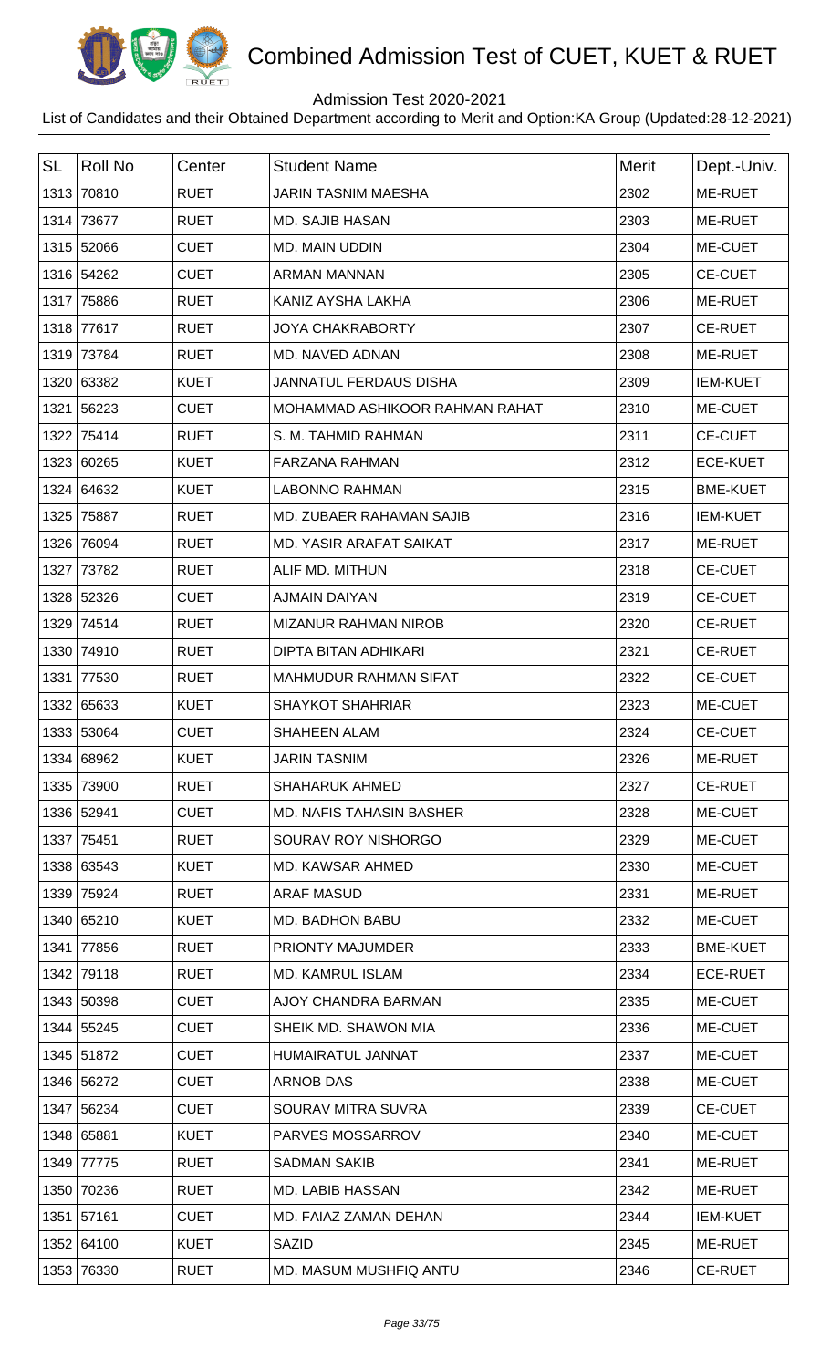# Combined Admission Test of CUET, KUET & RUET

Admission Test 2020-2021

List of Candidates and their Obtained Department according to Merit and Option:KA Group (Updated:28-12-2021)

| SL | Roll No | Center | Student Name | Merit | Dept.-Univ. |
|---|---|---|---|---|---|
| 1313 | 70810 | RUET | JARIN TASNIM MAESHA | 2302 | ME-RUET |
| 1314 | 73677 | RUET | MD. SAJIB HASAN | 2303 | ME-RUET |
| 1315 | 52066 | CUET | MD. MAIN UDDIN | 2304 | ME-CUET |
| 1316 | 54262 | CUET | ARMAN MANNAN | 2305 | CE-CUET |
| 1317 | 75886 | RUET | KANIZ AYSHA LAKHA | 2306 | ME-RUET |
| 1318 | 77617 | RUET | JOYA CHAKRABORTY | 2307 | CE-RUET |
| 1319 | 73784 | RUET | MD. NAVED ADNAN | 2308 | ME-RUET |
| 1320 | 63382 | KUET | JANNATUL FERDAUS DISHA | 2309 | IEM-KUET |
| 1321 | 56223 | CUET | MOHAMMAD ASHIKOOR RAHMAN RAHAT | 2310 | ME-CUET |
| 1322 | 75414 | RUET | S. M. TAHMID RAHMAN | 2311 | CE-CUET |
| 1323 | 60265 | KUET | FARZANA RAHMAN | 2312 | ECE-KUET |
| 1324 | 64632 | KUET | LABONNO RAHMAN | 2315 | BME-KUET |
| 1325 | 75887 | RUET | MD. ZUBAER RAHAMAN SAJIB | 2316 | IEM-KUET |
| 1326 | 76094 | RUET | MD. YASIR ARAFAT SAIKAT | 2317 | ME-RUET |
| 1327 | 73782 | RUET | ALIF MD. MITHUN | 2318 | CE-CUET |
| 1328 | 52326 | CUET | AJMAIN DAIYAN | 2319 | CE-CUET |
| 1329 | 74514 | RUET | MIZANUR RAHMAN NIROB | 2320 | CE-RUET |
| 1330 | 74910 | RUET | DIPTA BITAN ADHIKARI | 2321 | CE-RUET |
| 1331 | 77530 | RUET | MAHMUDUR RAHMAN SIFAT | 2322 | CE-CUET |
| 1332 | 65633 | KUET | SHAYKOT SHAHRIAR | 2323 | ME-CUET |
| 1333 | 53064 | CUET | SHAHEEN ALAM | 2324 | CE-CUET |
| 1334 | 68962 | KUET | JARIN TASNIM | 2326 | ME-RUET |
| 1335 | 73900 | RUET | SHAHARUK AHMED | 2327 | CE-RUET |
| 1336 | 52941 | CUET | MD. NAFIS TAHASIN BASHER | 2328 | ME-CUET |
| 1337 | 75451 | RUET | SOURAV ROY NISHORGO | 2329 | ME-CUET |
| 1338 | 63543 | KUET | MD. KAWSAR AHMED | 2330 | ME-CUET |
| 1339 | 75924 | RUET | ARAF MASUD | 2331 | ME-RUET |
| 1340 | 65210 | KUET | MD. BADHON BABU | 2332 | ME-CUET |
| 1341 | 77856 | RUET | PRIONTY MAJUMDER | 2333 | BME-KUET |
| 1342 | 79118 | RUET | MD. KAMRUL ISLAM | 2334 | ECE-RUET |
| 1343 | 50398 | CUET | AJOY CHANDRA BARMAN | 2335 | ME-CUET |
| 1344 | 55245 | CUET | SHEIK MD. SHAWON MIA | 2336 | ME-CUET |
| 1345 | 51872 | CUET | HUMAIRATUL JANNAT | 2337 | ME-CUET |
| 1346 | 56272 | CUET | ARNOB DAS | 2338 | ME-CUET |
| 1347 | 56234 | CUET | SOURAV MITRA SUVRA | 2339 | CE-CUET |
| 1348 | 65881 | KUET | PARVES MOSSARROV | 2340 | ME-CUET |
| 1349 | 77775 | RUET | SADMAN SAKIB | 2341 | ME-RUET |
| 1350 | 70236 | RUET | MD. LABIB HASSAN | 2342 | ME-RUET |
| 1351 | 57161 | CUET | MD. FAIAZ ZAMAN DEHAN | 2344 | IEM-KUET |
| 1352 | 64100 | KUET | SAZID | 2345 | ME-RUET |
| 1353 | 76330 | RUET | MD. MASUM MUSHFIQ ANTU | 2346 | CE-RUET |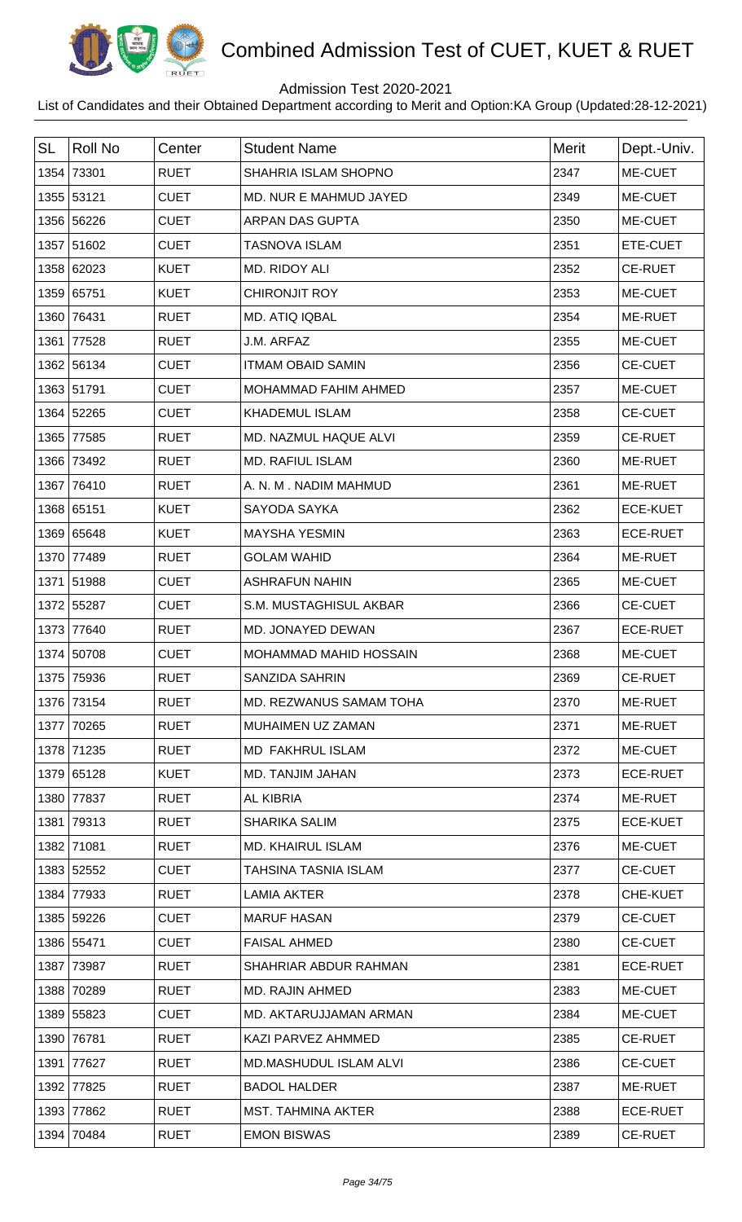# Combined Admission Test of CUET, KUET & RUET

Admission Test 2020-2021

List of Candidates and their Obtained Department according to Merit and Option:KA Group (Updated:28-12-2021)

| SL | Roll No | Center | Student Name | Merit | Dept.-Univ. |
|---|---|---|---|---|---|
| 1354 | 73301 | RUET | SHAHRIA ISLAM SHOPNO | 2347 | ME-CUET |
| 1355 | 53121 | CUET | MD. NUR E MAHMUD JAYED | 2349 | ME-CUET |
| 1356 | 56226 | CUET | ARPAN DAS GUPTA | 2350 | ME-CUET |
| 1357 | 51602 | CUET | TASNOVA ISLAM | 2351 | ETE-CUET |
| 1358 | 62023 | KUET | MD. RIDOY ALI | 2352 | CE-RUET |
| 1359 | 65751 | KUET | CHIRONJIT ROY | 2353 | ME-CUET |
| 1360 | 76431 | RUET | MD. ATIQ IQBAL | 2354 | ME-RUET |
| 1361 | 77528 | RUET | J.M. ARFAZ | 2355 | ME-CUET |
| 1362 | 56134 | CUET | ITMAM OBAID SAMIN | 2356 | CE-CUET |
| 1363 | 51791 | CUET | MOHAMMAD FAHIM AHMED | 2357 | ME-CUET |
| 1364 | 52265 | CUET | KHADEMUL ISLAM | 2358 | CE-CUET |
| 1365 | 77585 | RUET | MD. NAZMUL HAQUE ALVI | 2359 | CE-RUET |
| 1366 | 73492 | RUET | MD. RAFIUL ISLAM | 2360 | ME-RUET |
| 1367 | 76410 | RUET | A. N. M . NADIM MAHMUD | 2361 | ME-RUET |
| 1368 | 65151 | KUET | SAYODA SAYKA | 2362 | ECE-KUET |
| 1369 | 65648 | KUET | MAYSHA YESMIN | 2363 | ECE-RUET |
| 1370 | 77489 | RUET | GOLAM WAHID | 2364 | ME-RUET |
| 1371 | 51988 | CUET | ASHRAFUN NAHIN | 2365 | ME-CUET |
| 1372 | 55287 | CUET | S.M. MUSTAGHISUL AKBAR | 2366 | CE-CUET |
| 1373 | 77640 | RUET | MD. JONAYED DEWAN | 2367 | ECE-RUET |
| 1374 | 50708 | CUET | MOHAMMAD MAHID HOSSAIN | 2368 | ME-CUET |
| 1375 | 75936 | RUET | SANZIDA SAHRIN | 2369 | CE-RUET |
| 1376 | 73154 | RUET | MD. REZWANUS SAMAM TOHA | 2370 | ME-RUET |
| 1377 | 70265 | RUET | MUHAIMEN UZ ZAMAN | 2371 | ME-RUET |
| 1378 | 71235 | RUET | MD FAKHRUL ISLAM | 2372 | ME-CUET |
| 1379 | 65128 | KUET | MD. TANJIM JAHAN | 2373 | ECE-RUET |
| 1380 | 77837 | RUET | AL KIBRIA | 2374 | ME-RUET |
| 1381 | 79313 | RUET | SHARIKA SALIM | 2375 | ECE-KUET |
| 1382 | 71081 | RUET | MD. KHAIRUL ISLAM | 2376 | ME-CUET |
| 1383 | 52552 | CUET | TAHSINA TASNIA ISLAM | 2377 | CE-CUET |
| 1384 | 77933 | RUET | LAMIA AKTER | 2378 | CHE-KUET |
| 1385 | 59226 | CUET | MARUF HASAN | 2379 | CE-CUET |
| 1386 | 55471 | CUET | FAISAL AHMED | 2380 | CE-CUET |
| 1387 | 73987 | RUET | SHAHRIAR ABDUR RAHMAN | 2381 | ECE-RUET |
| 1388 | 70289 | RUET | MD. RAJIN AHMED | 2383 | ME-CUET |
| 1389 | 55823 | CUET | MD. AKTARUJJAMAN ARMAN | 2384 | ME-CUET |
| 1390 | 76781 | RUET | KAZI PARVEZ AHMMED | 2385 | CE-RUET |
| 1391 | 77627 | RUET | MD.MASHUDUL ISLAM ALVI | 2386 | CE-CUET |
| 1392 | 77825 | RUET | BADOL HALDER | 2387 | ME-RUET |
| 1393 | 77862 | RUET | MST. TAHMINA AKTER | 2388 | ECE-RUET |
| 1394 | 70484 | RUET | EMON BISWAS | 2389 | CE-RUET |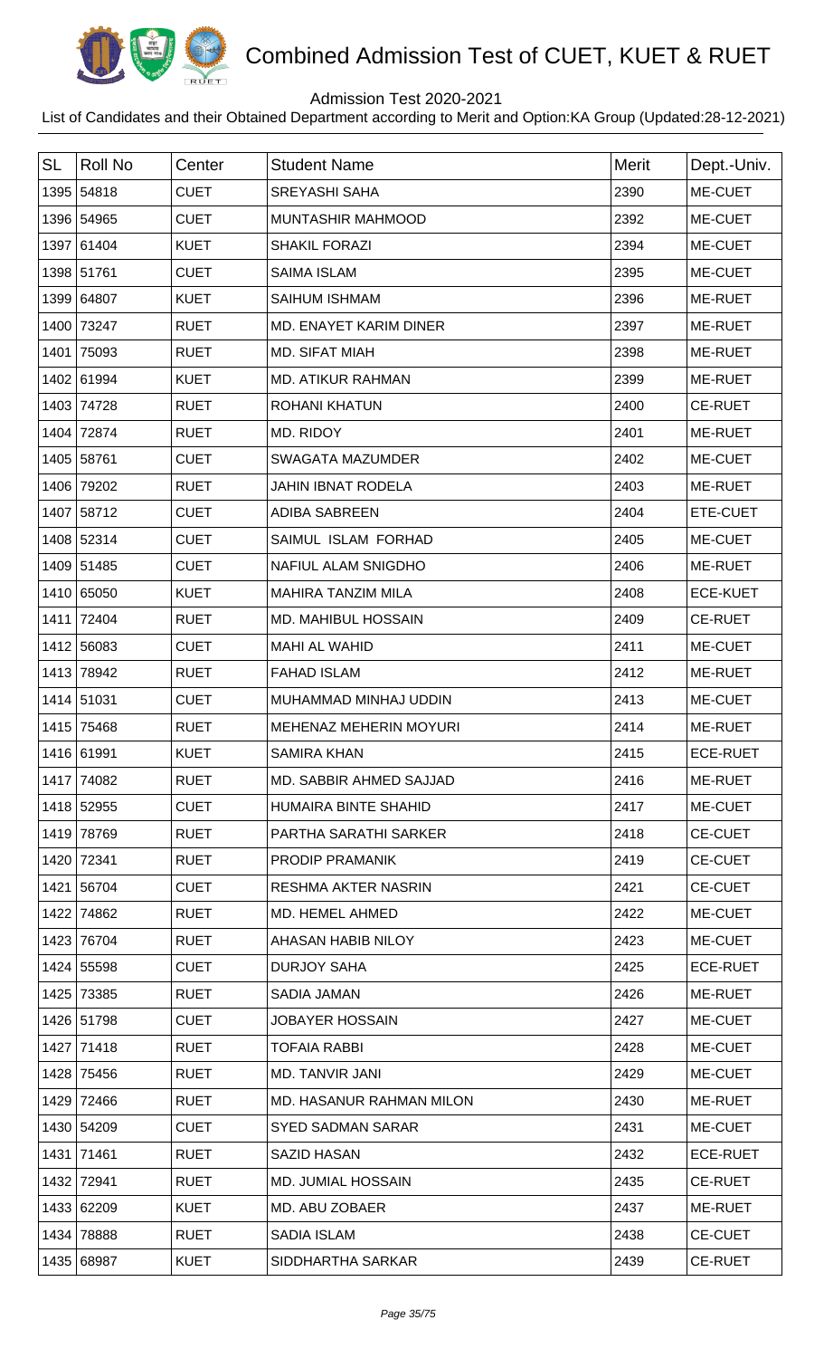# Combined Admission Test of CUET, KUET & RUET

Admission Test 2020-2021

List of Candidates and their Obtained Department according to Merit and Option:KA Group (Updated:28-12-2021)

| SL | Roll No | Center | Student Name | Merit | Dept.-Univ. |
|---|---|---|---|---|---|
| 1395 | 54818 | CUET | SREYASHI SAHA | 2390 | ME-CUET |
| 1396 | 54965 | CUET | MUNTASHIR MAHMOOD | 2392 | ME-CUET |
| 1397 | 61404 | KUET | SHAKIL FORAZI | 2394 | ME-CUET |
| 1398 | 51761 | CUET | SAIMA ISLAM | 2395 | ME-CUET |
| 1399 | 64807 | KUET | SAIHUM ISHMAM | 2396 | ME-RUET |
| 1400 | 73247 | RUET | MD. ENAYET KARIM DINER | 2397 | ME-RUET |
| 1401 | 75093 | RUET | MD. SIFAT MIAH | 2398 | ME-RUET |
| 1402 | 61994 | KUET | MD. ATIKUR RAHMAN | 2399 | ME-RUET |
| 1403 | 74728 | RUET | ROHANI KHATUN | 2400 | CE-RUET |
| 1404 | 72874 | RUET | MD. RIDOY | 2401 | ME-RUET |
| 1405 | 58761 | CUET | SWAGATA MAZUMDER | 2402 | ME-CUET |
| 1406 | 79202 | RUET | JAHIN IBNAT RODELA | 2403 | ME-RUET |
| 1407 | 58712 | CUET | ADIBA SABREEN | 2404 | ETE-CUET |
| 1408 | 52314 | CUET | SAIMUL ISLAM FORHAD | 2405 | ME-CUET |
| 1409 | 51485 | CUET | NAFIUL ALAM SNIGDHO | 2406 | ME-RUET |
| 1410 | 65050 | KUET | MAHIRA TANZIM MILA | 2408 | ECE-KUET |
| 1411 | 72404 | RUET | MD. MAHIBUL HOSSAIN | 2409 | CE-RUET |
| 1412 | 56083 | CUET | MAHI AL WAHID | 2411 | ME-CUET |
| 1413 | 78942 | RUET | FAHAD ISLAM | 2412 | ME-RUET |
| 1414 | 51031 | CUET | MUHAMMAD MINHAJ UDDIN | 2413 | ME-CUET |
| 1415 | 75468 | RUET | MEHENAZ MEHERIN MOYURI | 2414 | ME-RUET |
| 1416 | 61991 | KUET | SAMIRA KHAN | 2415 | ECE-RUET |
| 1417 | 74082 | RUET | MD. SABBIR AHMED SAJJAD | 2416 | ME-RUET |
| 1418 | 52955 | CUET | HUMAIRA BINTE SHAHID | 2417 | ME-CUET |
| 1419 | 78769 | RUET | PARTHA SARATHI SARKER | 2418 | CE-CUET |
| 1420 | 72341 | RUET | PRODIP PRAMANIK | 2419 | CE-CUET |
| 1421 | 56704 | CUET | RESHMA AKTER NASRIN | 2421 | CE-CUET |
| 1422 | 74862 | RUET | MD. HEMEL AHMED | 2422 | ME-CUET |
| 1423 | 76704 | RUET | AHASAN HABIB NILOY | 2423 | ME-CUET |
| 1424 | 55598 | CUET | DURJOY SAHA | 2425 | ECE-RUET |
| 1425 | 73385 | RUET | SADIA JAMAN | 2426 | ME-RUET |
| 1426 | 51798 | CUET | JOBAYER HOSSAIN | 2427 | ME-CUET |
| 1427 | 71418 | RUET | TOFAIA RABBI | 2428 | ME-CUET |
| 1428 | 75456 | RUET | MD. TANVIR JANI | 2429 | ME-CUET |
| 1429 | 72466 | RUET | MD. HASANUR RAHMAN MILON | 2430 | ME-RUET |
| 1430 | 54209 | CUET | SYED SADMAN SARAR | 2431 | ME-CUET |
| 1431 | 71461 | RUET | SAZID HASAN | 2432 | ECE-RUET |
| 1432 | 72941 | RUET | MD. JUMIAL HOSSAIN | 2435 | CE-RUET |
| 1433 | 62209 | KUET | MD. ABU ZOBAER | 2437 | ME-RUET |
| 1434 | 78888 | RUET | SADIA ISLAM | 2438 | CE-CUET |
| 1435 | 68987 | KUET | SIDDHARTHA SARKAR | 2439 | CE-RUET |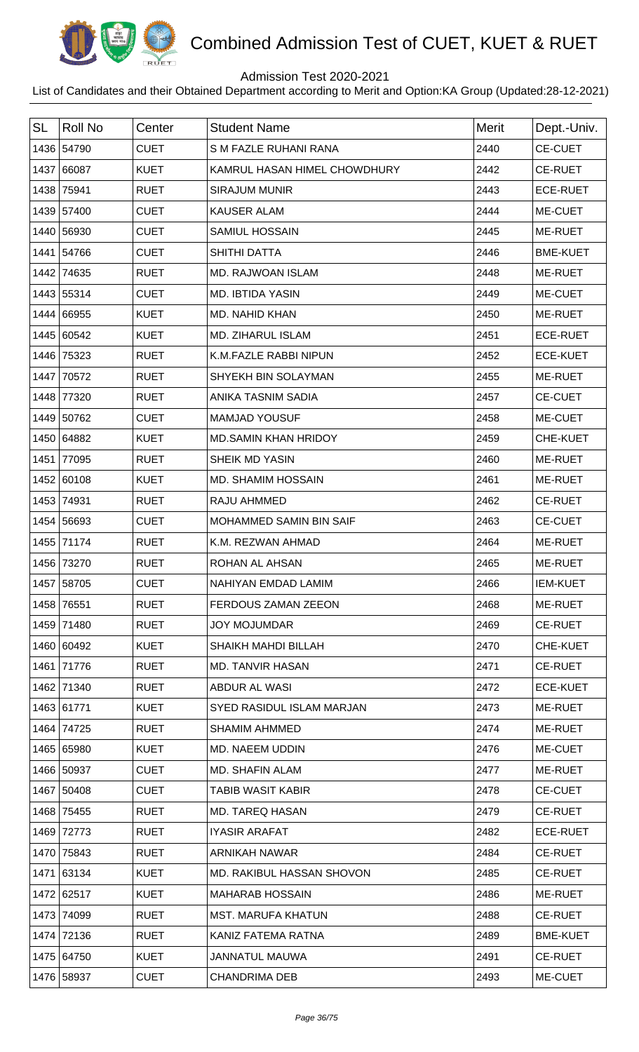# Combined Admission Test of CUET, KUET & RUET

Admission Test 2020-2021

List of Candidates and their Obtained Department according to Merit and Option:KA Group (Updated:28-12-2021)

| SL | Roll No | Center | Student Name | Merit | Dept.-Univ. |
|---|---|---|---|---|---|
| 1436 | 54790 | CUET | S M FAZLE RUHANI RANA | 2440 | CE-CUET |
| 1437 | 66087 | KUET | KAMRUL HASAN HIMEL CHOWDHURY | 2442 | CE-RUET |
| 1438 | 75941 | RUET | SIRAJUM MUNIR | 2443 | ECE-RUET |
| 1439 | 57400 | CUET | KAUSER ALAM | 2444 | ME-CUET |
| 1440 | 56930 | CUET | SAMIUL HOSSAIN | 2445 | ME-RUET |
| 1441 | 54766 | CUET | SHITHI DATTA | 2446 | BME-KUET |
| 1442 | 74635 | RUET | MD. RAJWOAN ISLAM | 2448 | ME-RUET |
| 1443 | 55314 | CUET | MD. IBTIDA YASIN | 2449 | ME-CUET |
| 1444 | 66955 | KUET | MD. NAHID KHAN | 2450 | ME-RUET |
| 1445 | 60542 | KUET | MD. ZIHARUL ISLAM | 2451 | ECE-RUET |
| 1446 | 75323 | RUET | K.M.FAZLE RABBI NIPUN | 2452 | ECE-KUET |
| 1447 | 70572 | RUET | SHYEKH BIN SOLAYMAN | 2455 | ME-RUET |
| 1448 | 77320 | RUET | ANIKA TASNIM SADIA | 2457 | CE-CUET |
| 1449 | 50762 | CUET | MAMJAD YOUSUF | 2458 | ME-CUET |
| 1450 | 64882 | KUET | MD.SAMIN KHAN HRIDOY | 2459 | CHE-KUET |
| 1451 | 77095 | RUET | SHEIK MD YASIN | 2460 | ME-RUET |
| 1452 | 60108 | KUET | MD. SHAMIM HOSSAIN | 2461 | ME-RUET |
| 1453 | 74931 | RUET | RAJU AHMMED | 2462 | CE-RUET |
| 1454 | 56693 | CUET | MOHAMMED SAMIN BIN SAIF | 2463 | CE-CUET |
| 1455 | 71174 | RUET | K.M. REZWAN AHMAD | 2464 | ME-RUET |
| 1456 | 73270 | RUET | ROHAN AL AHSAN | 2465 | ME-RUET |
| 1457 | 58705 | CUET | NAHIYAN EMDAD LAMIM | 2466 | IEM-KUET |
| 1458 | 76551 | RUET | FERDOUS ZAMAN ZEEON | 2468 | ME-RUET |
| 1459 | 71480 | RUET | JOY MOJUMDAR | 2469 | CE-RUET |
| 1460 | 60492 | KUET | SHAIKH MAHDI BILLAH | 2470 | CHE-KUET |
| 1461 | 71776 | RUET | MD. TANVIR HASAN | 2471 | CE-RUET |
| 1462 | 71340 | RUET | ABDUR AL WASI | 2472 | ECE-KUET |
| 1463 | 61771 | KUET | SYED RASIDUL ISLAM MARJAN | 2473 | ME-RUET |
| 1464 | 74725 | RUET | SHAMIM AHMMED | 2474 | ME-RUET |
| 1465 | 65980 | KUET | MD. NAEEM UDDIN | 2476 | ME-CUET |
| 1466 | 50937 | CUET | MD. SHAFIN ALAM | 2477 | ME-RUET |
| 1467 | 50408 | CUET | TABIB WASIT KABIR | 2478 | CE-CUET |
| 1468 | 75455 | RUET | MD. TAREQ HASAN | 2479 | CE-RUET |
| 1469 | 72773 | RUET | IYASIR ARAFAT | 2482 | ECE-RUET |
| 1470 | 75843 | RUET | ARNIKAH NAWAR | 2484 | CE-RUET |
| 1471 | 63134 | KUET | MD. RAKIBUL HASSAN SHOVON | 2485 | CE-RUET |
| 1472 | 62517 | KUET | MAHARAB HOSSAIN | 2486 | ME-RUET |
| 1473 | 74099 | RUET | MST. MARUFA KHATUN | 2488 | CE-RUET |
| 1474 | 72136 | RUET | KANIZ FATEMA RATNA | 2489 | BME-KUET |
| 1475 | 64750 | KUET | JANNATUL MAUWA | 2491 | CE-RUET |
| 1476 | 58937 | CUET | CHANDRIMA DEB | 2493 | ME-CUET |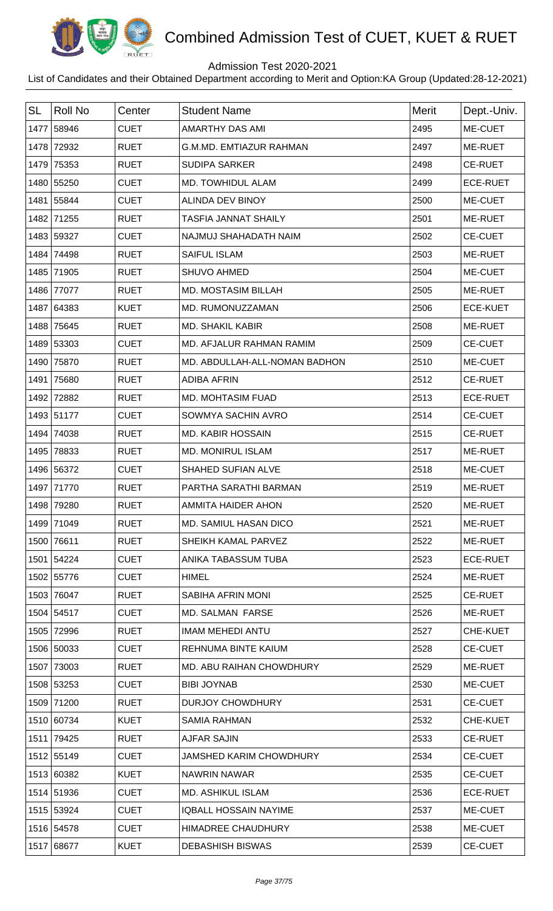# Combined Admission Test of CUET, KUET & RUET

Admission Test 2020-2021

List of Candidates and their Obtained Department according to Merit and Option:KA Group (Updated:28-12-2021)

| SL | Roll No | Center | Student Name | Merit | Dept.-Univ. |
|---|---|---|---|---|---|
| 1477 | 58946 | CUET | AMARTHY DAS AMI | 2495 | ME-CUET |
| 1478 | 72932 | RUET | G.M.MD. EMTIAZUR RAHMAN | 2497 | ME-RUET |
| 1479 | 75353 | RUET | SUDIPA SARKER | 2498 | CE-RUET |
| 1480 | 55250 | CUET | MD. TOWHIDUL ALAM | 2499 | ECE-RUET |
| 1481 | 55844 | CUET | ALINDA DEV BINOY | 2500 | ME-CUET |
| 1482 | 71255 | RUET | TASFIA JANNAT SHAILY | 2501 | ME-RUET |
| 1483 | 59327 | CUET | NAJMUJ SHAHADATH NAIM | 2502 | CE-CUET |
| 1484 | 74498 | RUET | SAIFUL ISLAM | 2503 | ME-RUET |
| 1485 | 71905 | RUET | SHUVO AHMED | 2504 | ME-CUET |
| 1486 | 77077 | RUET | MD. MOSTASIM BILLAH | 2505 | ME-RUET |
| 1487 | 64383 | KUET | MD. RUMONUZZAMAN | 2506 | ECE-KUET |
| 1488 | 75645 | RUET | MD. SHAKIL KABIR | 2508 | ME-RUET |
| 1489 | 53303 | CUET | MD. AFJALUR RAHMAN RAMIM | 2509 | CE-CUET |
| 1490 | 75870 | RUET | MD. ABDULLAH-ALL-NOMAN BADHON | 2510 | ME-CUET |
| 1491 | 75680 | RUET | ADIBA AFRIN | 2512 | CE-RUET |
| 1492 | 72882 | RUET | MD. MOHTASIM FUAD | 2513 | ECE-RUET |
| 1493 | 51177 | CUET | SOWMYA SACHIN AVRO | 2514 | CE-CUET |
| 1494 | 74038 | RUET | MD. KABIR HOSSAIN | 2515 | CE-RUET |
| 1495 | 78833 | RUET | MD. MONIRUL ISLAM | 2517 | ME-RUET |
| 1496 | 56372 | CUET | SHAHED SUFIAN ALVE | 2518 | ME-CUET |
| 1497 | 71770 | RUET | PARTHA SARATHI BARMAN | 2519 | ME-RUET |
| 1498 | 79280 | RUET | AMMITA HAIDER AHON | 2520 | ME-RUET |
| 1499 | 71049 | RUET | MD. SAMIUL HASAN DICO | 2521 | ME-RUET |
| 1500 | 76611 | RUET | SHEIKH KAMAL PARVEZ | 2522 | ME-RUET |
| 1501 | 54224 | CUET | ANIKA TABASSUM TUBA | 2523 | ECE-RUET |
| 1502 | 55776 | CUET | HIMEL | 2524 | ME-RUET |
| 1503 | 76047 | RUET | SABIHA AFRIN MONI | 2525 | CE-RUET |
| 1504 | 54517 | CUET | MD. SALMAN FARSE | 2526 | ME-RUET |
| 1505 | 72996 | RUET | IMAM MEHEDI ANTU | 2527 | CHE-KUET |
| 1506 | 50033 | CUET | REHNUMA BINTE KAIUM | 2528 | CE-CUET |
| 1507 | 73003 | RUET | MD. ABU RAIHAN CHOWDHURY | 2529 | ME-RUET |
| 1508 | 53253 | CUET | BIBI JOYNAB | 2530 | ME-CUET |
| 1509 | 71200 | RUET | DURJOY CHOWDHURY | 2531 | CE-CUET |
| 1510 | 60734 | KUET | SAMIA RAHMAN | 2532 | CHE-KUET |
| 1511 | 79425 | RUET | AJFAR SAJIN | 2533 | CE-RUET |
| 1512 | 55149 | CUET | JAMSHED KARIM CHOWDHURY | 2534 | CE-CUET |
| 1513 | 60382 | KUET | NAWRIN NAWAR | 2535 | CE-CUET |
| 1514 | 51936 | CUET | MD. ASHIKUL ISLAM | 2536 | ECE-RUET |
| 1515 | 53924 | CUET | IQBALL HOSSAIN NAYIME | 2537 | ME-CUET |
| 1516 | 54578 | CUET | HIMADREE CHAUDHURY | 2538 | ME-CUET |
| 1517 | 68677 | KUET | DEBASHISH BISWAS | 2539 | CE-CUET |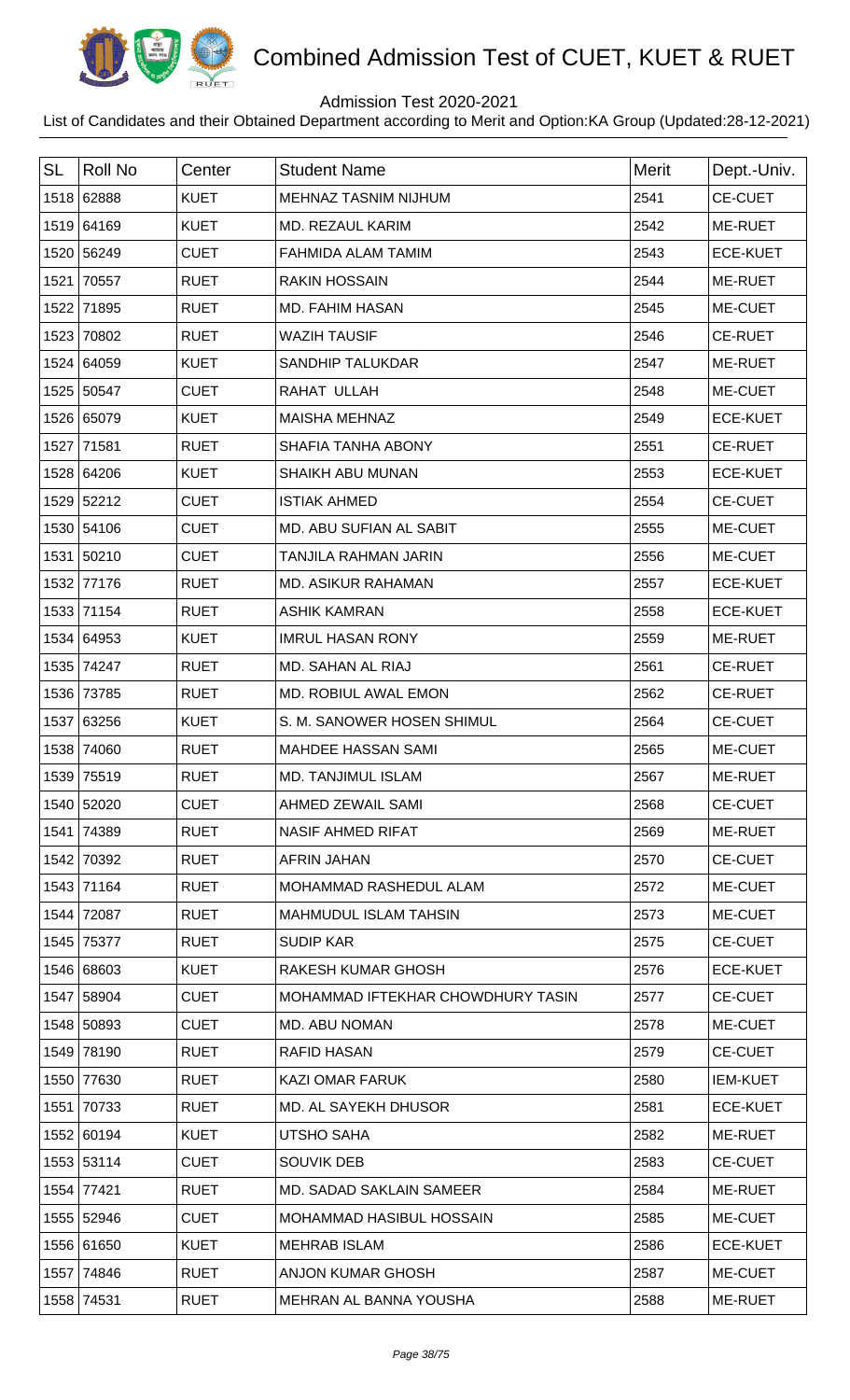# Combined Admission Test of CUET, KUET & RUET

Admission Test 2020-2021

List of Candidates and their Obtained Department according to Merit and Option:KA Group (Updated:28-12-2021)

| SL | Roll No | Center | Student Name | Merit | Dept.-Univ. |
|---|---|---|---|---|---|
| 1518 | 62888 | KUET | MEHNAZ TASNIM NIJHUM | 2541 | CE-CUET |
| 1519 | 64169 | KUET | MD. REZAUL KARIM | 2542 | ME-RUET |
| 1520 | 56249 | CUET | FAHMIDA ALAM TAMIM | 2543 | ECE-KUET |
| 1521 | 70557 | RUET | RAKIN HOSSAIN | 2544 | ME-RUET |
| 1522 | 71895 | RUET | MD. FAHIM HASAN | 2545 | ME-CUET |
| 1523 | 70802 | RUET | WAZIH TAUSIF | 2546 | CE-RUET |
| 1524 | 64059 | KUET | SANDHIP TALUKDAR | 2547 | ME-RUET |
| 1525 | 50547 | CUET | RAHAT ULLAH | 2548 | ME-CUET |
| 1526 | 65079 | KUET | MAISHA MEHNAZ | 2549 | ECE-KUET |
| 1527 | 71581 | RUET | SHAFIA TANHA ABONY | 2551 | CE-RUET |
| 1528 | 64206 | KUET | SHAIKH ABU MUNAN | 2553 | ECE-KUET |
| 1529 | 52212 | CUET | ISTIAK AHMED | 2554 | CE-CUET |
| 1530 | 54106 | CUET | MD. ABU SUFIAN AL SABIT | 2555 | ME-CUET |
| 1531 | 50210 | CUET | TANJILA RAHMAN JARIN | 2556 | ME-CUET |
| 1532 | 77176 | RUET | MD. ASIKUR RAHAMAN | 2557 | ECE-KUET |
| 1533 | 71154 | RUET | ASHIK KAMRAN | 2558 | ECE-KUET |
| 1534 | 64953 | KUET | IMRUL HASAN RONY | 2559 | ME-RUET |
| 1535 | 74247 | RUET | MD. SAHAN AL RIAJ | 2561 | CE-RUET |
| 1536 | 73785 | RUET | MD. ROBIUL AWAL EMON | 2562 | CE-RUET |
| 1537 | 63256 | KUET | S. M. SANOWER HOSEN SHIMUL | 2564 | CE-CUET |
| 1538 | 74060 | RUET | MAHDEE HASSAN SAMI | 2565 | ME-CUET |
| 1539 | 75519 | RUET | MD. TANJIMUL ISLAM | 2567 | ME-RUET |
| 1540 | 52020 | CUET | AHMED ZEWAIL SAMI | 2568 | CE-CUET |
| 1541 | 74389 | RUET | NASIF AHMED RIFAT | 2569 | ME-RUET |
| 1542 | 70392 | RUET | AFRIN JAHAN | 2570 | CE-CUET |
| 1543 | 71164 | RUET | MOHAMMAD RASHEDUL ALAM | 2572 | ME-CUET |
| 1544 | 72087 | RUET | MAHMUDUL ISLAM TAHSIN | 2573 | ME-CUET |
| 1545 | 75377 | RUET | SUDIP KAR | 2575 | CE-CUET |
| 1546 | 68603 | KUET | RAKESH KUMAR GHOSH | 2576 | ECE-KUET |
| 1547 | 58904 | CUET | MOHAMMAD IFTEKHAR CHOWDHURY TASIN | 2577 | CE-CUET |
| 1548 | 50893 | CUET | MD. ABU NOMAN | 2578 | ME-CUET |
| 1549 | 78190 | RUET | RAFID HASAN | 2579 | CE-CUET |
| 1550 | 77630 | RUET | KAZI OMAR FARUK | 2580 | IEM-KUET |
| 1551 | 70733 | RUET | MD. AL SAYEKH DHUSOR | 2581 | ECE-KUET |
| 1552 | 60194 | KUET | UTSHO SAHA | 2582 | ME-RUET |
| 1553 | 53114 | CUET | SOUVIK DEB | 2583 | CE-CUET |
| 1554 | 77421 | RUET | MD. SADAD SAKLAIN SAMEER | 2584 | ME-RUET |
| 1555 | 52946 | CUET | MOHAMMAD HASIBUL HOSSAIN | 2585 | ME-CUET |
| 1556 | 61650 | KUET | MEHRAB ISLAM | 2586 | ECE-KUET |
| 1557 | 74846 | RUET | ANJON KUMAR GHOSH | 2587 | ME-CUET |
| 1558 | 74531 | RUET | MEHRAN AL BANNA YOUSHA | 2588 | ME-RUET |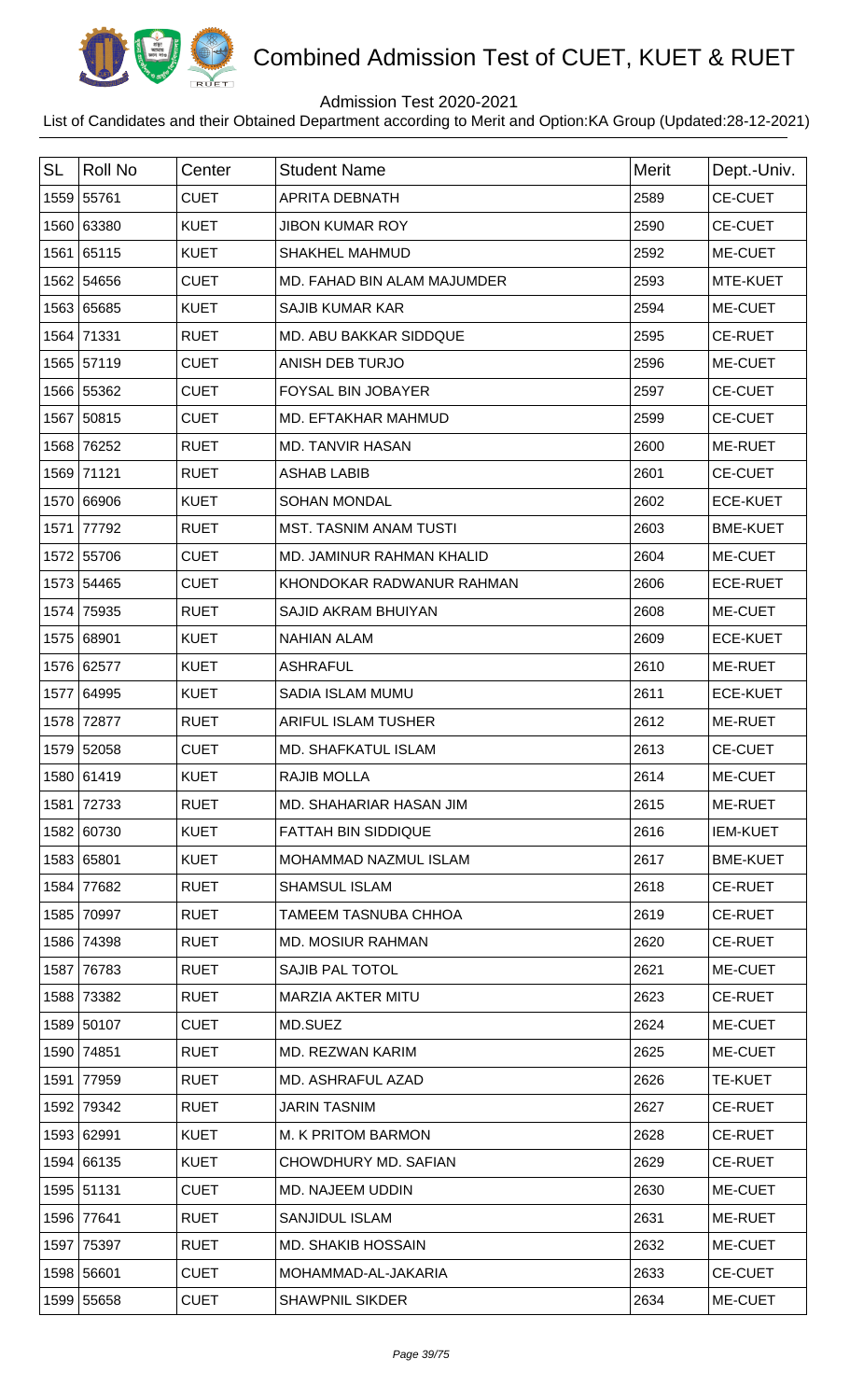# Combined Admission Test of CUET, KUET & RUET

Admission Test 2020-2021

List of Candidates and their Obtained Department according to Merit and Option:KA Group (Updated:28-12-2021)

| SL | Roll No | Center | Student Name | Merit | Dept.-Univ. |
|---|---|---|---|---|---|
| 1559 | 55761 | CUET | APRITA DEBNATH | 2589 | CE-CUET |
| 1560 | 63380 | KUET | JIBON KUMAR ROY | 2590 | CE-CUET |
| 1561 | 65115 | KUET | SHAKHEL MAHMUD | 2592 | ME-CUET |
| 1562 | 54656 | CUET | MD. FAHAD BIN ALAM MAJUMDER | 2593 | MTE-KUET |
| 1563 | 65685 | KUET | SAJIB KUMAR KAR | 2594 | ME-CUET |
| 1564 | 71331 | RUET | MD. ABU BAKKAR SIDDQUE | 2595 | CE-RUET |
| 1565 | 57119 | CUET | ANISH DEB TURJO | 2596 | ME-CUET |
| 1566 | 55362 | CUET | FOYSAL BIN JOBAYER | 2597 | CE-CUET |
| 1567 | 50815 | CUET | MD. EFTAKHAR MAHMUD | 2599 | CE-CUET |
| 1568 | 76252 | RUET | MD. TANVIR HASAN | 2600 | ME-RUET |
| 1569 | 71121 | RUET | ASHAB LABIB | 2601 | CE-CUET |
| 1570 | 66906 | KUET | SOHAN MONDAL | 2602 | ECE-KUET |
| 1571 | 77792 | RUET | MST. TASNIM ANAM TUSTI | 2603 | BME-KUET |
| 1572 | 55706 | CUET | MD. JAMINUR RAHMAN KHALID | 2604 | ME-CUET |
| 1573 | 54465 | CUET | KHONDOKAR RADWANUR RAHMAN | 2606 | ECE-RUET |
| 1574 | 75935 | RUET | SAJID AKRAM BHUIYAN | 2608 | ME-CUET |
| 1575 | 68901 | KUET | NAHIAN ALAM | 2609 | ECE-KUET |
| 1576 | 62577 | KUET | ASHRAFUL | 2610 | ME-RUET |
| 1577 | 64995 | KUET | SADIA ISLAM MUMU | 2611 | ECE-KUET |
| 1578 | 72877 | RUET | ARIFUL ISLAM TUSHER | 2612 | ME-RUET |
| 1579 | 52058 | CUET | MD. SHAFKATUL ISLAM | 2613 | CE-CUET |
| 1580 | 61419 | KUET | RAJIB MOLLA | 2614 | ME-CUET |
| 1581 | 72733 | RUET | MD. SHAHARIAR HASAN JIM | 2615 | ME-RUET |
| 1582 | 60730 | KUET | FATTAH BIN SIDDIQUE | 2616 | IEM-KUET |
| 1583 | 65801 | KUET | MOHAMMAD NAZMUL ISLAM | 2617 | BME-KUET |
| 1584 | 77682 | RUET | SHAMSUL ISLAM | 2618 | CE-RUET |
| 1585 | 70997 | RUET | TAMEEM TASNUBA CHHOA | 2619 | CE-RUET |
| 1586 | 74398 | RUET | MD. MOSIUR RAHMAN | 2620 | CE-RUET |
| 1587 | 76783 | RUET | SAJIB PAL TOTOL | 2621 | ME-CUET |
| 1588 | 73382 | RUET | MARZIA AKTER MITU | 2623 | CE-RUET |
| 1589 | 50107 | CUET | MD.SUEZ | 2624 | ME-CUET |
| 1590 | 74851 | RUET | MD. REZWAN KARIM | 2625 | ME-CUET |
| 1591 | 77959 | RUET | MD. ASHRAFUL AZAD | 2626 | TE-KUET |
| 1592 | 79342 | RUET | JARIN TASNIM | 2627 | CE-RUET |
| 1593 | 62991 | KUET | M. K PRITOM BARMON | 2628 | CE-RUET |
| 1594 | 66135 | KUET | CHOWDHURY MD. SAFIAN | 2629 | CE-RUET |
| 1595 | 51131 | CUET | MD. NAJEEM UDDIN | 2630 | ME-CUET |
| 1596 | 77641 | RUET | SANJIDUL ISLAM | 2631 | ME-RUET |
| 1597 | 75397 | RUET | MD. SHAKIB HOSSAIN | 2632 | ME-CUET |
| 1598 | 56601 | CUET | MOHAMMAD-AL-JAKARIA | 2633 | CE-CUET |
| 1599 | 55658 | CUET | SHAWPNIL SIKDER | 2634 | ME-CUET |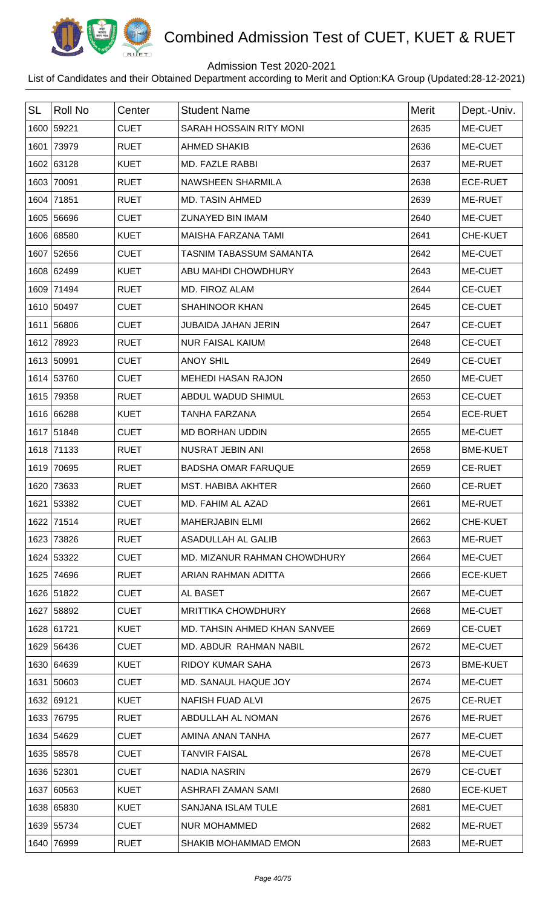# Combined Admission Test of CUET, KUET & RUET

Admission Test 2020-2021

List of Candidates and their Obtained Department according to Merit and Option:KA Group (Updated:28-12-2021)

| SL | Roll No | Center | Student Name | Merit | Dept.-Univ. |
|---|---|---|---|---|---|
| 1600 | 59221 | CUET | SARAH HOSSAIN RITY MONI | 2635 | ME-CUET |
| 1601 | 73979 | RUET | AHMED SHAKIB | 2636 | ME-CUET |
| 1602 | 63128 | KUET | MD. FAZLE RABBI | 2637 | ME-RUET |
| 1603 | 70091 | RUET | NAWSHEEN SHARMILA | 2638 | ECE-RUET |
| 1604 | 71851 | RUET | MD. TASIN AHMED | 2639 | ME-RUET |
| 1605 | 56696 | CUET | ZUNAYED BIN IMAM | 2640 | ME-CUET |
| 1606 | 68580 | KUET | MAISHA FARZANA TAMI | 2641 | CHE-KUET |
| 1607 | 52656 | CUET | TASNIM TABASSUM SAMANTA | 2642 | ME-CUET |
| 1608 | 62499 | KUET | ABU MAHDI CHOWDHURY | 2643 | ME-CUET |
| 1609 | 71494 | RUET | MD. FIROZ ALAM | 2644 | CE-CUET |
| 1610 | 50497 | CUET | SHAHINOOR KHAN | 2645 | CE-CUET |
| 1611 | 56806 | CUET | JUBAIDA JAHAN JERIN | 2647 | CE-CUET |
| 1612 | 78923 | RUET | NUR FAISAL KAIUM | 2648 | CE-CUET |
| 1613 | 50991 | CUET | ANOY SHIL | 2649 | CE-CUET |
| 1614 | 53760 | CUET | MEHEDI HASAN RAJON | 2650 | ME-CUET |
| 1615 | 79358 | RUET | ABDUL WADUD SHIMUL | 2653 | CE-CUET |
| 1616 | 66288 | KUET | TANHA FARZANA | 2654 | ECE-RUET |
| 1617 | 51848 | CUET | MD BORHAN UDDIN | 2655 | ME-CUET |
| 1618 | 71133 | RUET | NUSRAT JEBIN ANI | 2658 | BME-KUET |
| 1619 | 70695 | RUET | BADSHA OMAR FARUQUE | 2659 | CE-RUET |
| 1620 | 73633 | RUET | MST. HABIBA AKHTER | 2660 | CE-RUET |
| 1621 | 53382 | CUET | MD. FAHIM AL AZAD | 2661 | ME-RUET |
| 1622 | 71514 | RUET | MAHERJABIN ELMI | 2662 | CHE-KUET |
| 1623 | 73826 | RUET | ASADULLAH AL GALIB | 2663 | ME-RUET |
| 1624 | 53322 | CUET | MD. MIZANUR RAHMAN CHOWDHURY | 2664 | ME-CUET |
| 1625 | 74696 | RUET | ARIAN RAHMAN ADITTA | 2666 | ECE-KUET |
| 1626 | 51822 | CUET | AL BASET | 2667 | ME-CUET |
| 1627 | 58892 | CUET | MRITTIKA CHOWDHURY | 2668 | ME-CUET |
| 1628 | 61721 | KUET | MD. TAHSIN AHMED KHAN SANVEE | 2669 | CE-CUET |
| 1629 | 56436 | CUET | MD. ABDUR RAHMAN NABIL | 2672 | ME-CUET |
| 1630 | 64639 | KUET | RIDOY KUMAR SAHA | 2673 | BME-KUET |
| 1631 | 50603 | CUET | MD. SANAUL HAQUE JOY | 2674 | ME-CUET |
| 1632 | 69121 | KUET | NAFISH FUAD ALVI | 2675 | CE-RUET |
| 1633 | 76795 | RUET | ABDULLAH AL NOMAN | 2676 | ME-RUET |
| 1634 | 54629 | CUET | AMINA ANAN TANHA | 2677 | ME-CUET |
| 1635 | 58578 | CUET | TANVIR FAISAL | 2678 | ME-CUET |
| 1636 | 52301 | CUET | NADIA NASRIN | 2679 | CE-CUET |
| 1637 | 60563 | KUET | ASHRAFI ZAMAN SAMI | 2680 | ECE-KUET |
| 1638 | 65830 | KUET | SANJANA ISLAM TULE | 2681 | ME-CUET |
| 1639 | 55734 | CUET | NUR MOHAMMED | 2682 | ME-RUET |
| 1640 | 76999 | RUET | SHAKIB MOHAMMAD EMON | 2683 | ME-RUET |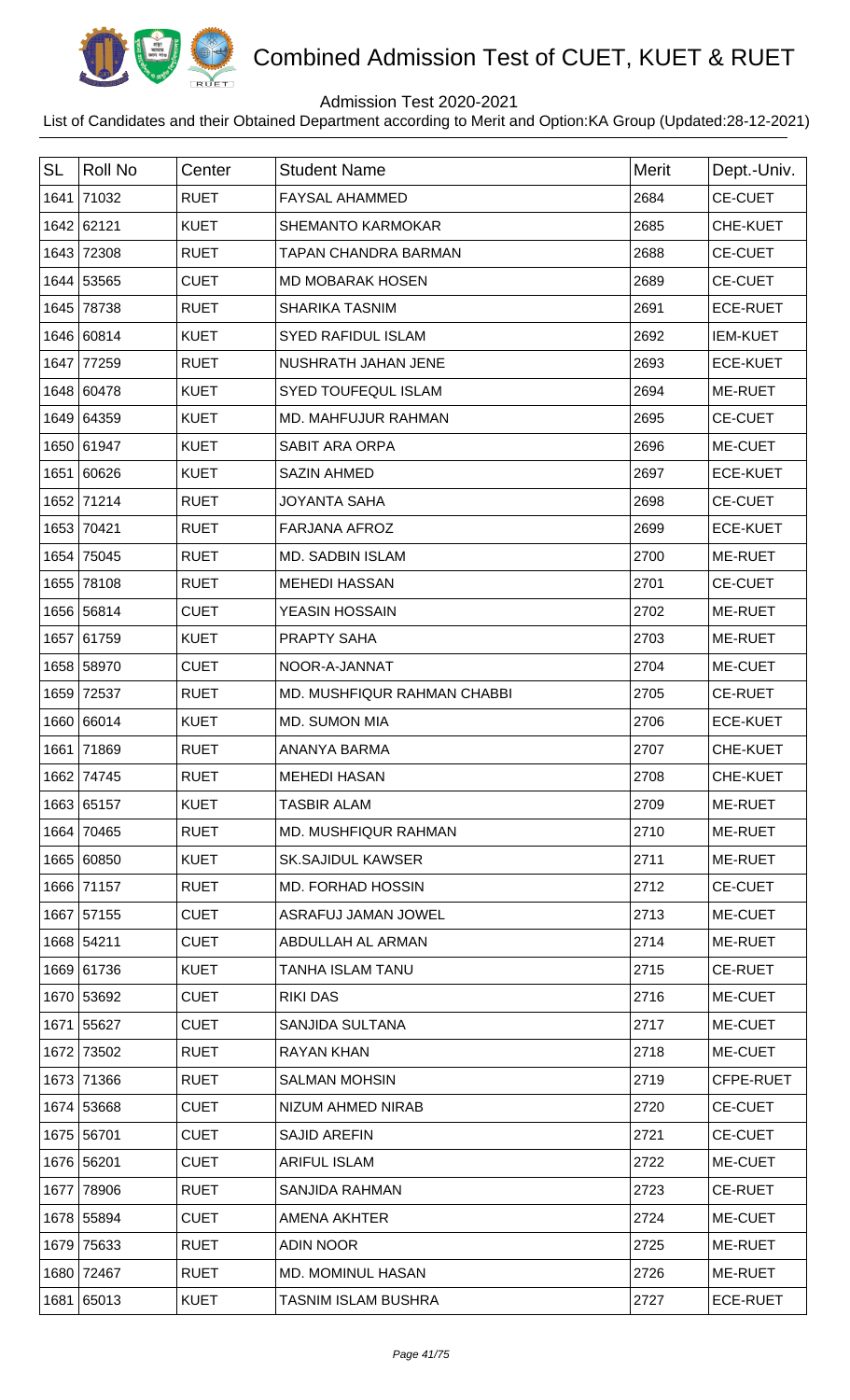# Combined Admission Test of CUET, KUET & RUET

Admission Test 2020-2021

List of Candidates and their Obtained Department according to Merit and Option:KA Group (Updated:28-12-2021)

| SL | Roll No | Center | Student Name | Merit | Dept.-Univ. |
|---|---|---|---|---|---|
| 1641 | 71032 | RUET | FAYSAL AHAMMED | 2684 | CE-CUET |
| 1642 | 62121 | KUET | SHEMANTO KARMOKAR | 2685 | CHE-KUET |
| 1643 | 72308 | RUET | TAPAN CHANDRA BARMAN | 2688 | CE-CUET |
| 1644 | 53565 | CUET | MD MOBARAK HOSEN | 2689 | CE-CUET |
| 1645 | 78738 | RUET | SHARIKA TASNIM | 2691 | ECE-RUET |
| 1646 | 60814 | KUET | SYED RAFIDUL ISLAM | 2692 | IEM-KUET |
| 1647 | 77259 | RUET | NUSHRATH JAHAN JENE | 2693 | ECE-KUET |
| 1648 | 60478 | KUET | SYED TOUFEQUL ISLAM | 2694 | ME-RUET |
| 1649 | 64359 | KUET | MD. MAHFUJUR RAHMAN | 2695 | CE-CUET |
| 1650 | 61947 | KUET | SABIT ARA ORPA | 2696 | ME-CUET |
| 1651 | 60626 | KUET | SAZIN AHMED | 2697 | ECE-KUET |
| 1652 | 71214 | RUET | JOYANTA SAHA | 2698 | CE-CUET |
| 1653 | 70421 | RUET | FARJANA AFROZ | 2699 | ECE-KUET |
| 1654 | 75045 | RUET | MD. SADBIN ISLAM | 2700 | ME-RUET |
| 1655 | 78108 | RUET | MEHEDI HASSAN | 2701 | CE-CUET |
| 1656 | 56814 | CUET | YEASIN HOSSAIN | 2702 | ME-RUET |
| 1657 | 61759 | KUET | PRAPTY SAHA | 2703 | ME-RUET |
| 1658 | 58970 | CUET | NOOR-A-JANNAT | 2704 | ME-CUET |
| 1659 | 72537 | RUET | MD. MUSHFIQUR RAHMAN CHABBI | 2705 | CE-RUET |
| 1660 | 66014 | KUET | MD. SUMON MIA | 2706 | ECE-KUET |
| 1661 | 71869 | RUET | ANANYA BARMA | 2707 | CHE-KUET |
| 1662 | 74745 | RUET | MEHEDI HASAN | 2708 | CHE-KUET |
| 1663 | 65157 | KUET | TASBIR ALAM | 2709 | ME-RUET |
| 1664 | 70465 | RUET | MD. MUSHFIQUR RAHMAN | 2710 | ME-RUET |
| 1665 | 60850 | KUET | SK.SAJIDUL KAWSER | 2711 | ME-RUET |
| 1666 | 71157 | RUET | MD. FORHAD HOSSIN | 2712 | CE-CUET |
| 1667 | 57155 | CUET | ASRAFUJ JAMAN JOWEL | 2713 | ME-CUET |
| 1668 | 54211 | CUET | ABDULLAH AL ARMAN | 2714 | ME-RUET |
| 1669 | 61736 | KUET | TANHA ISLAM TANU | 2715 | CE-RUET |
| 1670 | 53692 | CUET | RIKI DAS | 2716 | ME-CUET |
| 1671 | 55627 | CUET | SANJIDA SULTANA | 2717 | ME-CUET |
| 1672 | 73502 | RUET | RAYAN KHAN | 2718 | ME-CUET |
| 1673 | 71366 | RUET | SALMAN MOHSIN | 2719 | CFPE-RUET |
| 1674 | 53668 | CUET | NIZUM AHMED NIRAB | 2720 | CE-CUET |
| 1675 | 56701 | CUET | SAJID AREFIN | 2721 | CE-CUET |
| 1676 | 56201 | CUET | ARIFUL ISLAM | 2722 | ME-CUET |
| 1677 | 78906 | RUET | SANJIDA RAHMAN | 2723 | CE-RUET |
| 1678 | 55894 | CUET | AMENA AKHTER | 2724 | ME-CUET |
| 1679 | 75633 | RUET | ADIN NOOR | 2725 | ME-RUET |
| 1680 | 72467 | RUET | MD. MOMINUL HASAN | 2726 | ME-RUET |
| 1681 | 65013 | KUET | TASNIM ISLAM BUSHRA | 2727 | ECE-RUET |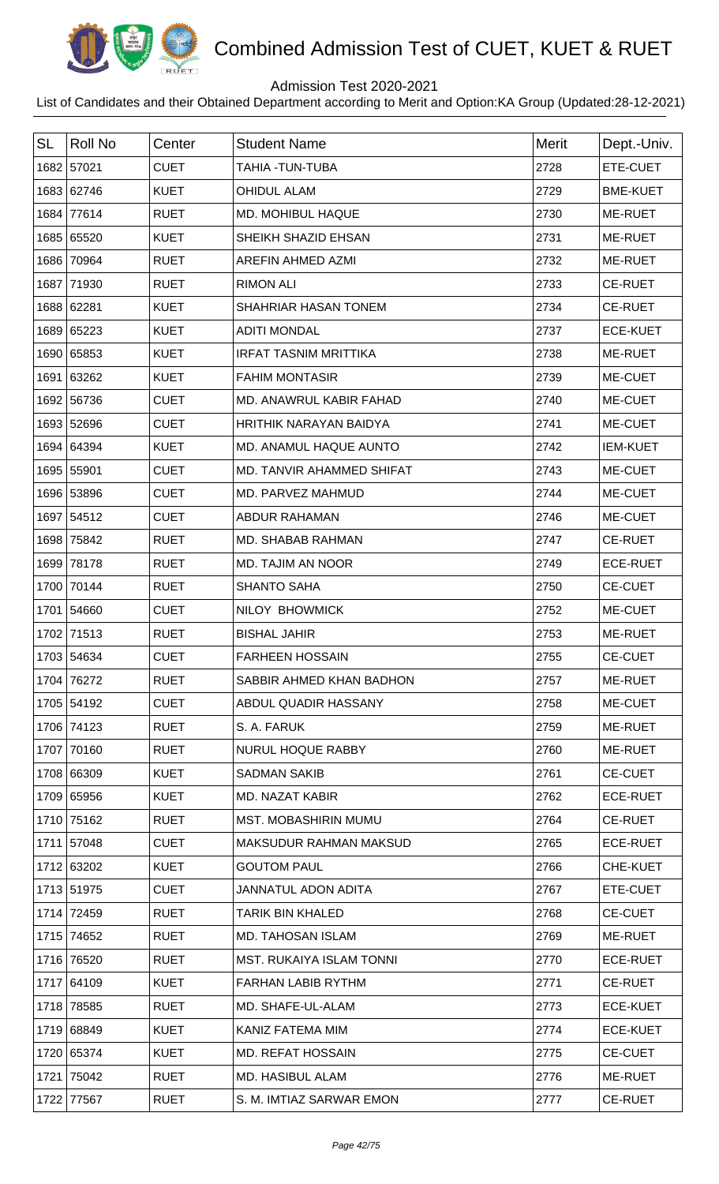# Combined Admission Test of CUET, KUET & RUET

Admission Test 2020-2021

List of Candidates and their Obtained Department according to Merit and Option:KA Group (Updated:28-12-2021)

| SL | Roll No | Center | Student Name | Merit | Dept.-Univ. |
|---|---|---|---|---|---|
| 1682 | 57021 | CUET | TAHIA -TUN-TUBA | 2728 | ETE-CUET |
| 1683 | 62746 | KUET | OHIDUL ALAM | 2729 | BME-KUET |
| 1684 | 77614 | RUET | MD. MOHIBUL HAQUE | 2730 | ME-RUET |
| 1685 | 65520 | KUET | SHEIKH SHAZID EHSAN | 2731 | ME-RUET |
| 1686 | 70964 | RUET | AREFIN AHMED AZMI | 2732 | ME-RUET |
| 1687 | 71930 | RUET | RIMON ALI | 2733 | CE-RUET |
| 1688 | 62281 | KUET | SHAHRIAR HASAN TONEM | 2734 | CE-RUET |
| 1689 | 65223 | KUET | ADITI MONDAL | 2737 | ECE-KUET |
| 1690 | 65853 | KUET | IRFAT TASNIM MRITTIKA | 2738 | ME-RUET |
| 1691 | 63262 | KUET | FAHIM MONTASIR | 2739 | ME-CUET |
| 1692 | 56736 | CUET | MD. ANAWRUL KABIR FAHAD | 2740 | ME-CUET |
| 1693 | 52696 | CUET | HRITHIK NARAYAN BAIDYA | 2741 | ME-CUET |
| 1694 | 64394 | KUET | MD. ANAMUL HAQUE AUNTO | 2742 | IEM-KUET |
| 1695 | 55901 | CUET | MD. TANVIR AHAMMED SHIFAT | 2743 | ME-CUET |
| 1696 | 53896 | CUET | MD. PARVEZ MAHMUD | 2744 | ME-CUET |
| 1697 | 54512 | CUET | ABDUR RAHAMAN | 2746 | ME-CUET |
| 1698 | 75842 | RUET | MD. SHABAB RAHMAN | 2747 | CE-RUET |
| 1699 | 78178 | RUET | MD. TAJIM AN NOOR | 2749 | ECE-RUET |
| 1700 | 70144 | RUET | SHANTO SAHA | 2750 | CE-CUET |
| 1701 | 54660 | CUET | NILOY BHOWMICK | 2752 | ME-CUET |
| 1702 | 71513 | RUET | BISHAL JAHIR | 2753 | ME-RUET |
| 1703 | 54634 | CUET | FARHEEN HOSSAIN | 2755 | CE-CUET |
| 1704 | 76272 | RUET | SABBIR AHMED KHAN BADHON | 2757 | ME-RUET |
| 1705 | 54192 | CUET | ABDUL QUADIR HASSANY | 2758 | ME-CUET |
| 1706 | 74123 | RUET | S. A. FARUK | 2759 | ME-RUET |
| 1707 | 70160 | RUET | NURUL HOQUE RABBY | 2760 | ME-RUET |
| 1708 | 66309 | KUET | SADMAN SAKIB | 2761 | CE-CUET |
| 1709 | 65956 | KUET | MD. NAZAT KABIR | 2762 | ECE-RUET |
| 1710 | 75162 | RUET | MST. MOBASHIRIN MUMU | 2764 | CE-RUET |
| 1711 | 57048 | CUET | MAKSUDUR RAHMAN MAKSUD | 2765 | ECE-RUET |
| 1712 | 63202 | KUET | GOUTOM PAUL | 2766 | CHE-KUET |
| 1713 | 51975 | CUET | JANNATUL ADON ADITA | 2767 | ETE-CUET |
| 1714 | 72459 | RUET | TARIK BIN KHALED | 2768 | CE-CUET |
| 1715 | 74652 | RUET | MD. TAHOSAN ISLAM | 2769 | ME-RUET |
| 1716 | 76520 | RUET | MST. RUKAIYA ISLAM TONNI | 2770 | ECE-RUET |
| 1717 | 64109 | KUET | FARHAN LABIB RYTHM | 2771 | CE-RUET |
| 1718 | 78585 | RUET | MD. SHAFE-UL-ALAM | 2773 | ECE-KUET |
| 1719 | 68849 | KUET | KANIZ FATEMA MIM | 2774 | ECE-KUET |
| 1720 | 65374 | KUET | MD. REFAT HOSSAIN | 2775 | CE-CUET |
| 1721 | 75042 | RUET | MD. HASIBUL ALAM | 2776 | ME-RUET |
| 1722 | 77567 | RUET | S. M. IMTIAZ SARWAR EMON | 2777 | CE-RUET |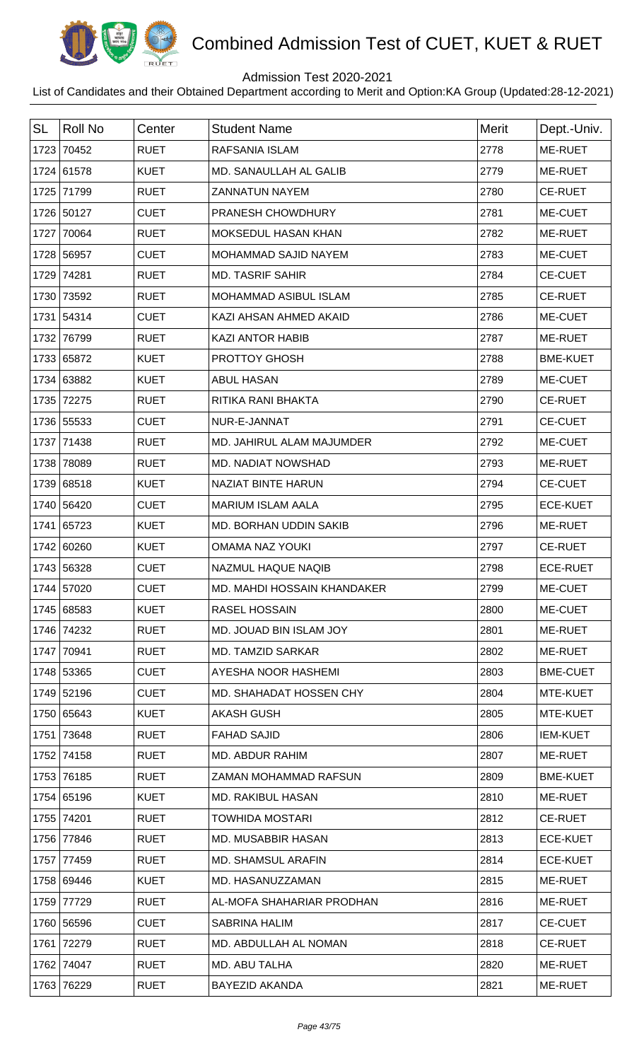# Combined Admission Test of CUET, KUET & RUET

Admission Test 2020-2021

List of Candidates and their Obtained Department according to Merit and Option:KA Group (Updated:28-12-2021)

| SL | Roll No | Center | Student Name | Merit | Dept.-Univ. |
|---|---|---|---|---|---|
| 1723 | 70452 | RUET | RAFSANIA ISLAM | 2778 | ME-RUET |
| 1724 | 61578 | KUET | MD. SANAULLAH AL GALIB | 2779 | ME-RUET |
| 1725 | 71799 | RUET | ZANNATUN NAYEM | 2780 | CE-RUET |
| 1726 | 50127 | CUET | PRANESH CHOWDHURY | 2781 | ME-CUET |
| 1727 | 70064 | RUET | MOKSEDUL HASAN KHAN | 2782 | ME-RUET |
| 1728 | 56957 | CUET | MOHAMMAD SAJID NAYEM | 2783 | ME-CUET |
| 1729 | 74281 | RUET | MD. TASRIF SAHIR | 2784 | CE-CUET |
| 1730 | 73592 | RUET | MOHAMMAD ASIBUL ISLAM | 2785 | CE-RUET |
| 1731 | 54314 | CUET | KAZI AHSAN AHMED AKAID | 2786 | ME-CUET |
| 1732 | 76799 | RUET | KAZI ANTOR HABIB | 2787 | ME-RUET |
| 1733 | 65872 | KUET | PROTTOY GHOSH | 2788 | BME-KUET |
| 1734 | 63882 | KUET | ABUL HASAN | 2789 | ME-CUET |
| 1735 | 72275 | RUET | RITIKA RANI BHAKTA | 2790 | CE-RUET |
| 1736 | 55533 | CUET | NUR-E-JANNAT | 2791 | CE-CUET |
| 1737 | 71438 | RUET | MD. JAHIRUL ALAM MAJUMDER | 2792 | ME-CUET |
| 1738 | 78089 | RUET | MD. NADIAT NOWSHAD | 2793 | ME-RUET |
| 1739 | 68518 | KUET | NAZIAT BINTE HARUN | 2794 | CE-CUET |
| 1740 | 56420 | CUET | MARIUM ISLAM AALA | 2795 | ECE-KUET |
| 1741 | 65723 | KUET | MD. BORHAN UDDIN SAKIB | 2796 | ME-RUET |
| 1742 | 60260 | KUET | OMAMA NAZ YOUKI | 2797 | CE-RUET |
| 1743 | 56328 | CUET | NAZMUL HAQUE NAQIB | 2798 | ECE-RUET |
| 1744 | 57020 | CUET | MD. MAHDI HOSSAIN KHANDAKER | 2799 | ME-CUET |
| 1745 | 68583 | KUET | RASEL HOSSAIN | 2800 | ME-CUET |
| 1746 | 74232 | RUET | MD. JOUAD BIN ISLAM JOY | 2801 | ME-RUET |
| 1747 | 70941 | RUET | MD. TAMZID SARKAR | 2802 | ME-RUET |
| 1748 | 53365 | CUET | AYESHA NOOR HASHEMI | 2803 | BME-CUET |
| 1749 | 52196 | CUET | MD. SHAHADAT HOSSEN CHY | 2804 | MTE-KUET |
| 1750 | 65643 | KUET | AKASH GUSH | 2805 | MTE-KUET |
| 1751 | 73648 | RUET | FAHAD SAJID | 2806 | IEM-KUET |
| 1752 | 74158 | RUET | MD. ABDUR RAHIM | 2807 | ME-RUET |
| 1753 | 76185 | RUET | ZAMAN MOHAMMAD RAFSUN | 2809 | BME-KUET |
| 1754 | 65196 | KUET | MD. RAKIBUL HASAN | 2810 | ME-RUET |
| 1755 | 74201 | RUET | TOWHIDA MOSTARI | 2812 | CE-RUET |
| 1756 | 77846 | RUET | MD. MUSABBIR HASAN | 2813 | ECE-KUET |
| 1757 | 77459 | RUET | MD. SHAMSUL ARAFIN | 2814 | ECE-KUET |
| 1758 | 69446 | KUET | MD. HASANUZZAMAN | 2815 | ME-RUET |
| 1759 | 77729 | RUET | AL-MOFA SHAHARIAR PRODHAN | 2816 | ME-RUET |
| 1760 | 56596 | CUET | SABRINA HALIM | 2817 | CE-CUET |
| 1761 | 72279 | RUET | MD. ABDULLAH AL NOMAN | 2818 | CE-RUET |
| 1762 | 74047 | RUET | MD. ABU TALHA | 2820 | ME-RUET |
| 1763 | 76229 | RUET | BAYEZID AKANDA | 2821 | ME-RUET |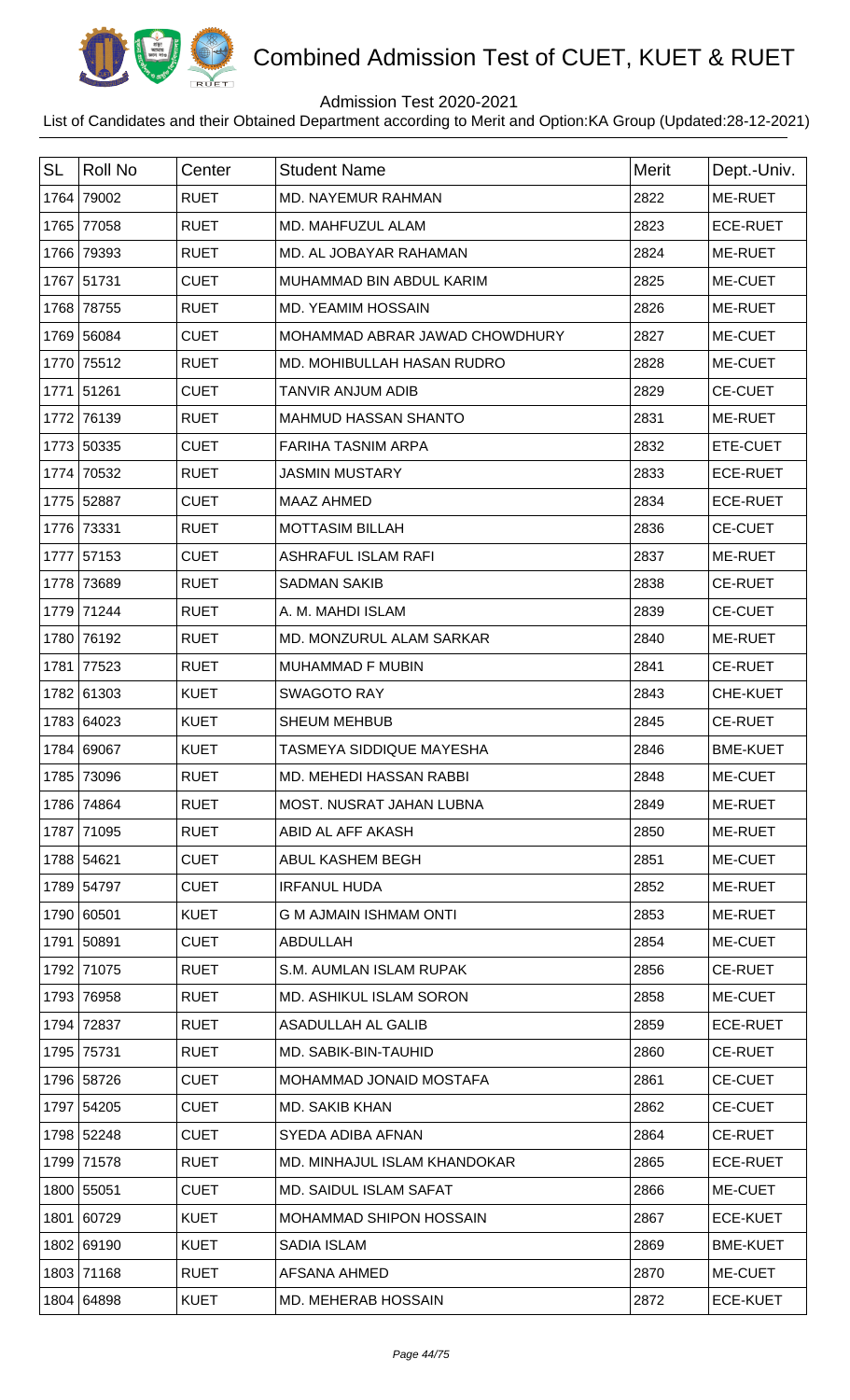# Combined Admission Test of CUET, KUET & RUET

Admission Test 2020-2021

List of Candidates and their Obtained Department according to Merit and Option:KA Group (Updated:28-12-2021)

| SL | Roll No | Center | Student Name | Merit | Dept.-Univ. |
|---|---|---|---|---|---|
| 1764 | 79002 | RUET | MD. NAYEMUR RAHMAN | 2822 | ME-RUET |
| 1765 | 77058 | RUET | MD. MAHFUZUL ALAM | 2823 | ECE-RUET |
| 1766 | 79393 | RUET | MD. AL JOBAYAR RAHAMAN | 2824 | ME-RUET |
| 1767 | 51731 | CUET | MUHAMMAD BIN ABDUL KARIM | 2825 | ME-CUET |
| 1768 | 78755 | RUET | MD. YEAMIM HOSSAIN | 2826 | ME-RUET |
| 1769 | 56084 | CUET | MOHAMMAD ABRAR JAWAD CHOWDHURY | 2827 | ME-CUET |
| 1770 | 75512 | RUET | MD. MOHIBULLAH HASAN RUDRO | 2828 | ME-CUET |
| 1771 | 51261 | CUET | TANVIR ANJUM ADIB | 2829 | CE-CUET |
| 1772 | 76139 | RUET | MAHMUD HASSAN SHANTO | 2831 | ME-RUET |
| 1773 | 50335 | CUET | FARIHA TASNIM ARPA | 2832 | ETE-CUET |
| 1774 | 70532 | RUET | JASMIN MUSTARY | 2833 | ECE-RUET |
| 1775 | 52887 | CUET | MAAZ AHMED | 2834 | ECE-RUET |
| 1776 | 73331 | RUET | MOTTASIM BILLAH | 2836 | CE-CUET |
| 1777 | 57153 | CUET | ASHRAFUL ISLAM RAFI | 2837 | ME-RUET |
| 1778 | 73689 | RUET | SADMAN SAKIB | 2838 | CE-RUET |
| 1779 | 71244 | RUET | A. M. MAHDI ISLAM | 2839 | CE-CUET |
| 1780 | 76192 | RUET | MD. MONZURUL ALAM SARKAR | 2840 | ME-RUET |
| 1781 | 77523 | RUET | MUHAMMAD F MUBIN | 2841 | CE-RUET |
| 1782 | 61303 | KUET | SWAGOTO RAY | 2843 | CHE-KUET |
| 1783 | 64023 | KUET | SHEUM MEHBUB | 2845 | CE-RUET |
| 1784 | 69067 | KUET | TASMEYA SIDDIQUE MAYESHA | 2846 | BME-KUET |
| 1785 | 73096 | RUET | MD. MEHEDI HASSAN RABBI | 2848 | ME-CUET |
| 1786 | 74864 | RUET | MOST. NUSRAT JAHAN LUBNA | 2849 | ME-RUET |
| 1787 | 71095 | RUET | ABID AL AFF AKASH | 2850 | ME-RUET |
| 1788 | 54621 | CUET | ABUL KASHEM BEGH | 2851 | ME-CUET |
| 1789 | 54797 | CUET | IRFANUL HUDA | 2852 | ME-RUET |
| 1790 | 60501 | KUET | G M AJMAIN ISHMAM ONTI | 2853 | ME-RUET |
| 1791 | 50891 | CUET | ABDULLAH | 2854 | ME-CUET |
| 1792 | 71075 | RUET | S.M. AUMLAN ISLAM RUPAK | 2856 | CE-RUET |
| 1793 | 76958 | RUET | MD. ASHIKUL ISLAM SORON | 2858 | ME-CUET |
| 1794 | 72837 | RUET | ASADULLAH AL GALIB | 2859 | ECE-RUET |
| 1795 | 75731 | RUET | MD. SABIK-BIN-TAUHID | 2860 | CE-RUET |
| 1796 | 58726 | CUET | MOHAMMAD JONAID MOSTAFA | 2861 | CE-CUET |
| 1797 | 54205 | CUET | MD. SAKIB KHAN | 2862 | CE-CUET |
| 1798 | 52248 | CUET | SYEDA ADIBA AFNAN | 2864 | CE-RUET |
| 1799 | 71578 | RUET | MD. MINHAJUL ISLAM KHANDOKAR | 2865 | ECE-RUET |
| 1800 | 55051 | CUET | MD. SAIDUL ISLAM SAFAT | 2866 | ME-CUET |
| 1801 | 60729 | KUET | MOHAMMAD SHIPON HOSSAIN | 2867 | ECE-KUET |
| 1802 | 69190 | KUET | SADIA ISLAM | 2869 | BME-KUET |
| 1803 | 71168 | RUET | AFSANA AHMED | 2870 | ME-CUET |
| 1804 | 64898 | KUET | MD. MEHERAB HOSSAIN | 2872 | ECE-KUET |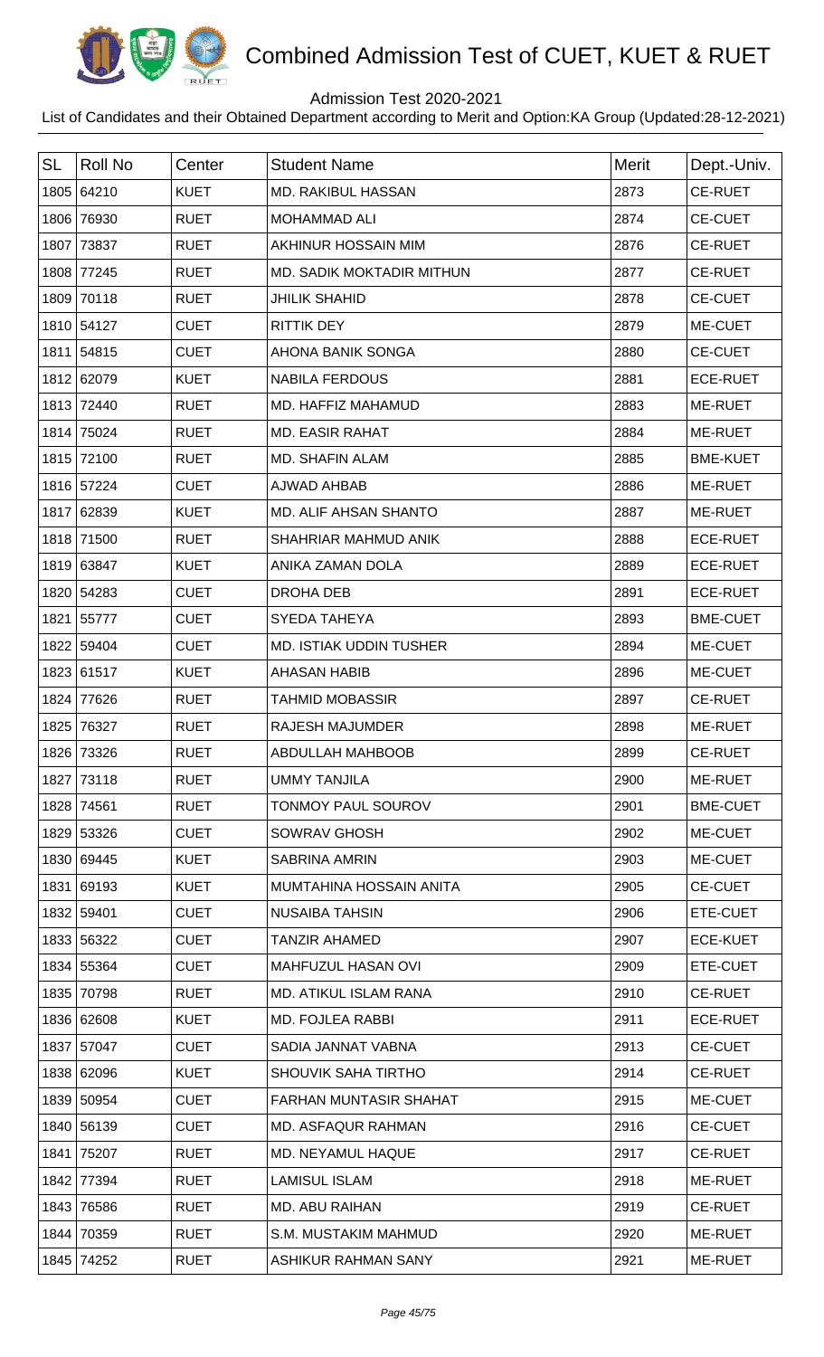# Combined Admission Test of CUET, KUET & RUET

Admission Test 2020-2021

List of Candidates and their Obtained Department according to Merit and Option:KA Group (Updated:28-12-2021)

| SL | Roll No | Center | Student Name | Merit | Dept.-Univ. |
|---|---|---|---|---|---|
| 1805 | 64210 | KUET | MD. RAKIBUL HASSAN | 2873 | CE-RUET |
| 1806 | 76930 | RUET | MOHAMMAD ALI | 2874 | CE-CUET |
| 1807 | 73837 | RUET | AKHINUR HOSSAIN MIM | 2876 | CE-RUET |
| 1808 | 77245 | RUET | MD. SADIK MOKTADIR MITHUN | 2877 | CE-RUET |
| 1809 | 70118 | RUET | JHILIK SHAHID | 2878 | CE-CUET |
| 1810 | 54127 | CUET | RITTIK DEY | 2879 | ME-CUET |
| 1811 | 54815 | CUET | AHONA BANIK SONGA | 2880 | CE-CUET |
| 1812 | 62079 | KUET | NABILA FERDOUS | 2881 | ECE-RUET |
| 1813 | 72440 | RUET | MD. HAFFIZ MAHAMUD | 2883 | ME-RUET |
| 1814 | 75024 | RUET | MD. EASIR RAHAT | 2884 | ME-RUET |
| 1815 | 72100 | RUET | MD. SHAFIN ALAM | 2885 | BME-KUET |
| 1816 | 57224 | CUET | AJWAD AHBAB | 2886 | ME-RUET |
| 1817 | 62839 | KUET | MD. ALIF AHSAN SHANTO | 2887 | ME-RUET |
| 1818 | 71500 | RUET | SHAHRIAR MAHMUD ANIK | 2888 | ECE-RUET |
| 1819 | 63847 | KUET | ANIKA ZAMAN DOLA | 2889 | ECE-RUET |
| 1820 | 54283 | CUET | DROHA DEB | 2891 | ECE-RUET |
| 1821 | 55777 | CUET | SYEDA TAHEYA | 2893 | BME-CUET |
| 1822 | 59404 | CUET | MD. ISTIAK UDDIN TUSHER | 2894 | ME-CUET |
| 1823 | 61517 | KUET | AHASAN HABIB | 2896 | ME-CUET |
| 1824 | 77626 | RUET | TAHMID MOBASSIR | 2897 | CE-RUET |
| 1825 | 76327 | RUET | RAJESH MAJUMDER | 2898 | ME-RUET |
| 1826 | 73326 | RUET | ABDULLAH MAHBOOB | 2899 | CE-RUET |
| 1827 | 73118 | RUET | UMMY TANJILA | 2900 | ME-RUET |
| 1828 | 74561 | RUET | TONMOY PAUL SOUROV | 2901 | BME-CUET |
| 1829 | 53326 | CUET | SOWRAV GHOSH | 2902 | ME-CUET |
| 1830 | 69445 | KUET | SABRINA AMRIN | 2903 | ME-CUET |
| 1831 | 69193 | KUET | MUMTAHINA HOSSAIN ANITA | 2905 | CE-CUET |
| 1832 | 59401 | CUET | NUSAIBA TAHSIN | 2906 | ETE-CUET |
| 1833 | 56322 | CUET | TANZIR AHAMED | 2907 | ECE-KUET |
| 1834 | 55364 | CUET | MAHFUZUL HASAN OVI | 2909 | ETE-CUET |
| 1835 | 70798 | RUET | MD. ATIKUL ISLAM RANA | 2910 | CE-RUET |
| 1836 | 62608 | KUET | MD. FOJLEA RABBI | 2911 | ECE-RUET |
| 1837 | 57047 | CUET | SADIA JANNAT VABNA | 2913 | CE-CUET |
| 1838 | 62096 | KUET | SHOUVIK SAHA TIRTHO | 2914 | CE-RUET |
| 1839 | 50954 | CUET | FARHAN MUNTASIR SHAHAT | 2915 | ME-CUET |
| 1840 | 56139 | CUET | MD. ASFAQUR RAHMAN | 2916 | CE-CUET |
| 1841 | 75207 | RUET | MD. NEYAMUL HAQUE | 2917 | CE-RUET |
| 1842 | 77394 | RUET | LAMISUL ISLAM | 2918 | ME-RUET |
| 1843 | 76586 | RUET | MD. ABU RAIHAN | 2919 | CE-RUET |
| 1844 | 70359 | RUET | S.M. MUSTAKIM MAHMUD | 2920 | ME-RUET |
| 1845 | 74252 | RUET | ASHIKUR RAHMAN SANY | 2921 | ME-RUET |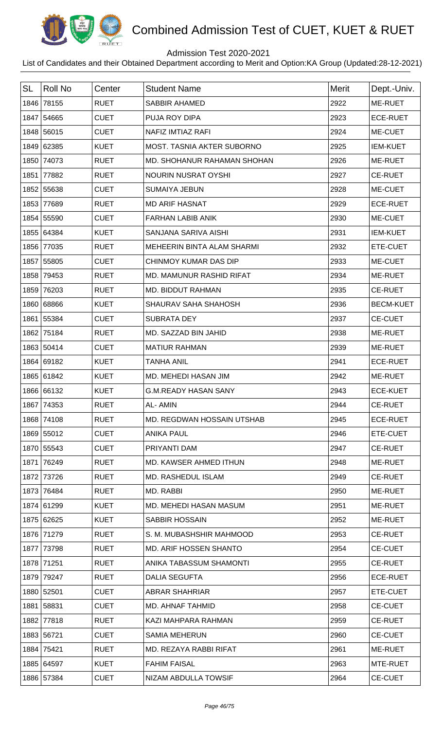# Combined Admission Test of CUET, KUET & RUET

Admission Test 2020-2021

List of Candidates and their Obtained Department according to Merit and Option:KA Group (Updated:28-12-2021)

| SL | Roll No | Center | Student Name | Merit | Dept.-Univ. |
|---|---|---|---|---|---|
| 1846 | 78155 | RUET | SABBIR AHAMED | 2922 | ME-RUET |
| 1847 | 54665 | CUET | PUJA ROY DIPA | 2923 | ECE-RUET |
| 1848 | 56015 | CUET | NAFIZ IMTIAZ RAFI | 2924 | ME-CUET |
| 1849 | 62385 | KUET | MOST. TASNIA AKTER SUBORNO | 2925 | IEM-KUET |
| 1850 | 74073 | RUET | MD. SHOHANUR RAHAMAN SHOHAN | 2926 | ME-RUET |
| 1851 | 77882 | RUET | NOURIN NUSRAT OYSHI | 2927 | CE-RUET |
| 1852 | 55638 | CUET | SUMAIYA JEBUN | 2928 | ME-CUET |
| 1853 | 77689 | RUET | MD ARIF HASNAT | 2929 | ECE-RUET |
| 1854 | 55590 | CUET | FARHAN LABIB ANIK | 2930 | ME-CUET |
| 1855 | 64384 | KUET | SANJANA SARIVA AISHI | 2931 | IEM-KUET |
| 1856 | 77035 | RUET | MEHEERIN BINTA ALAM SHARMI | 2932 | ETE-CUET |
| 1857 | 55805 | CUET | CHINMOY KUMAR DAS DIP | 2933 | ME-CUET |
| 1858 | 79453 | RUET | MD. MAMUNUR RASHID RIFAT | 2934 | ME-RUET |
| 1859 | 76203 | RUET | MD. BIDDUT RAHMAN | 2935 | CE-RUET |
| 1860 | 68866 | KUET | SHAURAV SAHA SHAHOSH | 2936 | BECM-KUET |
| 1861 | 55384 | CUET | SUBRATA DEY | 2937 | CE-CUET |
| 1862 | 75184 | RUET | MD. SAZZAD BIN JAHID | 2938 | ME-RUET |
| 1863 | 50414 | CUET | MATIUR RAHMAN | 2939 | ME-RUET |
| 1864 | 69182 | KUET | TANHA ANIL | 2941 | ECE-RUET |
| 1865 | 61842 | KUET | MD. MEHEDI HASAN JIM | 2942 | ME-RUET |
| 1866 | 66132 | KUET | G.M.READY HASAN SANY | 2943 | ECE-KUET |
| 1867 | 74353 | RUET | AL- AMIN | 2944 | CE-RUET |
| 1868 | 74108 | RUET | MD. REGDWAN HOSSAIN UTSHAB | 2945 | ECE-RUET |
| 1869 | 55012 | CUET | ANIKA PAUL | 2946 | ETE-CUET |
| 1870 | 55543 | CUET | PRIYANTI DAM | 2947 | CE-RUET |
| 1871 | 76249 | RUET | MD. KAWSER AHMED ITHUN | 2948 | ME-RUET |
| 1872 | 73726 | RUET | MD. RASHEDUL ISLAM | 2949 | CE-RUET |
| 1873 | 76484 | RUET | MD. RABBI | 2950 | ME-RUET |
| 1874 | 61299 | KUET | MD. MEHEDI HASAN MASUM | 2951 | ME-RUET |
| 1875 | 62625 | KUET | SABBIR HOSSAIN | 2952 | ME-RUET |
| 1876 | 71279 | RUET | S. M. MUBASHSHIR MAHMOOD | 2953 | CE-RUET |
| 1877 | 73798 | RUET | MD. ARIF HOSSEN SHANTO | 2954 | CE-CUET |
| 1878 | 71251 | RUET | ANIKA TABASSUM SHAMONTI | 2955 | CE-RUET |
| 1879 | 79247 | RUET | DALIA SEGUFTA | 2956 | ECE-RUET |
| 1880 | 52501 | CUET | ABRAR SHAHRIAR | 2957 | ETE-CUET |
| 1881 | 58831 | CUET | MD. AHNAF TAHMID | 2958 | CE-CUET |
| 1882 | 77818 | RUET | KAZI MAHPARA RAHMAN | 2959 | CE-RUET |
| 1883 | 56721 | CUET | SAMIA MEHERUN | 2960 | CE-CUET |
| 1884 | 75421 | RUET | MD. REZAYA RABBI RIFAT | 2961 | ME-RUET |
| 1885 | 64597 | KUET | FAHIM FAISAL | 2963 | MTE-RUET |
| 1886 | 57384 | CUET | NIZAM ABDULLA TOWSIF | 2964 | CE-CUET |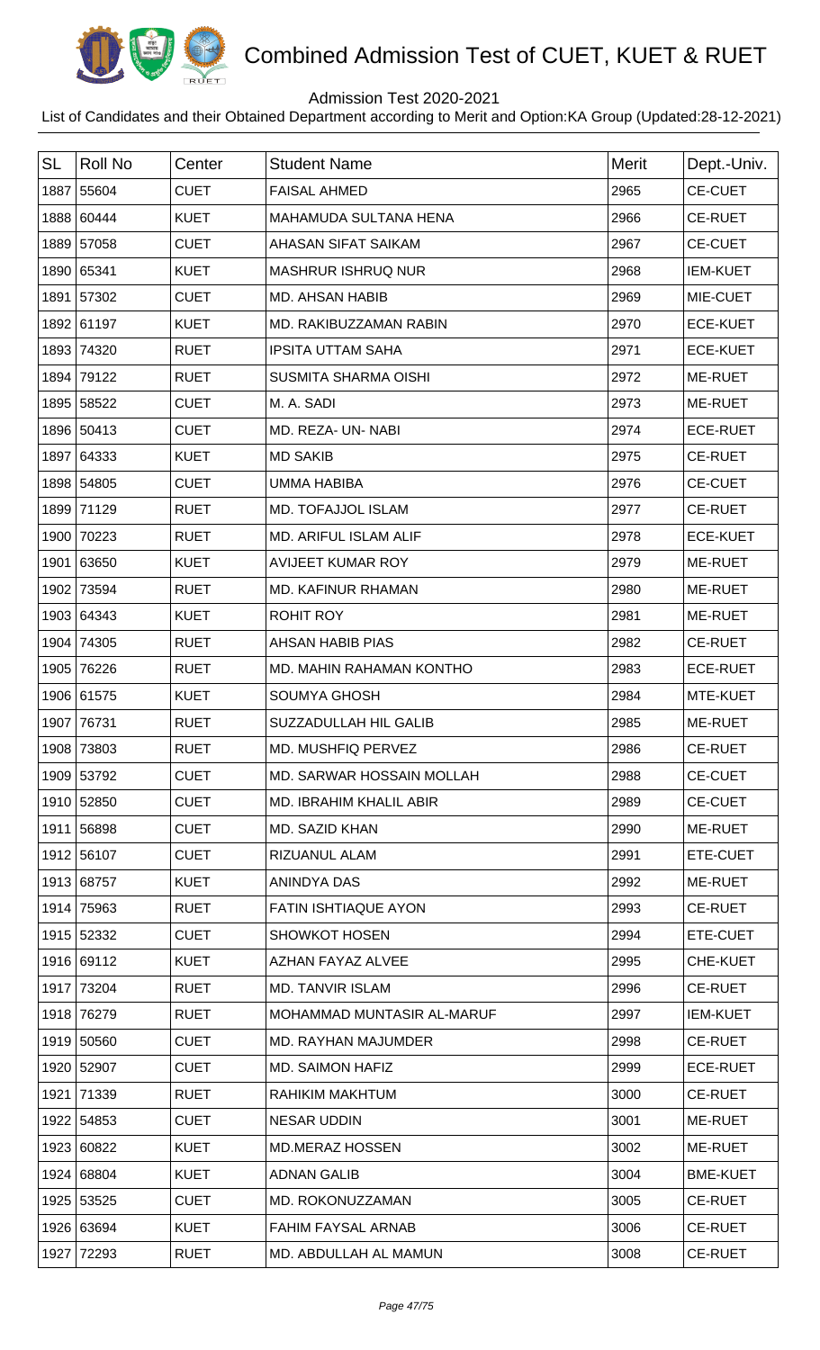# Combined Admission Test of CUET, KUET & RUET

Admission Test 2020-2021

List of Candidates and their Obtained Department according to Merit and Option:KA Group (Updated:28-12-2021)

| SL | Roll No | Center | Student Name | Merit | Dept.-Univ. |
|---|---|---|---|---|---|
| 1887 | 55604 | CUET | FAISAL AHMED | 2965 | CE-CUET |
| 1888 | 60444 | KUET | MAHAMUDA SULTANA HENA | 2966 | CE-RUET |
| 1889 | 57058 | CUET | AHASAN SIFAT SAIKAM | 2967 | CE-CUET |
| 1890 | 65341 | KUET | MASHRUR ISHRUQ NUR | 2968 | IEM-KUET |
| 1891 | 57302 | CUET | MD. AHSAN HABIB | 2969 | MIE-CUET |
| 1892 | 61197 | KUET | MD. RAKIBUZZAMAN RABIN | 2970 | ECE-KUET |
| 1893 | 74320 | RUET | IPSITA UTTAM SAHA | 2971 | ECE-KUET |
| 1894 | 79122 | RUET | SUSMITA SHARMA OISHI | 2972 | ME-RUET |
| 1895 | 58522 | CUET | M. A. SADI | 2973 | ME-RUET |
| 1896 | 50413 | CUET | MD. REZA- UN- NABI | 2974 | ECE-RUET |
| 1897 | 64333 | KUET | MD SAKIB | 2975 | CE-RUET |
| 1898 | 54805 | CUET | UMMA HABIBA | 2976 | CE-CUET |
| 1899 | 71129 | RUET | MD. TOFAJJOL ISLAM | 2977 | CE-RUET |
| 1900 | 70223 | RUET | MD. ARIFUL ISLAM ALIF | 2978 | ECE-KUET |
| 1901 | 63650 | KUET | AVIJEET KUMAR ROY | 2979 | ME-RUET |
| 1902 | 73594 | RUET | MD. KAFINUR RHAMAN | 2980 | ME-RUET |
| 1903 | 64343 | KUET | ROHIT ROY | 2981 | ME-RUET |
| 1904 | 74305 | RUET | AHSAN HABIB PIAS | 2982 | CE-RUET |
| 1905 | 76226 | RUET | MD. MAHIN RAHAMAN KONTHO | 2983 | ECE-RUET |
| 1906 | 61575 | KUET | SOUMYA GHOSH | 2984 | MTE-KUET |
| 1907 | 76731 | RUET | SUZZADULLAH HIL GALIB | 2985 | ME-RUET |
| 1908 | 73803 | RUET | MD. MUSHFIQ PERVEZ | 2986 | CE-RUET |
| 1909 | 53792 | CUET | MD. SARWAR HOSSAIN MOLLAH | 2988 | CE-CUET |
| 1910 | 52850 | CUET | MD. IBRAHIM KHALIL ABIR | 2989 | CE-CUET |
| 1911 | 56898 | CUET | MD. SAZID KHAN | 2990 | ME-RUET |
| 1912 | 56107 | CUET | RIZUANUL ALAM | 2991 | ETE-CUET |
| 1913 | 68757 | KUET | ANINDYA DAS | 2992 | ME-RUET |
| 1914 | 75963 | RUET | FATIN ISHTIAQUE AYON | 2993 | CE-RUET |
| 1915 | 52332 | CUET | SHOWKOT HOSEN | 2994 | ETE-CUET |
| 1916 | 69112 | KUET | AZHAN FAYAZ ALVEE | 2995 | CHE-KUET |
| 1917 | 73204 | RUET | MD. TANVIR ISLAM | 2996 | CE-RUET |
| 1918 | 76279 | RUET | MOHAMMAD MUNTASIR AL-MARUF | 2997 | IEM-KUET |
| 1919 | 50560 | CUET | MD. RAYHAN MAJUMDER | 2998 | CE-RUET |
| 1920 | 52907 | CUET | MD. SAIMON HAFIZ | 2999 | ECE-RUET |
| 1921 | 71339 | RUET | RAHIKIM MAKHTUM | 3000 | CE-RUET |
| 1922 | 54853 | CUET | NESAR UDDIN | 3001 | ME-RUET |
| 1923 | 60822 | KUET | MD.MERAZ HOSSEN | 3002 | ME-RUET |
| 1924 | 68804 | KUET | ADNAN GALIB | 3004 | BME-KUET |
| 1925 | 53525 | CUET | MD. ROKONUZZAMAN | 3005 | CE-RUET |
| 1926 | 63694 | KUET | FAHIM FAYSAL ARNAB | 3006 | CE-RUET |
| 1927 | 72293 | RUET | MD. ABDULLAH AL MAMUN | 3008 | CE-RUET |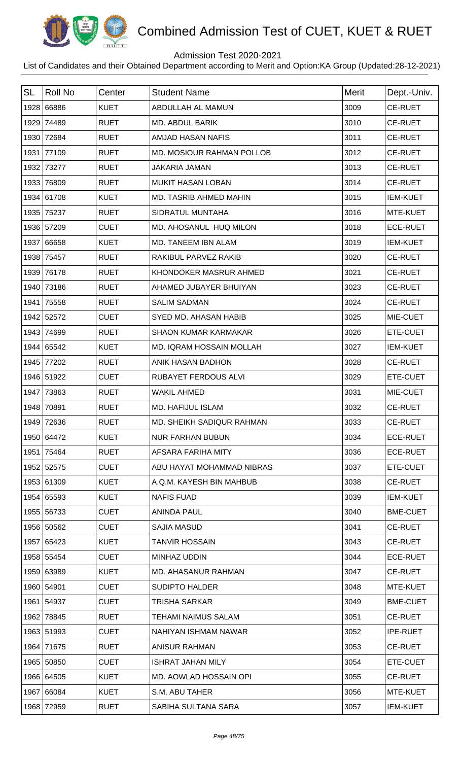# Combined Admission Test of CUET, KUET & RUET

Admission Test 2020-2021

List of Candidates and their Obtained Department according to Merit and Option:KA Group (Updated:28-12-2021)

| SL | Roll No | Center | Student Name | Merit | Dept.-Univ. |
|---|---|---|---|---|---|
| 1928 | 66886 | KUET | ABDULLAH AL MAMUN | 3009 | CE-RUET |
| 1929 | 74489 | RUET | MD. ABDUL BARIK | 3010 | CE-RUET |
| 1930 | 72684 | RUET | AMJAD HASAN NAFIS | 3011 | CE-RUET |
| 1931 | 77109 | RUET | MD. MOSIOUR RAHMAN POLLOB | 3012 | CE-RUET |
| 1932 | 73277 | RUET | JAKARIA JAMAN | 3013 | CE-RUET |
| 1933 | 76809 | RUET | MUKIT HASAN LOBAN | 3014 | CE-RUET |
| 1934 | 61708 | KUET | MD. TASRIB AHMED MAHIN | 3015 | IEM-KUET |
| 1935 | 75237 | RUET | SIDRATUL MUNTAHA | 3016 | MTE-KUET |
| 1936 | 57209 | CUET | MD. AHOSANUL HUQ MILON | 3018 | ECE-RUET |
| 1937 | 66658 | KUET | MD. TANEEM IBN ALAM | 3019 | IEM-KUET |
| 1938 | 75457 | RUET | RAKIBUL PARVEZ RAKIB | 3020 | CE-RUET |
| 1939 | 76178 | RUET | KHONDOKER MASRUR AHMED | 3021 | CE-RUET |
| 1940 | 73186 | RUET | AHAMED JUBAYER BHUIYAN | 3023 | CE-RUET |
| 1941 | 75558 | RUET | SALIM SADMAN | 3024 | CE-RUET |
| 1942 | 52572 | CUET | SYED MD. AHASAN HABIB | 3025 | MIE-CUET |
| 1943 | 74699 | RUET | SHAON KUMAR KARMAKAR | 3026 | ETE-CUET |
| 1944 | 65542 | KUET | MD. IQRAM HOSSAIN MOLLAH | 3027 | IEM-KUET |
| 1945 | 77202 | RUET | ANIK HASAN BADHON | 3028 | CE-RUET |
| 1946 | 51922 | CUET | RUBAYET FERDOUS ALVI | 3029 | ETE-CUET |
| 1947 | 73863 | RUET | WAKIL AHMED | 3031 | MIE-CUET |
| 1948 | 70891 | RUET | MD. HAFIJUL ISLAM | 3032 | CE-RUET |
| 1949 | 72636 | RUET | MD. SHEIKH SADIQUR RAHMAN | 3033 | CE-RUET |
| 1950 | 64472 | KUET | NUR FARHAN BUBUN | 3034 | ECE-RUET |
| 1951 | 75464 | RUET | AFSARA FARIHA MITY | 3036 | ECE-RUET |
| 1952 | 52575 | CUET | ABU HAYAT MOHAMMAD NIBRAS | 3037 | ETE-CUET |
| 1953 | 61309 | KUET | A.Q.M. KAYESH BIN MAHBUB | 3038 | CE-RUET |
| 1954 | 65593 | KUET | NAFIS FUAD | 3039 | IEM-KUET |
| 1955 | 56733 | CUET | ANINDA PAUL | 3040 | BME-CUET |
| 1956 | 50562 | CUET | SAJIA MASUD | 3041 | CE-RUET |
| 1957 | 65423 | KUET | TANVIR HOSSAIN | 3043 | CE-RUET |
| 1958 | 55454 | CUET | MINHAZ UDDIN | 3044 | ECE-RUET |
| 1959 | 63989 | KUET | MD. AHASANUR RAHMAN | 3047 | CE-RUET |
| 1960 | 54901 | CUET | SUDIPTO HALDER | 3048 | MTE-KUET |
| 1961 | 54937 | CUET | TRISHA SARKAR | 3049 | BME-CUET |
| 1962 | 78845 | RUET | TEHAMI NAIMUS SALAM | 3051 | CE-RUET |
| 1963 | 51993 | CUET | NAHIYAN ISHMAM NAWAR | 3052 | IPE-RUET |
| 1964 | 71675 | RUET | ANISUR RAHMAN | 3053 | CE-RUET |
| 1965 | 50850 | CUET | ISHRAT JAHAN MILY | 3054 | ETE-CUET |
| 1966 | 64505 | KUET | MD. AOWLAD HOSSAIN OPI | 3055 | CE-RUET |
| 1967 | 66084 | KUET | S.M. ABU TAHER | 3056 | MTE-KUET |
| 1968 | 72959 | RUET | SABIHA SULTANA SARA | 3057 | IEM-KUET |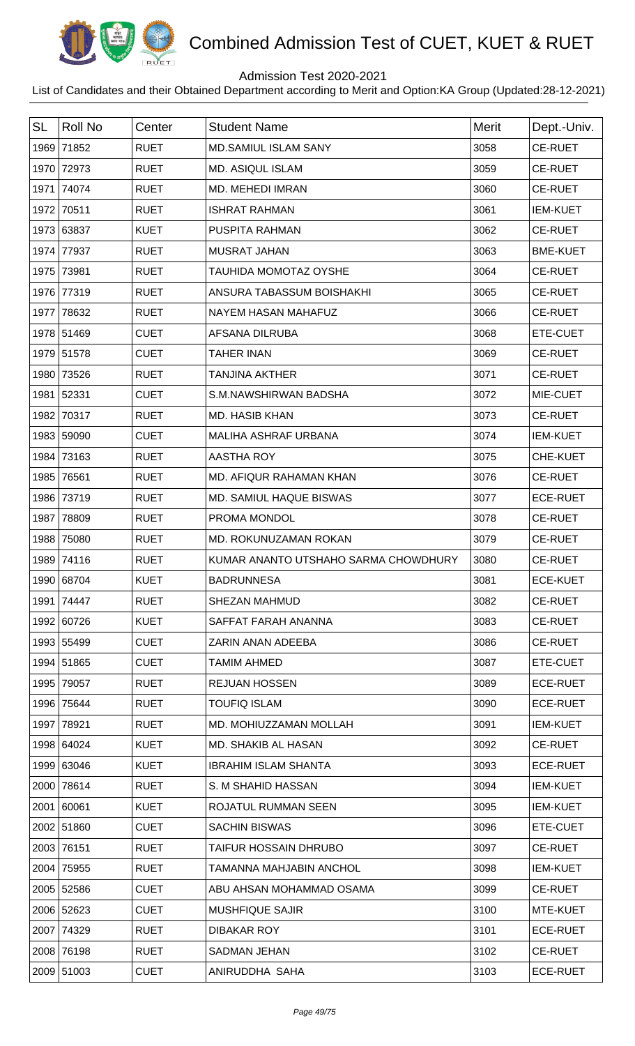# Combined Admission Test of CUET, KUET & RUET

Admission Test 2020-2021

List of Candidates and their Obtained Department according to Merit and Option:KA Group (Updated:28-12-2021)

| SL | Roll No | Center | Student Name | Merit | Dept.-Univ. |
|---|---|---|---|---|---|
| 1969 | 71852 | RUET | MD.SAMIUL ISLAM SANY | 3058 | CE-RUET |
| 1970 | 72973 | RUET | MD. ASIQUL ISLAM | 3059 | CE-RUET |
| 1971 | 74074 | RUET | MD. MEHEDI IMRAN | 3060 | CE-RUET |
| 1972 | 70511 | RUET | ISHRAT RAHMAN | 3061 | IEM-KUET |
| 1973 | 63837 | KUET | PUSPITA RAHMAN | 3062 | CE-RUET |
| 1974 | 77937 | RUET | MUSRAT JAHAN | 3063 | BME-KUET |
| 1975 | 73981 | RUET | TAUHIDA MOMOTAZ OYSHE | 3064 | CE-RUET |
| 1976 | 77319 | RUET | ANSURA TABASSUM BOISHAKHI | 3065 | CE-RUET |
| 1977 | 78632 | RUET | NAYEM HASAN MAHAFUZ | 3066 | CE-RUET |
| 1978 | 51469 | CUET | AFSANA DILRUBA | 3068 | ETE-CUET |
| 1979 | 51578 | CUET | TAHER INAN | 3069 | CE-RUET |
| 1980 | 73526 | RUET | TANJINA AKTHER | 3071 | CE-RUET |
| 1981 | 52331 | CUET | S.M.NAWSHIRWAN BADSHA | 3072 | MIE-CUET |
| 1982 | 70317 | RUET | MD. HASIB KHAN | 3073 | CE-RUET |
| 1983 | 59090 | CUET | MALIHA ASHRAF URBANA | 3074 | IEM-KUET |
| 1984 | 73163 | RUET | AASTHA ROY | 3075 | CHE-KUET |
| 1985 | 76561 | RUET | MD. AFIQUR RAHAMAN KHAN | 3076 | CE-RUET |
| 1986 | 73719 | RUET | MD. SAMIUL HAQUE BISWAS | 3077 | ECE-RUET |
| 1987 | 78809 | RUET | PROMA MONDOL | 3078 | CE-RUET |
| 1988 | 75080 | RUET | MD. ROKUNUZAMAN ROKAN | 3079 | CE-RUET |
| 1989 | 74116 | RUET | KUMAR ANANTO UTSHAHO SARMA CHOWDHURY | 3080 | CE-RUET |
| 1990 | 68704 | KUET | BADRUNNESA | 3081 | ECE-KUET |
| 1991 | 74447 | RUET | SHEZAN MAHMUD | 3082 | CE-RUET |
| 1992 | 60726 | KUET | SAFFAT FARAH ANANNA | 3083 | CE-RUET |
| 1993 | 55499 | CUET | ZARIN ANAN ADEEBA | 3086 | CE-RUET |
| 1994 | 51865 | CUET | TAMIM AHMED | 3087 | ETE-CUET |
| 1995 | 79057 | RUET | REJUAN HOSSEN | 3089 | ECE-RUET |
| 1996 | 75644 | RUET | TOUFIQ ISLAM | 3090 | ECE-RUET |
| 1997 | 78921 | RUET | MD. MOHIUZZAMAN MOLLAH | 3091 | IEM-KUET |
| 1998 | 64024 | KUET | MD. SHAKIB AL HASAN | 3092 | CE-RUET |
| 1999 | 63046 | KUET | IBRAHIM ISLAM SHANTA | 3093 | ECE-RUET |
| 2000 | 78614 | RUET | S. M SHAHID HASSAN | 3094 | IEM-KUET |
| 2001 | 60061 | KUET | ROJATUL RUMMAN SEEN | 3095 | IEM-KUET |
| 2002 | 51860 | CUET | SACHIN BISWAS | 3096 | ETE-CUET |
| 2003 | 76151 | RUET | TAIFUR HOSSAIN DHRUBO | 3097 | CE-RUET |
| 2004 | 75955 | RUET | TAMANNA MAHJABIN ANCHOL | 3098 | IEM-KUET |
| 2005 | 52586 | CUET | ABU AHSAN MOHAMMAD OSAMA | 3099 | CE-RUET |
| 2006 | 52623 | CUET | MUSHFIQUE SAJIR | 3100 | MTE-KUET |
| 2007 | 74329 | RUET | DIBAKAR ROY | 3101 | ECE-RUET |
| 2008 | 76198 | RUET | SADMAN JEHAN | 3102 | CE-RUET |
| 2009 | 51003 | CUET | ANIRUDDHA SAHA | 3103 | ECE-RUET |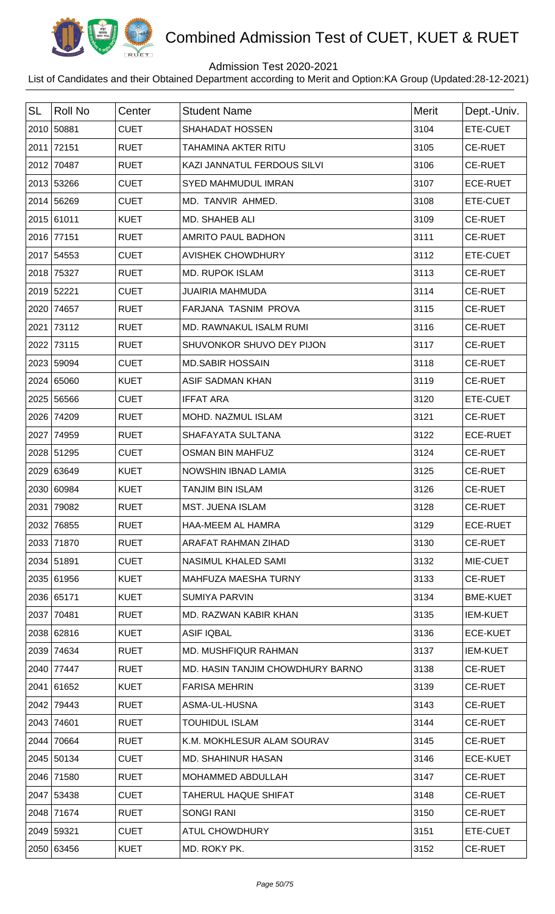# Combined Admission Test of CUET, KUET & RUET

Admission Test 2020-2021

List of Candidates and their Obtained Department according to Merit and Option:KA Group (Updated:28-12-2021)

| SL | Roll No | Center | Student Name | Merit | Dept.-Univ. |
|---|---|---|---|---|---|
| 2010 | 50881 | CUET | SHAHADAT HOSSEN | 3104 | ETE-CUET |
| 2011 | 72151 | RUET | TAHAMINA AKTER RITU | 3105 | CE-RUET |
| 2012 | 70487 | RUET | KAZI JANNATUL FERDOUS SILVI | 3106 | CE-RUET |
| 2013 | 53266 | CUET | SYED MAHMUDUL IMRAN | 3107 | ECE-RUET |
| 2014 | 56269 | CUET | MD. TANVIR AHMED. | 3108 | ETE-CUET |
| 2015 | 61011 | KUET | MD. SHAHEB ALI | 3109 | CE-RUET |
| 2016 | 77151 | RUET | AMRITO PAUL BADHON | 3111 | CE-RUET |
| 2017 | 54553 | CUET | AVISHEK CHOWDHURY | 3112 | ETE-CUET |
| 2018 | 75327 | RUET | MD. RUPOK ISLAM | 3113 | CE-RUET |
| 2019 | 52221 | CUET | JUAIRIA MAHMUDA | 3114 | CE-RUET |
| 2020 | 74657 | RUET | FARJANA TASNIM PROVA | 3115 | CE-RUET |
| 2021 | 73112 | RUET | MD. RAWNAKUL ISALM RUMI | 3116 | CE-RUET |
| 2022 | 73115 | RUET | SHUVONKOR SHUVO DEY PIJON | 3117 | CE-RUET |
| 2023 | 59094 | CUET | MD.SABIR HOSSAIN | 3118 | CE-RUET |
| 2024 | 65060 | KUET | ASIF SADMAN KHAN | 3119 | CE-RUET |
| 2025 | 56566 | CUET | IFFAT ARA | 3120 | ETE-CUET |
| 2026 | 74209 | RUET | MOHD. NAZMUL ISLAM | 3121 | CE-RUET |
| 2027 | 74959 | RUET | SHAFAYATA SULTANA | 3122 | ECE-RUET |
| 2028 | 51295 | CUET | OSMAN BIN MAHFUZ | 3124 | CE-RUET |
| 2029 | 63649 | KUET | NOWSHIN IBNAD LAMIA | 3125 | CE-RUET |
| 2030 | 60984 | KUET | TANJIM BIN ISLAM | 3126 | CE-RUET |
| 2031 | 79082 | RUET | MST. JUENA ISLAM | 3128 | CE-RUET |
| 2032 | 76855 | RUET | HAA-MEEM AL HAMRA | 3129 | ECE-RUET |
| 2033 | 71870 | RUET | ARAFAT RAHMAN ZIHAD | 3130 | CE-RUET |
| 2034 | 51891 | CUET | NASIMUL KHALED SAMI | 3132 | MIE-CUET |
| 2035 | 61956 | KUET | MAHFUZA MAESHA TURNY | 3133 | CE-RUET |
| 2036 | 65171 | KUET | SUMIYA PARVIN | 3134 | BME-KUET |
| 2037 | 70481 | RUET | MD. RAZWAN KABIR KHAN | 3135 | IEM-KUET |
| 2038 | 62816 | KUET | ASIF IQBAL | 3136 | ECE-KUET |
| 2039 | 74634 | RUET | MD. MUSHFIQUR RAHMAN | 3137 | IEM-KUET |
| 2040 | 77447 | RUET | MD. HASIN TANJIM CHOWDHURY BARNO | 3138 | CE-RUET |
| 2041 | 61652 | KUET | FARISA MEHRIN | 3139 | CE-RUET |
| 2042 | 79443 | RUET | ASMA-UL-HUSNA | 3143 | CE-RUET |
| 2043 | 74601 | RUET | TOUHIDUL ISLAM | 3144 | CE-RUET |
| 2044 | 70664 | RUET | K.M. MOKHLESUR ALAM SOURAV | 3145 | CE-RUET |
| 2045 | 50134 | CUET | MD. SHAHINUR HASAN | 3146 | ECE-KUET |
| 2046 | 71580 | RUET | MOHAMMED ABDULLAH | 3147 | CE-RUET |
| 2047 | 53438 | CUET | TAHERUL HAQUE SHIFAT | 3148 | CE-RUET |
| 2048 | 71674 | RUET | SONGI RANI | 3150 | CE-RUET |
| 2049 | 59321 | CUET | ATUL CHOWDHURY | 3151 | ETE-CUET |
| 2050 | 63456 | KUET | MD. ROKY PK. | 3152 | CE-RUET |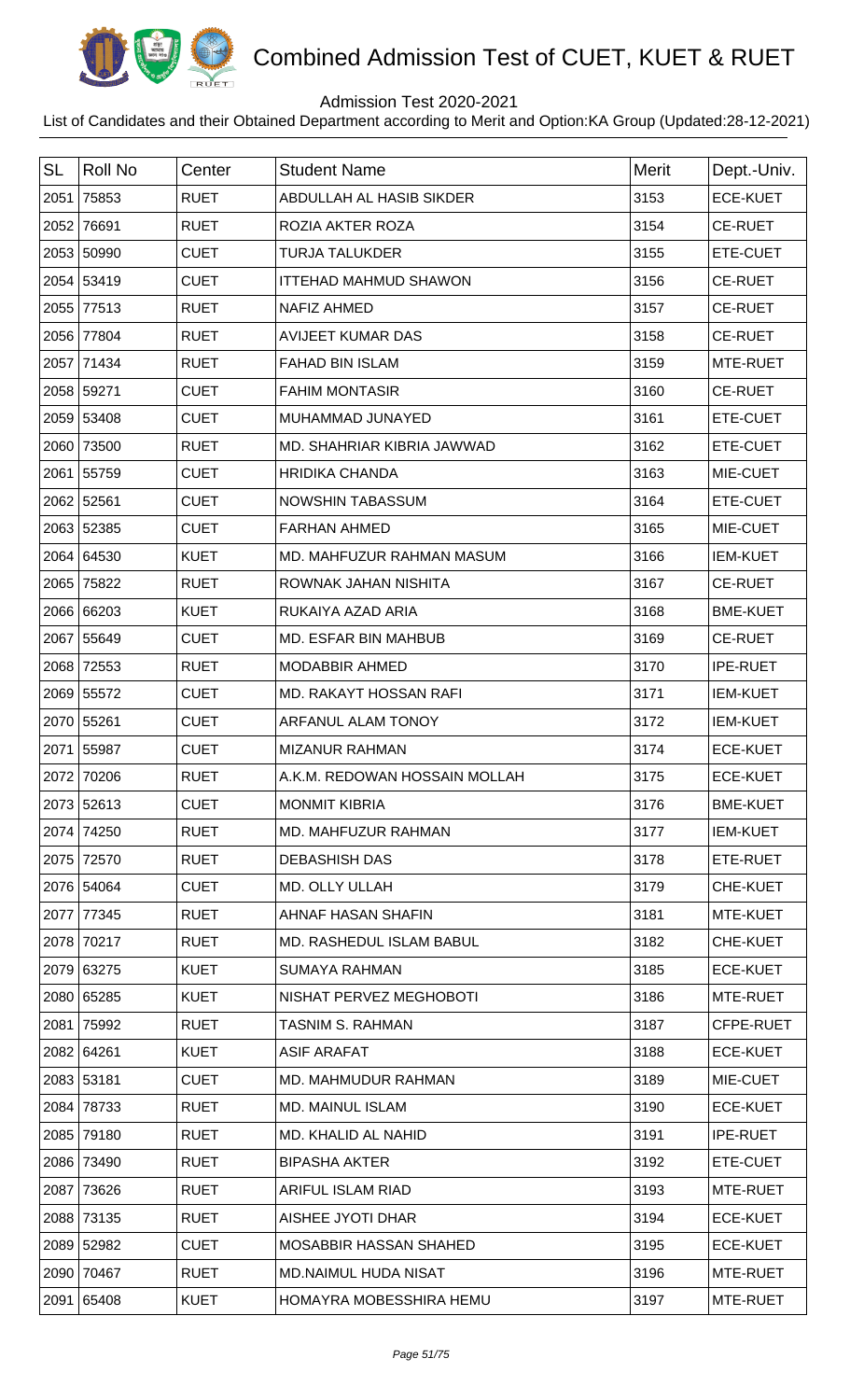# Combined Admission Test of CUET, KUET & RUET

Admission Test 2020-2021

List of Candidates and their Obtained Department according to Merit and Option:KA Group (Updated:28-12-2021)

| SL | Roll No | Center | Student Name | Merit | Dept.-Univ. |
|---|---|---|---|---|---|
| 2051 | 75853 | RUET | ABDULLAH AL HASIB SIKDER | 3153 | ECE-KUET |
| 2052 | 76691 | RUET | ROZIA AKTER ROZA | 3154 | CE-RUET |
| 2053 | 50990 | CUET | TURJA TALUKDER | 3155 | ETE-CUET |
| 2054 | 53419 | CUET | ITTEHAD MAHMUD SHAWON | 3156 | CE-RUET |
| 2055 | 77513 | RUET | NAFIZ AHMED | 3157 | CE-RUET |
| 2056 | 77804 | RUET | AVIJEET KUMAR DAS | 3158 | CE-RUET |
| 2057 | 71434 | RUET | FAHAD BIN ISLAM | 3159 | MTE-RUET |
| 2058 | 59271 | CUET | FAHIM MONTASIR | 3160 | CE-RUET |
| 2059 | 53408 | CUET | MUHAMMAD JUNAYED | 3161 | ETE-CUET |
| 2060 | 73500 | RUET | MD. SHAHRIAR KIBRIA JAWWAD | 3162 | ETE-CUET |
| 2061 | 55759 | CUET | HRIDIKA CHANDA | 3163 | MIE-CUET |
| 2062 | 52561 | CUET | NOWSHIN TABASSUM | 3164 | ETE-CUET |
| 2063 | 52385 | CUET | FARHAN AHMED | 3165 | MIE-CUET |
| 2064 | 64530 | KUET | MD. MAHFUZUR RAHMAN MASUM | 3166 | IEM-KUET |
| 2065 | 75822 | RUET | ROWNAK JAHAN NISHITA | 3167 | CE-RUET |
| 2066 | 66203 | KUET | RUKAIYA AZAD ARIA | 3168 | BME-KUET |
| 2067 | 55649 | CUET | MD. ESFAR BIN MAHBUB | 3169 | CE-RUET |
| 2068 | 72553 | RUET | MODABBIR AHMED | 3170 | IPE-RUET |
| 2069 | 55572 | CUET | MD. RAKAYT HOSSAN RAFI | 3171 | IEM-KUET |
| 2070 | 55261 | CUET | ARFANUL ALAM TONOY | 3172 | IEM-KUET |
| 2071 | 55987 | CUET | MIZANUR RAHMAN | 3174 | ECE-KUET |
| 2072 | 70206 | RUET | A.K.M. REDOWAN HOSSAIN MOLLAH | 3175 | ECE-KUET |
| 2073 | 52613 | CUET | MONMIT KIBRIA | 3176 | BME-KUET |
| 2074 | 74250 | RUET | MD. MAHFUZUR RAHMAN | 3177 | IEM-KUET |
| 2075 | 72570 | RUET | DEBASHISH DAS | 3178 | ETE-RUET |
| 2076 | 54064 | CUET | MD. OLLY ULLAH | 3179 | CHE-KUET |
| 2077 | 77345 | RUET | AHNAF HASAN SHAFIN | 3181 | MTE-KUET |
| 2078 | 70217 | RUET | MD. RASHEDUL ISLAM BABUL | 3182 | CHE-KUET |
| 2079 | 63275 | KUET | SUMAYA RAHMAN | 3185 | ECE-KUET |
| 2080 | 65285 | KUET | NISHAT PERVEZ MEGHOBOTI | 3186 | MTE-RUET |
| 2081 | 75992 | RUET | TASNIM S. RAHMAN | 3187 | CFPE-RUET |
| 2082 | 64261 | KUET | ASIF ARAFAT | 3188 | ECE-KUET |
| 2083 | 53181 | CUET | MD. MAHMUDUR RAHMAN | 3189 | MIE-CUET |
| 2084 | 78733 | RUET | MD. MAINUL ISLAM | 3190 | ECE-KUET |
| 2085 | 79180 | RUET | MD. KHALID AL NAHID | 3191 | IPE-RUET |
| 2086 | 73490 | RUET | BIPASHA AKTER | 3192 | ETE-CUET |
| 2087 | 73626 | RUET | ARIFUL ISLAM RIAD | 3193 | MTE-RUET |
| 2088 | 73135 | RUET | AISHEE JYOTI DHAR | 3194 | ECE-KUET |
| 2089 | 52982 | CUET | MOSABBIR HASSAN SHAHED | 3195 | ECE-KUET |
| 2090 | 70467 | RUET | MD.NAIMUL HUDA NISAT | 3196 | MTE-RUET |
| 2091 | 65408 | KUET | HOMAYRA MOBESSHIRA HEMU | 3197 | MTE-RUET |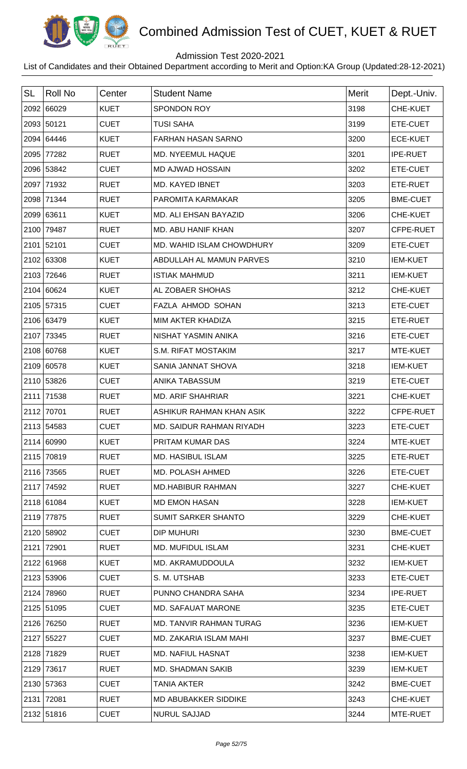# Combined Admission Test of CUET, KUET & RUET

Admission Test 2020-2021

List of Candidates and their Obtained Department according to Merit and Option:KA Group (Updated:28-12-2021)

| SL | Roll No | Center | Student Name | Merit | Dept.-Univ. |
|---|---|---|---|---|---|
| 2092 | 66029 | KUET | SPONDON ROY | 3198 | CHE-KUET |
| 2093 | 50121 | CUET | TUSI SAHA | 3199 | ETE-CUET |
| 2094 | 64446 | KUET | FARHAN HASAN SARNO | 3200 | ECE-KUET |
| 2095 | 77282 | RUET | MD. NYEEMUL HAQUE | 3201 | IPE-RUET |
| 2096 | 53842 | CUET | MD AJWAD HOSSAIN | 3202 | ETE-CUET |
| 2097 | 71932 | RUET | MD. KAYED IBNET | 3203 | ETE-RUET |
| 2098 | 71344 | RUET | PAROMITA KARMAKAR | 3205 | BME-CUET |
| 2099 | 63611 | KUET | MD. ALI EHSAN BAYAZID | 3206 | CHE-KUET |
| 2100 | 79487 | RUET | MD. ABU HANIF KHAN | 3207 | CFPE-RUET |
| 2101 | 52101 | CUET | MD. WAHID ISLAM CHOWDHURY | 3209 | ETE-CUET |
| 2102 | 63308 | KUET | ABDULLAH AL MAMUN PARVES | 3210 | IEM-KUET |
| 2103 | 72646 | RUET | ISTIAK MAHMUD | 3211 | IEM-KUET |
| 2104 | 60624 | KUET | AL ZOBAER SHOHAS | 3212 | CHE-KUET |
| 2105 | 57315 | CUET | FAZLA AHMOD SOHAN | 3213 | ETE-CUET |
| 2106 | 63479 | KUET | MIM AKTER KHADIZA | 3215 | ETE-RUET |
| 2107 | 73345 | RUET | NISHAT YASMIN ANIKA | 3216 | ETE-CUET |
| 2108 | 60768 | KUET | S.M. RIFAT MOSTAKIM | 3217 | MTE-KUET |
| 2109 | 60578 | KUET | SANIA JANNAT SHOVA | 3218 | IEM-KUET |
| 2110 | 53826 | CUET | ANIKA TABASSUM | 3219 | ETE-CUET |
| 2111 | 71538 | RUET | MD. ARIF SHAHRIAR | 3221 | CHE-KUET |
| 2112 | 70701 | RUET | ASHIKUR RAHMAN KHAN ASIK | 3222 | CFPE-RUET |
| 2113 | 54583 | CUET | MD. SAIDUR RAHMAN RIYADH | 3223 | ETE-CUET |
| 2114 | 60990 | KUET | PRITAM KUMAR DAS | 3224 | MTE-KUET |
| 2115 | 70819 | RUET | MD. HASIBUL ISLAM | 3225 | ETE-RUET |
| 2116 | 73565 | RUET | MD. POLASH AHMED | 3226 | ETE-CUET |
| 2117 | 74592 | RUET | MD.HABIBUR RAHMAN | 3227 | CHE-KUET |
| 2118 | 61084 | KUET | MD EMON HASAN | 3228 | IEM-KUET |
| 2119 | 77875 | RUET | SUMIT SARKER SHANTO | 3229 | CHE-KUET |
| 2120 | 58902 | CUET | DIP MUHURI | 3230 | BME-CUET |
| 2121 | 72901 | RUET | MD. MUFIDUL ISLAM | 3231 | CHE-KUET |
| 2122 | 61968 | KUET | MD. AKRAMUDDOULA | 3232 | IEM-KUET |
| 2123 | 53906 | CUET | S. M. UTSHAB | 3233 | ETE-CUET |
| 2124 | 78960 | RUET | PUNNO CHANDRA SAHA | 3234 | IPE-RUET |
| 2125 | 51095 | CUET | MD. SAFAUAT MARONE | 3235 | ETE-CUET |
| 2126 | 76250 | RUET | MD. TANVIR RAHMAN TURAG | 3236 | IEM-KUET |
| 2127 | 55227 | CUET | MD. ZAKARIA ISLAM MAHI | 3237 | BME-CUET |
| 2128 | 71829 | RUET | MD. NAFIUL HASNAT | 3238 | IEM-KUET |
| 2129 | 73617 | RUET | MD. SHADMAN SAKIB | 3239 | IEM-KUET |
| 2130 | 57363 | CUET | TANIA AKTER | 3242 | BME-CUET |
| 2131 | 72081 | RUET | MD ABUBAKKER SIDDIKE | 3243 | CHE-KUET |
| 2132 | 51816 | CUET | NURUL SAJJAD | 3244 | MTE-RUET |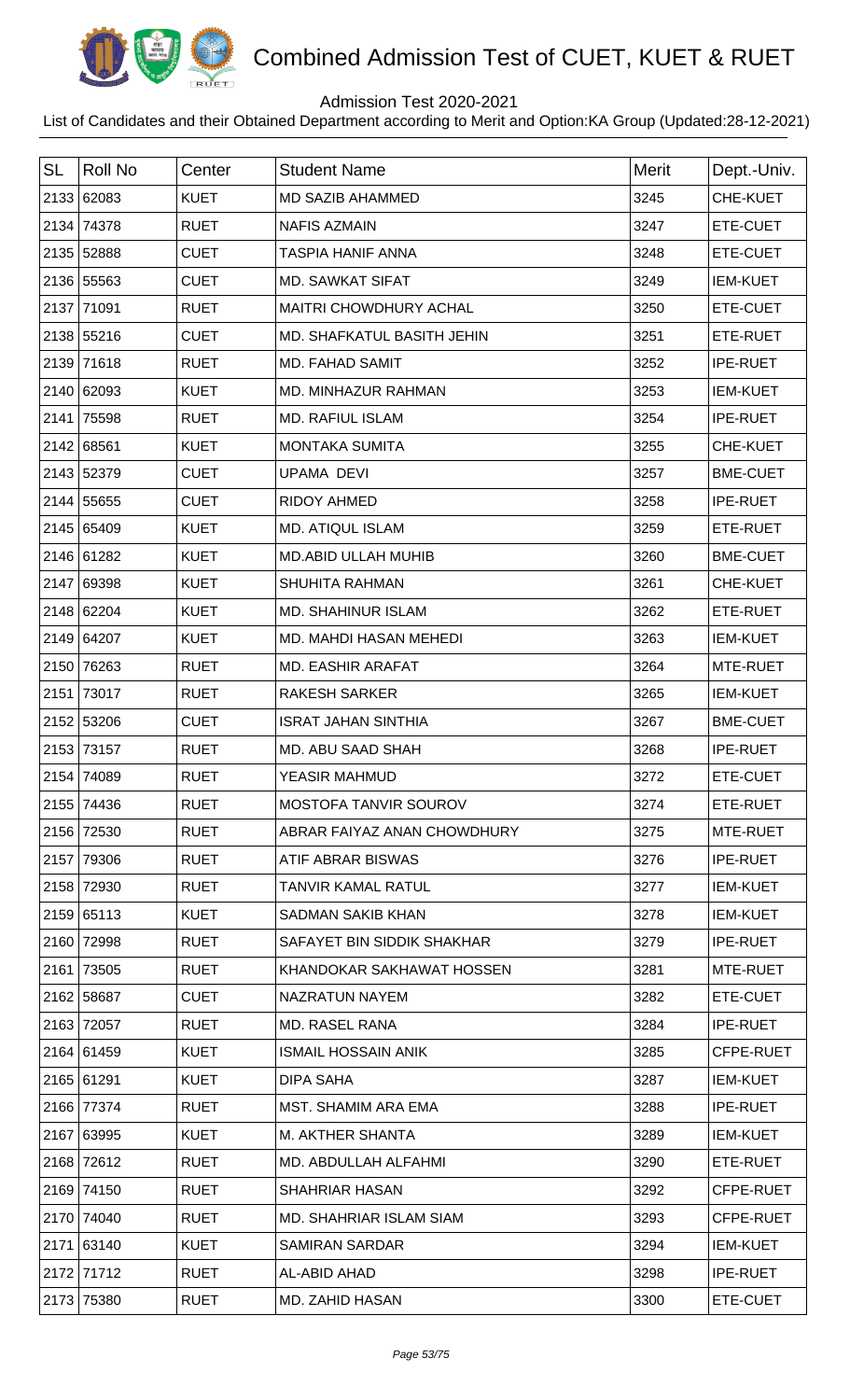# Combined Admission Test of CUET, KUET & RUET

Admission Test 2020-2021

List of Candidates and their Obtained Department according to Merit and Option:KA Group (Updated:28-12-2021)

| SL | Roll No | Center | Student Name | Merit | Dept.-Univ. |
|---|---|---|---|---|---|
| 2133 | 62083 | KUET | MD SAZIB AHAMMED | 3245 | CHE-KUET |
| 2134 | 74378 | RUET | NAFIS AZMAIN | 3247 | ETE-CUET |
| 2135 | 52888 | CUET | TASPIA HANIF ANNA | 3248 | ETE-CUET |
| 2136 | 55563 | CUET | MD. SAWKAT SIFAT | 3249 | IEM-KUET |
| 2137 | 71091 | RUET | MAITRI CHOWDHURY ACHAL | 3250 | ETE-CUET |
| 2138 | 55216 | CUET | MD. SHAFKATUL BASITH JEHIN | 3251 | ETE-RUET |
| 2139 | 71618 | RUET | MD. FAHAD SAMIT | 3252 | IPE-RUET |
| 2140 | 62093 | KUET | MD. MINHAZUR RAHMAN | 3253 | IEM-KUET |
| 2141 | 75598 | RUET | MD. RAFIUL ISLAM | 3254 | IPE-RUET |
| 2142 | 68561 | KUET | MONTAKA SUMITA | 3255 | CHE-KUET |
| 2143 | 52379 | CUET | UPAMA DEVI | 3257 | BME-CUET |
| 2144 | 55655 | CUET | RIDOY AHMED | 3258 | IPE-RUET |
| 2145 | 65409 | KUET | MD. ATIQUL ISLAM | 3259 | ETE-RUET |
| 2146 | 61282 | KUET | MD.ABID ULLAH MUHIB | 3260 | BME-CUET |
| 2147 | 69398 | KUET | SHUHITA RAHMAN | 3261 | CHE-KUET |
| 2148 | 62204 | KUET | MD. SHAHINUR ISLAM | 3262 | ETE-RUET |
| 2149 | 64207 | KUET | MD. MAHDI HASAN MEHEDI | 3263 | IEM-KUET |
| 2150 | 76263 | RUET | MD. EASHIR ARAFAT | 3264 | MTE-RUET |
| 2151 | 73017 | RUET | RAKESH SARKER | 3265 | IEM-KUET |
| 2152 | 53206 | CUET | ISRAT JAHAN SINTHIA | 3267 | BME-CUET |
| 2153 | 73157 | RUET | MD. ABU SAAD SHAH | 3268 | IPE-RUET |
| 2154 | 74089 | RUET | YEASIR MAHMUD | 3272 | ETE-CUET |
| 2155 | 74436 | RUET | MOSTOFA TANVIR SOUROV | 3274 | ETE-RUET |
| 2156 | 72530 | RUET | ABRAR FAIYAZ ANAN CHOWDHURY | 3275 | MTE-RUET |
| 2157 | 79306 | RUET | ATIF ABRAR BISWAS | 3276 | IPE-RUET |
| 2158 | 72930 | RUET | TANVIR KAMAL RATUL | 3277 | IEM-KUET |
| 2159 | 65113 | KUET | SADMAN SAKIB KHAN | 3278 | IEM-KUET |
| 2160 | 72998 | RUET | SAFAYET BIN SIDDIK SHAKHAR | 3279 | IPE-RUET |
| 2161 | 73505 | RUET | KHANDOKAR SAKHAWAT HOSSEN | 3281 | MTE-RUET |
| 2162 | 58687 | CUET | NAZRATUN NAYEM | 3282 | ETE-CUET |
| 2163 | 72057 | RUET | MD. RASEL RANA | 3284 | IPE-RUET |
| 2164 | 61459 | KUET | ISMAIL HOSSAIN ANIK | 3285 | CFPE-RUET |
| 2165 | 61291 | KUET | DIPA SAHA | 3287 | IEM-KUET |
| 2166 | 77374 | RUET | MST. SHAMIM ARA EMA | 3288 | IPE-RUET |
| 2167 | 63995 | KUET | M. AKTHER SHANTA | 3289 | IEM-KUET |
| 2168 | 72612 | RUET | MD. ABDULLAH ALFAHMI | 3290 | ETE-RUET |
| 2169 | 74150 | RUET | SHAHRIAR HASAN | 3292 | CFPE-RUET |
| 2170 | 74040 | RUET | MD. SHAHRIAR ISLAM SIAM | 3293 | CFPE-RUET |
| 2171 | 63140 | KUET | SAMIRAN SARDAR | 3294 | IEM-KUET |
| 2172 | 71712 | RUET | AL-ABID AHAD | 3298 | IPE-RUET |
| 2173 | 75380 | RUET | MD. ZAHID HASAN | 3300 | ETE-CUET |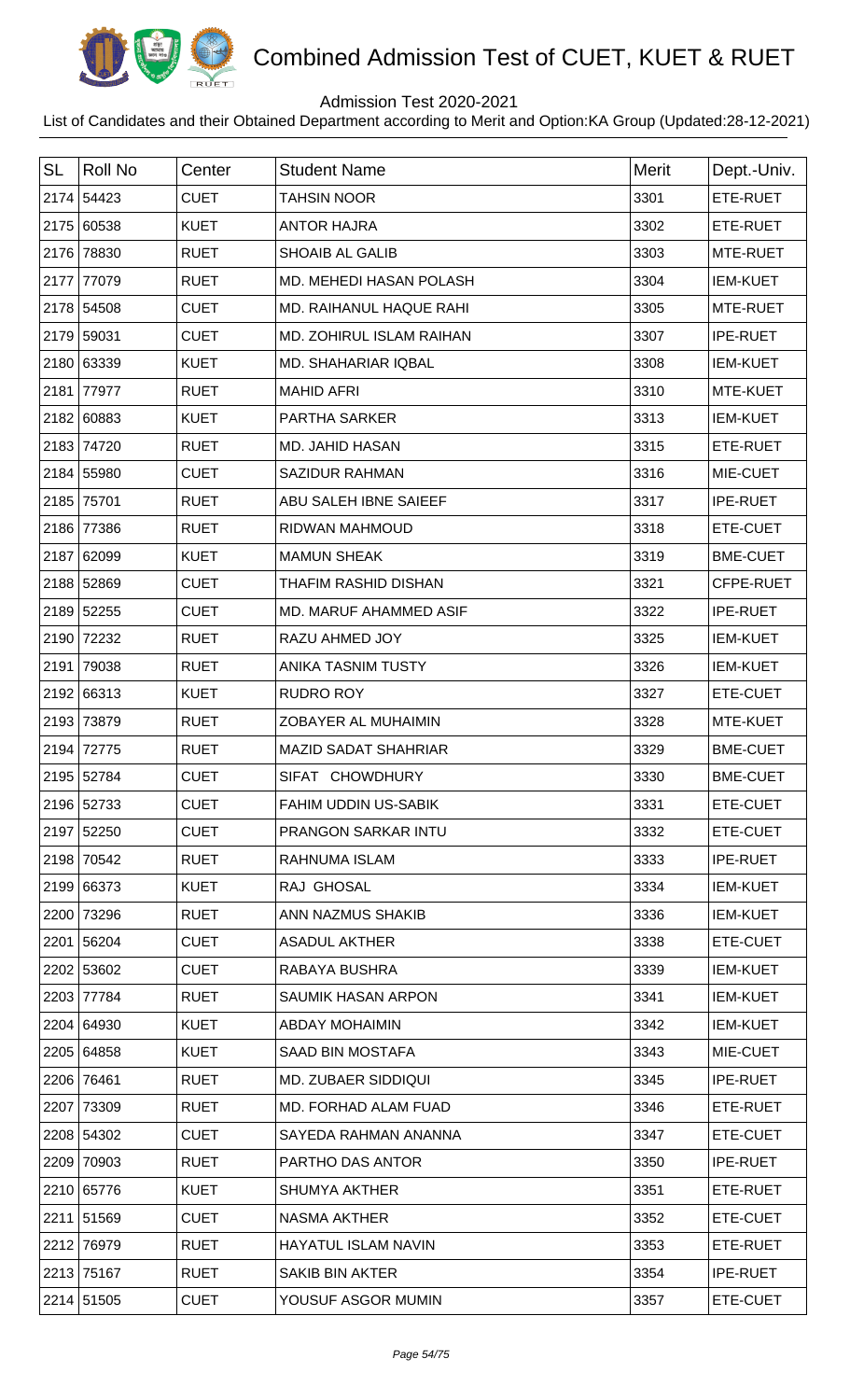# Combined Admission Test of CUET, KUET & RUET

Admission Test 2020-2021

List of Candidates and their Obtained Department according to Merit and Option:KA Group (Updated:28-12-2021)

| SL | Roll No | Center | Student Name | Merit | Dept.-Univ. |
|---|---|---|---|---|---|
| 2174 | 54423 | CUET | TAHSIN NOOR | 3301 | ETE-RUET |
| 2175 | 60538 | KUET | ANTOR HAJRA | 3302 | ETE-RUET |
| 2176 | 78830 | RUET | SHOAIB AL GALIB | 3303 | MTE-RUET |
| 2177 | 77079 | RUET | MD. MEHEDI HASAN POLASH | 3304 | IEM-KUET |
| 2178 | 54508 | CUET | MD. RAIHANUL HAQUE RAHI | 3305 | MTE-RUET |
| 2179 | 59031 | CUET | MD. ZOHIRUL ISLAM RAIHAN | 3307 | IPE-RUET |
| 2180 | 63339 | KUET | MD. SHAHARIAR IQBAL | 3308 | IEM-KUET |
| 2181 | 77977 | RUET | MAHID AFRI | 3310 | MTE-KUET |
| 2182 | 60883 | KUET | PARTHA SARKER | 3313 | IEM-KUET |
| 2183 | 74720 | RUET | MD. JAHID HASAN | 3315 | ETE-RUET |
| 2184 | 55980 | CUET | SAZIDUR RAHMAN | 3316 | MIE-CUET |
| 2185 | 75701 | RUET | ABU SALEH IBNE SAIEEF | 3317 | IPE-RUET |
| 2186 | 77386 | RUET | RIDWAN MAHMOUD | 3318 | ETE-CUET |
| 2187 | 62099 | KUET | MAMUN SHEAK | 3319 | BME-CUET |
| 2188 | 52869 | CUET | THAFIM RASHID DISHAN | 3321 | CFPE-RUET |
| 2189 | 52255 | CUET | MD. MARUF AHAMMED ASIF | 3322 | IPE-RUET |
| 2190 | 72232 | RUET | RAZU AHMED JOY | 3325 | IEM-KUET |
| 2191 | 79038 | RUET | ANIKA TASNIM TUSTY | 3326 | IEM-KUET |
| 2192 | 66313 | KUET | RUDRO ROY | 3327 | ETE-CUET |
| 2193 | 73879 | RUET | ZOBAYER AL MUHAIMIN | 3328 | MTE-KUET |
| 2194 | 72775 | RUET | MAZID SADAT SHAHRIAR | 3329 | BME-CUET |
| 2195 | 52784 | CUET | SIFAT CHOWDHURY | 3330 | BME-CUET |
| 2196 | 52733 | CUET | FAHIM UDDIN US-SABIK | 3331 | ETE-CUET |
| 2197 | 52250 | CUET | PRANGON SARKAR INTU | 3332 | ETE-CUET |
| 2198 | 70542 | RUET | RAHNUMA ISLAM | 3333 | IPE-RUET |
| 2199 | 66373 | KUET | RAJ GHOSAL | 3334 | IEM-KUET |
| 2200 | 73296 | RUET | ANN NAZMUS SHAKIB | 3336 | IEM-KUET |
| 2201 | 56204 | CUET | ASADUL AKTHER | 3338 | ETE-CUET |
| 2202 | 53602 | CUET | RABAYA BUSHRA | 3339 | IEM-KUET |
| 2203 | 77784 | RUET | SAUMIK HASAN ARPON | 3341 | IEM-KUET |
| 2204 | 64930 | KUET | ABDAY MOHAIMIN | 3342 | IEM-KUET |
| 2205 | 64858 | KUET | SAAD BIN MOSTAFA | 3343 | MIE-CUET |
| 2206 | 76461 | RUET | MD. ZUBAER SIDDIQUI | 3345 | IPE-RUET |
| 2207 | 73309 | RUET | MD. FORHAD ALAM FUAD | 3346 | ETE-RUET |
| 2208 | 54302 | CUET | SAYEDA RAHMAN ANANNA | 3347 | ETE-CUET |
| 2209 | 70903 | RUET | PARTHO DAS ANTOR | 3350 | IPE-RUET |
| 2210 | 65776 | KUET | SHUMYA AKTHER | 3351 | ETE-RUET |
| 2211 | 51569 | CUET | NASMA AKTHER | 3352 | ETE-CUET |
| 2212 | 76979 | RUET | HAYATUL ISLAM NAVIN | 3353 | ETE-RUET |
| 2213 | 75167 | RUET | SAKIB BIN AKTER | 3354 | IPE-RUET |
| 2214 | 51505 | CUET | YOUSUF ASGOR MUMIN | 3357 | ETE-CUET |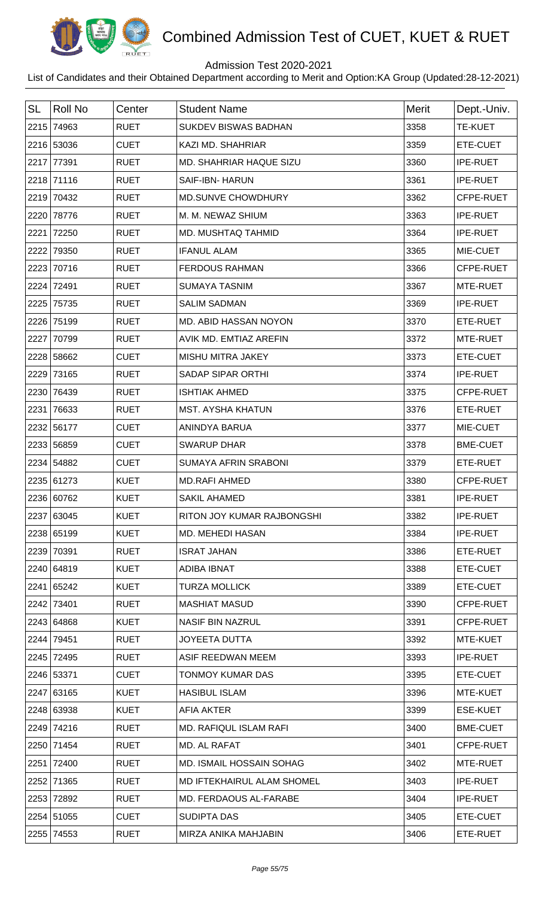# Combined Admission Test of CUET, KUET & RUET

Admission Test 2020-2021

List of Candidates and their Obtained Department according to Merit and Option:KA Group (Updated:28-12-2021)

| SL | Roll No | Center | Student Name | Merit | Dept.-Univ. |
|---|---|---|---|---|---|
| 2215 | 74963 | RUET | SUKDEV BISWAS BADHAN | 3358 | TE-KUET |
| 2216 | 53036 | CUET | KAZI MD. SHAHRIAR | 3359 | ETE-CUET |
| 2217 | 77391 | RUET | MD. SHAHRIAR HAQUE SIZU | 3360 | IPE-RUET |
| 2218 | 71116 | RUET | SAIF-IBN- HARUN | 3361 | IPE-RUET |
| 2219 | 70432 | RUET | MD.SUNVE CHOWDHURY | 3362 | CFPE-RUET |
| 2220 | 78776 | RUET | M. M. NEWAZ SHIUM | 3363 | IPE-RUET |
| 2221 | 72250 | RUET | MD. MUSHTAQ TAHMID | 3364 | IPE-RUET |
| 2222 | 79350 | RUET | IFANUL ALAM | 3365 | MIE-CUET |
| 2223 | 70716 | RUET | FERDOUS RAHMAN | 3366 | CFPE-RUET |
| 2224 | 72491 | RUET | SUMAYA TASNIM | 3367 | MTE-RUET |
| 2225 | 75735 | RUET | SALIM SADMAN | 3369 | IPE-RUET |
| 2226 | 75199 | RUET | MD. ABID HASSAN NOYON | 3370 | ETE-RUET |
| 2227 | 70799 | RUET | AVIK MD. EMTIAZ AREFIN | 3372 | MTE-RUET |
| 2228 | 58662 | CUET | MISHU MITRA JAKEY | 3373 | ETE-CUET |
| 2229 | 73165 | RUET | SADAP SIPAR ORTHI | 3374 | IPE-RUET |
| 2230 | 76439 | RUET | ISHTIAK AHMED | 3375 | CFPE-RUET |
| 2231 | 76633 | RUET | MST. AYSHA KHATUN | 3376 | ETE-RUET |
| 2232 | 56177 | CUET | ANINDYA BARUA | 3377 | MIE-CUET |
| 2233 | 56859 | CUET | SWARUP DHAR | 3378 | BME-CUET |
| 2234 | 54882 | CUET | SUMAYA AFRIN SRABONI | 3379 | ETE-RUET |
| 2235 | 61273 | KUET | MD.RAFI AHMED | 3380 | CFPE-RUET |
| 2236 | 60762 | KUET | SAKIL AHAMED | 3381 | IPE-RUET |
| 2237 | 63045 | KUET | RITON JOY KUMAR RAJBONGSHI | 3382 | IPE-RUET |
| 2238 | 65199 | KUET | MD. MEHEDI HASAN | 3384 | IPE-RUET |
| 2239 | 70391 | RUET | ISRAT JAHAN | 3386 | ETE-RUET |
| 2240 | 64819 | KUET | ADIBA IBNAT | 3388 | ETE-CUET |
| 2241 | 65242 | KUET | TURZA MOLLICK | 3389 | ETE-CUET |
| 2242 | 73401 | RUET | MASHIAT MASUD | 3390 | CFPE-RUET |
| 2243 | 64868 | KUET | NASIF BIN NAZRUL | 3391 | CFPE-RUET |
| 2244 | 79451 | RUET | JOYEETA DUTTA | 3392 | MTE-KUET |
| 2245 | 72495 | RUET | ASIF REEDWAN MEEM | 3393 | IPE-RUET |
| 2246 | 53371 | CUET | TONMOY KUMAR DAS | 3395 | ETE-CUET |
| 2247 | 63165 | KUET | HASIBUL ISLAM | 3396 | MTE-KUET |
| 2248 | 63938 | KUET | AFIA AKTER | 3399 | ESE-KUET |
| 2249 | 74216 | RUET | MD. RAFIQUL ISLAM RAFI | 3400 | BME-CUET |
| 2250 | 71454 | RUET | MD. AL RAFAT | 3401 | CFPE-RUET |
| 2251 | 72400 | RUET | MD. ISMAIL HOSSAIN SOHAG | 3402 | MTE-RUET |
| 2252 | 71365 | RUET | MD IFTEKHAIRUL ALAM SHOMEL | 3403 | IPE-RUET |
| 2253 | 72892 | RUET | MD. FERDAOUS AL-FARABE | 3404 | IPE-RUET |
| 2254 | 51055 | CUET | SUDIPTA DAS | 3405 | ETE-CUET |
| 2255 | 74553 | RUET | MIRZA ANIKA MAHJABIN | 3406 | ETE-RUET |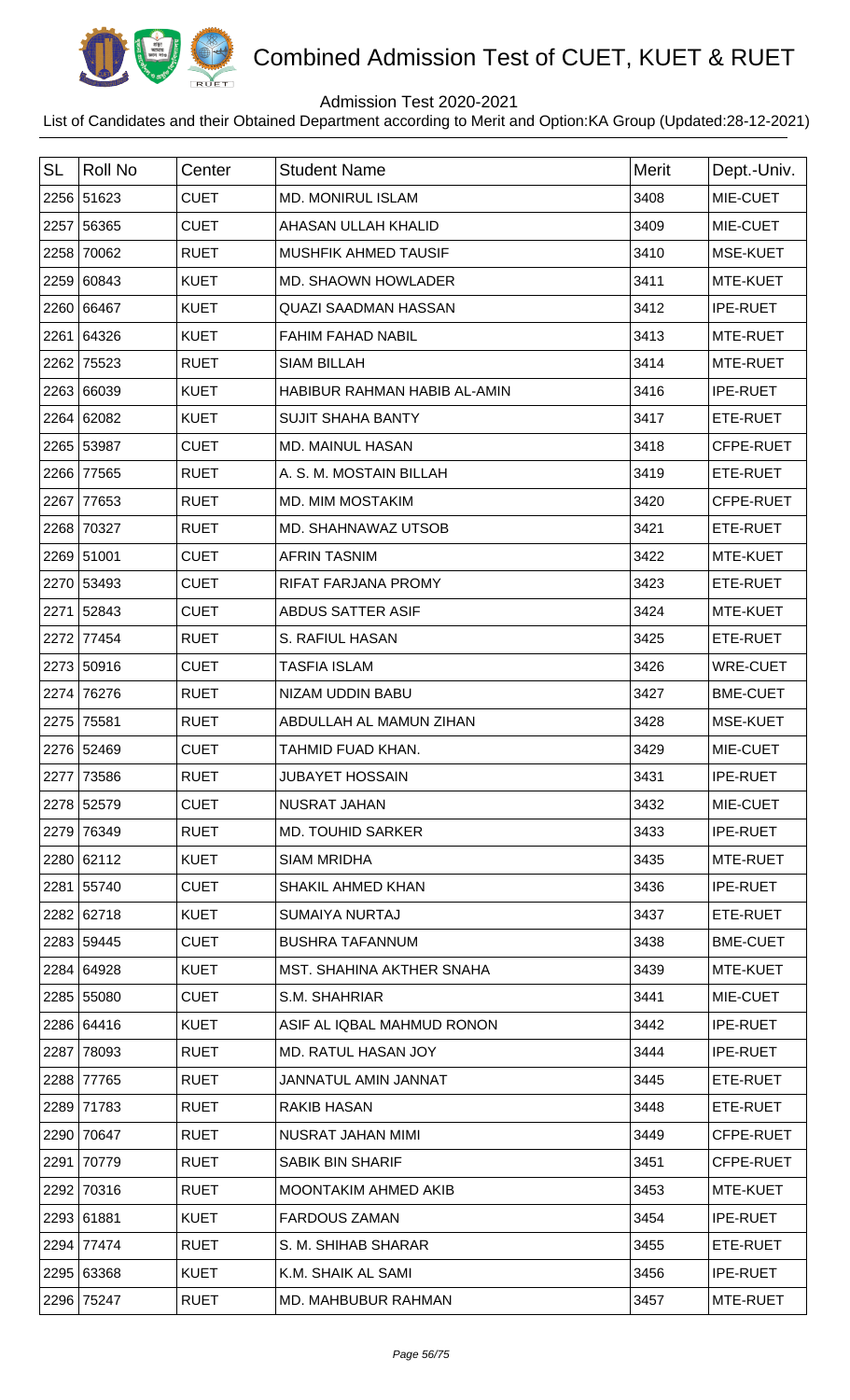# Combined Admission Test of CUET, KUET & RUET

Admission Test 2020-2021

List of Candidates and their Obtained Department according to Merit and Option:KA Group (Updated:28-12-2021)

| SL | Roll No | Center | Student Name | Merit | Dept.-Univ. |
|---|---|---|---|---|---|
| 2256 | 51623 | CUET | MD. MONIRUL ISLAM | 3408 | MIE-CUET |
| 2257 | 56365 | CUET | AHASAN ULLAH KHALID | 3409 | MIE-CUET |
| 2258 | 70062 | RUET | MUSHFIK AHMED TAUSIF | 3410 | MSE-KUET |
| 2259 | 60843 | KUET | MD. SHAOWN HOWLADER | 3411 | MTE-KUET |
| 2260 | 66467 | KUET | QUAZI SAADMAN HASSAN | 3412 | IPE-RUET |
| 2261 | 64326 | KUET | FAHIM FAHAD NABIL | 3413 | MTE-RUET |
| 2262 | 75523 | RUET | SIAM BILLAH | 3414 | MTE-RUET |
| 2263 | 66039 | KUET | HABIBUR RAHMAN HABIB AL-AMIN | 3416 | IPE-RUET |
| 2264 | 62082 | KUET | SUJIT SHAHA BANTY | 3417 | ETE-RUET |
| 2265 | 53987 | CUET | MD. MAINUL HASAN | 3418 | CFPE-RUET |
| 2266 | 77565 | RUET | A. S. M. MOSTAIN BILLAH | 3419 | ETE-RUET |
| 2267 | 77653 | RUET | MD. MIM MOSTAKIM | 3420 | CFPE-RUET |
| 2268 | 70327 | RUET | MD. SHAHNAWAZ UTSOB | 3421 | ETE-RUET |
| 2269 | 51001 | CUET | AFRIN TASNIM | 3422 | MTE-KUET |
| 2270 | 53493 | CUET | RIFAT FARJANA PROMY | 3423 | ETE-RUET |
| 2271 | 52843 | CUET | ABDUS SATTER ASIF | 3424 | MTE-KUET |
| 2272 | 77454 | RUET | S. RAFIUL HASAN | 3425 | ETE-RUET |
| 2273 | 50916 | CUET | TASFIA ISLAM | 3426 | WRE-CUET |
| 2274 | 76276 | RUET | NIZAM UDDIN BABU | 3427 | BME-CUET |
| 2275 | 75581 | RUET | ABDULLAH AL MAMUN ZIHAN | 3428 | MSE-KUET |
| 2276 | 52469 | CUET | TAHMID FUAD KHAN. | 3429 | MIE-CUET |
| 2277 | 73586 | RUET | JUBAYET HOSSAIN | 3431 | IPE-RUET |
| 2278 | 52579 | CUET | NUSRAT JAHAN | 3432 | MIE-CUET |
| 2279 | 76349 | RUET | MD. TOUHID SARKER | 3433 | IPE-RUET |
| 2280 | 62112 | KUET | SIAM MRIDHA | 3435 | MTE-RUET |
| 2281 | 55740 | CUET | SHAKIL AHMED KHAN | 3436 | IPE-RUET |
| 2282 | 62718 | KUET | SUMAIYA NURTAJ | 3437 | ETE-RUET |
| 2283 | 59445 | CUET | BUSHRA TAFANNUM | 3438 | BME-CUET |
| 2284 | 64928 | KUET | MST. SHAHINA AKTHER SNAHA | 3439 | MTE-KUET |
| 2285 | 55080 | CUET | S.M. SHAHRIAR | 3441 | MIE-CUET |
| 2286 | 64416 | KUET | ASIF AL IQBAL MAHMUD RONON | 3442 | IPE-RUET |
| 2287 | 78093 | RUET | MD. RATUL HASAN JOY | 3444 | IPE-RUET |
| 2288 | 77765 | RUET | JANNATUL AMIN JANNAT | 3445 | ETE-RUET |
| 2289 | 71783 | RUET | RAKIB HASAN | 3448 | ETE-RUET |
| 2290 | 70647 | RUET | NUSRAT JAHAN MIMI | 3449 | CFPE-RUET |
| 2291 | 70779 | RUET | SABIK BIN SHARIF | 3451 | CFPE-RUET |
| 2292 | 70316 | RUET | MOONTAKIM AHMED AKIB | 3453 | MTE-KUET |
| 2293 | 61881 | KUET | FARDOUS ZAMAN | 3454 | IPE-RUET |
| 2294 | 77474 | RUET | S. M. SHIHAB SHARAR | 3455 | ETE-RUET |
| 2295 | 63368 | KUET | K.M. SHAIK AL SAMI | 3456 | IPE-RUET |
| 2296 | 75247 | RUET | MD. MAHBUBUR RAHMAN | 3457 | MTE-RUET |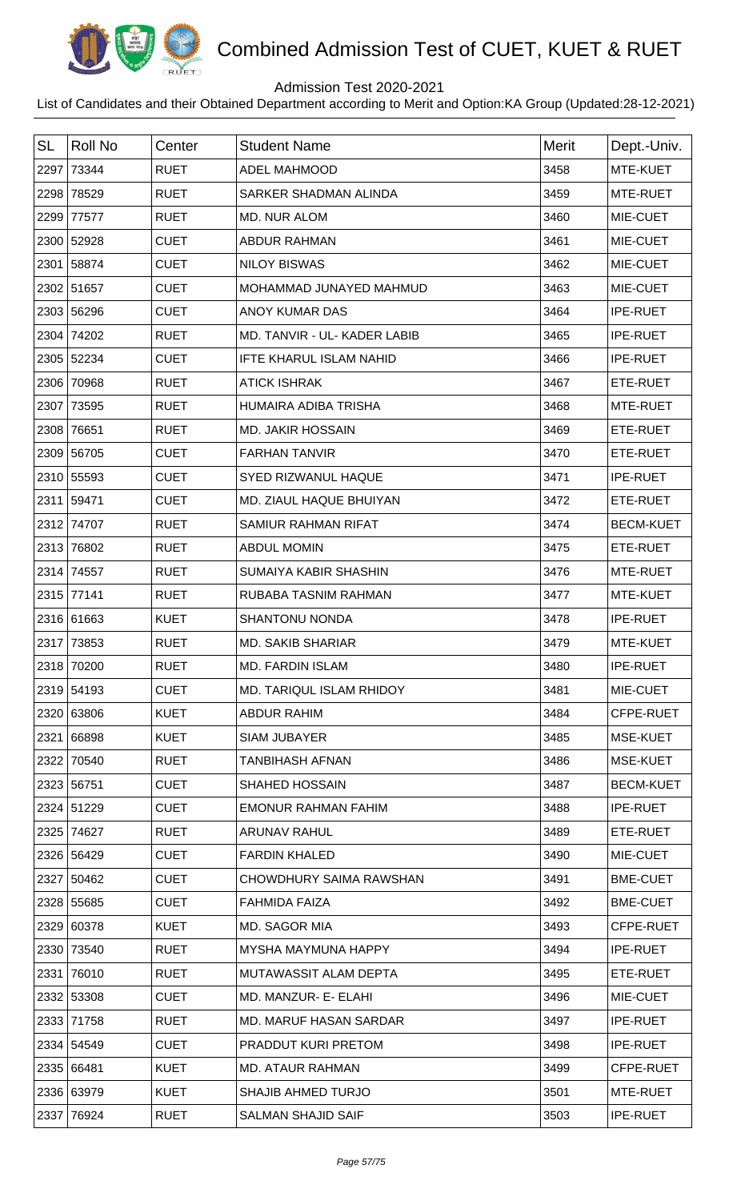# Combined Admission Test of CUET, KUET & RUET

Admission Test 2020-2021

List of Candidates and their Obtained Department according to Merit and Option:KA Group (Updated:28-12-2021)

| SL | Roll No | Center | Student Name | Merit | Dept.-Univ. |
|---|---|---|---|---|---|
| 2297 | 73344 | RUET | ADEL MAHMOOD | 3458 | MTE-KUET |
| 2298 | 78529 | RUET | SARKER SHADMAN ALINDA | 3459 | MTE-RUET |
| 2299 | 77577 | RUET | MD. NUR ALOM | 3460 | MIE-CUET |
| 2300 | 52928 | CUET | ABDUR RAHMAN | 3461 | MIE-CUET |
| 2301 | 58874 | CUET | NILOY BISWAS | 3462 | MIE-CUET |
| 2302 | 51657 | CUET | MOHAMMAD JUNAYED MAHMUD | 3463 | MIE-CUET |
| 2303 | 56296 | CUET | ANOY KUMAR DAS | 3464 | IPE-RUET |
| 2304 | 74202 | RUET | MD. TANVIR - UL- KADER LABIB | 3465 | IPE-RUET |
| 2305 | 52234 | CUET | IFTE KHARUL ISLAM NAHID | 3466 | IPE-RUET |
| 2306 | 70968 | RUET | ATICK ISHRAK | 3467 | ETE-RUET |
| 2307 | 73595 | RUET | HUMAIRA ADIBA TRISHA | 3468 | MTE-RUET |
| 2308 | 76651 | RUET | MD. JAKIR HOSSAIN | 3469 | ETE-RUET |
| 2309 | 56705 | CUET | FARHAN TANVIR | 3470 | ETE-RUET |
| 2310 | 55593 | CUET | SYED RIZWANUL HAQUE | 3471 | IPE-RUET |
| 2311 | 59471 | CUET | MD. ZIAUL HAQUE BHUIYAN | 3472 | ETE-RUET |
| 2312 | 74707 | RUET | SAMIUR RAHMAN RIFAT | 3474 | BECM-KUET |
| 2313 | 76802 | RUET | ABDUL MOMIN | 3475 | ETE-RUET |
| 2314 | 74557 | RUET | SUMAIYA KABIR SHASHIN | 3476 | MTE-RUET |
| 2315 | 77141 | RUET | RUBABA TASNIM RAHMAN | 3477 | MTE-KUET |
| 2316 | 61663 | KUET | SHANTONU NONDA | 3478 | IPE-RUET |
| 2317 | 73853 | RUET | MD. SAKIB SHARIAR | 3479 | MTE-KUET |
| 2318 | 70200 | RUET | MD. FARDIN ISLAM | 3480 | IPE-RUET |
| 2319 | 54193 | CUET | MD. TARIQUL ISLAM RHIDOY | 3481 | MIE-CUET |
| 2320 | 63806 | KUET | ABDUR RAHIM | 3484 | CFPE-RUET |
| 2321 | 66898 | KUET | SIAM JUBAYER | 3485 | MSE-KUET |
| 2322 | 70540 | RUET | TANBIHASH AFNAN | 3486 | MSE-KUET |
| 2323 | 56751 | CUET | SHAHED HOSSAIN | 3487 | BECM-KUET |
| 2324 | 51229 | CUET | EMONUR RAHMAN FAHIM | 3488 | IPE-RUET |
| 2325 | 74627 | RUET | ARUNAV RAHUL | 3489 | ETE-RUET |
| 2326 | 56429 | CUET | FARDIN KHALED | 3490 | MIE-CUET |
| 2327 | 50462 | CUET | CHOWDHURY SAIMA RAWSHAN | 3491 | BME-CUET |
| 2328 | 55685 | CUET | FAHMIDA FAIZA | 3492 | BME-CUET |
| 2329 | 60378 | KUET | MD. SAGOR MIA | 3493 | CFPE-RUET |
| 2330 | 73540 | RUET | MYSHA MAYMUNA HAPPY | 3494 | IPE-RUET |
| 2331 | 76010 | RUET | MUTAWASSIT ALAM DEPTA | 3495 | ETE-RUET |
| 2332 | 53308 | CUET | MD. MANZUR- E- ELAHI | 3496 | MIE-CUET |
| 2333 | 71758 | RUET | MD. MARUF HASAN SARDAR | 3497 | IPE-RUET |
| 2334 | 54549 | CUET | PRADDUT KURI PRETOM | 3498 | IPE-RUET |
| 2335 | 66481 | KUET | MD. ATAUR RAHMAN | 3499 | CFPE-RUET |
| 2336 | 63979 | KUET | SHAJIB AHMED TURJO | 3501 | MTE-RUET |
| 2337 | 76924 | RUET | SALMAN SHAJID SAIF | 3503 | IPE-RUET |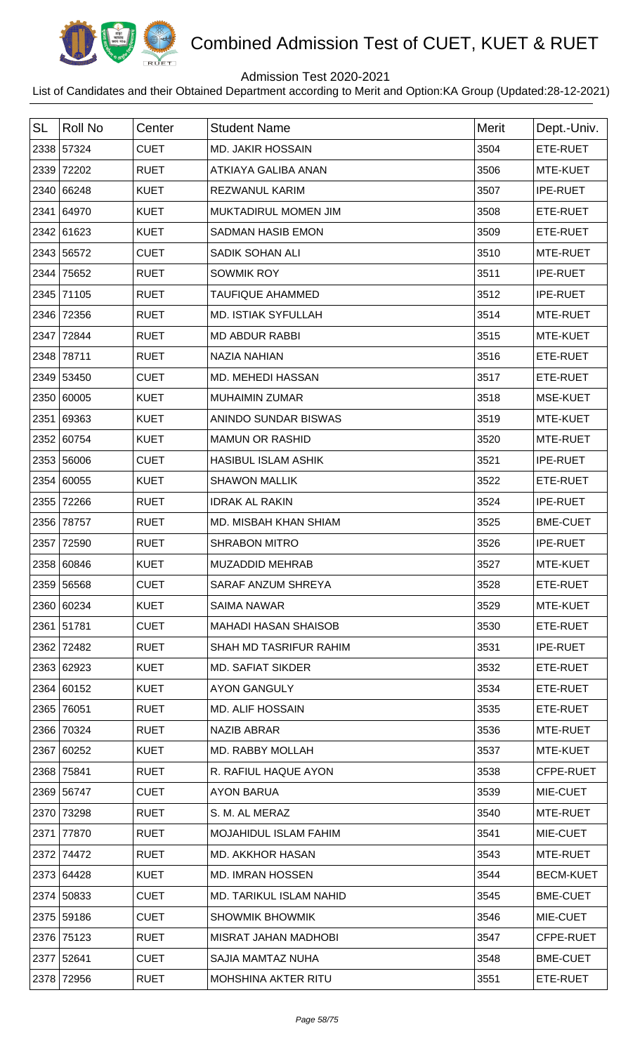# Combined Admission Test of CUET, KUET & RUET

Admission Test 2020-2021

List of Candidates and their Obtained Department according to Merit and Option:KA Group (Updated:28-12-2021)

| SL | Roll No | Center | Student Name | Merit | Dept.-Univ. |
|---|---|---|---|---|---|
| 2338 | 57324 | CUET | MD. JAKIR HOSSAIN | 3504 | ETE-RUET |
| 2339 | 72202 | RUET | ATKIAYA GALIBA ANAN | 3506 | MTE-KUET |
| 2340 | 66248 | KUET | REZWANUL KARIM | 3507 | IPE-RUET |
| 2341 | 64970 | KUET | MUKTADIRUL MOMEN JIM | 3508 | ETE-RUET |
| 2342 | 61623 | KUET | SADMAN HASIB EMON | 3509 | ETE-RUET |
| 2343 | 56572 | CUET | SADIK SOHAN ALI | 3510 | MTE-RUET |
| 2344 | 75652 | RUET | SOWMIK ROY | 3511 | IPE-RUET |
| 2345 | 71105 | RUET | TAUFIQUE AHAMMED | 3512 | IPE-RUET |
| 2346 | 72356 | RUET | MD. ISTIAK SYFULLAH | 3514 | MTE-RUET |
| 2347 | 72844 | RUET | MD ABDUR RABBI | 3515 | MTE-KUET |
| 2348 | 78711 | RUET | NAZIA NAHIAN | 3516 | ETE-RUET |
| 2349 | 53450 | CUET | MD. MEHEDI HASSAN | 3517 | ETE-RUET |
| 2350 | 60005 | KUET | MUHAIMIN ZUMAR | 3518 | MSE-KUET |
| 2351 | 69363 | KUET | ANINDO SUNDAR BISWAS | 3519 | MTE-KUET |
| 2352 | 60754 | KUET | MAMUN OR RASHID | 3520 | MTE-RUET |
| 2353 | 56006 | CUET | HASIBUL ISLAM ASHIK | 3521 | IPE-RUET |
| 2354 | 60055 | KUET | SHAWON MALLIK | 3522 | ETE-RUET |
| 2355 | 72266 | RUET | IDRAK AL RAKIN | 3524 | IPE-RUET |
| 2356 | 78757 | RUET | MD. MISBAH KHAN SHIAM | 3525 | BME-CUET |
| 2357 | 72590 | RUET | SHRABON MITRO | 3526 | IPE-RUET |
| 2358 | 60846 | KUET | MUZADDID MEHRAB | 3527 | MTE-KUET |
| 2359 | 56568 | CUET | SARAF ANZUM SHREYA | 3528 | ETE-RUET |
| 2360 | 60234 | KUET | SAIMA NAWAR | 3529 | MTE-KUET |
| 2361 | 51781 | CUET | MAHADI HASAN SHAISOB | 3530 | ETE-RUET |
| 2362 | 72482 | RUET | SHAH MD TASRIFUR RAHIM | 3531 | IPE-RUET |
| 2363 | 62923 | KUET | MD. SAFIAT SIKDER | 3532 | ETE-RUET |
| 2364 | 60152 | KUET | AYON GANGULY | 3534 | ETE-RUET |
| 2365 | 76051 | RUET | MD. ALIF HOSSAIN | 3535 | ETE-RUET |
| 2366 | 70324 | RUET | NAZIB ABRAR | 3536 | MTE-RUET |
| 2367 | 60252 | KUET | MD. RABBY MOLLAH | 3537 | MTE-KUET |
| 2368 | 75841 | RUET | R. RAFIUL HAQUE AYON | 3538 | CFPE-RUET |
| 2369 | 56747 | CUET | AYON BARUA | 3539 | MIE-CUET |
| 2370 | 73298 | RUET | S. M. AL MERAZ | 3540 | MTE-RUET |
| 2371 | 77870 | RUET | MOJAHIDUL ISLAM FAHIM | 3541 | MIE-CUET |
| 2372 | 74472 | RUET | MD. AKKHOR HASAN | 3543 | MTE-RUET |
| 2373 | 64428 | KUET | MD. IMRAN HOSSEN | 3544 | BECM-KUET |
| 2374 | 50833 | CUET | MD. TARIKUL ISLAM NAHID | 3545 | BME-CUET |
| 2375 | 59186 | CUET | SHOWMIK BHOWMIK | 3546 | MIE-CUET |
| 2376 | 75123 | RUET | MISRAT JAHAN MADHOBI | 3547 | CFPE-RUET |
| 2377 | 52641 | CUET | SAJIA MAMTAZ NUHA | 3548 | BME-CUET |
| 2378 | 72956 | RUET | MOHSHINA AKTER RITU | 3551 | ETE-RUET |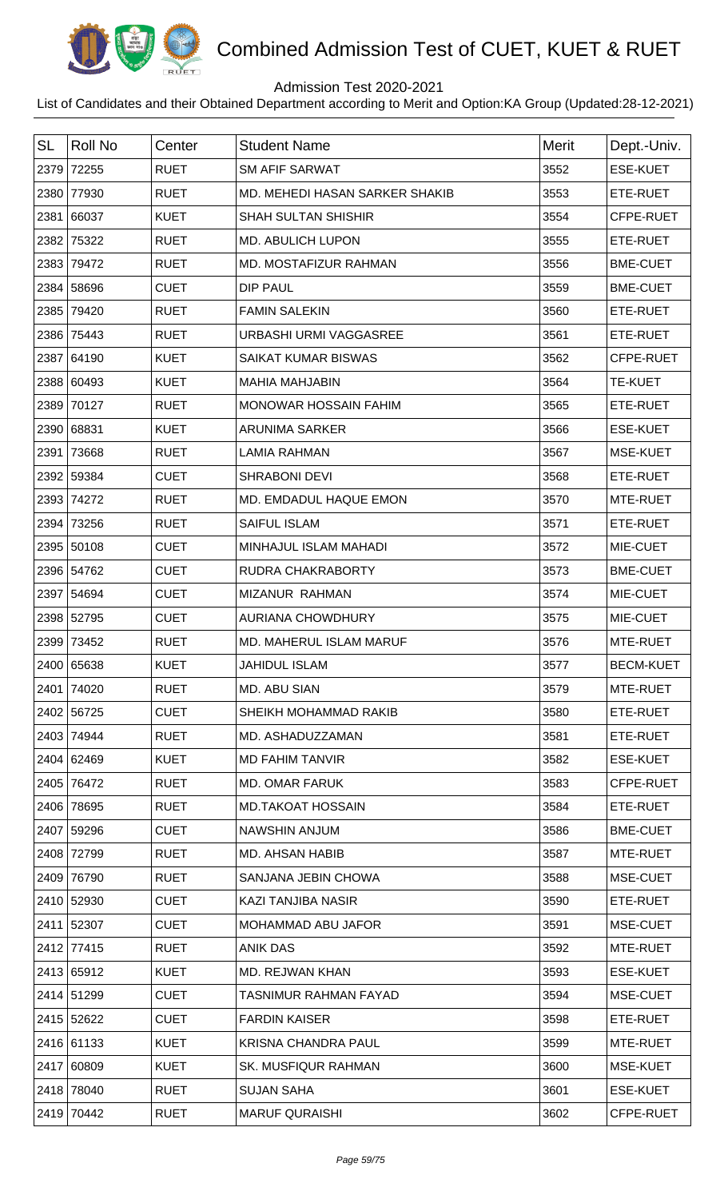# Combined Admission Test of CUET, KUET & RUET

Admission Test 2020-2021

List of Candidates and their Obtained Department according to Merit and Option:KA Group (Updated:28-12-2021)

| SL | Roll No | Center | Student Name | Merit | Dept.-Univ. |
|---|---|---|---|---|---|
| 2379 | 72255 | RUET | SM AFIF SARWAT | 3552 | ESE-KUET |
| 2380 | 77930 | RUET | MD. MEHEDI HASAN SARKER SHAKIB | 3553 | ETE-RUET |
| 2381 | 66037 | KUET | SHAH SULTAN SHISHIR | 3554 | CFPE-RUET |
| 2382 | 75322 | RUET | MD. ABULICH LUPON | 3555 | ETE-RUET |
| 2383 | 79472 | RUET | MD. MOSTAFIZUR RAHMAN | 3556 | BME-CUET |
| 2384 | 58696 | CUET | DIP PAUL | 3559 | BME-CUET |
| 2385 | 79420 | RUET | FAMIN SALEKIN | 3560 | ETE-RUET |
| 2386 | 75443 | RUET | URBASHI URMI VAGGASREE | 3561 | ETE-RUET |
| 2387 | 64190 | KUET | SAIKAT KUMAR BISWAS | 3562 | CFPE-RUET |
| 2388 | 60493 | KUET | MAHIA MAHJABIN | 3564 | TE-KUET |
| 2389 | 70127 | RUET | MONOWAR HOSSAIN FAHIM | 3565 | ETE-RUET |
| 2390 | 68831 | KUET | ARUNIMA SARKER | 3566 | ESE-KUET |
| 2391 | 73668 | RUET | LAMIA RAHMAN | 3567 | MSE-KUET |
| 2392 | 59384 | CUET | SHRABONI DEVI | 3568 | ETE-RUET |
| 2393 | 74272 | RUET | MD. EMDADUL HAQUE EMON | 3570 | MTE-RUET |
| 2394 | 73256 | RUET | SAIFUL ISLAM | 3571 | ETE-RUET |
| 2395 | 50108 | CUET | MINHAJUL ISLAM MAHADI | 3572 | MIE-CUET |
| 2396 | 54762 | CUET | RUDRA CHAKRABORTY | 3573 | BME-CUET |
| 2397 | 54694 | CUET | MIZANUR RAHMAN | 3574 | MIE-CUET |
| 2398 | 52795 | CUET | AURIANA CHOWDHURY | 3575 | MIE-CUET |
| 2399 | 73452 | RUET | MD. MAHERUL ISLAM MARUF | 3576 | MTE-RUET |
| 2400 | 65638 | KUET | JAHIDUL ISLAM | 3577 | BECM-KUET |
| 2401 | 74020 | RUET | MD. ABU SIAN | 3579 | MTE-RUET |
| 2402 | 56725 | CUET | SHEIKH MOHAMMAD RAKIB | 3580 | ETE-RUET |
| 2403 | 74944 | RUET | MD. ASHADUZZAMAN | 3581 | ETE-RUET |
| 2404 | 62469 | KUET | MD FAHIM TANVIR | 3582 | ESE-KUET |
| 2405 | 76472 | RUET | MD. OMAR FARUK | 3583 | CFPE-RUET |
| 2406 | 78695 | RUET | MD.TAKOAT HOSSAIN | 3584 | ETE-RUET |
| 2407 | 59296 | CUET | NAWSHIN ANJUM | 3586 | BME-CUET |
| 2408 | 72799 | RUET | MD. AHSAN HABIB | 3587 | MTE-RUET |
| 2409 | 76790 | RUET | SANJANA JEBIN CHOWA | 3588 | MSE-CUET |
| 2410 | 52930 | CUET | KAZI TANJIBA NASIR | 3590 | ETE-RUET |
| 2411 | 52307 | CUET | MOHAMMAD ABU JAFOR | 3591 | MSE-CUET |
| 2412 | 77415 | RUET | ANIK DAS | 3592 | MTE-RUET |
| 2413 | 65912 | KUET | MD. REJWAN KHAN | 3593 | ESE-KUET |
| 2414 | 51299 | CUET | TASNIMUR RAHMAN FAYAD | 3594 | MSE-CUET |
| 2415 | 52622 | CUET | FARDIN KAISER | 3598 | ETE-RUET |
| 2416 | 61133 | KUET | KRISNA CHANDRA PAUL | 3599 | MTE-RUET |
| 2417 | 60809 | KUET | SK. MUSFIQUR RAHMAN | 3600 | MSE-KUET |
| 2418 | 78040 | RUET | SUJAN SAHA | 3601 | ESE-KUET |
| 2419 | 70442 | RUET | MARUF QURAISHI | 3602 | CFPE-RUET |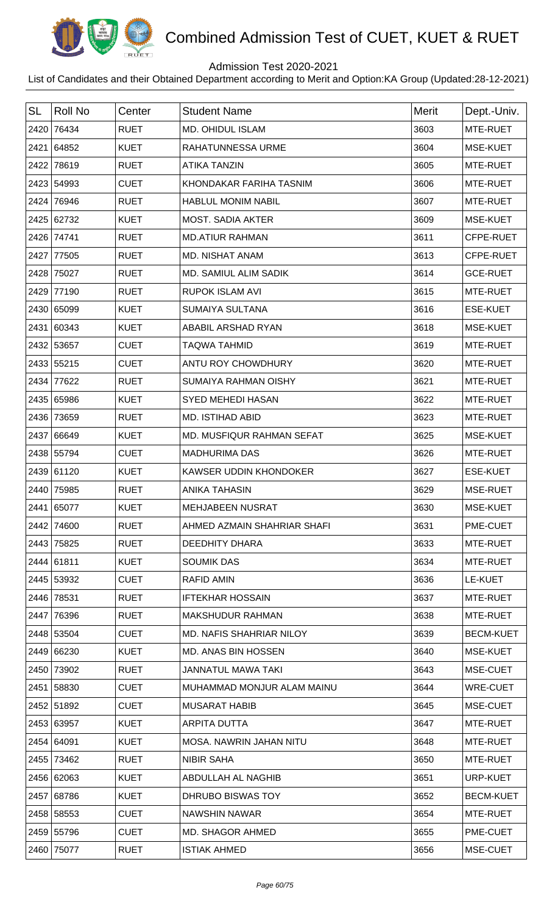# Combined Admission Test of CUET, KUET & RUET

Admission Test 2020-2021

List of Candidates and their Obtained Department according to Merit and Option:KA Group (Updated:28-12-2021)

| SL | Roll No | Center | Student Name | Merit | Dept.-Univ. |
|---|---|---|---|---|---|
| 2420 | 76434 | RUET | MD. OHIDUL ISLAM | 3603 | MTE-RUET |
| 2421 | 64852 | KUET | RAHATUNNESSA URME | 3604 | MSE-KUET |
| 2422 | 78619 | RUET | ATIKA TANZIN | 3605 | MTE-RUET |
| 2423 | 54993 | CUET | KHONDAKAR FARIHA TASNIM | 3606 | MTE-RUET |
| 2424 | 76946 | RUET | HABLUL MONIM NABIL | 3607 | MTE-RUET |
| 2425 | 62732 | KUET | MOST. SADIA AKTER | 3609 | MSE-KUET |
| 2426 | 74741 | RUET | MD.ATIUR RAHMAN | 3611 | CFPE-RUET |
| 2427 | 77505 | RUET | MD. NISHAT ANAM | 3613 | CFPE-RUET |
| 2428 | 75027 | RUET | MD. SAMIUL ALIM SADIK | 3614 | GCE-RUET |
| 2429 | 77190 | RUET | RUPOK ISLAM AVI | 3615 | MTE-RUET |
| 2430 | 65099 | KUET | SUMAIYA SULTANA | 3616 | ESE-KUET |
| 2431 | 60343 | KUET | ABABIL ARSHAD RYAN | 3618 | MSE-KUET |
| 2432 | 53657 | CUET | TAQWA TAHMID | 3619 | MTE-RUET |
| 2433 | 55215 | CUET | ANTU ROY CHOWDHURY | 3620 | MTE-RUET |
| 2434 | 77622 | RUET | SUMAIYA RAHMAN OISHY | 3621 | MTE-RUET |
| 2435 | 65986 | KUET | SYED MEHEDI HASAN | 3622 | MTE-RUET |
| 2436 | 73659 | RUET | MD. ISTIHAD ABID | 3623 | MTE-RUET |
| 2437 | 66649 | KUET | MD. MUSFIQUR RAHMAN SEFAT | 3625 | MSE-KUET |
| 2438 | 55794 | CUET | MADHURIMA DAS | 3626 | MTE-RUET |
| 2439 | 61120 | KUET | KAWSER UDDIN KHONDOKER | 3627 | ESE-KUET |
| 2440 | 75985 | RUET | ANIKA TAHASIN | 3629 | MSE-RUET |
| 2441 | 65077 | KUET | MEHJABEEN NUSRAT | 3630 | MSE-KUET |
| 2442 | 74600 | RUET | AHMED AZMAIN SHAHRIAR SHAFI | 3631 | PME-CUET |
| 2443 | 75825 | RUET | DEEDHITY DHARA | 3633 | MTE-RUET |
| 2444 | 61811 | KUET | SOUMIK DAS | 3634 | MTE-RUET |
| 2445 | 53932 | CUET | RAFID AMIN | 3636 | LE-KUET |
| 2446 | 78531 | RUET | IFTEKHAR HOSSAIN | 3637 | MTE-RUET |
| 2447 | 76396 | RUET | MAKSHUDUR RAHMAN | 3638 | MTE-RUET |
| 2448 | 53504 | CUET | MD. NAFIS SHAHRIAR NILOY | 3639 | BECM-KUET |
| 2449 | 66230 | KUET | MD. ANAS BIN HOSSEN | 3640 | MSE-KUET |
| 2450 | 73902 | RUET | JANNATUL MAWA TAKI | 3643 | MSE-CUET |
| 2451 | 58830 | CUET | MUHAMMAD MONJUR ALAM MAINU | 3644 | WRE-CUET |
| 2452 | 51892 | CUET | MUSARAT HABIB | 3645 | MSE-CUET |
| 2453 | 63957 | KUET | ARPITA DUTTA | 3647 | MTE-RUET |
| 2454 | 64091 | KUET | MOSA. NAWRIN JAHAN NITU | 3648 | MTE-RUET |
| 2455 | 73462 | RUET | NIBIR SAHA | 3650 | MTE-RUET |
| 2456 | 62063 | KUET | ABDULLAH AL NAGHIB | 3651 | URP-KUET |
| 2457 | 68786 | KUET | DHRUBO BISWAS TOY | 3652 | BECM-KUET |
| 2458 | 58553 | CUET | NAWSHIN NAWAR | 3654 | MTE-RUET |
| 2459 | 55796 | CUET | MD. SHAGOR AHMED | 3655 | PME-CUET |
| 2460 | 75077 | RUET | ISTIAK AHMED | 3656 | MSE-CUET |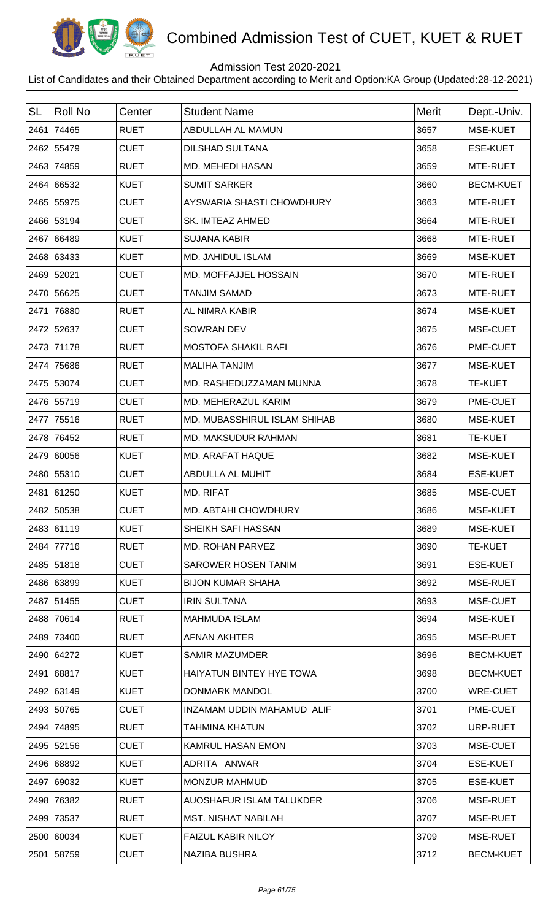# Combined Admission Test of CUET, KUET & RUET

Admission Test 2020-2021

List of Candidates and their Obtained Department according to Merit and Option:KA Group (Updated:28-12-2021)

| SL | Roll No | Center | Student Name | Merit | Dept.-Univ. |
|---|---|---|---|---|---|
| 2461 | 74465 | RUET | ABDULLAH AL MAMUN | 3657 | MSE-KUET |
| 2462 | 55479 | CUET | DILSHAD SULTANA | 3658 | ESE-KUET |
| 2463 | 74859 | RUET | MD. MEHEDI HASAN | 3659 | MTE-RUET |
| 2464 | 66532 | KUET | SUMIT SARKER | 3660 | BECM-KUET |
| 2465 | 55975 | CUET | AYSWARIA SHASTI CHOWDHURY | 3663 | MTE-RUET |
| 2466 | 53194 | CUET | SK. IMTEAZ AHMED | 3664 | MTE-RUET |
| 2467 | 66489 | KUET | SUJANA KABIR | 3668 | MTE-RUET |
| 2468 | 63433 | KUET | MD. JAHIDUL ISLAM | 3669 | MSE-KUET |
| 2469 | 52021 | CUET | MD. MOFFAJJEL HOSSAIN | 3670 | MTE-RUET |
| 2470 | 56625 | CUET | TANJIM SAMAD | 3673 | MTE-RUET |
| 2471 | 76880 | RUET | AL NIMRA KABIR | 3674 | MSE-KUET |
| 2472 | 52637 | CUET | SOWRAN DEV | 3675 | MSE-CUET |
| 2473 | 71178 | RUET | MOSTOFA SHAKIL RAFI | 3676 | PME-CUET |
| 2474 | 75686 | RUET | MALIHA TANJIM | 3677 | MSE-KUET |
| 2475 | 53074 | CUET | MD. RASHEDUZZAMAN MUNNA | 3678 | TE-KUET |
| 2476 | 55719 | CUET | MD. MEHERAZUL KARIM | 3679 | PME-CUET |
| 2477 | 75516 | RUET | MD. MUBASSHIRUL ISLAM SHIHAB | 3680 | MSE-KUET |
| 2478 | 76452 | RUET | MD. MAKSUDUR RAHMAN | 3681 | TE-KUET |
| 2479 | 60056 | KUET | MD. ARAFAT HAQUE | 3682 | MSE-KUET |
| 2480 | 55310 | CUET | ABDULLA AL MUHIT | 3684 | ESE-KUET |
| 2481 | 61250 | KUET | MD. RIFAT | 3685 | MSE-CUET |
| 2482 | 50538 | CUET | MD. ABTAHI CHOWDHURY | 3686 | MSE-KUET |
| 2483 | 61119 | KUET | SHEIKH SAFI HASSAN | 3689 | MSE-KUET |
| 2484 | 77716 | RUET | MD. ROHAN PARVEZ | 3690 | TE-KUET |
| 2485 | 51818 | CUET | SAROWER HOSEN TANIM | 3691 | ESE-KUET |
| 2486 | 63899 | KUET | BIJON KUMAR SHAHA | 3692 | MSE-RUET |
| 2487 | 51455 | CUET | IRIN SULTANA | 3693 | MSE-CUET |
| 2488 | 70614 | RUET | MAHMUDA ISLAM | 3694 | MSE-KUET |
| 2489 | 73400 | RUET | AFNAN AKHTER | 3695 | MSE-RUET |
| 2490 | 64272 | KUET | SAMIR MAZUMDER | 3696 | BECM-KUET |
| 2491 | 68817 | KUET | HAIYATUN BINTEY HYE TOWA | 3698 | BECM-KUET |
| 2492 | 63149 | KUET | DONMARK MANDOL | 3700 | WRE-CUET |
| 2493 | 50765 | CUET | INZAMAM UDDIN MAHAMUD ALIF | 3701 | PME-CUET |
| 2494 | 74895 | RUET | TAHMINA KHATUN | 3702 | URP-RUET |
| 2495 | 52156 | CUET | KAMRUL HASAN EMON | 3703 | MSE-CUET |
| 2496 | 68892 | KUET | ADRITA ANWAR | 3704 | ESE-KUET |
| 2497 | 69032 | KUET | MONZUR MAHMUD | 3705 | ESE-KUET |
| 2498 | 76382 | RUET | AUOSHAFUR ISLAM TALUKDER | 3706 | MSE-RUET |
| 2499 | 73537 | RUET | MST. NISHAT NABILAH | 3707 | MSE-RUET |
| 2500 | 60034 | KUET | FAIZUL KABIR NILOY | 3709 | MSE-RUET |
| 2501 | 58759 | CUET | NAZIBA BUSHRA | 3712 | BECM-KUET |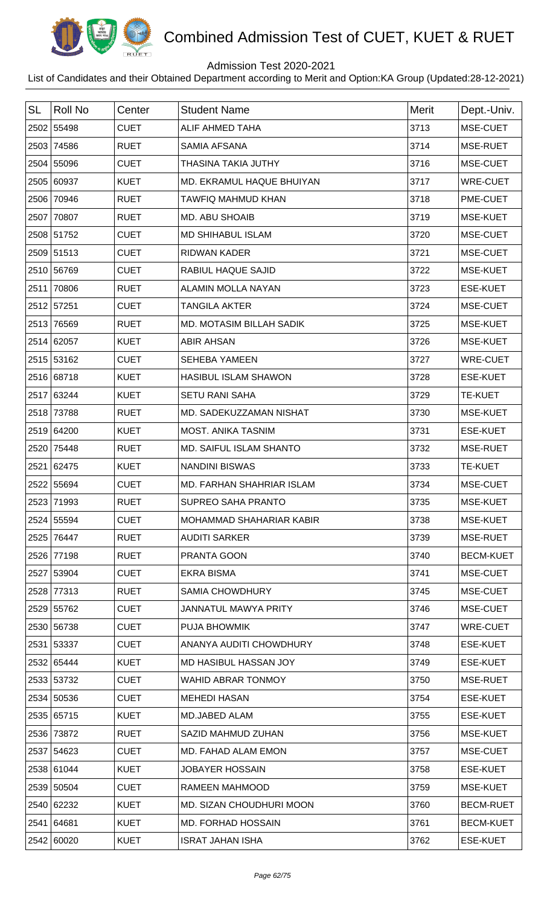# Combined Admission Test of CUET, KUET & RUET

Admission Test 2020-2021

List of Candidates and their Obtained Department according to Merit and Option:KA Group (Updated:28-12-2021)

| SL | Roll No | Center | Student Name | Merit | Dept.-Univ. |
|---|---|---|---|---|---|
| 2502 | 55498 | CUET | ALIF AHMED TAHA | 3713 | MSE-CUET |
| 2503 | 74586 | RUET | SAMIA AFSANA | 3714 | MSE-RUET |
| 2504 | 55096 | CUET | THASINA TAKIA JUTHY | 3716 | MSE-CUET |
| 2505 | 60937 | KUET | MD. EKRAMUL HAQUE BHUIYAN | 3717 | WRE-CUET |
| 2506 | 70946 | RUET | TAWFIQ MAHMUD KHAN | 3718 | PME-CUET |
| 2507 | 70807 | RUET | MD. ABU SHOAIB | 3719 | MSE-KUET |
| 2508 | 51752 | CUET | MD SHIHABUL ISLAM | 3720 | MSE-CUET |
| 2509 | 51513 | CUET | RIDWAN KADER | 3721 | MSE-CUET |
| 2510 | 56769 | CUET | RABIUL HAQUE SAJID | 3722 | MSE-KUET |
| 2511 | 70806 | RUET | ALAMIN MOLLA NAYAN | 3723 | ESE-KUET |
| 2512 | 57251 | CUET | TANGILA AKTER | 3724 | MSE-CUET |
| 2513 | 76569 | RUET | MD. MOTASIM BILLAH SADIK | 3725 | MSE-KUET |
| 2514 | 62057 | KUET | ABIR AHSAN | 3726 | MSE-KUET |
| 2515 | 53162 | CUET | SEHEBA YAMEEN | 3727 | WRE-CUET |
| 2516 | 68718 | KUET | HASIBUL ISLAM SHAWON | 3728 | ESE-KUET |
| 2517 | 63244 | KUET | SETU RANI SAHA | 3729 | TE-KUET |
| 2518 | 73788 | RUET | MD. SADEKUZZAMAN NISHAT | 3730 | MSE-KUET |
| 2519 | 64200 | KUET | MOST. ANIKA TASNIM | 3731 | ESE-KUET |
| 2520 | 75448 | RUET | MD. SAIFUL ISLAM SHANTO | 3732 | MSE-RUET |
| 2521 | 62475 | KUET | NANDINI BISWAS | 3733 | TE-KUET |
| 2522 | 55694 | CUET | MD. FARHAN SHAHRIAR ISLAM | 3734 | MSE-CUET |
| 2523 | 71993 | RUET | SUPREO SAHA PRANTO | 3735 | MSE-KUET |
| 2524 | 55594 | CUET | MOHAMMAD SHAHARIAR KABIR | 3738 | MSE-KUET |
| 2525 | 76447 | RUET | AUDITI SARKER | 3739 | MSE-RUET |
| 2526 | 77198 | RUET | PRANTA GOON | 3740 | BECM-KUET |
| 2527 | 53904 | CUET | EKRA BISMA | 3741 | MSE-CUET |
| 2528 | 77313 | RUET | SAMIA CHOWDHURY | 3745 | MSE-CUET |
| 2529 | 55762 | CUET | JANNATUL MAWYA PRITY | 3746 | MSE-CUET |
| 2530 | 56738 | CUET | PUJA BHOWMIK | 3747 | WRE-CUET |
| 2531 | 53337 | CUET | ANANYA AUDITI CHOWDHURY | 3748 | ESE-KUET |
| 2532 | 65444 | KUET | MD HASIBUL HASSAN JOY | 3749 | ESE-KUET |
| 2533 | 53732 | CUET | WAHID ABRAR TONMOY | 3750 | MSE-RUET |
| 2534 | 50536 | CUET | MEHEDI HASAN | 3754 | ESE-KUET |
| 2535 | 65715 | KUET | MD.JABED ALAM | 3755 | ESE-KUET |
| 2536 | 73872 | RUET | SAZID MAHMUD ZUHAN | 3756 | MSE-KUET |
| 2537 | 54623 | CUET | MD. FAHAD ALAM EMON | 3757 | MSE-CUET |
| 2538 | 61044 | KUET | JOBAYER HOSSAIN | 3758 | ESE-KUET |
| 2539 | 50504 | CUET | RAMEEN MAHMOOD | 3759 | MSE-KUET |
| 2540 | 62232 | KUET | MD. SIZAN CHOUDHURI MOON | 3760 | BECM-RUET |
| 2541 | 64681 | KUET | MD. FORHAD HOSSAIN | 3761 | BECM-KUET |
| 2542 | 60020 | KUET | ISRAT JAHAN ISHA | 3762 | ESE-KUET |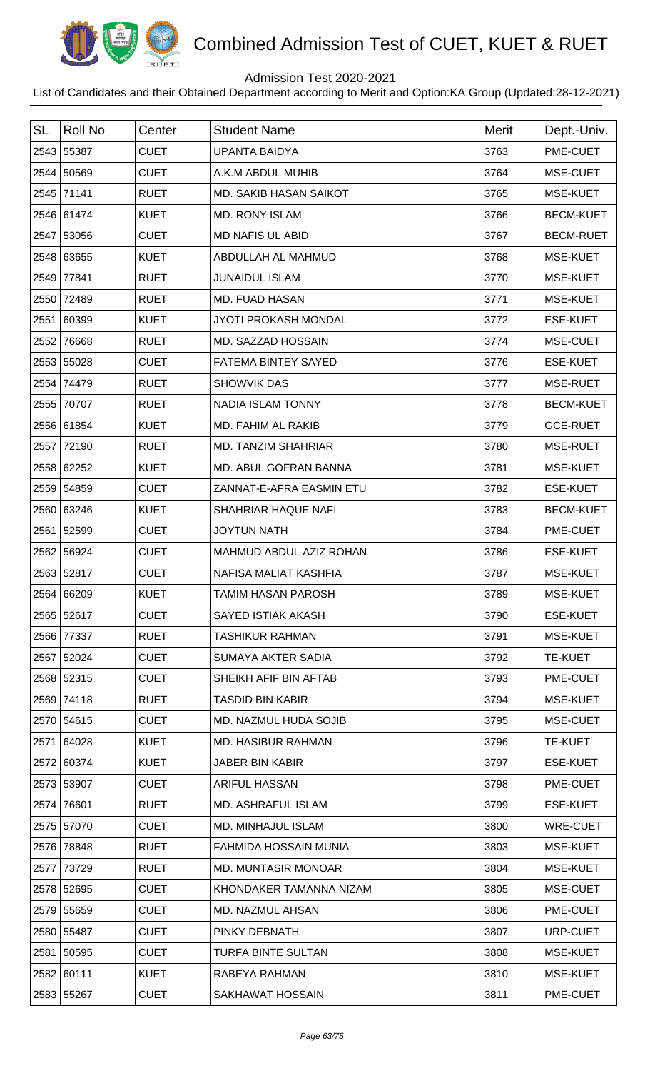# Combined Admission Test of CUET, KUET & RUET

Admission Test 2020-2021

List of Candidates and their Obtained Department according to Merit and Option:KA Group (Updated:28-12-2021)

| SL | Roll No | Center | Student Name | Merit | Dept.-Univ. |
|---|---|---|---|---|---|
| 2543 | 55387 | CUET | UPANTA BAIDYA | 3763 | PME-CUET |
| 2544 | 50569 | CUET | A.K.M ABDUL MUHIB | 3764 | MSE-CUET |
| 2545 | 71141 | RUET | MD. SAKIB HASAN SAIKOT | 3765 | MSE-KUET |
| 2546 | 61474 | KUET | MD. RONY ISLAM | 3766 | BECM-KUET |
| 2547 | 53056 | CUET | MD NAFIS UL ABID | 3767 | BECM-RUET |
| 2548 | 63655 | KUET | ABDULLAH AL MAHMUD | 3768 | MSE-KUET |
| 2549 | 77841 | RUET | JUNAIDUL ISLAM | 3770 | MSE-KUET |
| 2550 | 72489 | RUET | MD. FUAD HASAN | 3771 | MSE-KUET |
| 2551 | 60399 | KUET | JYOTI PROKASH MONDAL | 3772 | ESE-KUET |
| 2552 | 76668 | RUET | MD. SAZZAD HOSSAIN | 3774 | MSE-CUET |
| 2553 | 55028 | CUET | FATEMA BINTEY SAYED | 3776 | ESE-KUET |
| 2554 | 74479 | RUET | SHOWVIK DAS | 3777 | MSE-RUET |
| 2555 | 70707 | RUET | NADIA ISLAM TONNY | 3778 | BECM-KUET |
| 2556 | 61854 | KUET | MD. FAHIM AL RAKIB | 3779 | GCE-RUET |
| 2557 | 72190 | RUET | MD. TANZIM SHAHRIAR | 3780 | MSE-RUET |
| 2558 | 62252 | KUET | MD. ABUL GOFRAN BANNA | 3781 | MSE-KUET |
| 2559 | 54859 | CUET | ZANNAT-E-AFRA EASMIN ETU | 3782 | ESE-KUET |
| 2560 | 63246 | KUET | SHAHRIAR HAQUE NAFI | 3783 | BECM-KUET |
| 2561 | 52599 | CUET | JOYTUN NATH | 3784 | PME-CUET |
| 2562 | 56924 | CUET | MAHMUD ABDUL AZIZ ROHAN | 3786 | ESE-KUET |
| 2563 | 52817 | CUET | NAFISA MALIAT KASHFIA | 3787 | MSE-KUET |
| 2564 | 66209 | KUET | TAMIM HASAN PAROSH | 3789 | MSE-KUET |
| 2565 | 52617 | CUET | SAYED ISTIAK AKASH | 3790 | ESE-KUET |
| 2566 | 77337 | RUET | TASHIKUR RAHMAN | 3791 | MSE-KUET |
| 2567 | 52024 | CUET | SUMAYA AKTER SADIA | 3792 | TE-KUET |
| 2568 | 52315 | CUET | SHEIKH AFIF BIN AFTAB | 3793 | PME-CUET |
| 2569 | 74118 | RUET | TASDID BIN KABIR | 3794 | MSE-KUET |
| 2570 | 54615 | CUET | MD. NAZMUL HUDA SOJIB | 3795 | MSE-CUET |
| 2571 | 64028 | KUET | MD. HASIBUR RAHMAN | 3796 | TE-KUET |
| 2572 | 60374 | KUET | JABER BIN KABIR | 3797 | ESE-KUET |
| 2573 | 53907 | CUET | ARIFUL HASSAN | 3798 | PME-CUET |
| 2574 | 76601 | RUET | MD. ASHRAFUL ISLAM | 3799 | ESE-KUET |
| 2575 | 57070 | CUET | MD. MINHAJUL ISLAM | 3800 | WRE-CUET |
| 2576 | 78848 | RUET | FAHMIDA HOSSAIN MUNIA | 3803 | MSE-KUET |
| 2577 | 73729 | RUET | MD. MUNTASIR MONOAR | 3804 | MSE-KUET |
| 2578 | 52695 | CUET | KHONDAKER TAMANNA NIZAM | 3805 | MSE-CUET |
| 2579 | 55659 | CUET | MD. NAZMUL AHSAN | 3806 | PME-CUET |
| 2580 | 55487 | CUET | PINKY DEBNATH | 3807 | URP-CUET |
| 2581 | 50595 | CUET | TURFA BINTE SULTAN | 3808 | MSE-KUET |
| 2582 | 60111 | KUET | RABEYA RAHMAN | 3810 | MSE-KUET |
| 2583 | 55267 | CUET | SAKHAWAT HOSSAIN | 3811 | PME-CUET |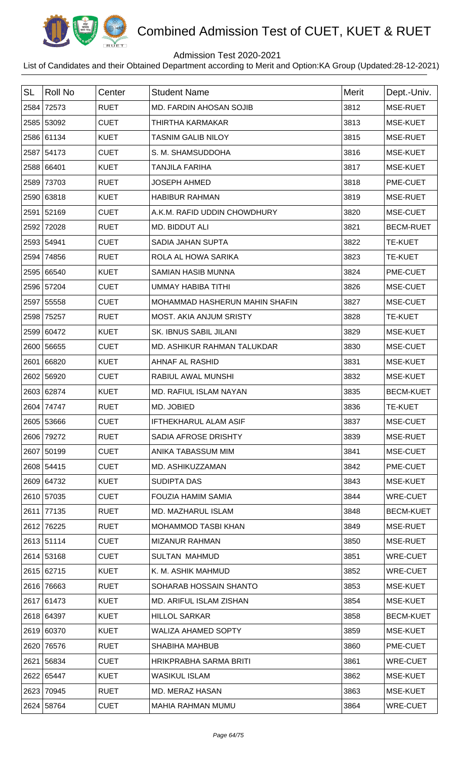# Combined Admission Test of CUET, KUET & RUET

Admission Test 2020-2021

List of Candidates and their Obtained Department according to Merit and Option:KA Group (Updated:28-12-2021)

| SL | Roll No | Center | Student Name | Merit | Dept.-Univ. |
|---|---|---|---|---|---|
| 2584 | 72573 | RUET | MD. FARDIN AHOSAN SOJIB | 3812 | MSE-RUET |
| 2585 | 53092 | CUET | THIRTHA KARMAKAR | 3813 | MSE-KUET |
| 2586 | 61134 | KUET | TASNIM GALIB NILOY | 3815 | MSE-RUET |
| 2587 | 54173 | CUET | S. M. SHAMSUDDOHA | 3816 | MSE-KUET |
| 2588 | 66401 | KUET | TANJILA FARIHA | 3817 | MSE-KUET |
| 2589 | 73703 | RUET | JOSEPH AHMED | 3818 | PME-CUET |
| 2590 | 63818 | KUET | HABIBUR RAHMAN | 3819 | MSE-RUET |
| 2591 | 52169 | CUET | A.K.M. RAFID UDDIN CHOWDHURY | 3820 | MSE-CUET |
| 2592 | 72028 | RUET | MD. BIDDUT ALI | 3821 | BECM-RUET |
| 2593 | 54941 | CUET | SADIA JAHAN SUPTA | 3822 | TE-KUET |
| 2594 | 74856 | RUET | ROLA AL HOWA SARIKA | 3823 | TE-KUET |
| 2595 | 66540 | KUET | SAMIAN HASIB MUNNA | 3824 | PME-CUET |
| 2596 | 57204 | CUET | UMMAY HABIBA TITHI | 3826 | MSE-CUET |
| 2597 | 55558 | CUET | MOHAMMAD HASHERUN MAHIN SHAFIN | 3827 | MSE-CUET |
| 2598 | 75257 | RUET | MOST. AKIA ANJUM SRISTY | 3828 | TE-KUET |
| 2599 | 60472 | KUET | SK. IBNUS SABIL JILANI | 3829 | MSE-KUET |
| 2600 | 56655 | CUET | MD. ASHIKUR RAHMAN TALUKDAR | 3830 | MSE-CUET |
| 2601 | 66820 | KUET | AHNAF AL RASHID | 3831 | MSE-KUET |
| 2602 | 56920 | CUET | RABIUL AWAL MUNSHI | 3832 | MSE-KUET |
| 2603 | 62874 | KUET | MD. RAFIUL ISLAM NAYAN | 3835 | BECM-KUET |
| 2604 | 74747 | RUET | MD. JOBIED | 3836 | TE-KUET |
| 2605 | 53666 | CUET | IFTHEKHARUL ALAM ASIF | 3837 | MSE-CUET |
| 2606 | 79272 | RUET | SADIA AFROSE DRISHTY | 3839 | MSE-RUET |
| 2607 | 50199 | CUET | ANIKA TABASSUM MIM | 3841 | MSE-CUET |
| 2608 | 54415 | CUET | MD. ASHIKUZZAMAN | 3842 | PME-CUET |
| 2609 | 64732 | KUET | SUDIPTA DAS | 3843 | MSE-KUET |
| 2610 | 57035 | CUET | FOUZIA HAMIM SAMIA | 3844 | WRE-CUET |
| 2611 | 77135 | RUET | MD. MAZHARUL ISLAM | 3848 | BECM-KUET |
| 2612 | 76225 | RUET | MOHAMMOD TASBI KHAN | 3849 | MSE-RUET |
| 2613 | 51114 | CUET | MIZANUR RAHMAN | 3850 | MSE-RUET |
| 2614 | 53168 | CUET | SULTAN MAHMUD | 3851 | WRE-CUET |
| 2615 | 62715 | KUET | K. M. ASHIK MAHMUD | 3852 | WRE-CUET |
| 2616 | 76663 | RUET | SOHARAB HOSSAIN SHANTO | 3853 | MSE-KUET |
| 2617 | 61473 | KUET | MD. ARIFUL ISLAM ZISHAN | 3854 | MSE-KUET |
| 2618 | 64397 | KUET | HILLOL SARKAR | 3858 | BECM-KUET |
| 2619 | 60370 | KUET | WALIZA AHAMED SOPTY | 3859 | MSE-KUET |
| 2620 | 76576 | RUET | SHABIHA MAHBUB | 3860 | PME-CUET |
| 2621 | 56834 | CUET | HRIKPRABHA SARMA BRITI | 3861 | WRE-CUET |
| 2622 | 65447 | KUET | WASIKUL ISLAM | 3862 | MSE-KUET |
| 2623 | 70945 | RUET | MD. MERAZ HASAN | 3863 | MSE-KUET |
| 2624 | 58764 | CUET | MAHIA RAHMAN MUMU | 3864 | WRE-CUET |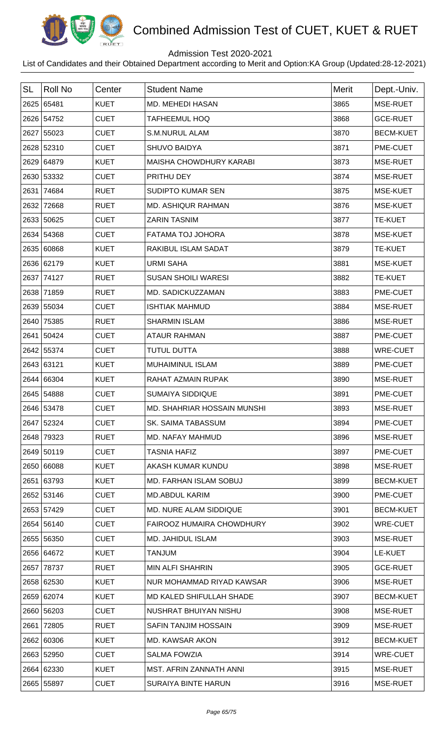# Combined Admission Test of CUET, KUET & RUET

Admission Test 2020-2021

List of Candidates and their Obtained Department according to Merit and Option:KA Group (Updated:28-12-2021)

| SL | Roll No | Center | Student Name | Merit | Dept.-Univ. |
|---|---|---|---|---|---|
| 2625 | 65481 | KUET | MD. MEHEDI HASAN | 3865 | MSE-RUET |
| 2626 | 54752 | CUET | TAFHEEMUL HOQ | 3868 | GCE-RUET |
| 2627 | 55023 | CUET | S.M.NURUL ALAM | 3870 | BECM-KUET |
| 2628 | 52310 | CUET | SHUVO BAIDYA | 3871 | PME-CUET |
| 2629 | 64879 | KUET | MAISHA CHOWDHURY KARABI | 3873 | MSE-RUET |
| 2630 | 53332 | CUET | PRITHU DEY | 3874 | MSE-RUET |
| 2631 | 74684 | RUET | SUDIPTO KUMAR SEN | 3875 | MSE-KUET |
| 2632 | 72668 | RUET | MD. ASHIQUR RAHMAN | 3876 | MSE-KUET |
| 2633 | 50625 | CUET | ZARIN TASNIM | 3877 | TE-KUET |
| 2634 | 54368 | CUET | FATAMA TOJ JOHORA | 3878 | MSE-KUET |
| 2635 | 60868 | KUET | RAKIBUL ISLAM SADAT | 3879 | TE-KUET |
| 2636 | 62179 | KUET | URMI SAHA | 3881 | MSE-KUET |
| 2637 | 74127 | RUET | SUSAN SHOILI WARESI | 3882 | TE-KUET |
| 2638 | 71859 | RUET | MD. SADICKUZZAMAN | 3883 | PME-CUET |
| 2639 | 55034 | CUET | ISHTIAK MAHMUD | 3884 | MSE-RUET |
| 2640 | 75385 | RUET | SHARMIN ISLAM | 3886 | MSE-RUET |
| 2641 | 50424 | CUET | ATAUR RAHMAN | 3887 | PME-CUET |
| 2642 | 55374 | CUET | TUTUL DUTTA | 3888 | WRE-CUET |
| 2643 | 63121 | KUET | MUHAIMINUL ISLAM | 3889 | PME-CUET |
| 2644 | 66304 | KUET | RAHAT AZMAIN RUPAK | 3890 | MSE-RUET |
| 2645 | 54888 | CUET | SUMAIYA SIDDIQUE | 3891 | PME-CUET |
| 2646 | 53478 | CUET | MD. SHAHRIAR HOSSAIN MUNSHI | 3893 | MSE-RUET |
| 2647 | 52324 | CUET | SK. SAIMA TABASSUM | 3894 | PME-CUET |
| 2648 | 79323 | RUET | MD. NAFAY MAHMUD | 3896 | MSE-RUET |
| 2649 | 50119 | CUET | TASNIA HAFIZ | 3897 | PME-CUET |
| 2650 | 66088 | KUET | AKASH KUMAR KUNDU | 3898 | MSE-RUET |
| 2651 | 63793 | KUET | MD. FARHAN ISLAM SOBUJ | 3899 | BECM-KUET |
| 2652 | 53146 | CUET | MD.ABDUL KARIM | 3900 | PME-CUET |
| 2653 | 57429 | CUET | MD. NURE ALAM SIDDIQUE | 3901 | BECM-KUET |
| 2654 | 56140 | CUET | FAIROOZ HUMAIRA CHOWDHURY | 3902 | WRE-CUET |
| 2655 | 56350 | CUET | MD. JAHIDUL ISLAM | 3903 | MSE-RUET |
| 2656 | 64672 | KUET | TANJUM | 3904 | LE-KUET |
| 2657 | 78737 | RUET | MIN ALFI SHAHRIN | 3905 | GCE-RUET |
| 2658 | 62530 | KUET | NUR MOHAMMAD RIYAD KAWSAR | 3906 | MSE-RUET |
| 2659 | 62074 | KUET | MD KALED SHIFULLAH SHADE | 3907 | BECM-KUET |
| 2660 | 56203 | CUET | NUSHRAT BHUIYAN NISHU | 3908 | MSE-RUET |
| 2661 | 72805 | RUET | SAFIN TANJIM HOSSAIN | 3909 | MSE-RUET |
| 2662 | 60306 | KUET | MD. KAWSAR AKON | 3912 | BECM-KUET |
| 2663 | 52950 | CUET | SALMA FOWZIA | 3914 | WRE-CUET |
| 2664 | 62330 | KUET | MST. AFRIN ZANNATH ANNI | 3915 | MSE-RUET |
| 2665 | 55897 | CUET | SURAIYA BINTE HARUN | 3916 | MSE-RUET |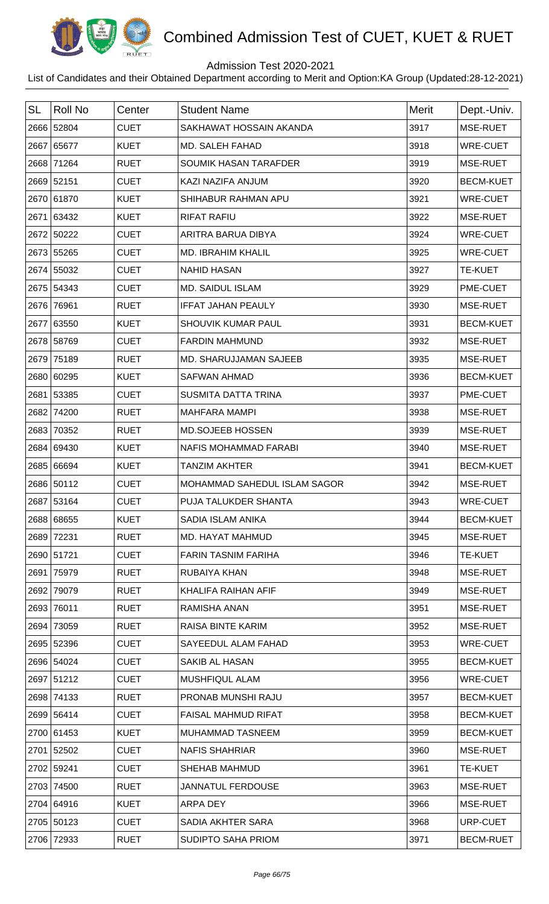# Combined Admission Test of CUET, KUET & RUET

Admission Test 2020-2021

List of Candidates and their Obtained Department according to Merit and Option:KA Group (Updated:28-12-2021)

| SL | Roll No | Center | Student Name | Merit | Dept.-Univ. |
|---|---|---|---|---|---|
| 2666 | 52804 | CUET | SAKHAWAT HOSSAIN AKANDA | 3917 | MSE-RUET |
| 2667 | 65677 | KUET | MD. SALEH FAHAD | 3918 | WRE-CUET |
| 2668 | 71264 | RUET | SOUMIK HASAN TARAFDER | 3919 | MSE-RUET |
| 2669 | 52151 | CUET | KAZI NAZIFA ANJUM | 3920 | BECM-KUET |
| 2670 | 61870 | KUET | SHIHABUR RAHMAN APU | 3921 | WRE-CUET |
| 2671 | 63432 | KUET | RIFAT RAFIU | 3922 | MSE-RUET |
| 2672 | 50222 | CUET | ARITRA BARUA DIBYA | 3924 | WRE-CUET |
| 2673 | 55265 | CUET | MD. IBRAHIM KHALIL | 3925 | WRE-CUET |
| 2674 | 55032 | CUET | NAHID HASAN | 3927 | TE-KUET |
| 2675 | 54343 | CUET | MD. SAIDUL ISLAM | 3929 | PME-CUET |
| 2676 | 76961 | RUET | IFFAT JAHAN PEAULY | 3930 | MSE-RUET |
| 2677 | 63550 | KUET | SHOUVIK KUMAR PAUL | 3931 | BECM-KUET |
| 2678 | 58769 | CUET | FARDIN MAHMUND | 3932 | MSE-RUET |
| 2679 | 75189 | RUET | MD. SHARUJJAMAN SAJEEB | 3935 | MSE-RUET |
| 2680 | 60295 | KUET | SAFWAN AHMAD | 3936 | BECM-KUET |
| 2681 | 53385 | CUET | SUSMITA DATTA TRINA | 3937 | PME-CUET |
| 2682 | 74200 | RUET | MAHFARA MAMPI | 3938 | MSE-RUET |
| 2683 | 70352 | RUET | MD.SOJEEB HOSSEN | 3939 | MSE-RUET |
| 2684 | 69430 | KUET | NAFIS MOHAMMAD FARABI | 3940 | MSE-RUET |
| 2685 | 66694 | KUET | TANZIM AKHTER | 3941 | BECM-KUET |
| 2686 | 50112 | CUET | MOHAMMAD SAHEDUL ISLAM SAGOR | 3942 | MSE-RUET |
| 2687 | 53164 | CUET | PUJA TALUKDER SHANTA | 3943 | WRE-CUET |
| 2688 | 68655 | KUET | SADIA ISLAM ANIKA | 3944 | BECM-KUET |
| 2689 | 72231 | RUET | MD. HAYAT MAHMUD | 3945 | MSE-RUET |
| 2690 | 51721 | CUET | FARIN TASNIM FARIHA | 3946 | TE-KUET |
| 2691 | 75979 | RUET | RUBAIYA KHAN | 3948 | MSE-RUET |
| 2692 | 79079 | RUET | KHALIFA RAIHAN AFIF | 3949 | MSE-RUET |
| 2693 | 76011 | RUET | RAMISHA ANAN | 3951 | MSE-RUET |
| 2694 | 73059 | RUET | RAISA BINTE KARIM | 3952 | MSE-RUET |
| 2695 | 52396 | CUET | SAYEEDUL ALAM FAHAD | 3953 | WRE-CUET |
| 2696 | 54024 | CUET | SAKIB AL HASAN | 3955 | BECM-KUET |
| 2697 | 51212 | CUET | MUSHFIQUL ALAM | 3956 | WRE-CUET |
| 2698 | 74133 | RUET | PRONAB MUNSHI RAJU | 3957 | BECM-KUET |
| 2699 | 56414 | CUET | FAISAL MAHMUD RIFAT | 3958 | BECM-KUET |
| 2700 | 61453 | KUET | MUHAMMAD TASNEEM | 3959 | BECM-KUET |
| 2701 | 52502 | CUET | NAFIS SHAHRIAR | 3960 | MSE-RUET |
| 2702 | 59241 | CUET | SHEHAB MAHMUD | 3961 | TE-KUET |
| 2703 | 74500 | RUET | JANNATUL FERDOUSE | 3963 | MSE-RUET |
| 2704 | 64916 | KUET | ARPA DEY | 3966 | MSE-RUET |
| 2705 | 50123 | CUET | SADIA AKHTER SARA | 3968 | URP-CUET |
| 2706 | 72933 | RUET | SUDIPTO SAHA PRIOM | 3971 | BECM-RUET |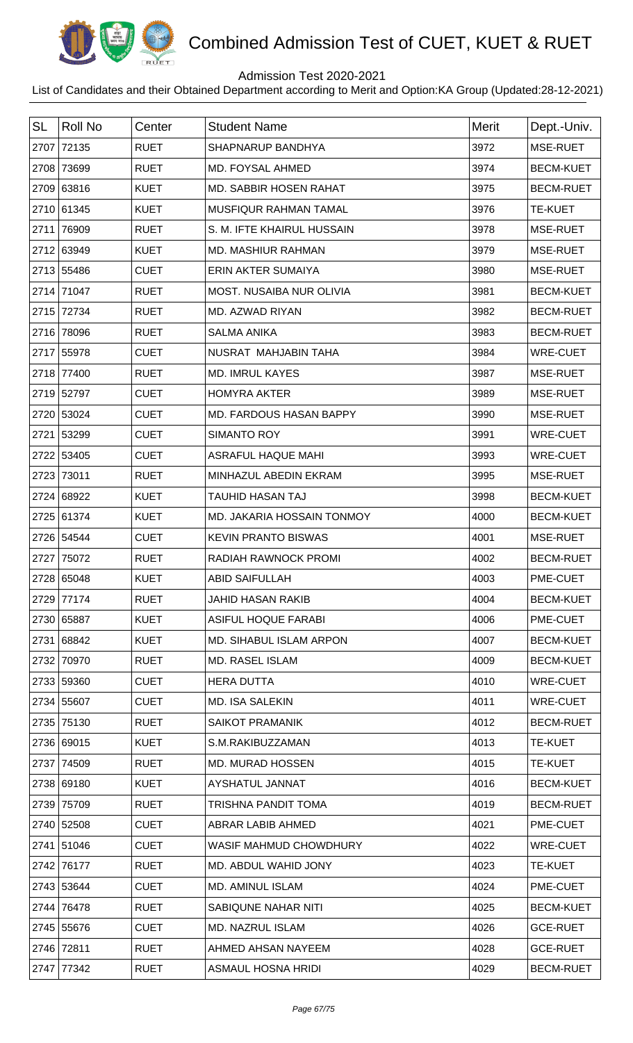# Combined Admission Test of CUET, KUET & RUET

Admission Test 2020-2021

List of Candidates and their Obtained Department according to Merit and Option:KA Group (Updated:28-12-2021)

| SL | Roll No | Center | Student Name | Merit | Dept.-Univ. |
|---|---|---|---|---|---|
| 2707 | 72135 | RUET | SHAPNARUP BANDHYA | 3972 | MSE-RUET |
| 2708 | 73699 | RUET | MD. FOYSAL AHMED | 3974 | BECM-KUET |
| 2709 | 63816 | KUET | MD. SABBIR HOSEN RAHAT | 3975 | BECM-RUET |
| 2710 | 61345 | KUET | MUSFIQUR RAHMAN TAMAL | 3976 | TE-KUET |
| 2711 | 76909 | RUET | S. M. IFTE KHAIRUL HUSSAIN | 3978 | MSE-RUET |
| 2712 | 63949 | KUET | MD. MASHIUR RAHMAN | 3979 | MSE-RUET |
| 2713 | 55486 | CUET | ERIN AKTER SUMAIYA | 3980 | MSE-RUET |
| 2714 | 71047 | RUET | MOST. NUSAIBA NUR OLIVIA | 3981 | BECM-KUET |
| 2715 | 72734 | RUET | MD. AZWAD RIYAN | 3982 | BECM-RUET |
| 2716 | 78096 | RUET | SALMA ANIKA | 3983 | BECM-RUET |
| 2717 | 55978 | CUET | NUSRAT MAHJABIN TAHA | 3984 | WRE-CUET |
| 2718 | 77400 | RUET | MD. IMRUL KAYES | 3987 | MSE-RUET |
| 2719 | 52797 | CUET | HOMYRA AKTER | 3989 | MSE-RUET |
| 2720 | 53024 | CUET | MD. FARDOUS HASAN BAPPY | 3990 | MSE-RUET |
| 2721 | 53299 | CUET | SIMANTO ROY | 3991 | WRE-CUET |
| 2722 | 53405 | CUET | ASRAFUL HAQUE MAHI | 3993 | WRE-CUET |
| 2723 | 73011 | RUET | MINHAZUL ABEDIN EKRAM | 3995 | MSE-RUET |
| 2724 | 68922 | KUET | TAUHID HASAN TAJ | 3998 | BECM-KUET |
| 2725 | 61374 | KUET | MD. JAKARIA HOSSAIN TONMOY | 4000 | BECM-KUET |
| 2726 | 54544 | CUET | KEVIN PRANTO BISWAS | 4001 | MSE-RUET |
| 2727 | 75072 | RUET | RADIAH RAWNOCK PROMI | 4002 | BECM-RUET |
| 2728 | 65048 | KUET | ABID SAIFULLAH | 4003 | PME-CUET |
| 2729 | 77174 | RUET | JAHID HASAN RAKIB | 4004 | BECM-KUET |
| 2730 | 65887 | KUET | ASIFUL HOQUE FARABI | 4006 | PME-CUET |
| 2731 | 68842 | KUET | MD. SIHABUL ISLAM ARPON | 4007 | BECM-KUET |
| 2732 | 70970 | RUET | MD. RASEL ISLAM | 4009 | BECM-KUET |
| 2733 | 59360 | CUET | HERA DUTTA | 4010 | WRE-CUET |
| 2734 | 55607 | CUET | MD. ISA SALEKIN | 4011 | WRE-CUET |
| 2735 | 75130 | RUET | SAIKOT PRAMANIK | 4012 | BECM-RUET |
| 2736 | 69015 | KUET | S.M.RAKIBUZZAMAN | 4013 | TE-KUET |
| 2737 | 74509 | RUET | MD. MURAD HOSSEN | 4015 | TE-KUET |
| 2738 | 69180 | KUET | AYSHATUL JANNAT | 4016 | BECM-KUET |
| 2739 | 75709 | RUET | TRISHNA PANDIT TOMA | 4019 | BECM-RUET |
| 2740 | 52508 | CUET | ABRAR LABIB AHMED | 4021 | PME-CUET |
| 2741 | 51046 | CUET | WASIF MAHMUD CHOWDHURY | 4022 | WRE-CUET |
| 2742 | 76177 | RUET | MD. ABDUL WAHID JONY | 4023 | TE-KUET |
| 2743 | 53644 | CUET | MD. AMINUL ISLAM | 4024 | PME-CUET |
| 2744 | 76478 | RUET | SABIQUNE NAHAR NITI | 4025 | BECM-KUET |
| 2745 | 55676 | CUET | MD. NAZRUL ISLAM | 4026 | GCE-RUET |
| 2746 | 72811 | RUET | AHMED AHSAN NAYEEM | 4028 | GCE-RUET |
| 2747 | 77342 | RUET | ASMAUL HOSNA HRIDI | 4029 | BECM-RUET |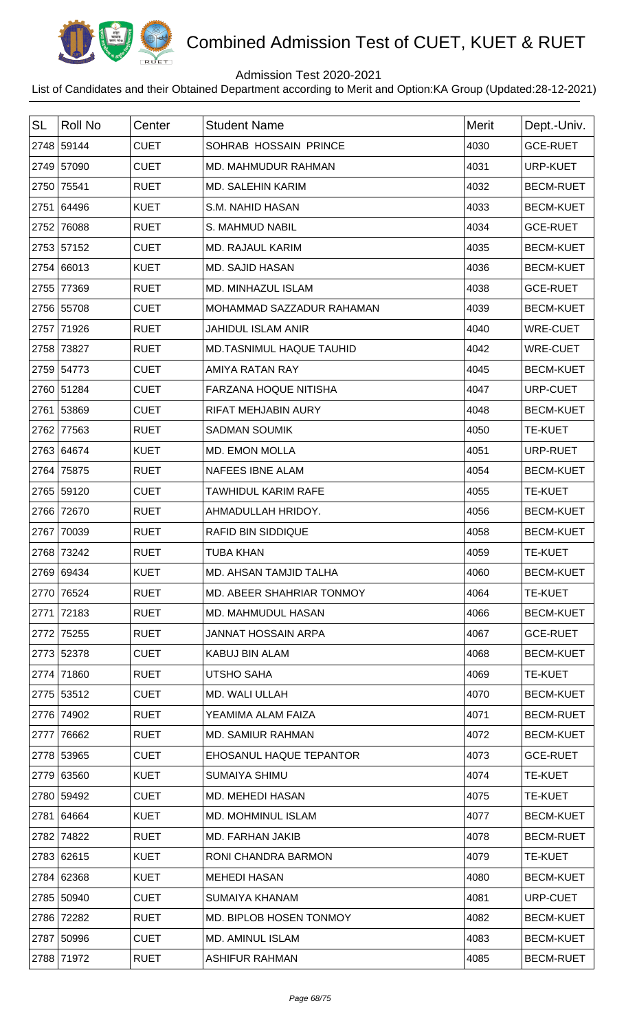# Combined Admission Test of CUET, KUET & RUET

Admission Test 2020-2021

List of Candidates and their Obtained Department according to Merit and Option:KA Group (Updated:28-12-2021)

| SL | Roll No | Center | Student Name | Merit | Dept.-Univ. |
|---|---|---|---|---|---|
| 2748 | 59144 | CUET | SOHRAB HOSSAIN PRINCE | 4030 | GCE-RUET |
| 2749 | 57090 | CUET | MD. MAHMUDUR RAHMAN | 4031 | URP-KUET |
| 2750 | 75541 | RUET | MD. SALEHIN KARIM | 4032 | BECM-RUET |
| 2751 | 64496 | KUET | S.M. NAHID HASAN | 4033 | BECM-KUET |
| 2752 | 76088 | RUET | S. MAHMUD NABIL | 4034 | GCE-RUET |
| 2753 | 57152 | CUET | MD. RAJAUL KARIM | 4035 | BECM-KUET |
| 2754 | 66013 | KUET | MD. SAJID HASAN | 4036 | BECM-KUET |
| 2755 | 77369 | RUET | MD. MINHAZUL ISLAM | 4038 | GCE-RUET |
| 2756 | 55708 | CUET | MOHAMMAD SAZZADUR RAHAMAN | 4039 | BECM-KUET |
| 2757 | 71926 | RUET | JAHIDUL ISLAM ANIR | 4040 | WRE-CUET |
| 2758 | 73827 | RUET | MD.TASNIMUL HAQUE TAUHID | 4042 | WRE-CUET |
| 2759 | 54773 | CUET | AMIYA RATAN RAY | 4045 | BECM-KUET |
| 2760 | 51284 | CUET | FARZANA HOQUE NITISHA | 4047 | URP-CUET |
| 2761 | 53869 | CUET | RIFAT MEHJABIN AURY | 4048 | BECM-KUET |
| 2762 | 77563 | RUET | SADMAN SOUMIK | 4050 | TE-KUET |
| 2763 | 64674 | KUET | MD. EMON MOLLA | 4051 | URP-RUET |
| 2764 | 75875 | RUET | NAFEES IBNE ALAM | 4054 | BECM-KUET |
| 2765 | 59120 | CUET | TAWHIDUL KARIM RAFE | 4055 | TE-KUET |
| 2766 | 72670 | RUET | AHMADULLAH HRIDOY. | 4056 | BECM-KUET |
| 2767 | 70039 | RUET | RAFID BIN SIDDIQUE | 4058 | BECM-KUET |
| 2768 | 73242 | RUET | TUBA KHAN | 4059 | TE-KUET |
| 2769 | 69434 | KUET | MD. AHSAN TAMJID TALHA | 4060 | BECM-KUET |
| 2770 | 76524 | RUET | MD. ABEER SHAHRIAR TONMOY | 4064 | TE-KUET |
| 2771 | 72183 | RUET | MD. MAHMUDUL HASAN | 4066 | BECM-KUET |
| 2772 | 75255 | RUET | JANNAT HOSSAIN ARPA | 4067 | GCE-RUET |
| 2773 | 52378 | CUET | KABUJ BIN ALAM | 4068 | BECM-KUET |
| 2774 | 71860 | RUET | UTSHO SAHA | 4069 | TE-KUET |
| 2775 | 53512 | CUET | MD. WALI ULLAH | 4070 | BECM-KUET |
| 2776 | 74902 | RUET | YEAMIMA ALAM FAIZA | 4071 | BECM-RUET |
| 2777 | 76662 | RUET | MD. SAMIUR RAHMAN | 4072 | BECM-KUET |
| 2778 | 53965 | CUET | EHOSANUL HAQUE TEPANTOR | 4073 | GCE-RUET |
| 2779 | 63560 | KUET | SUMAIYA SHIMU | 4074 | TE-KUET |
| 2780 | 59492 | CUET | MD. MEHEDI HASAN | 4075 | TE-KUET |
| 2781 | 64664 | KUET | MD. MOHMINUL ISLAM | 4077 | BECM-KUET |
| 2782 | 74822 | RUET | MD. FARHAN JAKIB | 4078 | BECM-RUET |
| 2783 | 62615 | KUET | RONI CHANDRA BARMON | 4079 | TE-KUET |
| 2784 | 62368 | KUET | MEHEDI HASAN | 4080 | BECM-KUET |
| 2785 | 50940 | CUET | SUMAIYA KHANAM | 4081 | URP-CUET |
| 2786 | 72282 | RUET | MD. BIPLOB HOSEN TONMOY | 4082 | BECM-KUET |
| 2787 | 50996 | CUET | MD. AMINUL ISLAM | 4083 | BECM-KUET |
| 2788 | 71972 | RUET | ASHIFUR RAHMAN | 4085 | BECM-RUET |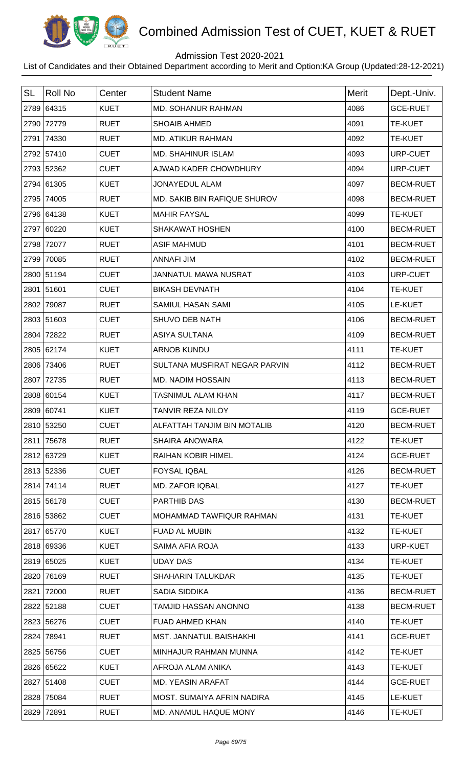# Combined Admission Test of CUET, KUET & RUET

Admission Test 2020-2021

List of Candidates and their Obtained Department according to Merit and Option:KA Group (Updated:28-12-2021)

| SL | Roll No | Center | Student Name | Merit | Dept.-Univ. |
|---|---|---|---|---|---|
| 2789 | 64315 | KUET | MD. SOHANUR RAHMAN | 4086 | GCE-RUET |
| 2790 | 72779 | RUET | SHOAIB AHMED | 4091 | TE-KUET |
| 2791 | 74330 | RUET | MD. ATIKUR RAHMAN | 4092 | TE-KUET |
| 2792 | 57410 | CUET | MD. SHAHINUR ISLAM | 4093 | URP-CUET |
| 2793 | 52362 | CUET | AJWAD KADER CHOWDHURY | 4094 | URP-CUET |
| 2794 | 61305 | KUET | JONAYEDUL ALAM | 4097 | BECM-RUET |
| 2795 | 74005 | RUET | MD. SAKIB BIN RAFIQUE SHUROV | 4098 | BECM-RUET |
| 2796 | 64138 | KUET | MAHIR FAYSAL | 4099 | TE-KUET |
| 2797 | 60220 | KUET | SHAKAWAT HOSHEN | 4100 | BECM-RUET |
| 2798 | 72077 | RUET | ASIF MAHMUD | 4101 | BECM-RUET |
| 2799 | 70085 | RUET | ANNAFI JIM | 4102 | BECM-RUET |
| 2800 | 51194 | CUET | JANNATUL MAWA NUSRAT | 4103 | URP-CUET |
| 2801 | 51601 | CUET | BIKASH DEVNATH | 4104 | TE-KUET |
| 2802 | 79087 | RUET | SAMIUL HASAN SAMI | 4105 | LE-KUET |
| 2803 | 51603 | CUET | SHUVO DEB NATH | 4106 | BECM-RUET |
| 2804 | 72822 | RUET | ASIYA SULTANA | 4109 | BECM-RUET |
| 2805 | 62174 | KUET | ARNOB KUNDU | 4111 | TE-KUET |
| 2806 | 73406 | RUET | SULTANA MUSFIRAT NEGAR PARVIN | 4112 | BECM-RUET |
| 2807 | 72735 | RUET | MD. NADIM HOSSAIN | 4113 | BECM-RUET |
| 2808 | 60154 | KUET | TASNIMUL ALAM KHAN | 4117 | BECM-RUET |
| 2809 | 60741 | KUET | TANVIR REZA NILOY | 4119 | GCE-RUET |
| 2810 | 53250 | CUET | ALFATTAH TANJIM BIN MOTALIB | 4120 | BECM-RUET |
| 2811 | 75678 | RUET | SHAIRA ANOWARA | 4122 | TE-KUET |
| 2812 | 63729 | KUET | RAIHAN KOBIR HIMEL | 4124 | GCE-RUET |
| 2813 | 52336 | CUET | FOYSAL IQBAL | 4126 | BECM-RUET |
| 2814 | 74114 | RUET | MD. ZAFOR IQBAL | 4127 | TE-KUET |
| 2815 | 56178 | CUET | PARTHIB DAS | 4130 | BECM-RUET |
| 2816 | 53862 | CUET | MOHAMMAD TAWFIQUR RAHMAN | 4131 | TE-KUET |
| 2817 | 65770 | KUET | FUAD AL MUBIN | 4132 | TE-KUET |
| 2818 | 69336 | KUET | SAIMA AFIA ROJA | 4133 | URP-KUET |
| 2819 | 65025 | KUET | UDAY DAS | 4134 | TE-KUET |
| 2820 | 76169 | RUET | SHAHARIN TALUKDAR | 4135 | TE-KUET |
| 2821 | 72000 | RUET | SADIA SIDDIKA | 4136 | BECM-RUET |
| 2822 | 52188 | CUET | TAMJID HASSAN ANONNO | 4138 | BECM-RUET |
| 2823 | 56276 | CUET | FUAD AHMED KHAN | 4140 | TE-KUET |
| 2824 | 78941 | RUET | MST. JANNATUL BAISHAKHI | 4141 | GCE-RUET |
| 2825 | 56756 | CUET | MINHAJUR RAHMAN MUNNA | 4142 | TE-KUET |
| 2826 | 65622 | KUET | AFROJA ALAM ANIKA | 4143 | TE-KUET |
| 2827 | 51408 | CUET | MD. YEASIN ARAFAT | 4144 | GCE-RUET |
| 2828 | 75084 | RUET | MOST. SUMAIYA AFRIN NADIRA | 4145 | LE-KUET |
| 2829 | 72891 | RUET | MD. ANAMUL HAQUE MONY | 4146 | TE-KUET |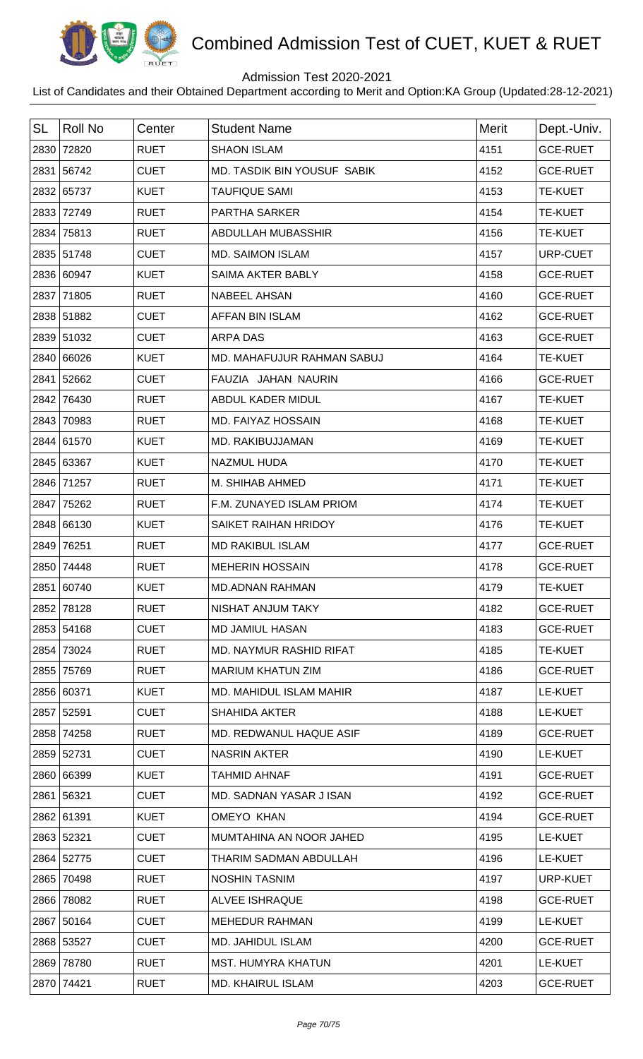# Combined Admission Test of CUET, KUET & RUET

Admission Test 2020-2021

List of Candidates and their Obtained Department according to Merit and Option:KA Group (Updated:28-12-2021)

| SL | Roll No | Center | Student Name | Merit | Dept.-Univ. |
|---|---|---|---|---|---|
| 2830 | 72820 | RUET | SHAON ISLAM | 4151 | GCE-RUET |
| 2831 | 56742 | CUET | MD. TASDIK BIN YOUSUF SABIK | 4152 | GCE-RUET |
| 2832 | 65737 | KUET | TAUFIQUE SAMI | 4153 | TE-KUET |
| 2833 | 72749 | RUET | PARTHA SARKER | 4154 | TE-KUET |
| 2834 | 75813 | RUET | ABDULLAH MUBASSHIR | 4156 | TE-KUET |
| 2835 | 51748 | CUET | MD. SAIMON ISLAM | 4157 | URP-CUET |
| 2836 | 60947 | KUET | SAIMA AKTER BABLY | 4158 | GCE-RUET |
| 2837 | 71805 | RUET | NABEEL AHSAN | 4160 | GCE-RUET |
| 2838 | 51882 | CUET | AFFAN BIN ISLAM | 4162 | GCE-RUET |
| 2839 | 51032 | CUET | ARPA DAS | 4163 | GCE-RUET |
| 2840 | 66026 | KUET | MD. MAHAFUJUR RAHMAN SABUJ | 4164 | TE-KUET |
| 2841 | 52662 | CUET | FAUZIA JAHAN NAURIN | 4166 | GCE-RUET |
| 2842 | 76430 | RUET | ABDUL KADER MIDUL | 4167 | TE-KUET |
| 2843 | 70983 | RUET | MD. FAIYAZ HOSSAIN | 4168 | TE-KUET |
| 2844 | 61570 | KUET | MD. RAKIBUJJAMAN | 4169 | TE-KUET |
| 2845 | 63367 | KUET | NAZMUL HUDA | 4170 | TE-KUET |
| 2846 | 71257 | RUET | M. SHIHAB AHMED | 4171 | TE-KUET |
| 2847 | 75262 | RUET | F.M. ZUNAYED ISLAM PRIOM | 4174 | TE-KUET |
| 2848 | 66130 | KUET | SAIKET RAIHAN HRIDOY | 4176 | TE-KUET |
| 2849 | 76251 | RUET | MD RAKIBUL ISLAM | 4177 | GCE-RUET |
| 2850 | 74448 | RUET | MEHERIN HOSSAIN | 4178 | GCE-RUET |
| 2851 | 60740 | KUET | MD.ADNAN RAHMAN | 4179 | TE-KUET |
| 2852 | 78128 | RUET | NISHAT ANJUM TAKY | 4182 | GCE-RUET |
| 2853 | 54168 | CUET | MD JAMIUL HASAN | 4183 | GCE-RUET |
| 2854 | 73024 | RUET | MD. NAYMUR RASHID RIFAT | 4185 | TE-KUET |
| 2855 | 75769 | RUET | MARIUM KHATUN ZIM | 4186 | GCE-RUET |
| 2856 | 60371 | KUET | MD. MAHIDUL ISLAM MAHIR | 4187 | LE-KUET |
| 2857 | 52591 | CUET | SHAHIDA AKTER | 4188 | LE-KUET |
| 2858 | 74258 | RUET | MD. REDWANUL HAQUE ASIF | 4189 | GCE-RUET |
| 2859 | 52731 | CUET | NASRIN AKTER | 4190 | LE-KUET |
| 2860 | 66399 | KUET | TAHMID AHNAF | 4191 | GCE-RUET |
| 2861 | 56321 | CUET | MD. SADNAN YASAR J ISAN | 4192 | GCE-RUET |
| 2862 | 61391 | KUET | OMEYO KHAN | 4194 | GCE-RUET |
| 2863 | 52321 | CUET | MUMTAHINA AN NOOR JAHED | 4195 | LE-KUET |
| 2864 | 52775 | CUET | THARIM SADMAN ABDULLAH | 4196 | LE-KUET |
| 2865 | 70498 | RUET | NOSHIN TASNIM | 4197 | URP-KUET |
| 2866 | 78082 | RUET | ALVEE ISHRAQUE | 4198 | GCE-RUET |
| 2867 | 50164 | CUET | MEHEDUR RAHMAN | 4199 | LE-KUET |
| 2868 | 53527 | CUET | MD. JAHIDUL ISLAM | 4200 | GCE-RUET |
| 2869 | 78780 | RUET | MST. HUMYRA KHATUN | 4201 | LE-KUET |
| 2870 | 74421 | RUET | MD. KHAIRUL ISLAM | 4203 | GCE-RUET |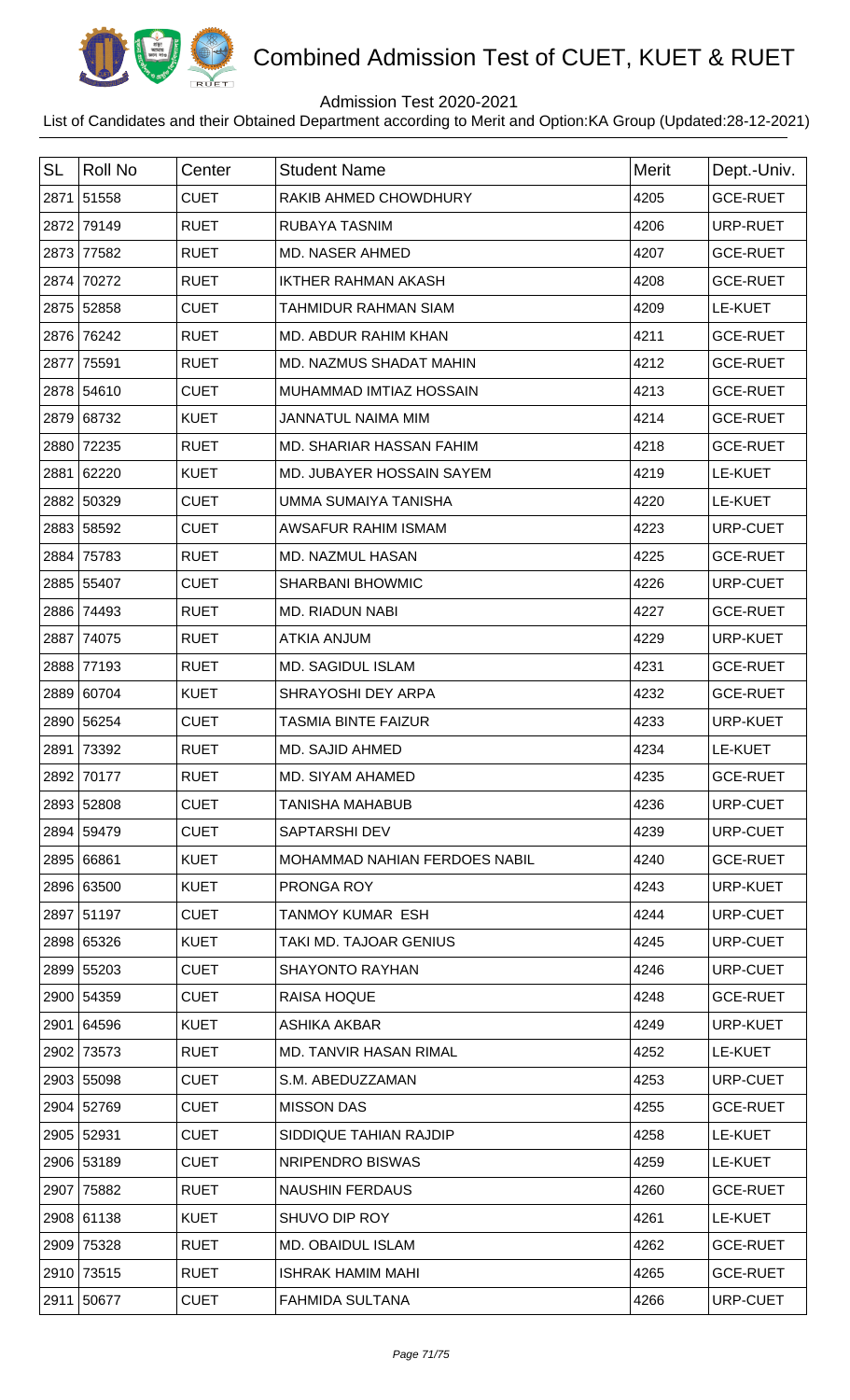# Combined Admission Test of CUET, KUET & RUET

Admission Test 2020-2021

List of Candidates and their Obtained Department according to Merit and Option:KA Group (Updated:28-12-2021)

| SL | Roll No | Center | Student Name | Merit | Dept.-Univ. |
|---|---|---|---|---|---|
| 2871 | 51558 | CUET | RAKIB AHMED CHOWDHURY | 4205 | GCE-RUET |
| 2872 | 79149 | RUET | RUBAYA TASNIM | 4206 | URP-RUET |
| 2873 | 77582 | RUET | MD. NASER AHMED | 4207 | GCE-RUET |
| 2874 | 70272 | RUET | IKTHER RAHMAN AKASH | 4208 | GCE-RUET |
| 2875 | 52858 | CUET | TAHMIDUR RAHMAN SIAM | 4209 | LE-KUET |
| 2876 | 76242 | RUET | MD. ABDUR RAHIM KHAN | 4211 | GCE-RUET |
| 2877 | 75591 | RUET | MD. NAZMUS SHADAT MAHIN | 4212 | GCE-RUET |
| 2878 | 54610 | CUET | MUHAMMAD IMTIAZ HOSSAIN | 4213 | GCE-RUET |
| 2879 | 68732 | KUET | JANNATUL NAIMA MIM | 4214 | GCE-RUET |
| 2880 | 72235 | RUET | MD. SHARIAR HASSAN FAHIM | 4218 | GCE-RUET |
| 2881 | 62220 | KUET | MD. JUBAYER HOSSAIN SAYEM | 4219 | LE-KUET |
| 2882 | 50329 | CUET | UMMA SUMAIYA TANISHA | 4220 | LE-KUET |
| 2883 | 58592 | CUET | AWSAFUR RAHIM ISMAM | 4223 | URP-CUET |
| 2884 | 75783 | RUET | MD. NAZMUL HASAN | 4225 | GCE-RUET |
| 2885 | 55407 | CUET | SHARBANI BHOWMIC | 4226 | URP-CUET |
| 2886 | 74493 | RUET | MD. RIADUN NABI | 4227 | GCE-RUET |
| 2887 | 74075 | RUET | ATKIA ANJUM | 4229 | URP-KUET |
| 2888 | 77193 | RUET | MD. SAGIDUL ISLAM | 4231 | GCE-RUET |
| 2889 | 60704 | KUET | SHRAYOSHI DEY ARPA | 4232 | GCE-RUET |
| 2890 | 56254 | CUET | TASMIA BINTE FAIZUR | 4233 | URP-KUET |
| 2891 | 73392 | RUET | MD. SAJID AHMED | 4234 | LE-KUET |
| 2892 | 70177 | RUET | MD. SIYAM AHAMED | 4235 | GCE-RUET |
| 2893 | 52808 | CUET | TANISHA MAHABUB | 4236 | URP-CUET |
| 2894 | 59479 | CUET | SAPTARSHI DEV | 4239 | URP-CUET |
| 2895 | 66861 | KUET | MOHAMMAD NAHIAN FERDOES NABIL | 4240 | GCE-RUET |
| 2896 | 63500 | KUET | PRONGA ROY | 4243 | URP-KUET |
| 2897 | 51197 | CUET | TANMOY KUMAR ESH | 4244 | URP-CUET |
| 2898 | 65326 | KUET | TAKI MD. TAJOAR GENIUS | 4245 | URP-CUET |
| 2899 | 55203 | CUET | SHAYONTO RAYHAN | 4246 | URP-CUET |
| 2900 | 54359 | CUET | RAISA HOQUE | 4248 | GCE-RUET |
| 2901 | 64596 | KUET | ASHIKA AKBAR | 4249 | URP-KUET |
| 2902 | 73573 | RUET | MD. TANVIR HASAN RIMAL | 4252 | LE-KUET |
| 2903 | 55098 | CUET | S.M. ABEDUZZAMAN | 4253 | URP-CUET |
| 2904 | 52769 | CUET | MISSON DAS | 4255 | GCE-RUET |
| 2905 | 52931 | CUET | SIDDIQUE TAHIAN RAJDIP | 4258 | LE-KUET |
| 2906 | 53189 | CUET | NRIPENDRO BISWAS | 4259 | LE-KUET |
| 2907 | 75882 | RUET | NAUSHIN FERDAUS | 4260 | GCE-RUET |
| 2908 | 61138 | KUET | SHUVO DIP ROY | 4261 | LE-KUET |
| 2909 | 75328 | RUET | MD. OBAIDUL ISLAM | 4262 | GCE-RUET |
| 2910 | 73515 | RUET | ISHRAK HAMIM MAHI | 4265 | GCE-RUET |
| 2911 | 50677 | CUET | FAHMIDA SULTANA | 4266 | URP-CUET |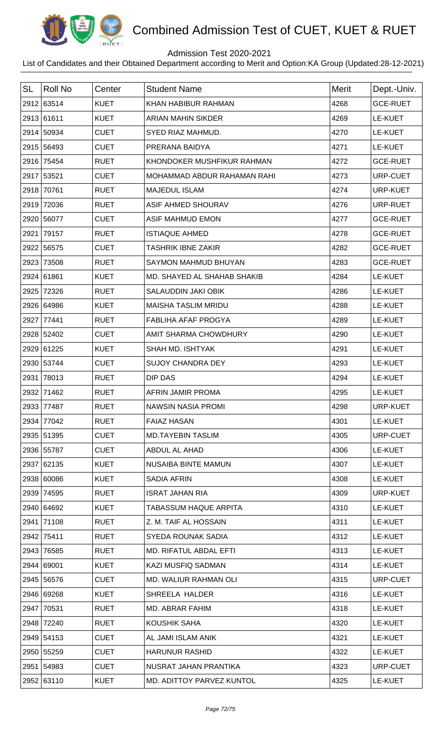# Combined Admission Test of CUET, KUET & RUET

Admission Test 2020-2021

List of Candidates and their Obtained Department according to Merit and Option:KA Group (Updated:28-12-2021)

| SL | Roll No | Center | Student Name | Merit | Dept.-Univ. |
|---|---|---|---|---|---|
| 2912 | 63514 | KUET | KHAN HABIBUR RAHMAN | 4268 | GCE-RUET |
| 2913 | 61611 | KUET | ARIAN MAHIN SIKDER | 4269 | LE-KUET |
| 2914 | 50934 | CUET | SYED RIAZ MAHMUD. | 4270 | LE-KUET |
| 2915 | 56493 | CUET | PRERANA BAIDYA | 4271 | LE-KUET |
| 2916 | 75454 | RUET | KHONDOKER MUSHFIKUR RAHMAN | 4272 | GCE-RUET |
| 2917 | 53521 | CUET | MOHAMMAD ABDUR RAHAMAN RAHI | 4273 | URP-CUET |
| 2918 | 70761 | RUET | MAJEDUL ISLAM | 4274 | URP-KUET |
| 2919 | 72036 | RUET | ASIF AHMED SHOURAV | 4276 | URP-RUET |
| 2920 | 56077 | CUET | ASIF MAHMUD EMON | 4277 | GCE-RUET |
| 2921 | 79157 | RUET | ISTIAQUE AHMED | 4278 | GCE-RUET |
| 2922 | 56575 | CUET | TASHRIK IBNE ZAKIR | 4282 | GCE-RUET |
| 2923 | 73508 | RUET | SAYMON MAHMUD BHUYAN | 4283 | GCE-RUET |
| 2924 | 61861 | KUET | MD. SHAYED AL SHAHAB SHAKIB | 4284 | LE-KUET |
| 2925 | 72326 | RUET | SALAUDDIN JAKI OBIK | 4286 | LE-KUET |
| 2926 | 64986 | KUET | MAISHA TASLIM MRIDU | 4288 | LE-KUET |
| 2927 | 77441 | RUET | FABLIHA AFAF PROGYA | 4289 | LE-KUET |
| 2928 | 52402 | CUET | AMIT SHARMA CHOWDHURY | 4290 | LE-KUET |
| 2929 | 61225 | KUET | SHAH MD. ISHTYAK | 4291 | LE-KUET |
| 2930 | 53744 | CUET | SUJOY CHANDRA DEY | 4293 | LE-KUET |
| 2931 | 78013 | RUET | DIP DAS | 4294 | LE-KUET |
| 2932 | 71462 | RUET | AFRIN JAMIR PROMA | 4295 | LE-KUET |
| 2933 | 77487 | RUET | NAWSIN NASIA PROMI | 4298 | URP-KUET |
| 2934 | 77042 | RUET | FAIAZ HASAN | 4301 | LE-KUET |
| 2935 | 51395 | CUET | MD.TAYEBIN TASLIM | 4305 | URP-CUET |
| 2936 | 55787 | CUET | ABDUL AL AHAD | 4306 | LE-KUET |
| 2937 | 62135 | KUET | NUSAIBA BINTE MAMUN | 4307 | LE-KUET |
| 2938 | 60086 | KUET | SADIA AFRIN | 4308 | LE-KUET |
| 2939 | 74595 | RUET | ISRAT JAHAN RIA | 4309 | URP-KUET |
| 2940 | 64692 | KUET | TABASSUM HAQUE ARPITA | 4310 | LE-KUET |
| 2941 | 71108 | RUET | Z. M. TAIF AL HOSSAIN | 4311 | LE-KUET |
| 2942 | 75411 | RUET | SYEDA ROUNAK SADIA | 4312 | LE-KUET |
| 2943 | 76585 | RUET | MD. RIFATUL ABDAL EFTI | 4313 | LE-KUET |
| 2944 | 69001 | KUET | KAZI MUSFIQ SADMAN | 4314 | LE-KUET |
| 2945 | 56576 | CUET | MD. WALIUR RAHMAN OLI | 4315 | URP-CUET |
| 2946 | 69268 | KUET | SHREELA HALDER | 4316 | LE-KUET |
| 2947 | 70531 | RUET | MD. ABRAR FAHIM | 4318 | LE-KUET |
| 2948 | 72240 | RUET | KOUSHIK SAHA | 4320 | LE-KUET |
| 2949 | 54153 | CUET | AL JAMI ISLAM ANIK | 4321 | LE-KUET |
| 2950 | 55259 | CUET | HARUNUR RASHID | 4322 | LE-KUET |
| 2951 | 54983 | CUET | NUSRAT JAHAN PRANTIKA | 4323 | URP-CUET |
| 2952 | 63110 | KUET | MD. ADITTOY PARVEZ KUNTOL | 4325 | LE-KUET |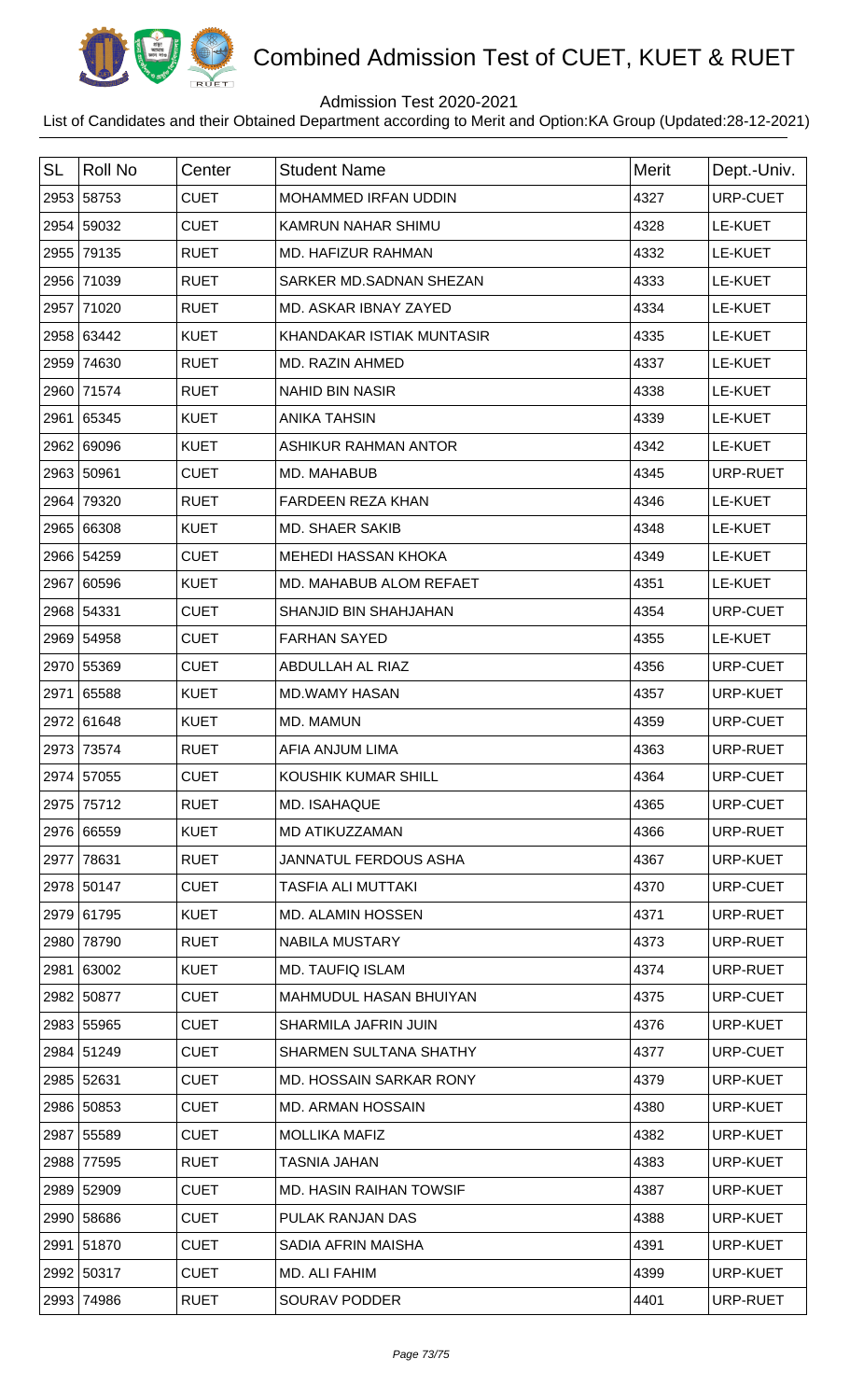# Combined Admission Test of CUET, KUET & RUET

Admission Test 2020-2021

List of Candidates and their Obtained Department according to Merit and Option:KA Group (Updated:28-12-2021)

| SL | Roll No | Center | Student Name | Merit | Dept.-Univ. |
|---|---|---|---|---|---|
| 2953 | 58753 | CUET | MOHAMMED IRFAN UDDIN | 4327 | URP-CUET |
| 2954 | 59032 | CUET | KAMRUN NAHAR SHIMU | 4328 | LE-KUET |
| 2955 | 79135 | RUET | MD. HAFIZUR RAHMAN | 4332 | LE-KUET |
| 2956 | 71039 | RUET | SARKER MD.SADNAN SHEZAN | 4333 | LE-KUET |
| 2957 | 71020 | RUET | MD. ASKAR IBNAY ZAYED | 4334 | LE-KUET |
| 2958 | 63442 | KUET | KHANDAKAR ISTIAK MUNTASIR | 4335 | LE-KUET |
| 2959 | 74630 | RUET | MD. RAZIN AHMED | 4337 | LE-KUET |
| 2960 | 71574 | RUET | NAHID BIN NASIR | 4338 | LE-KUET |
| 2961 | 65345 | KUET | ANIKA TAHSIN | 4339 | LE-KUET |
| 2962 | 69096 | KUET | ASHIKUR RAHMAN ANTOR | 4342 | LE-KUET |
| 2963 | 50961 | CUET | MD. MAHABUB | 4345 | URP-RUET |
| 2964 | 79320 | RUET | FARDEEN REZA KHAN | 4346 | LE-KUET |
| 2965 | 66308 | KUET | MD. SHAER SAKIB | 4348 | LE-KUET |
| 2966 | 54259 | CUET | MEHEDI HASSAN KHOKA | 4349 | LE-KUET |
| 2967 | 60596 | KUET | MD. MAHABUB ALOM REFAET | 4351 | LE-KUET |
| 2968 | 54331 | CUET | SHANJID BIN SHAHJAHAN | 4354 | URP-CUET |
| 2969 | 54958 | CUET | FARHAN SAYED | 4355 | LE-KUET |
| 2970 | 55369 | CUET | ABDULLAH AL RIAZ | 4356 | URP-CUET |
| 2971 | 65588 | KUET | MD.WAMY HASAN | 4357 | URP-KUET |
| 2972 | 61648 | KUET | MD. MAMUN | 4359 | URP-CUET |
| 2973 | 73574 | RUET | AFIA ANJUM LIMA | 4363 | URP-RUET |
| 2974 | 57055 | CUET | KOUSHIK KUMAR SHILL | 4364 | URP-CUET |
| 2975 | 75712 | RUET | MD. ISAHAQUE | 4365 | URP-CUET |
| 2976 | 66559 | KUET | MD ATIKUZZAMAN | 4366 | URP-RUET |
| 2977 | 78631 | RUET | JANNATUL FERDOUS ASHA | 4367 | URP-KUET |
| 2978 | 50147 | CUET | TASFIA ALI MUTTAKI | 4370 | URP-CUET |
| 2979 | 61795 | KUET | MD. ALAMIN HOSSEN | 4371 | URP-RUET |
| 2980 | 78790 | RUET | NABILA MUSTARY | 4373 | URP-RUET |
| 2981 | 63002 | KUET | MD. TAUFIQ ISLAM | 4374 | URP-RUET |
| 2982 | 50877 | CUET | MAHMUDUL HASAN BHUIYAN | 4375 | URP-CUET |
| 2983 | 55965 | CUET | SHARMILA JAFRIN JUIN | 4376 | URP-KUET |
| 2984 | 51249 | CUET | SHARMEN SULTANA SHATHY | 4377 | URP-CUET |
| 2985 | 52631 | CUET | MD. HOSSAIN SARKAR RONY | 4379 | URP-KUET |
| 2986 | 50853 | CUET | MD. ARMAN HOSSAIN | 4380 | URP-KUET |
| 2987 | 55589 | CUET | MOLLIKA MAFIZ | 4382 | URP-KUET |
| 2988 | 77595 | RUET | TASNIA JAHAN | 4383 | URP-KUET |
| 2989 | 52909 | CUET | MD. HASIN RAIHAN TOWSIF | 4387 | URP-KUET |
| 2990 | 58686 | CUET | PULAK RANJAN DAS | 4388 | URP-KUET |
| 2991 | 51870 | CUET | SADIA AFRIN MAISHA | 4391 | URP-KUET |
| 2992 | 50317 | CUET | MD. ALI FAHIM | 4399 | URP-KUET |
| 2993 | 74986 | RUET | SOURAV PODDER | 4401 | URP-RUET |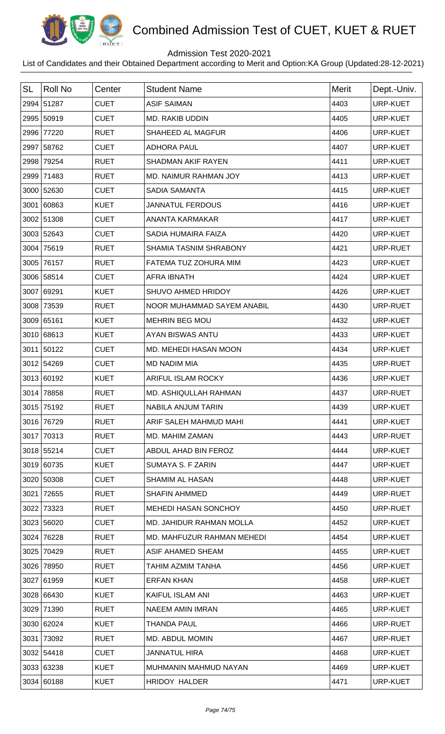# Combined Admission Test of CUET, KUET & RUET

Admission Test 2020-2021

List of Candidates and their Obtained Department according to Merit and Option:KA Group (Updated:28-12-2021)

| SL | Roll No | Center | Student Name | Merit | Dept.-Univ. |
|---|---|---|---|---|---|
| 2994 | 51287 | CUET | ASIF SAIMAN | 4403 | URP-KUET |
| 2995 | 50919 | CUET | MD. RAKIB UDDIN | 4405 | URP-KUET |
| 2996 | 77220 | RUET | SHAHEED AL MAGFUR | 4406 | URP-KUET |
| 2997 | 58762 | CUET | ADHORA PAUL | 4407 | URP-KUET |
| 2998 | 79254 | RUET | SHADMAN AKIF RAYEN | 4411 | URP-KUET |
| 2999 | 71483 | RUET | MD. NAIMUR RAHMAN JOY | 4413 | URP-KUET |
| 3000 | 52630 | CUET | SADIA SAMANTA | 4415 | URP-KUET |
| 3001 | 60863 | KUET | JANNATUL FERDOUS | 4416 | URP-KUET |
| 3002 | 51308 | CUET | ANANTA KARMAKAR | 4417 | URP-KUET |
| 3003 | 52643 | CUET | SADIA HUMAIRA FAIZA | 4420 | URP-KUET |
| 3004 | 75619 | RUET | SHAMIA TASNIM SHRABONY | 4421 | URP-RUET |
| 3005 | 76157 | RUET | FATEMA TUZ ZOHURA MIM | 4423 | URP-KUET |
| 3006 | 58514 | CUET | AFRA IBNATH | 4424 | URP-KUET |
| 3007 | 69291 | KUET | SHUVO AHMED HRIDOY | 4426 | URP-KUET |
| 3008 | 73539 | RUET | NOOR MUHAMMAD SAYEM ANABIL | 4430 | URP-RUET |
| 3009 | 65161 | KUET | MEHRIN BEG MOU | 4432 | URP-KUET |
| 3010 | 68613 | KUET | AYAN BISWAS ANTU | 4433 | URP-KUET |
| 3011 | 50122 | CUET | MD. MEHEDI HASAN MOON | 4434 | URP-KUET |
| 3012 | 54269 | CUET | MD NADIM MIA | 4435 | URP-RUET |
| 3013 | 60192 | KUET | ARIFUL ISLAM ROCKY | 4436 | URP-KUET |
| 3014 | 78858 | RUET | MD. ASHIQULLAH RAHMAN | 4437 | URP-RUET |
| 3015 | 75192 | RUET | NABILA ANJUM TARIN | 4439 | URP-KUET |
| 3016 | 76729 | RUET | ARIF SALEH MAHMUD MAHI | 4441 | URP-KUET |
| 3017 | 70313 | RUET | MD. MAHIM ZAMAN | 4443 | URP-RUET |
| 3018 | 55214 | CUET | ABDUL AHAD BIN FEROZ | 4444 | URP-KUET |
| 3019 | 60735 | KUET | SUMAYA S. F ZARIN | 4447 | URP-KUET |
| 3020 | 50308 | CUET | SHAMIM AL HASAN | 4448 | URP-KUET |
| 3021 | 72655 | RUET | SHAFIN AHMMED | 4449 | URP-RUET |
| 3022 | 73323 | RUET | MEHEDI HASAN SONCHOY | 4450 | URP-RUET |
| 3023 | 56020 | CUET | MD. JAHIDUR RAHMAN MOLLA | 4452 | URP-KUET |
| 3024 | 76228 | RUET | MD. MAHFUZUR RAHMAN MEHEDI | 4454 | URP-KUET |
| 3025 | 70429 | RUET | ASIF AHAMED SHEAM | 4455 | URP-KUET |
| 3026 | 78950 | RUET | TAHIM AZMIM TANHA | 4456 | URP-KUET |
| 3027 | 61959 | KUET | ERFAN KHAN | 4458 | URP-KUET |
| 3028 | 66430 | KUET | KAIFUL ISLAM ANI | 4463 | URP-KUET |
| 3029 | 71390 | RUET | NAEEM AMIN IMRAN | 4465 | URP-KUET |
| 3030 | 62024 | KUET | THANDA PAUL | 4466 | URP-RUET |
| 3031 | 73092 | RUET | MD. ABDUL MOMIN | 4467 | URP-RUET |
| 3032 | 54418 | CUET | JANNATUL HIRA | 4468 | URP-KUET |
| 3033 | 63238 | KUET | MUHMANIN MAHMUD NAYAN | 4469 | URP-KUET |
| 3034 | 60188 | KUET | HRIDOY HALDER | 4471 | URP-KUET |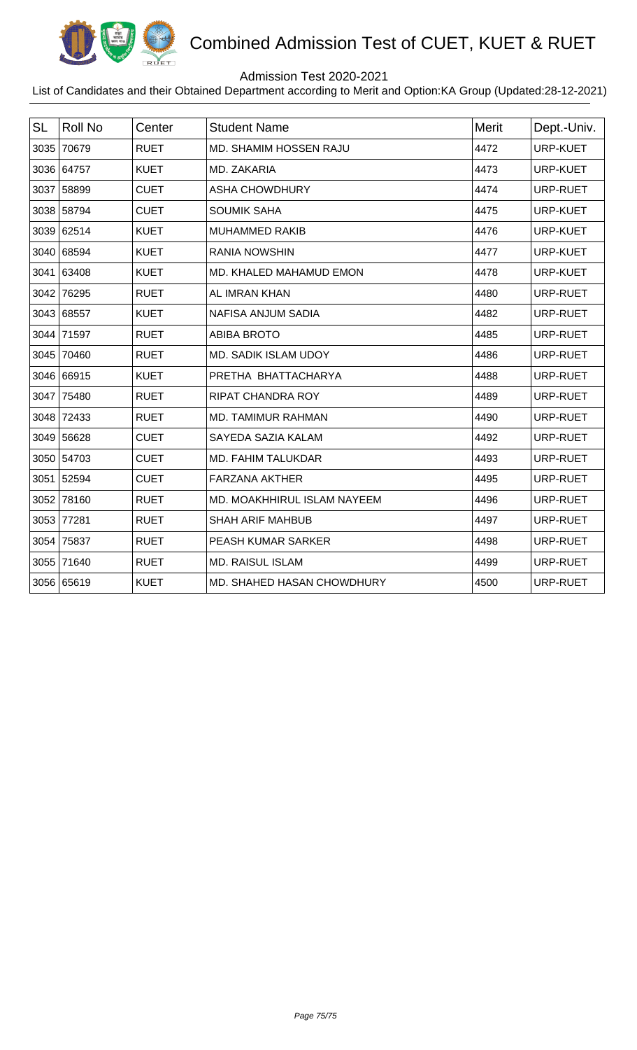# Combined Admission Test of CUET, KUET & RUET

Admission Test 2020-2021

List of Candidates and their Obtained Department according to Merit and Option:KA Group (Updated:28-12-2021)

| SL | Roll No | Center | Student Name | Merit | Dept.-Univ. |
|---|---|---|---|---|---|
| 3035 | 70679 | RUET | MD. SHAMIM HOSSEN RAJU | 4472 | URP-KUET |
| 3036 | 64757 | KUET | MD. ZAKARIA | 4473 | URP-KUET |
| 3037 | 58899 | CUET | ASHA CHOWDHURY | 4474 | URP-RUET |
| 3038 | 58794 | CUET | SOUMIK SAHA | 4475 | URP-KUET |
| 3039 | 62514 | KUET | MUHAMMED RAKIB | 4476 | URP-KUET |
| 3040 | 68594 | KUET | RANIA NOWSHIN | 4477 | URP-KUET |
| 3041 | 63408 | KUET | MD. KHALED MAHAMUD EMON | 4478 | URP-KUET |
| 3042 | 76295 | RUET | AL IMRAN KHAN | 4480 | URP-RUET |
| 3043 | 68557 | KUET | NAFISA ANJUM SADIA | 4482 | URP-RUET |
| 3044 | 71597 | RUET | ABIBA BROTO | 4485 | URP-RUET |
| 3045 | 70460 | RUET | MD. SADIK ISLAM UDOY | 4486 | URP-RUET |
| 3046 | 66915 | KUET | PRETHA BHATTACHARYA | 4488 | URP-RUET |
| 3047 | 75480 | RUET | RIPAT CHANDRA ROY | 4489 | URP-RUET |
| 3048 | 72433 | RUET | MD. TAMIMUR RAHMAN | 4490 | URP-RUET |
| 3049 | 56628 | CUET | SAYEDA SAZIA KALAM | 4492 | URP-RUET |
| 3050 | 54703 | CUET | MD. FAHIM TALUKDAR | 4493 | URP-RUET |
| 3051 | 52594 | CUET | FARZANA AKTHER | 4495 | URP-RUET |
| 3052 | 78160 | RUET | MD. MOAKHHIRUL ISLAM NAYEEM | 4496 | URP-RUET |
| 3053 | 77281 | RUET | SHAH ARIF MAHBUB | 4497 | URP-RUET |
| 3054 | 75837 | RUET | PEASH KUMAR SARKER | 4498 | URP-RUET |
| 3055 | 71640 | RUET | MD. RAISUL ISLAM | 4499 | URP-RUET |
| 3056 | 65619 | KUET | MD. SHAHED HASAN CHOWDHURY | 4500 | URP-RUET |